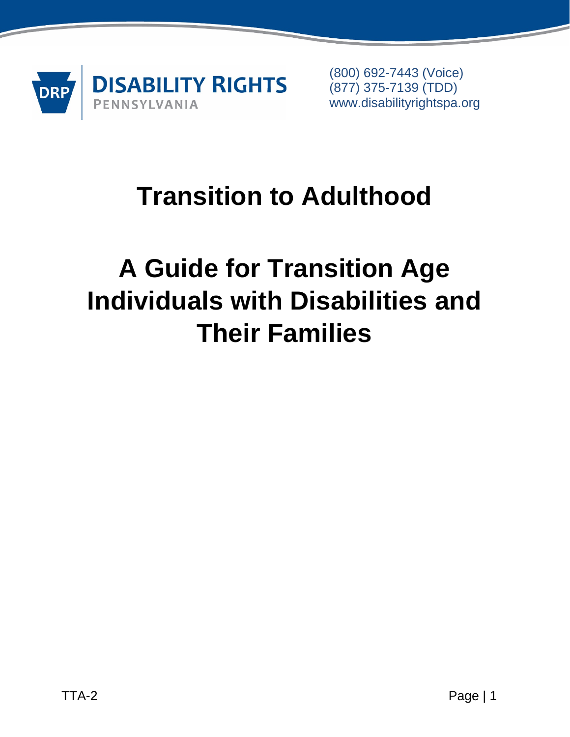DISABILITY RIGHTS PENNSYLVANIA

(800) 692-7443 (Voice)
(877) 375-7139 (TDD)
www.disabilityrightspa.org

# Transition to Adulthood

# A Guide for Transition Age Individuals with Disabilities and Their Families

TTA-2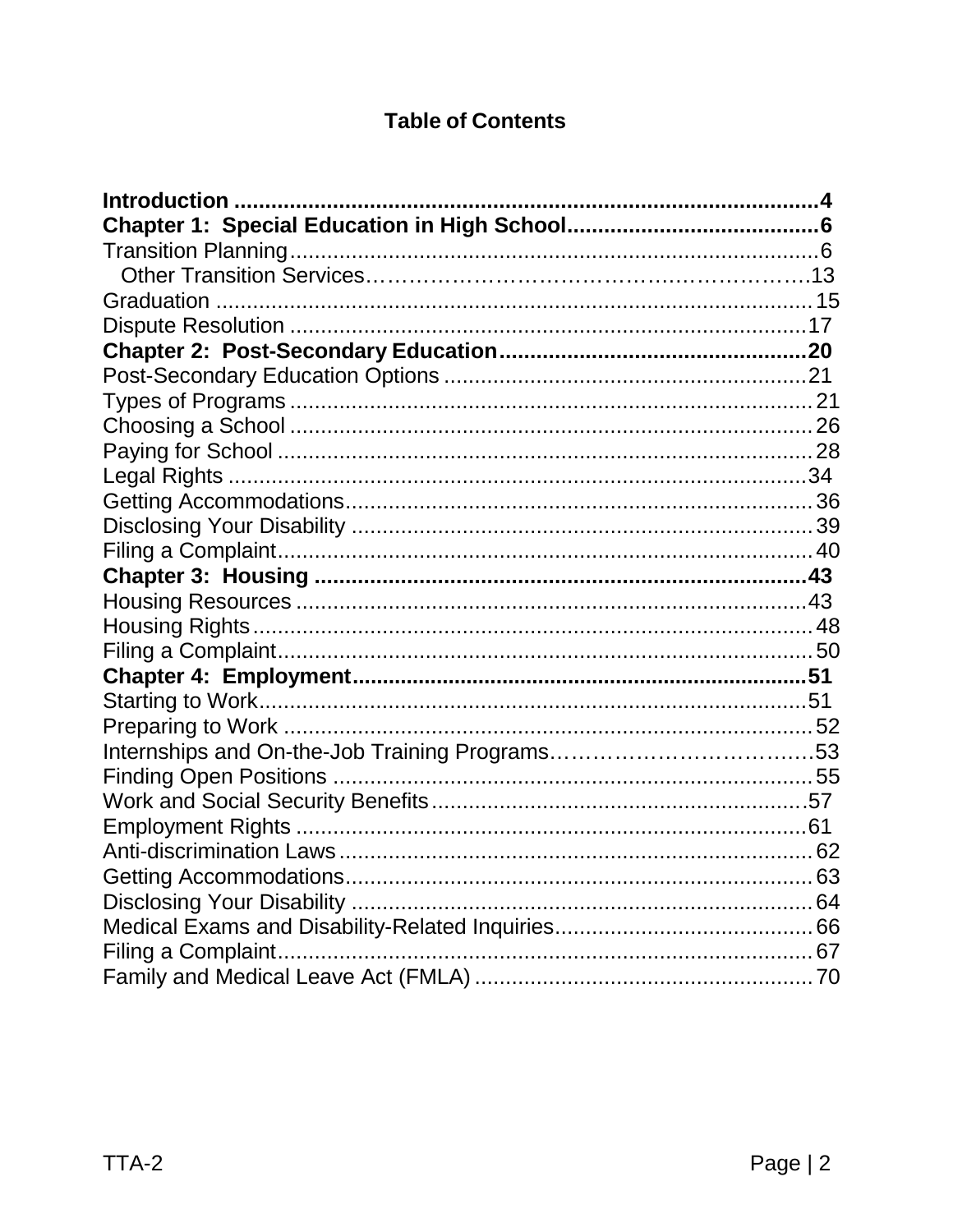## Table of Contents

| | |
|---|---|
| **Introduction** | **4** |
| **Chapter 1: Special Education in High School** | **6** |
| Transition Planning | 6 |
| Other Transition Services | 13 |
| Graduation | 15 |
| Dispute Resolution | 17 |
| **Chapter 2: Post-Secondary Education** | **20** |
| Post-Secondary Education Options | 21 |
| Types of Programs | 21 |
| Choosing a School | 26 |
| Paying for School | 28 |
| Legal Rights | 34 |
| Getting Accommodations | 36 |
| Disclosing Your Disability | 39 |
| Filing a Complaint | 40 |
| **Chapter 3: Housing** | **43** |
| Housing Resources | 43 |
| Housing Rights | 48 |
| Filing a Complaint | 50 |
| **Chapter 4: Employment** | **51** |
| Starting to Work | 51 |
| Preparing to Work | 52 |
| Internships and On-the-Job Training Programs | 53 |
| Finding Open Positions | 55 |
| Work and Social Security Benefits | 57 |
| Employment Rights | 61 |
| Anti-discrimination Laws | 62 |
| Getting Accommodations | 63 |
| Disclosing Your Disability | 64 |
| Medical Exams and Disability-Related Inquiries | 66 |
| Filing a Complaint | 67 |
| Family and Medical Leave Act (FMLA) | 70 |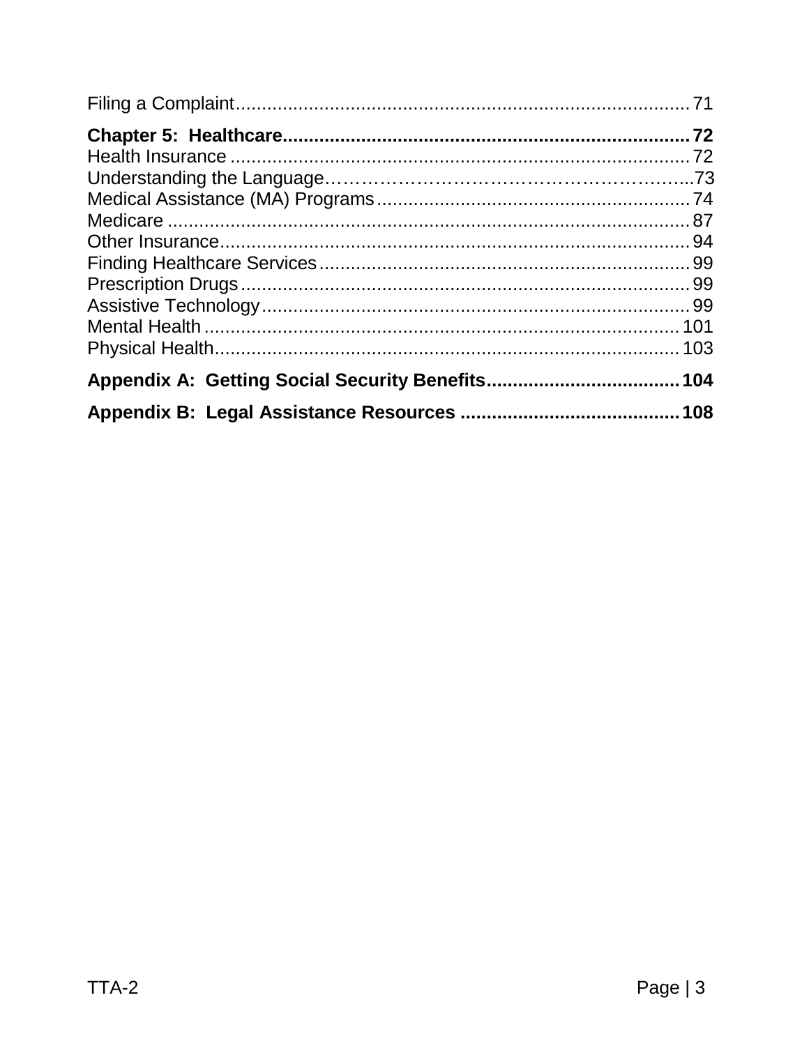Filing a Complaint ........................................................................................ 71

**Chapter 5: Healthcare ............................................................................. 72**

Health Insurance ........................................................................................ 72

Understanding the Language……………………………………………………..73

Medical Assistance (MA) Programs ............................................................ 74

Medicare ..................................................................................................... 87

Other Insurance .......................................................................................... 94

Finding Healthcare Services ....................................................................... 99

Prescription Drugs ...................................................................................... 99

Assistive Technology .................................................................................. 99

Mental Health ........................................................................................... 101

Physical Health ......................................................................................... 103

**Appendix A: Getting Social Security Benefits ..................................... 104**

**Appendix B: Legal Assistance Resources .......................................... 108**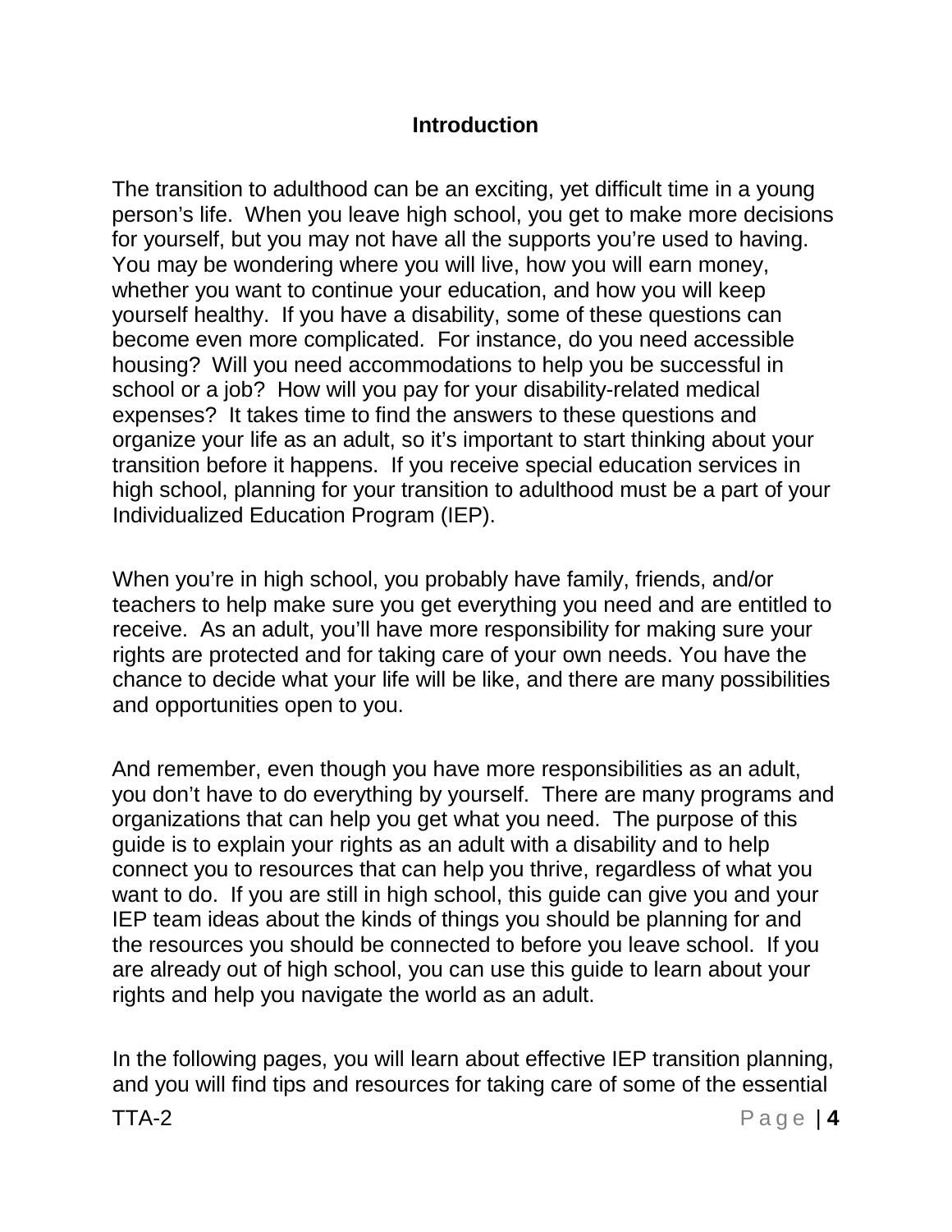## Introduction

The transition to adulthood can be an exciting, yet difficult time in a young person's life. When you leave high school, you get to make more decisions for yourself, but you may not have all the supports you're used to having. You may be wondering where you will live, how you will earn money, whether you want to continue your education, and how you will keep yourself healthy. If you have a disability, some of these questions can become even more complicated. For instance, do you need accessible housing? Will you need accommodations to help you be successful in school or a job? How will you pay for your disability-related medical expenses? It takes time to find the answers to these questions and organize your life as an adult, so it's important to start thinking about your transition before it happens. If you receive special education services in high school, planning for your transition to adulthood must be a part of your Individualized Education Program (IEP).

When you're in high school, you probably have family, friends, and/or teachers to help make sure you get everything you need and are entitled to receive. As an adult, you'll have more responsibility for making sure your rights are protected and for taking care of your own needs. You have the chance to decide what your life will be like, and there are many possibilities and opportunities open to you.

And remember, even though you have more responsibilities as an adult, you don't have to do everything by yourself. There are many programs and organizations that can help you get what you need. The purpose of this guide is to explain your rights as an adult with a disability and to help connect you to resources that can help you thrive, regardless of what you want to do. If you are still in high school, this guide can give you and your IEP team ideas about the kinds of things you should be planning for and the resources you should be connected to before you leave school. If you are already out of high school, you can use this guide to learn about your rights and help you navigate the world as an adult.

In the following pages, you will learn about effective IEP transition planning, and you will find tips and resources for taking care of some of the essential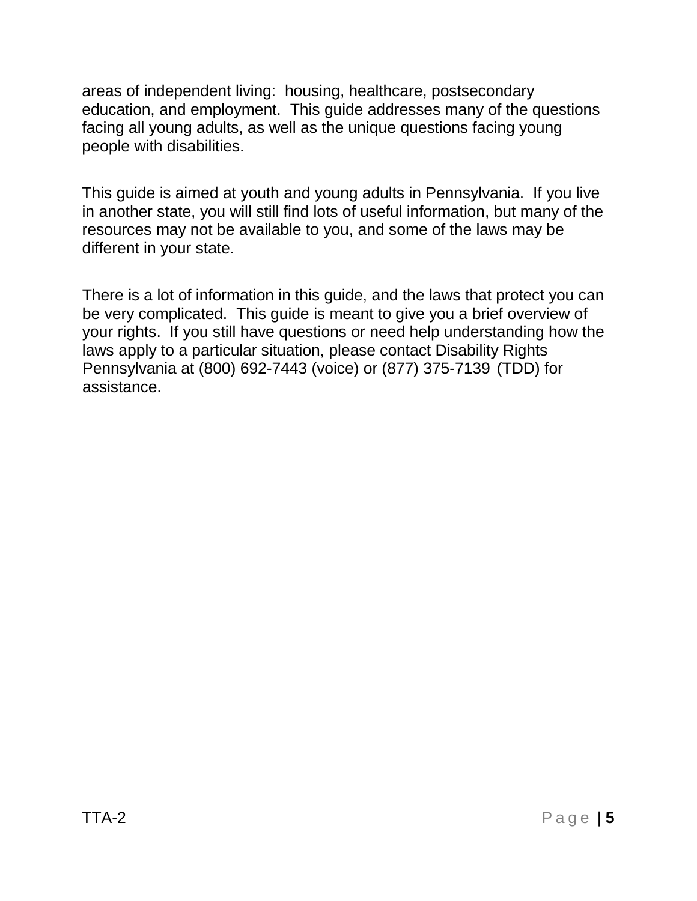areas of independent living: housing, healthcare, postsecondary education, and employment. This guide addresses many of the questions facing all young adults, as well as the unique questions facing young people with disabilities.

This guide is aimed at youth and young adults in Pennsylvania. If you live in another state, you will still find lots of useful information, but many of the resources may not be available to you, and some of the laws may be different in your state.

There is a lot of information in this guide, and the laws that protect you can be very complicated. This guide is meant to give you a brief overview of your rights. If you still have questions or need help understanding how the laws apply to a particular situation, please contact Disability Rights Pennsylvania at (800) 692-7443 (voice) or (877) 375-7139 (TDD) for assistance.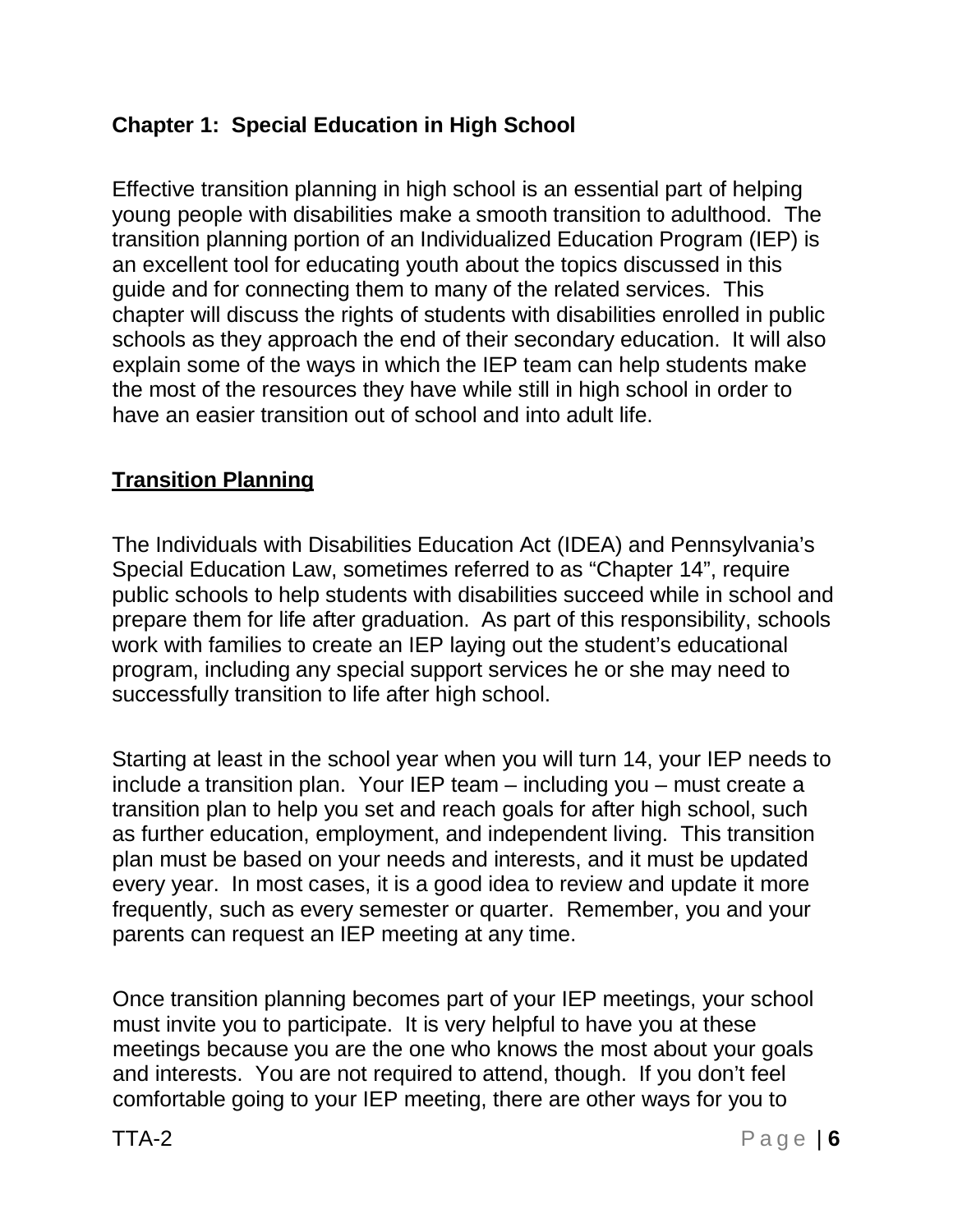## Chapter 1: Special Education in High School

Effective transition planning in high school is an essential part of helping young people with disabilities make a smooth transition to adulthood. The transition planning portion of an Individualized Education Program (IEP) is an excellent tool for educating youth about the topics discussed in this guide and for connecting them to many of the related services. This chapter will discuss the rights of students with disabilities enrolled in public schools as they approach the end of their secondary education. It will also explain some of the ways in which the IEP team can help students make the most of the resources they have while still in high school in order to have an easier transition out of school and into adult life.

### Transition Planning

The Individuals with Disabilities Education Act (IDEA) and Pennsylvania's Special Education Law, sometimes referred to as "Chapter 14", require public schools to help students with disabilities succeed while in school and prepare them for life after graduation. As part of this responsibility, schools work with families to create an IEP laying out the student's educational program, including any special support services he or she may need to successfully transition to life after high school.

Starting at least in the school year when you will turn 14, your IEP needs to include a transition plan. Your IEP team – including you – must create a transition plan to help you set and reach goals for after high school, such as further education, employment, and independent living. This transition plan must be based on your needs and interests, and it must be updated every year. In most cases, it is a good idea to review and update it more frequently, such as every semester or quarter. Remember, you and your parents can request an IEP meeting at any time.

Once transition planning becomes part of your IEP meetings, your school must invite you to participate. It is very helpful to have you at these meetings because you are the one who knows the most about your goals and interests. You are not required to attend, though. If you don't feel comfortable going to your IEP meeting, there are other ways for you to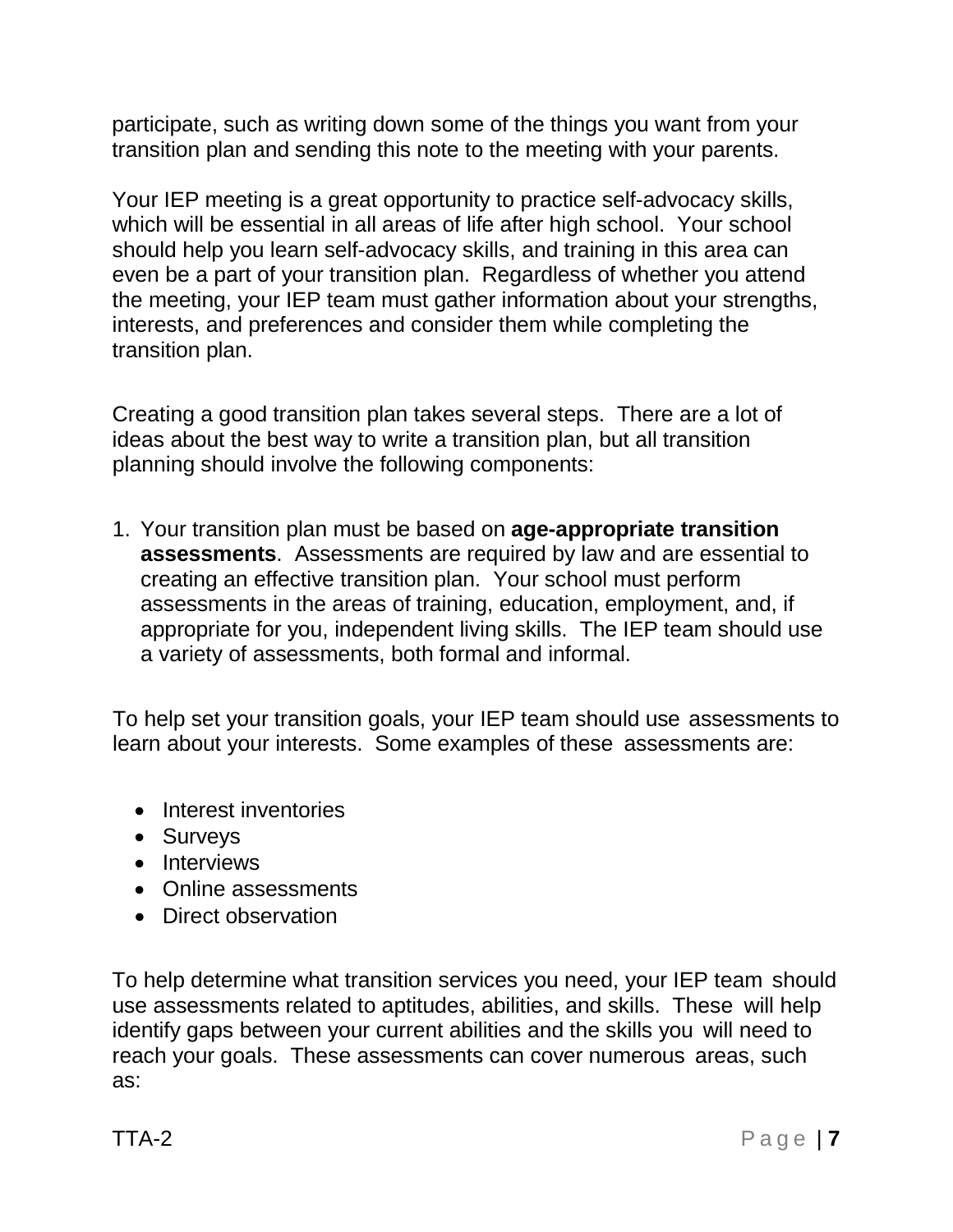participate, such as writing down some of the things you want from your transition plan and sending this note to the meeting with your parents.

Your IEP meeting is a great opportunity to practice self-advocacy skills, which will be essential in all areas of life after high school. Your school should help you learn self-advocacy skills, and training in this area can even be a part of your transition plan. Regardless of whether you attend the meeting, your IEP team must gather information about your strengths, interests, and preferences and consider them while completing the transition plan.

Creating a good transition plan takes several steps. There are a lot of ideas about the best way to write a transition plan, but all transition planning should involve the following components:

1. Your transition plan must be based on **age-appropriate transition assessments**. Assessments are required by law and are essential to creating an effective transition plan. Your school must perform assessments in the areas of training, education, employment, and, if appropriate for you, independent living skills. The IEP team should use a variety of assessments, both formal and informal.

To help set your transition goals, your IEP team should use assessments to learn about your interests. Some examples of these assessments are:

- Interest inventories
- Surveys
- Interviews
- Online assessments
- Direct observation

To help determine what transition services you need, your IEP team should use assessments related to aptitudes, abilities, and skills. These will help identify gaps between your current abilities and the skills you will need to reach your goals. These assessments can cover numerous areas, such as: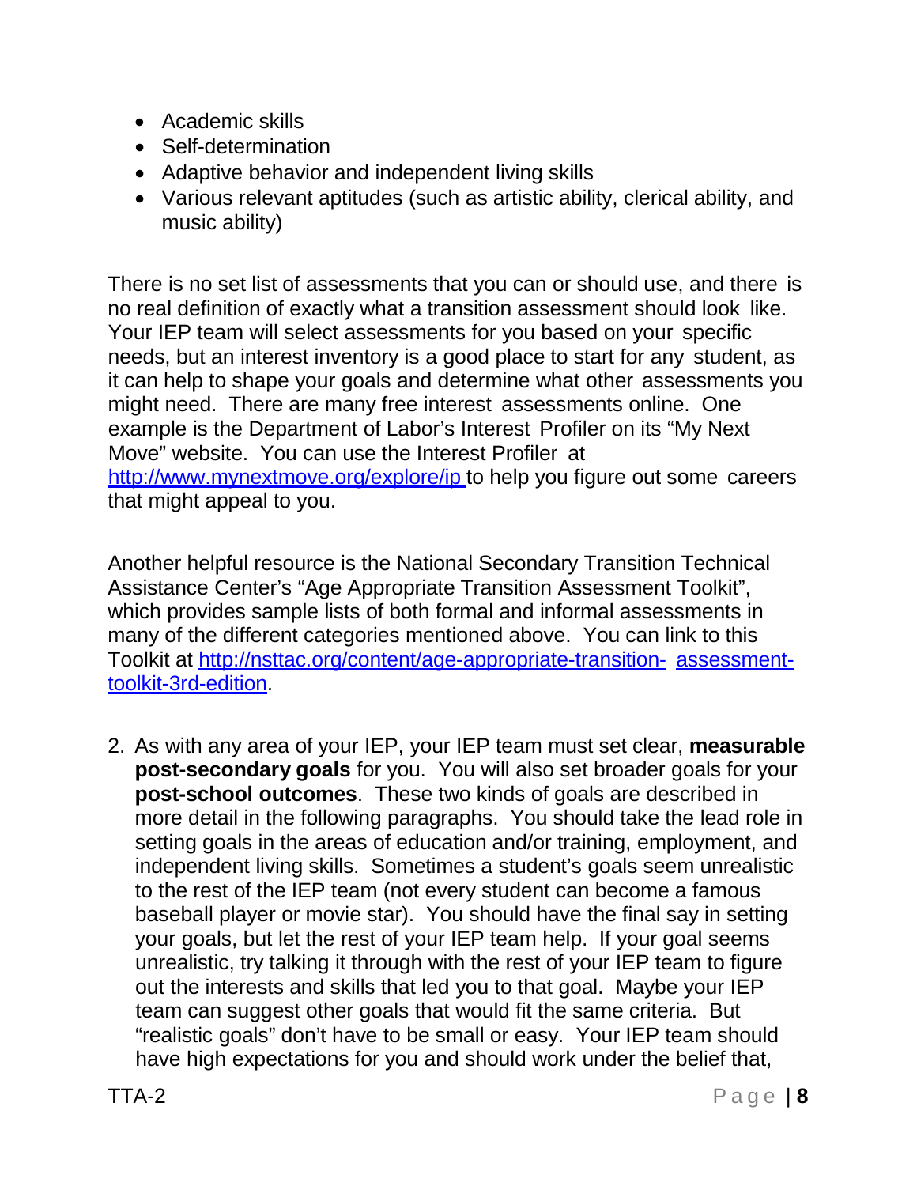- Academic skills
- Self-determination
- Adaptive behavior and independent living skills
- Various relevant aptitudes (such as artistic ability, clerical ability, and music ability)

There is no set list of assessments that you can or should use, and there is no real definition of exactly what a transition assessment should look like. Your IEP team will select assessments for you based on your specific needs, but an interest inventory is a good place to start for any student, as it can help to shape your goals and determine what other assessments you might need. There are many free interest assessments online. One example is the Department of Labor's Interest Profiler on its "My Next Move" website. You can use the Interest Profiler at http://www.mynextmove.org/explore/ip to help you figure out some careers that might appeal to you.

Another helpful resource is the National Secondary Transition Technical Assistance Center's "Age Appropriate Transition Assessment Toolkit", which provides sample lists of both formal and informal assessments in many of the different categories mentioned above. You can link to this Toolkit at http://nsttac.org/content/age-appropriate-transition-assessment-toolkit-3rd-edition.

2. As with any area of your IEP, your IEP team must set clear, **measurable post-secondary goals** for you. You will also set broader goals for your **post-school outcomes**. These two kinds of goals are described in more detail in the following paragraphs. You should take the lead role in setting goals in the areas of education and/or training, employment, and independent living skills. Sometimes a student's goals seem unrealistic to the rest of the IEP team (not every student can become a famous baseball player or movie star). You should have the final say in setting your goals, but let the rest of your IEP team help. If your goal seems unrealistic, try talking it through with the rest of your IEP team to figure out the interests and skills that led you to that goal. Maybe your IEP team can suggest other goals that would fit the same criteria. But "realistic goals" don't have to be small or easy. Your IEP team should have high expectations for you and should work under the belief that,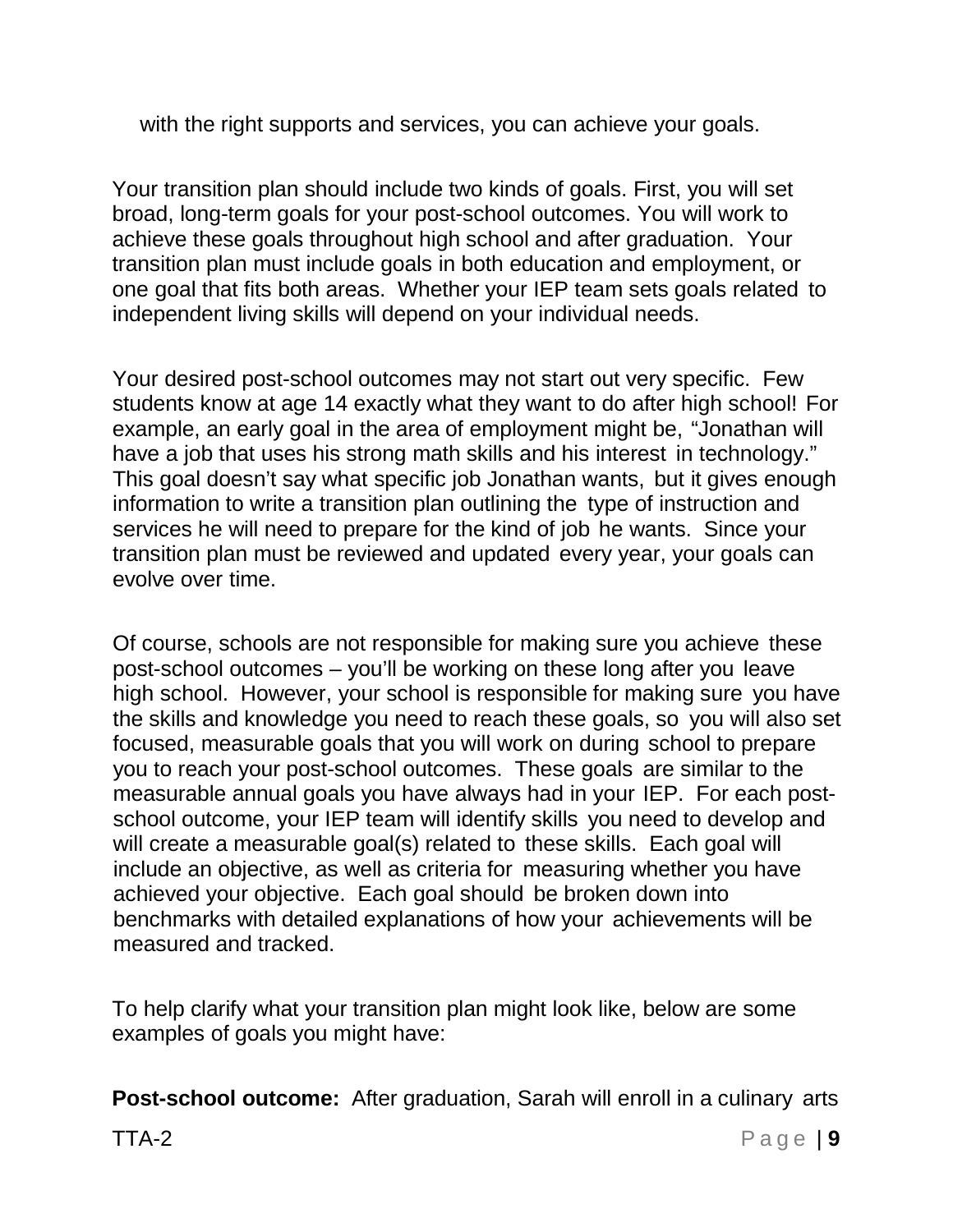with the right supports and services, you can achieve your goals.

Your transition plan should include two kinds of goals. First, you will set broad, long-term goals for your post-school outcomes. You will work to achieve these goals throughout high school and after graduation. Your transition plan must include goals in both education and employment, or one goal that fits both areas. Whether your IEP team sets goals related to independent living skills will depend on your individual needs.

Your desired post-school outcomes may not start out very specific. Few students know at age 14 exactly what they want to do after high school! For example, an early goal in the area of employment might be, "Jonathan will have a job that uses his strong math skills and his interest in technology." This goal doesn't say what specific job Jonathan wants, but it gives enough information to write a transition plan outlining the type of instruction and services he will need to prepare for the kind of job he wants. Since your transition plan must be reviewed and updated every year, your goals can evolve over time.

Of course, schools are not responsible for making sure you achieve these post-school outcomes – you'll be working on these long after you leave high school. However, your school is responsible for making sure you have the skills and knowledge you need to reach these goals, so you will also set focused, measurable goals that you will work on during school to prepare you to reach your post-school outcomes. These goals are similar to the measurable annual goals you have always had in your IEP. For each post-school outcome, your IEP team will identify skills you need to develop and will create a measurable goal(s) related to these skills. Each goal will include an objective, as well as criteria for measuring whether you have achieved your objective. Each goal should be broken down into benchmarks with detailed explanations of how your achievements will be measured and tracked.

To help clarify what your transition plan might look like, below are some examples of goals you might have:

**Post-school outcome:** After graduation, Sarah will enroll in a culinary arts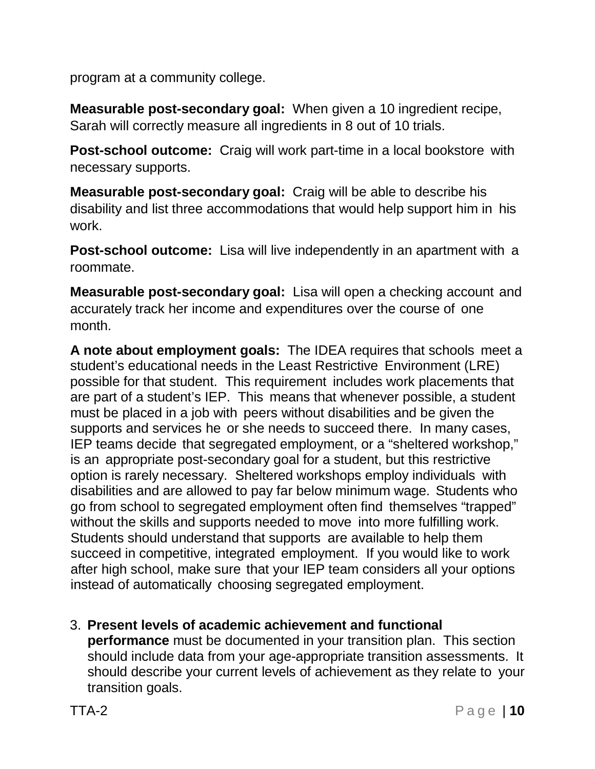program at a community college.

**Measurable post-secondary goal:** When given a 10 ingredient recipe, Sarah will correctly measure all ingredients in 8 out of 10 trials.

**Post-school outcome:** Craig will work part-time in a local bookstore with necessary supports.

**Measurable post-secondary goal:** Craig will be able to describe his disability and list three accommodations that would help support him in his work.

**Post-school outcome:** Lisa will live independently in an apartment with a roommate.

**Measurable post-secondary goal:** Lisa will open a checking account and accurately track her income and expenditures over the course of one month.

**A note about employment goals:** The IDEA requires that schools meet a student's educational needs in the Least Restrictive Environment (LRE) possible for that student. This requirement includes work placements that are part of a student's IEP. This means that whenever possible, a student must be placed in a job with peers without disabilities and be given the supports and services he or she needs to succeed there. In many cases, IEP teams decide that segregated employment, or a "sheltered workshop," is an appropriate post-secondary goal for a student, but this restrictive option is rarely necessary. Sheltered workshops employ individuals with disabilities and are allowed to pay far below minimum wage. Students who go from school to segregated employment often find themselves "trapped" without the skills and supports needed to move into more fulfilling work. Students should understand that supports are available to help them succeed in competitive, integrated employment. If you would like to work after high school, make sure that your IEP team considers all your options instead of automatically choosing segregated employment.

3. **Present levels of academic achievement and functional performance** must be documented in your transition plan. This section should include data from your age-appropriate transition assessments. It should describe your current levels of achievement as they relate to your transition goals.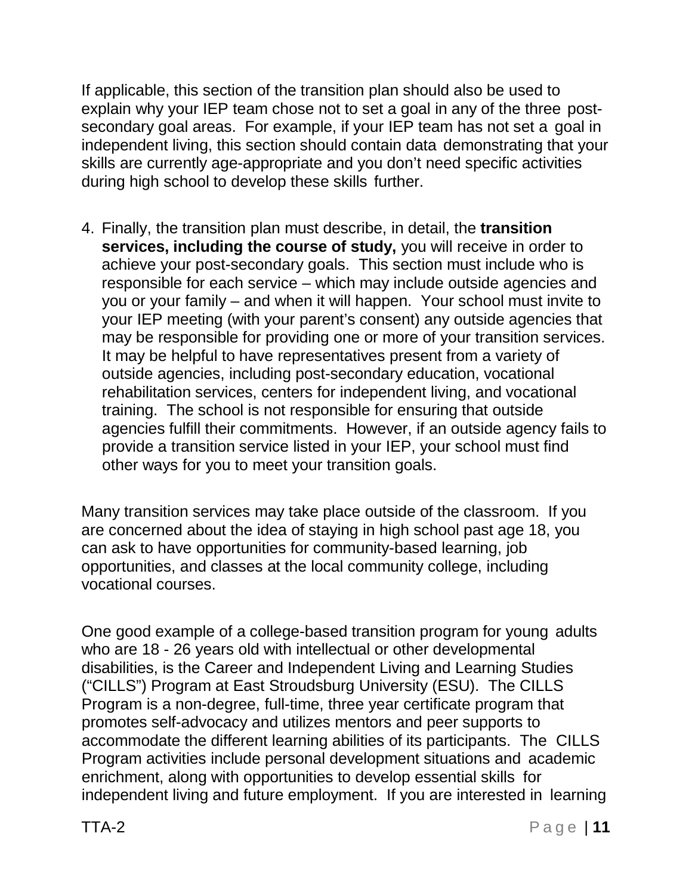If applicable, this section of the transition plan should also be used to explain why your IEP team chose not to set a goal in any of the three post-secondary goal areas. For example, if your IEP team has not set a goal in independent living, this section should contain data demonstrating that your skills are currently age-appropriate and you don't need specific activities during high school to develop these skills further.

4. Finally, the transition plan must describe, in detail, the **transition services, including the course of study,** you will receive in order to achieve your post-secondary goals. This section must include who is responsible for each service – which may include outside agencies and you or your family – and when it will happen. Your school must invite to your IEP meeting (with your parent's consent) any outside agencies that may be responsible for providing one or more of your transition services. It may be helpful to have representatives present from a variety of outside agencies, including post-secondary education, vocational rehabilitation services, centers for independent living, and vocational training. The school is not responsible for ensuring that outside agencies fulfill their commitments. However, if an outside agency fails to provide a transition service listed in your IEP, your school must find other ways for you to meet your transition goals.

Many transition services may take place outside of the classroom. If you are concerned about the idea of staying in high school past age 18, you can ask to have opportunities for community-based learning, job opportunities, and classes at the local community college, including vocational courses.

One good example of a college-based transition program for young adults who are 18 - 26 years old with intellectual or other developmental disabilities, is the Career and Independent Living and Learning Studies ("CILLS") Program at East Stroudsburg University (ESU). The CILLS Program is a non-degree, full-time, three year certificate program that promotes self-advocacy and utilizes mentors and peer supports to accommodate the different learning abilities of its participants. The CILLS Program activities include personal development situations and academic enrichment, along with opportunities to develop essential skills for independent living and future employment. If you are interested in learning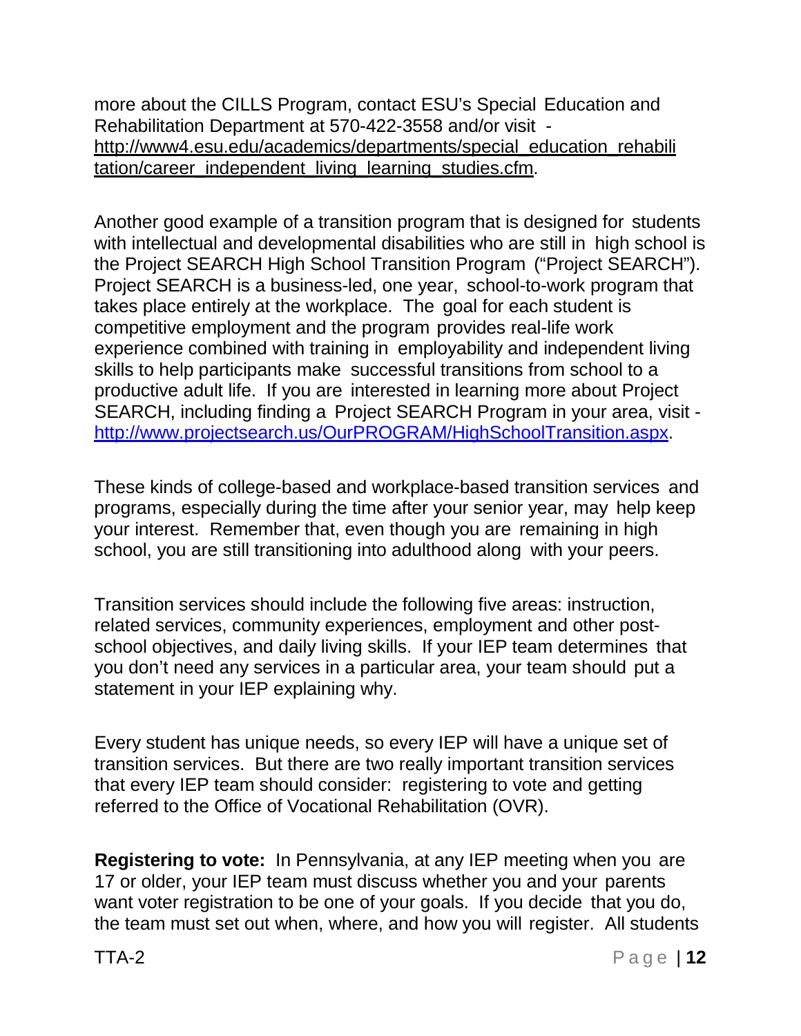more about the CILLS Program, contact ESU's Special Education and Rehabilitation Department at 570-422-3558 and/or visit - http://www4.esu.edu/academics/departments/special_education_rehabilitation/career_independent_living_learning_studies.cfm.

Another good example of a transition program that is designed for students with intellectual and developmental disabilities who are still in high school is the Project SEARCH High School Transition Program ("Project SEARCH"). Project SEARCH is a business-led, one year, school-to-work program that takes place entirely at the workplace. The goal for each student is competitive employment and the program provides real-life work experience combined with training in employability and independent living skills to help participants make successful transitions from school to a productive adult life. If you are interested in learning more about Project SEARCH, including finding a Project SEARCH Program in your area, visit - http://www.projectsearch.us/OurPROGRAM/HighSchoolTransition.aspx.

These kinds of college-based and workplace-based transition services and programs, especially during the time after your senior year, may help keep your interest. Remember that, even though you are remaining in high school, you are still transitioning into adulthood along with your peers.

Transition services should include the following five areas: instruction, related services, community experiences, employment and other post-school objectives, and daily living skills. If your IEP team determines that you don't need any services in a particular area, your team should put a statement in your IEP explaining why.

Every student has unique needs, so every IEP will have a unique set of transition services. But there are two really important transition services that every IEP team should consider: registering to vote and getting referred to the Office of Vocational Rehabilitation (OVR).

**Registering to vote:** In Pennsylvania, at any IEP meeting when you are 17 or older, your IEP team must discuss whether you and your parents want voter registration to be one of your goals. If you decide that you do, the team must set out when, where, and how you will register. All students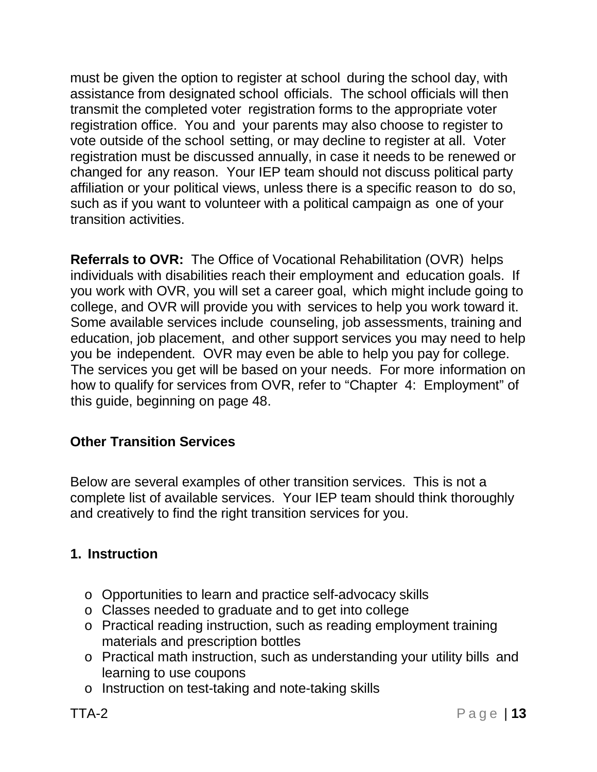must be given the option to register at school during the school day, with assistance from designated school officials. The school officials will then transmit the completed voter registration forms to the appropriate voter registration office. You and your parents may also choose to register to vote outside of the school setting, or may decline to register at all. Voter registration must be discussed annually, in case it needs to be renewed or changed for any reason. Your IEP team should not discuss political party affiliation or your political views, unless there is a specific reason to do so, such as if you want to volunteer with a political campaign as one of your transition activities.

**Referrals to OVR:** The Office of Vocational Rehabilitation (OVR) helps individuals with disabilities reach their employment and education goals. If you work with OVR, you will set a career goal, which might include going to college, and OVR will provide you with services to help you work toward it. Some available services include counseling, job assessments, training and education, job placement, and other support services you may need to help you be independent. OVR may even be able to help you pay for college. The services you get will be based on your needs. For more information on how to qualify for services from OVR, refer to "Chapter 4: Employment" of this guide, beginning on page 48.

### Other Transition Services

Below are several examples of other transition services. This is not a complete list of available services. Your IEP team should think thoroughly and creatively to find the right transition services for you.

#### 1. Instruction

- Opportunities to learn and practice self-advocacy skills
- Classes needed to graduate and to get into college
- Practical reading instruction, such as reading employment training materials and prescription bottles
- Practical math instruction, such as understanding your utility bills and learning to use coupons
- Instruction on test-taking and note-taking skills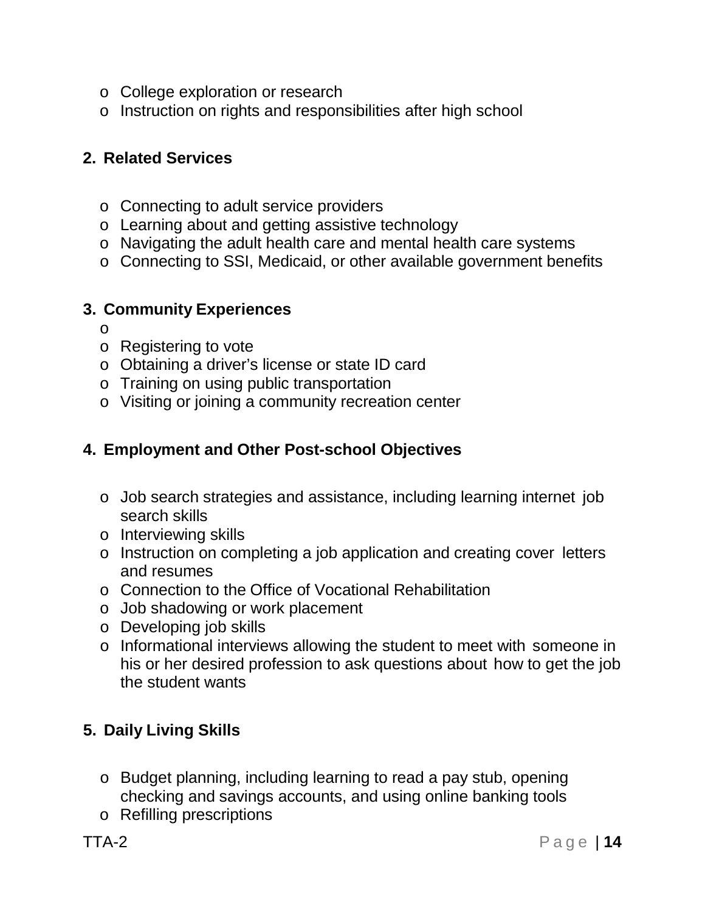- College exploration or research
- Instruction on rights and responsibilities after high school

**2. Related Services**

- Connecting to adult service providers
- Learning about and getting assistive technology
- Navigating the adult health care and mental health care systems
- Connecting to SSI, Medicaid, or other available government benefits

**3. Community Experiences**

- 
- Registering to vote
- Obtaining a driver's license or state ID card
- Training on using public transportation
- Visiting or joining a community recreation center

**4. Employment and Other Post-school Objectives**

- Job search strategies and assistance, including learning internet job search skills
- Interviewing skills
- Instruction on completing a job application and creating cover letters and resumes
- Connection to the Office of Vocational Rehabilitation
- Job shadowing or work placement
- Developing job skills
- Informational interviews allowing the student to meet with someone in his or her desired profession to ask questions about how to get the job the student wants

**5. Daily Living Skills**

- Budget planning, including learning to read a pay stub, opening checking and savings accounts, and using online banking tools
- Refilling prescriptions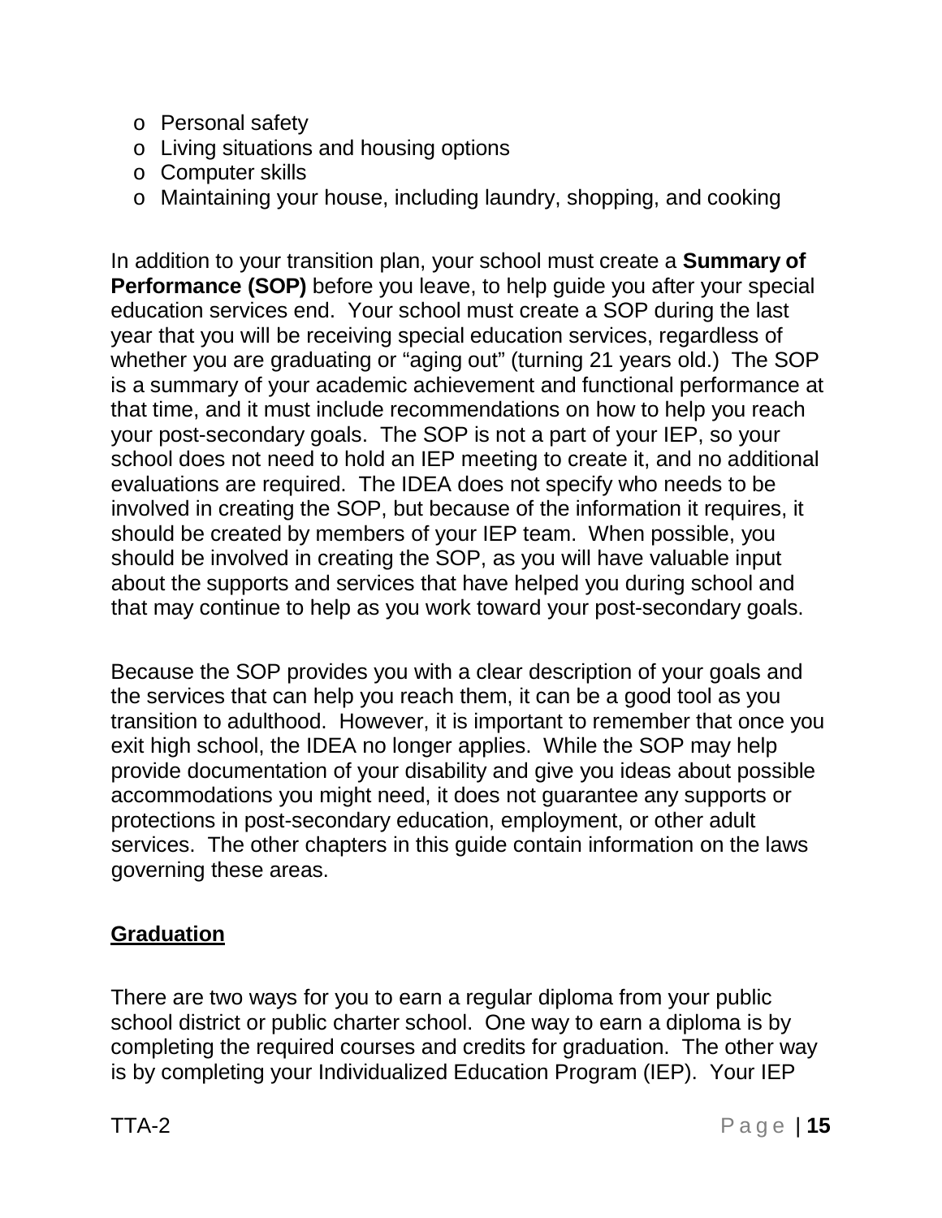- Personal safety
- Living situations and housing options
- Computer skills
- Maintaining your house, including laundry, shopping, and cooking

In addition to your transition plan, your school must create a **Summary of Performance (SOP)** before you leave, to help guide you after your special education services end. Your school must create a SOP during the last year that you will be receiving special education services, regardless of whether you are graduating or "aging out" (turning 21 years old.) The SOP is a summary of your academic achievement and functional performance at that time, and it must include recommendations on how to help you reach your post-secondary goals. The SOP is not a part of your IEP, so your school does not need to hold an IEP meeting to create it, and no additional evaluations are required. The IDEA does not specify who needs to be involved in creating the SOP, but because of the information it requires, it should be created by members of your IEP team. When possible, you should be involved in creating the SOP, as you will have valuable input about the supports and services that have helped you during school and that may continue to help as you work toward your post-secondary goals.

Because the SOP provides you with a clear description of your goals and the services that can help you reach them, it can be a good tool as you transition to adulthood. However, it is important to remember that once you exit high school, the IDEA no longer applies. While the SOP may help provide documentation of your disability and give you ideas about possible accommodations you might need, it does not guarantee any supports or protections in post-secondary education, employment, or other adult services. The other chapters in this guide contain information on the laws governing these areas.

## Graduation

There are two ways for you to earn a regular diploma from your public school district or public charter school. One way to earn a diploma is by completing the required courses and credits for graduation. The other way is by completing your Individualized Education Program (IEP). Your IEP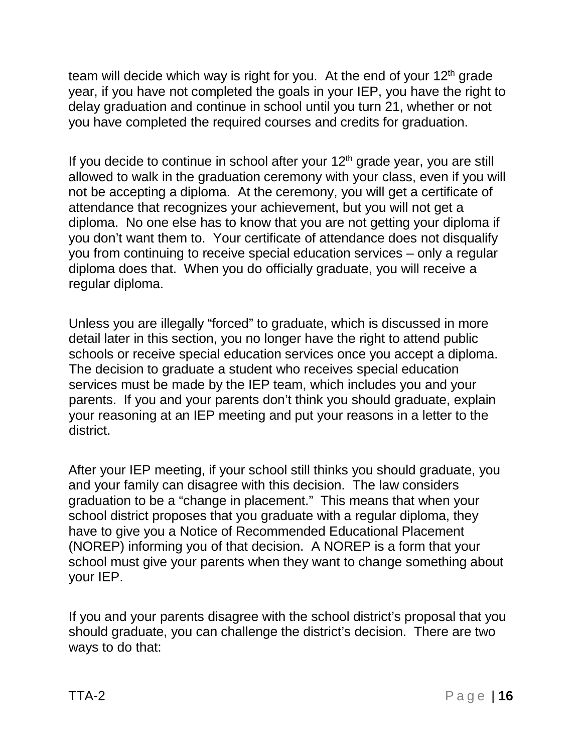team will decide which way is right for you. At the end of your 12th grade year, if you have not completed the goals in your IEP, you have the right to delay graduation and continue in school until you turn 21, whether or not you have completed the required courses and credits for graduation.

If you decide to continue in school after your 12th grade year, you are still allowed to walk in the graduation ceremony with your class, even if you will not be accepting a diploma. At the ceremony, you will get a certificate of attendance that recognizes your achievement, but you will not get a diploma. No one else has to know that you are not getting your diploma if you don't want them to. Your certificate of attendance does not disqualify you from continuing to receive special education services – only a regular diploma does that. When you do officially graduate, you will receive a regular diploma.

Unless you are illegally "forced" to graduate, which is discussed in more detail later in this section, you no longer have the right to attend public schools or receive special education services once you accept a diploma. The decision to graduate a student who receives special education services must be made by the IEP team, which includes you and your parents. If you and your parents don't think you should graduate, explain your reasoning at an IEP meeting and put your reasons in a letter to the district.

After your IEP meeting, if your school still thinks you should graduate, you and your family can disagree with this decision. The law considers graduation to be a "change in placement." This means that when your school district proposes that you graduate with a regular diploma, they have to give you a Notice of Recommended Educational Placement (NOREP) informing you of that decision. A NOREP is a form that your school must give your parents when they want to change something about your IEP.

If you and your parents disagree with the school district's proposal that you should graduate, you can challenge the district's decision. There are two ways to do that: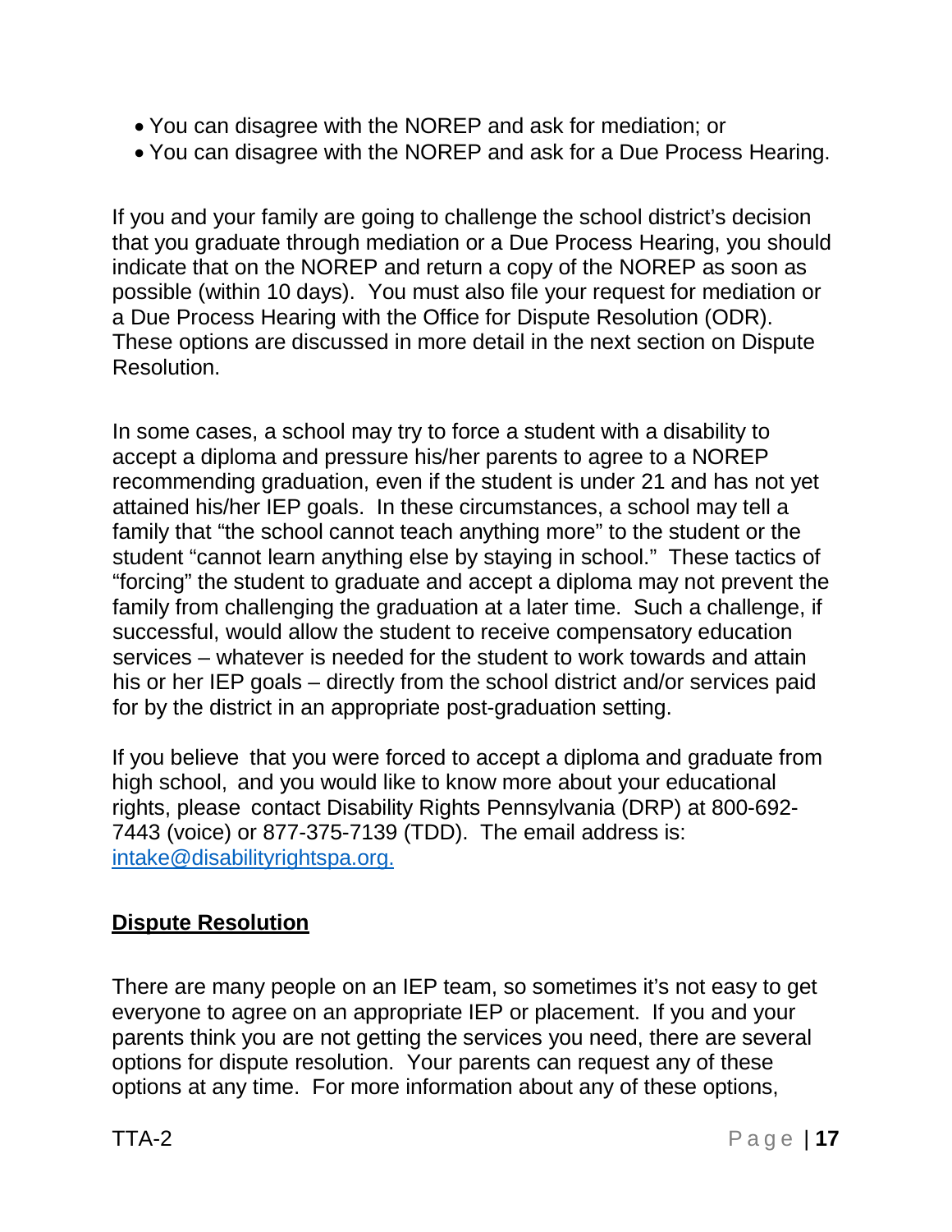- You can disagree with the NOREP and ask for mediation; or
- You can disagree with the NOREP and ask for a Due Process Hearing.

If you and your family are going to challenge the school district's decision that you graduate through mediation or a Due Process Hearing, you should indicate that on the NOREP and return a copy of the NOREP as soon as possible (within 10 days). You must also file your request for mediation or a Due Process Hearing with the Office for Dispute Resolution (ODR). These options are discussed in more detail in the next section on Dispute Resolution.

In some cases, a school may try to force a student with a disability to accept a diploma and pressure his/her parents to agree to a NOREP recommending graduation, even if the student is under 21 and has not yet attained his/her IEP goals. In these circumstances, a school may tell a family that "the school cannot teach anything more" to the student or the student "cannot learn anything else by staying in school." These tactics of "forcing" the student to graduate and accept a diploma may not prevent the family from challenging the graduation at a later time. Such a challenge, if successful, would allow the student to receive compensatory education services – whatever is needed for the student to work towards and attain his or her IEP goals – directly from the school district and/or services paid for by the district in an appropriate post-graduation setting.

If you believe that you were forced to accept a diploma and graduate from high school, and you would like to know more about your educational rights, please contact Disability Rights Pennsylvania (DRP) at 800-692-7443 (voice) or 877-375-7139 (TDD). The email address is: [intake@disabilityrightspa.org.](mailto:intake@disabilityrightspa.org)

## Dispute Resolution

There are many people on an IEP team, so sometimes it's not easy to get everyone to agree on an appropriate IEP or placement. If you and your parents think you are not getting the services you need, there are several options for dispute resolution. Your parents can request any of these options at any time. For more information about any of these options,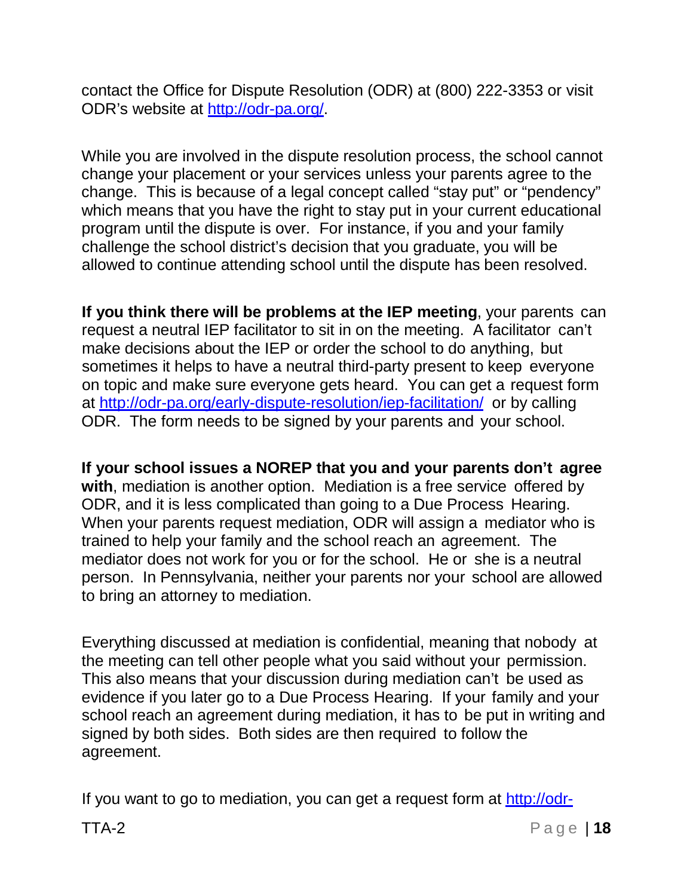contact the Office for Dispute Resolution (ODR) at (800) 222-3353 or visit ODR's website at [http://odr-pa.org/](http://odr-pa.org/).

While you are involved in the dispute resolution process, the school cannot change your placement or your services unless your parents agree to the change. This is because of a legal concept called "stay put" or "pendency" which means that you have the right to stay put in your current educational program until the dispute is over. For instance, if you and your family challenge the school district's decision that you graduate, you will be allowed to continue attending school until the dispute has been resolved.

**If you think there will be problems at the IEP meeting**, your parents can request a neutral IEP facilitator to sit in on the meeting. A facilitator can't make decisions about the IEP or order the school to do anything, but sometimes it helps to have a neutral third-party present to keep everyone on topic and make sure everyone gets heard. You can get a request form at [http://odr-pa.org/early-dispute-resolution/iep-facilitation/](http://odr-pa.org/early-dispute-resolution/iep-facilitation/) or by calling ODR. The form needs to be signed by your parents and your school.

**If your school issues a NOREP that you and your parents don't agree with**, mediation is another option. Mediation is a free service offered by ODR, and it is less complicated than going to a Due Process Hearing. When your parents request mediation, ODR will assign a mediator who is trained to help your family and the school reach an agreement. The mediator does not work for you or for the school. He or she is a neutral person. In Pennsylvania, neither your parents nor your school are allowed to bring an attorney to mediation.

Everything discussed at mediation is confidential, meaning that nobody at the meeting can tell other people what you said without your permission. This also means that your discussion during mediation can't be used as evidence if you later go to a Due Process Hearing. If your family and your school reach an agreement during mediation, it has to be put in writing and signed by both sides. Both sides are then required to follow the agreement.

If you want to go to mediation, you can get a request form at http://odr-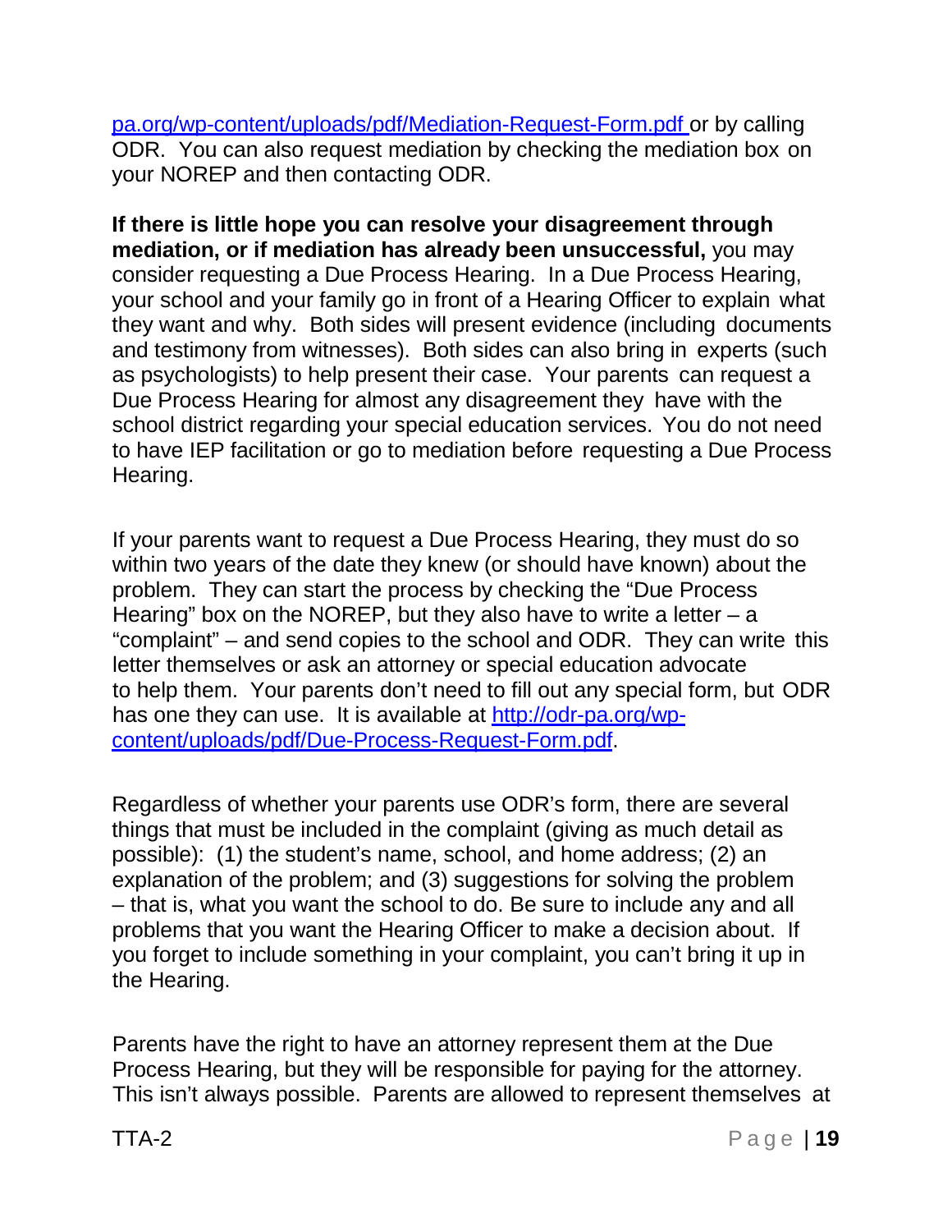pa.org/wp-content/uploads/pdf/Mediation-Request-Form.pdf or by calling ODR. You can also request mediation by checking the mediation box on your NOREP and then contacting ODR.

**If there is little hope you can resolve your disagreement through mediation, or if mediation has already been unsuccessful,** you may consider requesting a Due Process Hearing. In a Due Process Hearing, your school and your family go in front of a Hearing Officer to explain what they want and why. Both sides will present evidence (including documents and testimony from witnesses). Both sides can also bring in experts (such as psychologists) to help present their case. Your parents can request a Due Process Hearing for almost any disagreement they have with the school district regarding your special education services. You do not need to have IEP facilitation or go to mediation before requesting a Due Process Hearing.

If your parents want to request a Due Process Hearing, they must do so within two years of the date they knew (or should have known) about the problem. They can start the process by checking the "Due Process Hearing" box on the NOREP, but they also have to write a letter – a "complaint" – and send copies to the school and ODR. They can write this letter themselves or ask an attorney or special education advocate to help them. Your parents don't need to fill out any special form, but ODR has one they can use. It is available at http://odr-pa.org/wp-content/uploads/pdf/Due-Process-Request-Form.pdf.

Regardless of whether your parents use ODR's form, there are several things that must be included in the complaint (giving as much detail as possible): (1) the student's name, school, and home address; (2) an explanation of the problem; and (3) suggestions for solving the problem – that is, what you want the school to do. Be sure to include any and all problems that you want the Hearing Officer to make a decision about. If you forget to include something in your complaint, you can't bring it up in the Hearing.

Parents have the right to have an attorney represent them at the Due Process Hearing, but they will be responsible for paying for the attorney. This isn't always possible. Parents are allowed to represent themselves at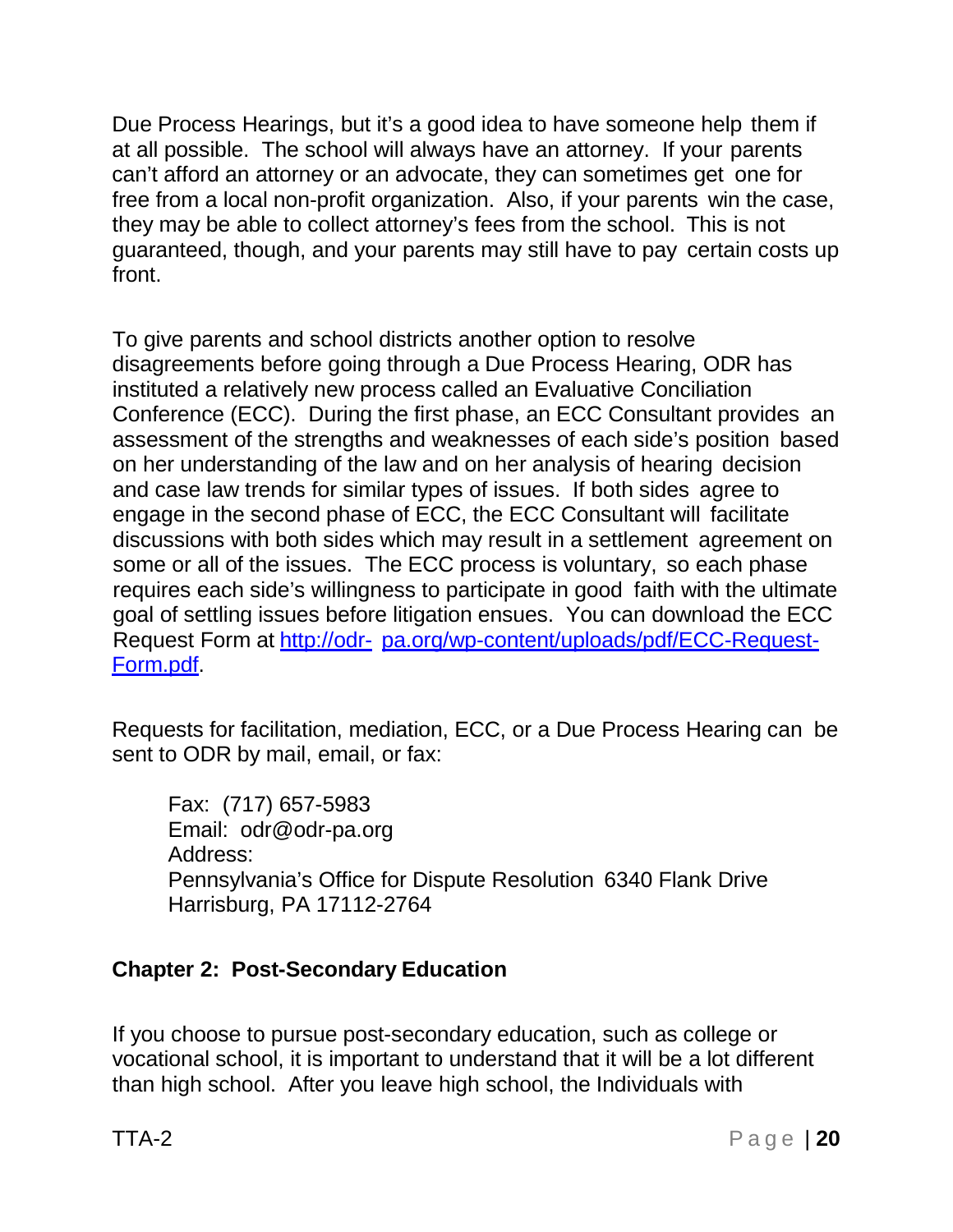Due Process Hearings, but it's a good idea to have someone help them if at all possible. The school will always have an attorney. If your parents can't afford an attorney or an advocate, they can sometimes get one for free from a local non-profit organization. Also, if your parents win the case, they may be able to collect attorney's fees from the school. This is not guaranteed, though, and your parents may still have to pay certain costs up front.

To give parents and school districts another option to resolve disagreements before going through a Due Process Hearing, ODR has instituted a relatively new process called an Evaluative Conciliation Conference (ECC). During the first phase, an ECC Consultant provides an assessment of the strengths and weaknesses of each side's position based on her understanding of the law and on her analysis of hearing decision and case law trends for similar types of issues. If both sides agree to engage in the second phase of ECC, the ECC Consultant will facilitate discussions with both sides which may result in a settlement agreement on some or all of the issues. The ECC process is voluntary, so each phase requires each side's willingness to participate in good faith with the ultimate goal of settling issues before litigation ensues. You can download the ECC Request Form at [http://odr-pa.org/wp-content/uploads/pdf/ECC-Request-Form.pdf](http://odr-pa.org/wp-content/uploads/pdf/ECC-Request-Form.pdf).

Requests for facilitation, mediation, ECC, or a Due Process Hearing can be sent to ODR by mail, email, or fax:

> Fax: (717) 657-5983
> Email: odr@odr-pa.org
> Address:
> Pennsylvania's Office for Dispute Resolution 6340 Flank Drive
> Harrisburg, PA 17112-2764

## Chapter 2: Post-Secondary Education

If you choose to pursue post-secondary education, such as college or vocational school, it is important to understand that it will be a lot different than high school. After you leave high school, the Individuals with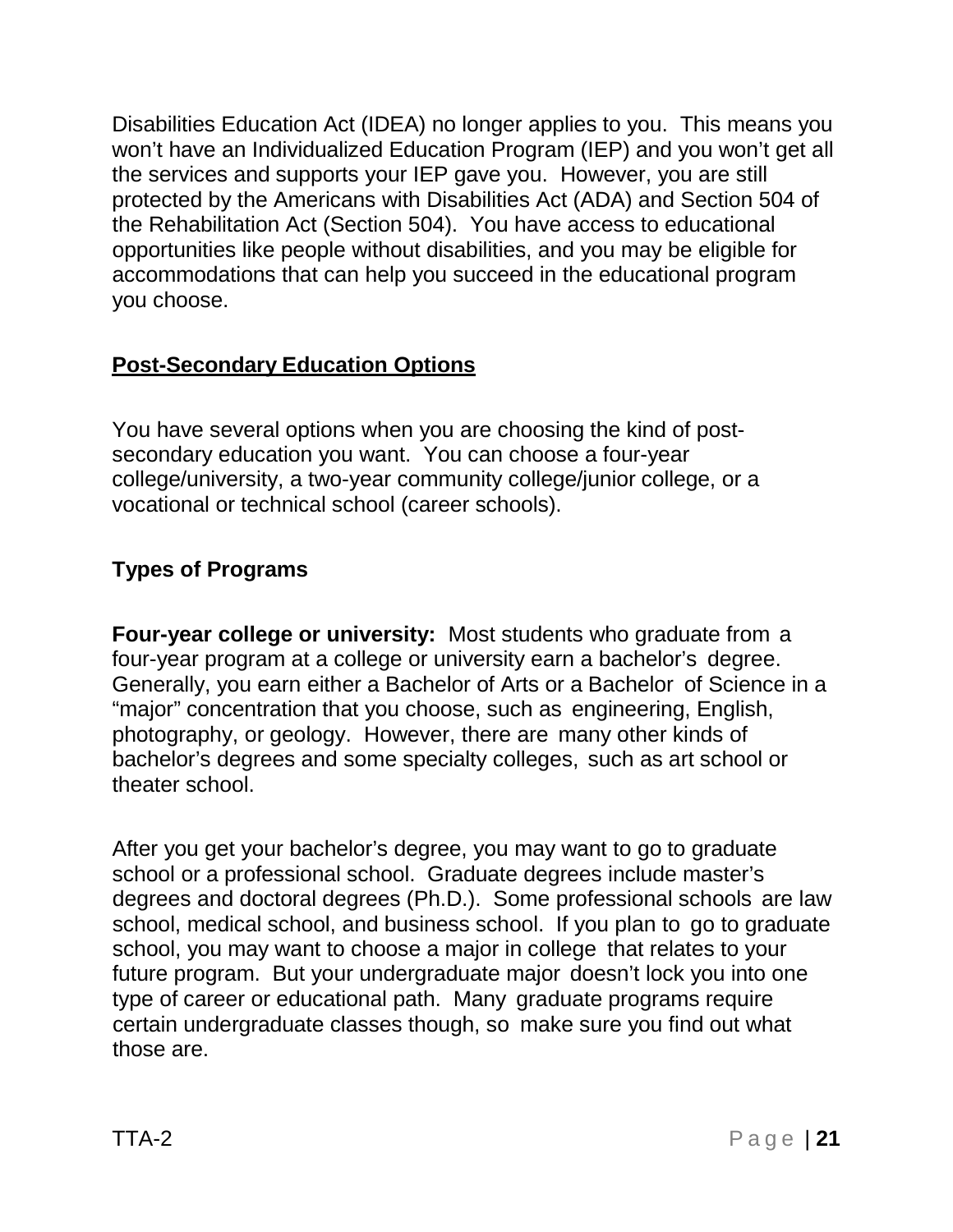Disabilities Education Act (IDEA) no longer applies to you. This means you won't have an Individualized Education Program (IEP) and you won't get all the services and supports your IEP gave you. However, you are still protected by the Americans with Disabilities Act (ADA) and Section 504 of the Rehabilitation Act (Section 504). You have access to educational opportunities like people without disabilities, and you may be eligible for accommodations that can help you succeed in the educational program you choose.

## Post-Secondary Education Options

You have several options when you are choosing the kind of post-secondary education you want. You can choose a four-year college/university, a two-year community college/junior college, or a vocational or technical school (career schools).

### Types of Programs

**Four-year college or university:** Most students who graduate from a four-year program at a college or university earn a bachelor's degree. Generally, you earn either a Bachelor of Arts or a Bachelor of Science in a "major" concentration that you choose, such as engineering, English, photography, or geology. However, there are many other kinds of bachelor's degrees and some specialty colleges, such as art school or theater school.

After you get your bachelor's degree, you may want to go to graduate school or a professional school. Graduate degrees include master's degrees and doctoral degrees (Ph.D.). Some professional schools are law school, medical school, and business school. If you plan to go to graduate school, you may want to choose a major in college that relates to your future program. But your undergraduate major doesn't lock you into one type of career or educational path. Many graduate programs require certain undergraduate classes though, so make sure you find out what those are.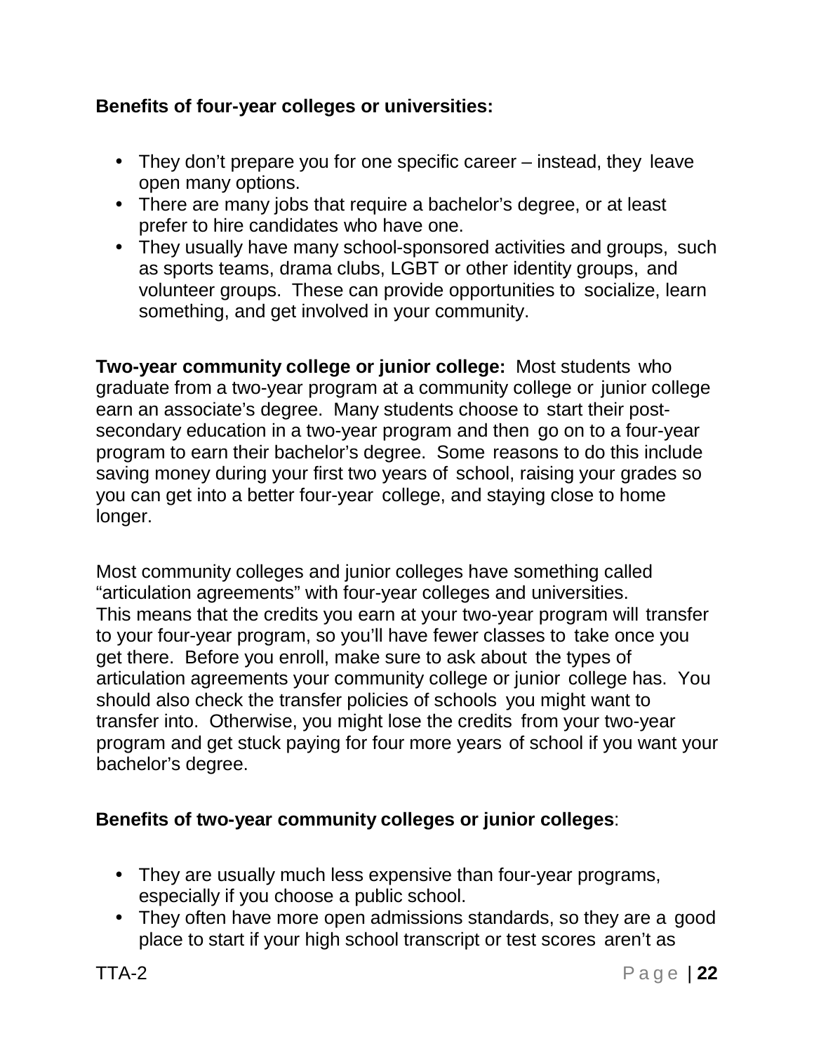**Benefits of four-year colleges or universities:**

- They don't prepare you for one specific career – instead, they leave open many options.
- There are many jobs that require a bachelor's degree, or at least prefer to hire candidates who have one.
- They usually have many school-sponsored activities and groups, such as sports teams, drama clubs, LGBT or other identity groups, and volunteer groups. These can provide opportunities to socialize, learn something, and get involved in your community.

**Two-year community college or junior college:** Most students who graduate from a two-year program at a community college or junior college earn an associate's degree. Many students choose to start their post-secondary education in a two-year program and then go on to a four-year program to earn their bachelor's degree. Some reasons to do this include saving money during your first two years of school, raising your grades so you can get into a better four-year college, and staying close to home longer.

Most community colleges and junior colleges have something called "articulation agreements" with four-year colleges and universities. This means that the credits you earn at your two-year program will transfer to your four-year program, so you'll have fewer classes to take once you get there. Before you enroll, make sure to ask about the types of articulation agreements your community college or junior college has. You should also check the transfer policies of schools you might want to transfer into. Otherwise, you might lose the credits from your two-year program and get stuck paying for four more years of school if you want your bachelor's degree.

**Benefits of two-year community colleges or junior colleges**:

- They are usually much less expensive than four-year programs, especially if you choose a public school.
- They often have more open admissions standards, so they are a good place to start if your high school transcript or test scores aren't as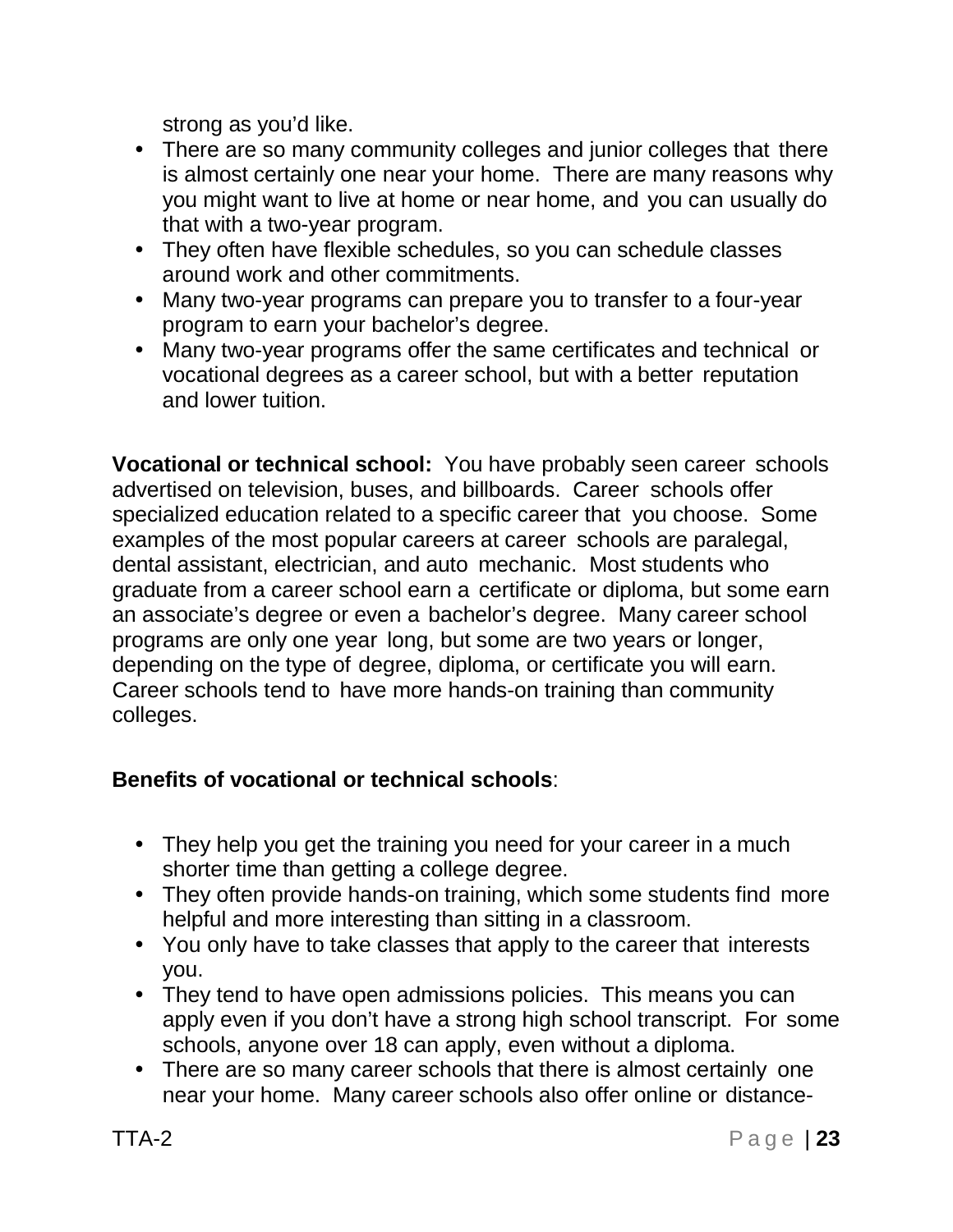strong as you'd like.

- There are so many community colleges and junior colleges that there is almost certainly one near your home. There are many reasons why you might want to live at home or near home, and you can usually do that with a two-year program.
- They often have flexible schedules, so you can schedule classes around work and other commitments.
- Many two-year programs can prepare you to transfer to a four-year program to earn your bachelor's degree.
- Many two-year programs offer the same certificates and technical or vocational degrees as a career school, but with a better reputation and lower tuition.

**Vocational or technical school:** You have probably seen career schools advertised on television, buses, and billboards. Career schools offer specialized education related to a specific career that you choose. Some examples of the most popular careers at career schools are paralegal, dental assistant, electrician, and auto mechanic. Most students who graduate from a career school earn a certificate or diploma, but some earn an associate's degree or even a bachelor's degree. Many career school programs are only one year long, but some are two years or longer, depending on the type of degree, diploma, or certificate you will earn. Career schools tend to have more hands-on training than community colleges.

**Benefits of vocational or technical schools**:

- They help you get the training you need for your career in a much shorter time than getting a college degree.
- They often provide hands-on training, which some students find more helpful and more interesting than sitting in a classroom.
- You only have to take classes that apply to the career that interests you.
- They tend to have open admissions policies. This means you can apply even if you don't have a strong high school transcript. For some schools, anyone over 18 can apply, even without a diploma.
- There are so many career schools that there is almost certainly one near your home. Many career schools also offer online or distance-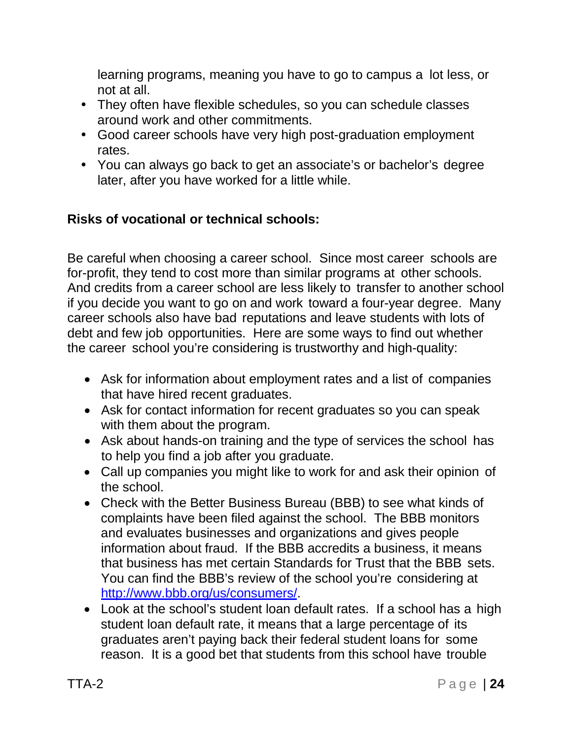learning programs, meaning you have to go to campus a lot less, or not at all.

- They often have flexible schedules, so you can schedule classes around work and other commitments.
- Good career schools have very high post-graduation employment rates.
- You can always go back to get an associate's or bachelor's degree later, after you have worked for a little while.

**Risks of vocational or technical schools:**

Be careful when choosing a career school. Since most career schools are for-profit, they tend to cost more than similar programs at other schools. And credits from a career school are less likely to transfer to another school if you decide you want to go on and work toward a four-year degree. Many career schools also have bad reputations and leave students with lots of debt and few job opportunities. Here are some ways to find out whether the career school you're considering is trustworthy and high-quality:

- Ask for information about employment rates and a list of companies that have hired recent graduates.
- Ask for contact information for recent graduates so you can speak with them about the program.
- Ask about hands-on training and the type of services the school has to help you find a job after you graduate.
- Call up companies you might like to work for and ask their opinion of the school.
- Check with the Better Business Bureau (BBB) to see what kinds of complaints have been filed against the school. The BBB monitors and evaluates businesses and organizations and gives people information about fraud. If the BBB accredits a business, it means that business has met certain Standards for Trust that the BBB sets. You can find the BBB's review of the school you're considering at http://www.bbb.org/us/consumers/.
- Look at the school's student loan default rates. If a school has a high student loan default rate, it means that a large percentage of its graduates aren't paying back their federal student loans for some reason. It is a good bet that students from this school have trouble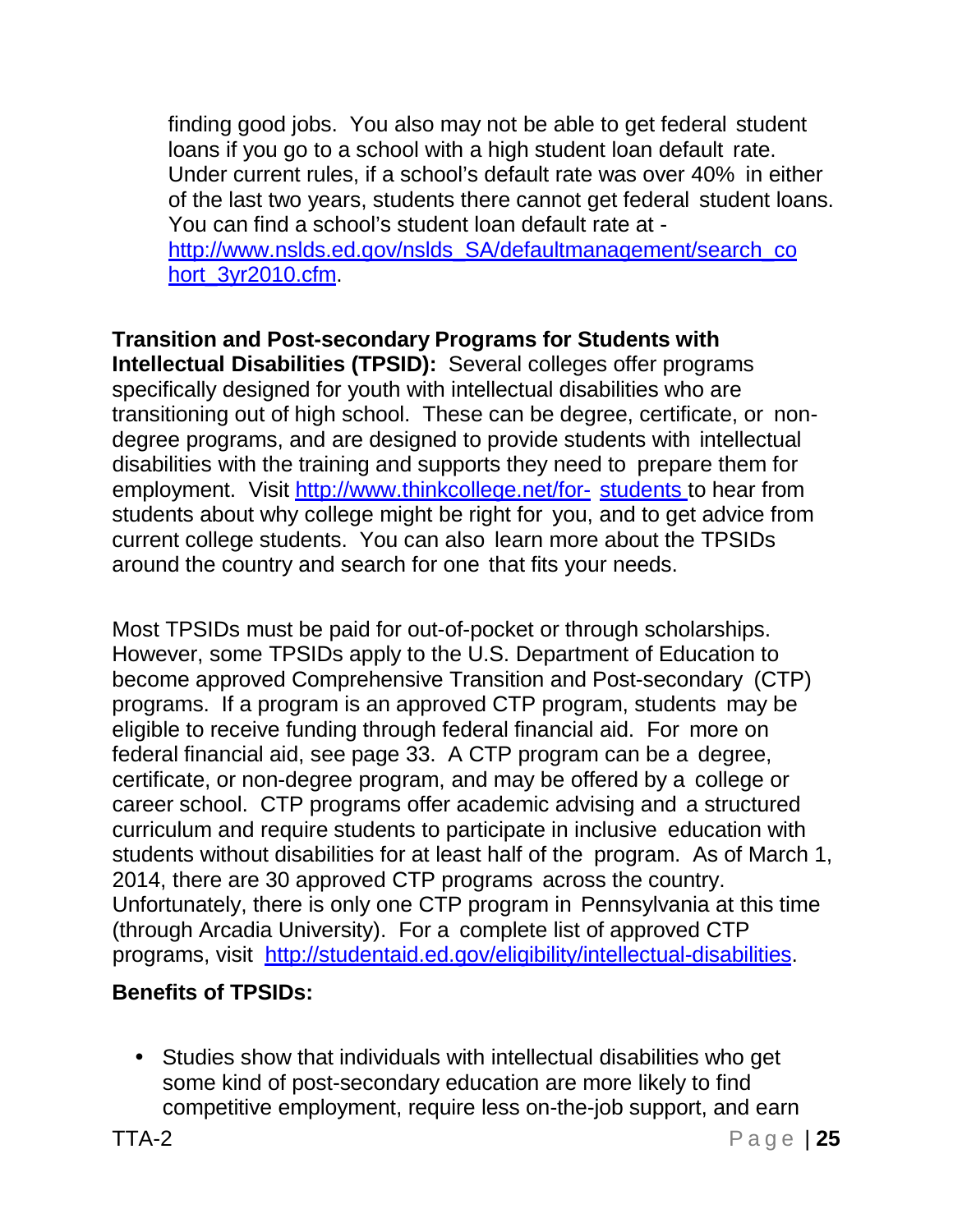finding good jobs. You also may not be able to get federal student loans if you go to a school with a high student loan default rate. Under current rules, if a school's default rate was over 40% in either of the last two years, students there cannot get federal student loans. You can find a school's student loan default rate at - http://www.nslds.ed.gov/nslds_SA/defaultmanagement/search_cohort_3yr2010.cfm.

**Transition and Post-secondary Programs for Students with Intellectual Disabilities (TPSID):** Several colleges offer programs specifically designed for youth with intellectual disabilities who are transitioning out of high school. These can be degree, certificate, or non-degree programs, and are designed to provide students with intellectual disabilities with the training and supports they need to prepare them for employment. Visit http://www.thinkcollege.net/for-students to hear from students about why college might be right for you, and to get advice from current college students. You can also learn more about the TPSIDs around the country and search for one that fits your needs.

Most TPSIDs must be paid for out-of-pocket or through scholarships. However, some TPSIDs apply to the U.S. Department of Education to become approved Comprehensive Transition and Post-secondary (CTP) programs. If a program is an approved CTP program, students may be eligible to receive funding through federal financial aid. For more on federal financial aid, see page 33. A CTP program can be a degree, certificate, or non-degree program, and may be offered by a college or career school. CTP programs offer academic advising and a structured curriculum and require students to participate in inclusive education with students without disabilities for at least half of the program. As of March 1, 2014, there are 30 approved CTP programs across the country. Unfortunately, there is only one CTP program in Pennsylvania at this time (through Arcadia University). For a complete list of approved CTP programs, visit http://studentaid.ed.gov/eligibility/intellectual-disabilities.

**Benefits of TPSIDs:**

- Studies show that individuals with intellectual disabilities who get some kind of post-secondary education are more likely to find competitive employment, require less on-the-job support, and earn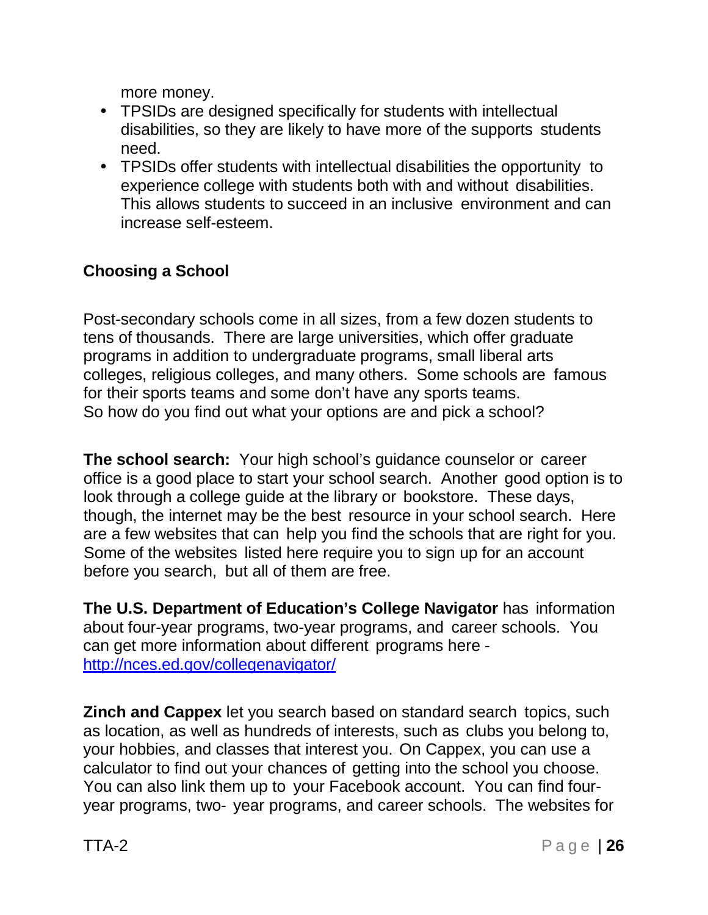more money.

- TPSIDs are designed specifically for students with intellectual disabilities, so they are likely to have more of the supports students need.
- TPSIDs offer students with intellectual disabilities the opportunity to experience college with students both with and without disabilities. This allows students to succeed in an inclusive environment and can increase self-esteem.

**Choosing a School**

Post-secondary schools come in all sizes, from a few dozen students to tens of thousands. There are large universities, which offer graduate programs in addition to undergraduate programs, small liberal arts colleges, religious colleges, and many others. Some schools are famous for their sports teams and some don't have any sports teams. So how do you find out what your options are and pick a school?

**The school search:** Your high school's guidance counselor or career office is a good place to start your school search. Another good option is to look through a college guide at the library or bookstore. These days, though, the internet may be the best resource in your school search. Here are a few websites that can help you find the schools that are right for you. Some of the websites listed here require you to sign up for an account before you search, but all of them are free.

**The U.S. Department of Education's College Navigator** has information about four-year programs, two-year programs, and career schools. You can get more information about different programs here - [http://nces.ed.gov/collegenavigator/](http://nces.ed.gov/collegenavigator/)

**Zinch and Cappex** let you search based on standard search topics, such as location, as well as hundreds of interests, such as clubs you belong to, your hobbies, and classes that interest you. On Cappex, you can use a calculator to find out your chances of getting into the school you choose. You can also link them up to your Facebook account. You can find four-year programs, two- year programs, and career schools. The websites for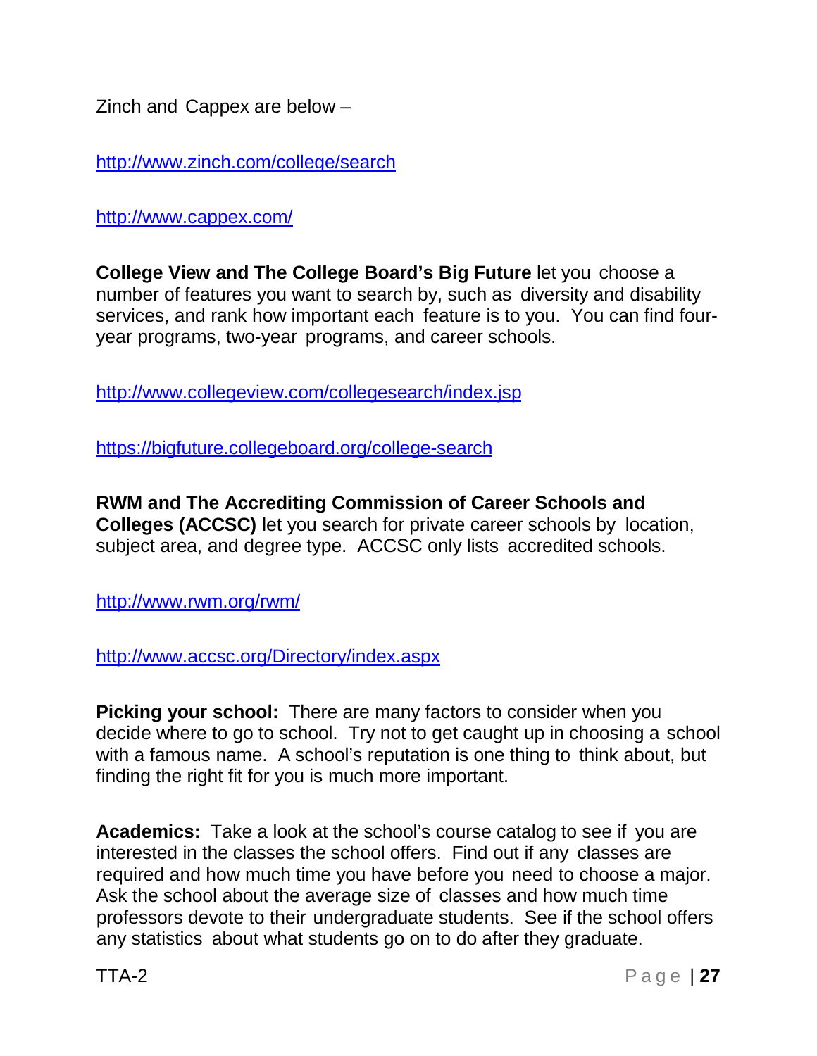Zinch and Cappex are below –

http://www.zinch.com/college/search

http://www.cappex.com/

**College View and The College Board's Big Future** let you choose a number of features you want to search by, such as diversity and disability services, and rank how important each feature is to you. You can find four-year programs, two-year programs, and career schools.

http://www.collegeview.com/collegesearch/index.jsp

https://bigfuture.collegeboard.org/college-search

**RWM and The Accrediting Commission of Career Schools and Colleges (ACCSC)** let you search for private career schools by location, subject area, and degree type. ACCSC only lists accredited schools.

http://www.rwm.org/rwm/

http://www.accsc.org/Directory/index.aspx

**Picking your school:** There are many factors to consider when you decide where to go to school. Try not to get caught up in choosing a school with a famous name. A school's reputation is one thing to think about, but finding the right fit for you is much more important.

**Academics:** Take a look at the school's course catalog to see if you are interested in the classes the school offers. Find out if any classes are required and how much time you have before you need to choose a major. Ask the school about the average size of classes and how much time professors devote to their undergraduate students. See if the school offers any statistics about what students go on to do after they graduate.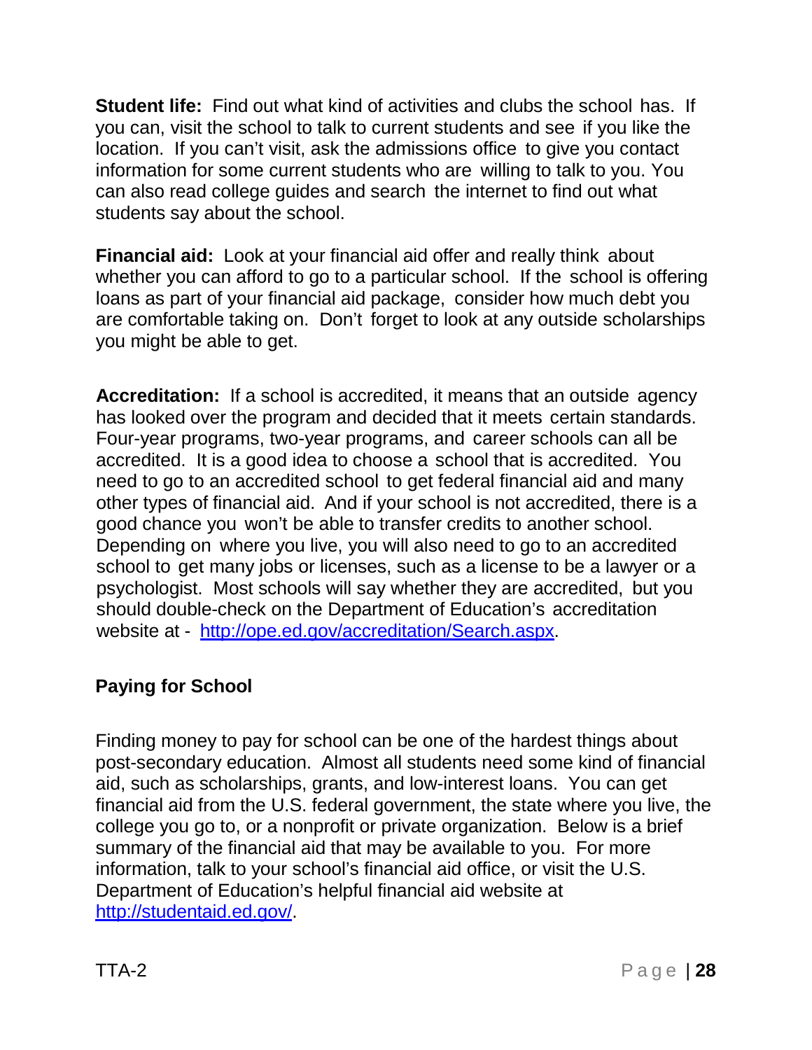**Student life:** Find out what kind of activities and clubs the school has. If you can, visit the school to talk to current students and see if you like the location. If you can't visit, ask the admissions office to give you contact information for some current students who are willing to talk to you. You can also read college guides and search the internet to find out what students say about the school.

**Financial aid:** Look at your financial aid offer and really think about whether you can afford to go to a particular school. If the school is offering loans as part of your financial aid package, consider how much debt you are comfortable taking on. Don't forget to look at any outside scholarships you might be able to get.

**Accreditation:** If a school is accredited, it means that an outside agency has looked over the program and decided that it meets certain standards. Four-year programs, two-year programs, and career schools can all be accredited. It is a good idea to choose a school that is accredited. You need to go to an accredited school to get federal financial aid and many other types of financial aid. And if your school is not accredited, there is a good chance you won't be able to transfer credits to another school. Depending on where you live, you will also need to go to an accredited school to get many jobs or licenses, such as a license to be a lawyer or a psychologist. Most schools will say whether they are accredited, but you should double-check on the Department of Education's accreditation website at - http://ope.ed.gov/accreditation/Search.aspx.

## Paying for School

Finding money to pay for school can be one of the hardest things about post-secondary education. Almost all students need some kind of financial aid, such as scholarships, grants, and low-interest loans. You can get financial aid from the U.S. federal government, the state where you live, the college you go to, or a nonprofit or private organization. Below is a brief summary of the financial aid that may be available to you. For more information, talk to your school's financial aid office, or visit the U.S. Department of Education's helpful financial aid website at http://studentaid.ed.gov/.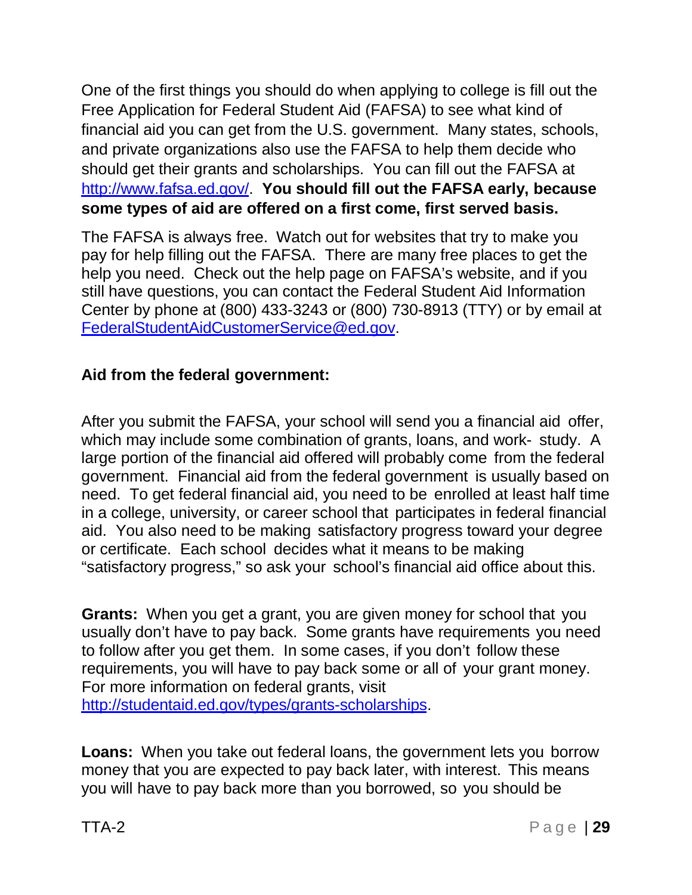One of the first things you should do when applying to college is fill out the Free Application for Federal Student Aid (FAFSA) to see what kind of financial aid you can get from the U.S. government. Many states, schools, and private organizations also use the FAFSA to help them decide who should get their grants and scholarships. You can fill out the FAFSA at http://www.fafsa.ed.gov/. **You should fill out the FAFSA early, because some types of aid are offered on a first come, first served basis.**

The FAFSA is always free. Watch out for websites that try to make you pay for help filling out the FAFSA. There are many free places to get the help you need. Check out the help page on FAFSA's website, and if you still have questions, you can contact the Federal Student Aid Information Center by phone at (800) 433-3243 or (800) 730-8913 (TTY) or by email at FederalStudentAidCustomerService@ed.gov.

**Aid from the federal government:**

After you submit the FAFSA, your school will send you a financial aid offer, which may include some combination of grants, loans, and work-study. A large portion of the financial aid offered will probably come from the federal government. Financial aid from the federal government is usually based on need. To get federal financial aid, you need to be enrolled at least half time in a college, university, or career school that participates in federal financial aid. You also need to be making satisfactory progress toward your degree or certificate. Each school decides what it means to be making "satisfactory progress," so ask your school's financial aid office about this.

**Grants:** When you get a grant, you are given money for school that you usually don't have to pay back. Some grants have requirements you need to follow after you get them. In some cases, if you don't follow these requirements, you will have to pay back some or all of your grant money. For more information on federal grants, visit http://studentaid.ed.gov/types/grants-scholarships.

**Loans:** When you take out federal loans, the government lets you borrow money that you are expected to pay back later, with interest. This means you will have to pay back more than you borrowed, so you should be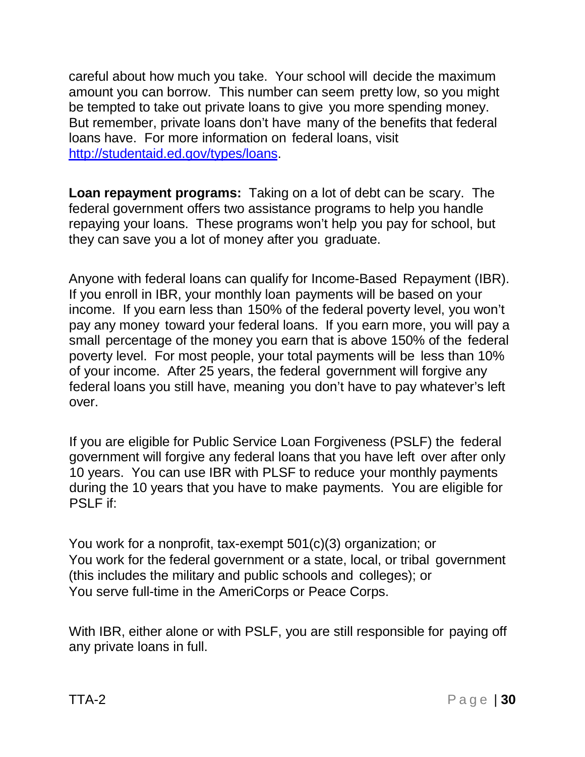careful about how much you take. Your school will decide the maximum amount you can borrow. This number can seem pretty low, so you might be tempted to take out private loans to give you more spending money. But remember, private loans don't have many of the benefits that federal loans have. For more information on federal loans, visit [http://studentaid.ed.gov/types/loans](http://studentaid.ed.gov/types/loans).

**Loan repayment programs:** Taking on a lot of debt can be scary. The federal government offers two assistance programs to help you handle repaying your loans. These programs won't help you pay for school, but they can save you a lot of money after you graduate.

Anyone with federal loans can qualify for Income-Based Repayment (IBR). If you enroll in IBR, your monthly loan payments will be based on your income. If you earn less than 150% of the federal poverty level, you won't pay any money toward your federal loans. If you earn more, you will pay a small percentage of the money you earn that is above 150% of the federal poverty level. For most people, your total payments will be less than 10% of your income. After 25 years, the federal government will forgive any federal loans you still have, meaning you don't have to pay whatever's left over.

If you are eligible for Public Service Loan Forgiveness (PSLF) the federal government will forgive any federal loans that you have left over after only 10 years. You can use IBR with PLSF to reduce your monthly payments during the 10 years that you have to make payments. You are eligible for PSLF if:

You work for a nonprofit, tax-exempt 501(c)(3) organization; or
You work for the federal government or a state, local, or tribal government (this includes the military and public schools and colleges); or
You serve full-time in the AmeriCorps or Peace Corps.

With IBR, either alone or with PSLF, you are still responsible for paying off any private loans in full.

TTA-2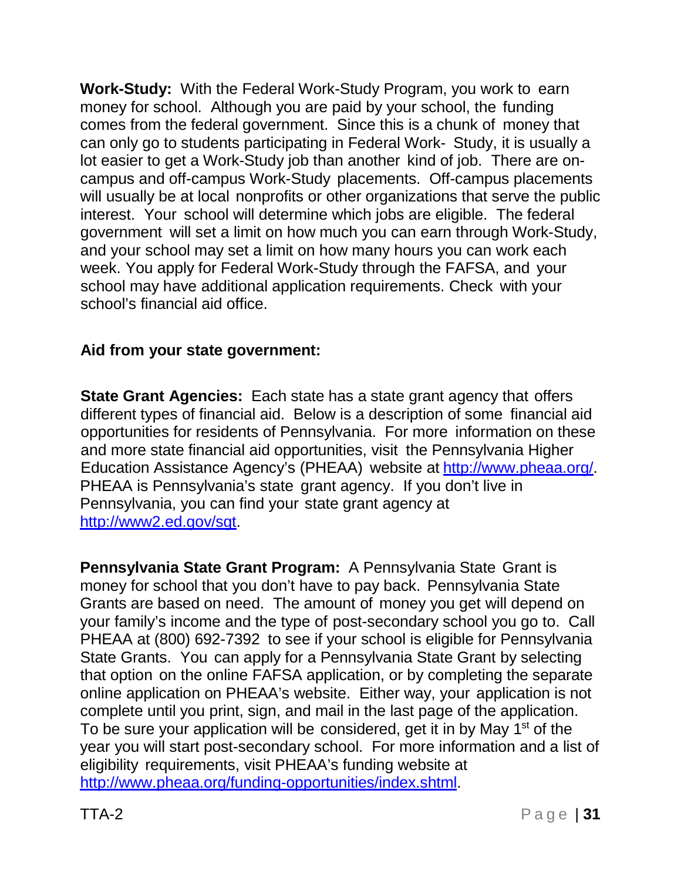**Work-Study:** With the Federal Work-Study Program, you work to earn money for school. Although you are paid by your school, the funding comes from the federal government. Since this is a chunk of money that can only go to students participating in Federal Work- Study, it is usually a lot easier to get a Work-Study job than another kind of job. There are on-campus and off-campus Work-Study placements. Off-campus placements will usually be at local nonprofits or other organizations that serve the public interest. Your school will determine which jobs are eligible. The federal government will set a limit on how much you can earn through Work-Study, and your school may set a limit on how many hours you can work each week. You apply for Federal Work-Study through the FAFSA, and your school may have additional application requirements. Check with your school's financial aid office.

**Aid from your state government:**

**State Grant Agencies:** Each state has a state grant agency that offers different types of financial aid. Below is a description of some financial aid opportunities for residents of Pennsylvania. For more information on these and more state financial aid opportunities, visit the Pennsylvania Higher Education Assistance Agency's (PHEAA) website at http://www.pheaa.org/. PHEAA is Pennsylvania's state grant agency. If you don't live in Pennsylvania, you can find your state grant agency at http://www2.ed.gov/sgt.

**Pennsylvania State Grant Program:** A Pennsylvania State Grant is money for school that you don't have to pay back. Pennsylvania State Grants are based on need. The amount of money you get will depend on your family's income and the type of post-secondary school you go to. Call PHEAA at (800) 692-7392 to see if your school is eligible for Pennsylvania State Grants. You can apply for a Pennsylvania State Grant by selecting that option on the online FAFSA application, or by completing the separate online application on PHEAA's website. Either way, your application is not complete until you print, sign, and mail in the last page of the application. To be sure your application will be considered, get it in by May 1st of the year you will start post-secondary school. For more information and a list of eligibility requirements, visit PHEAA's funding website at http://www.pheaa.org/funding-opportunities/index.shtml.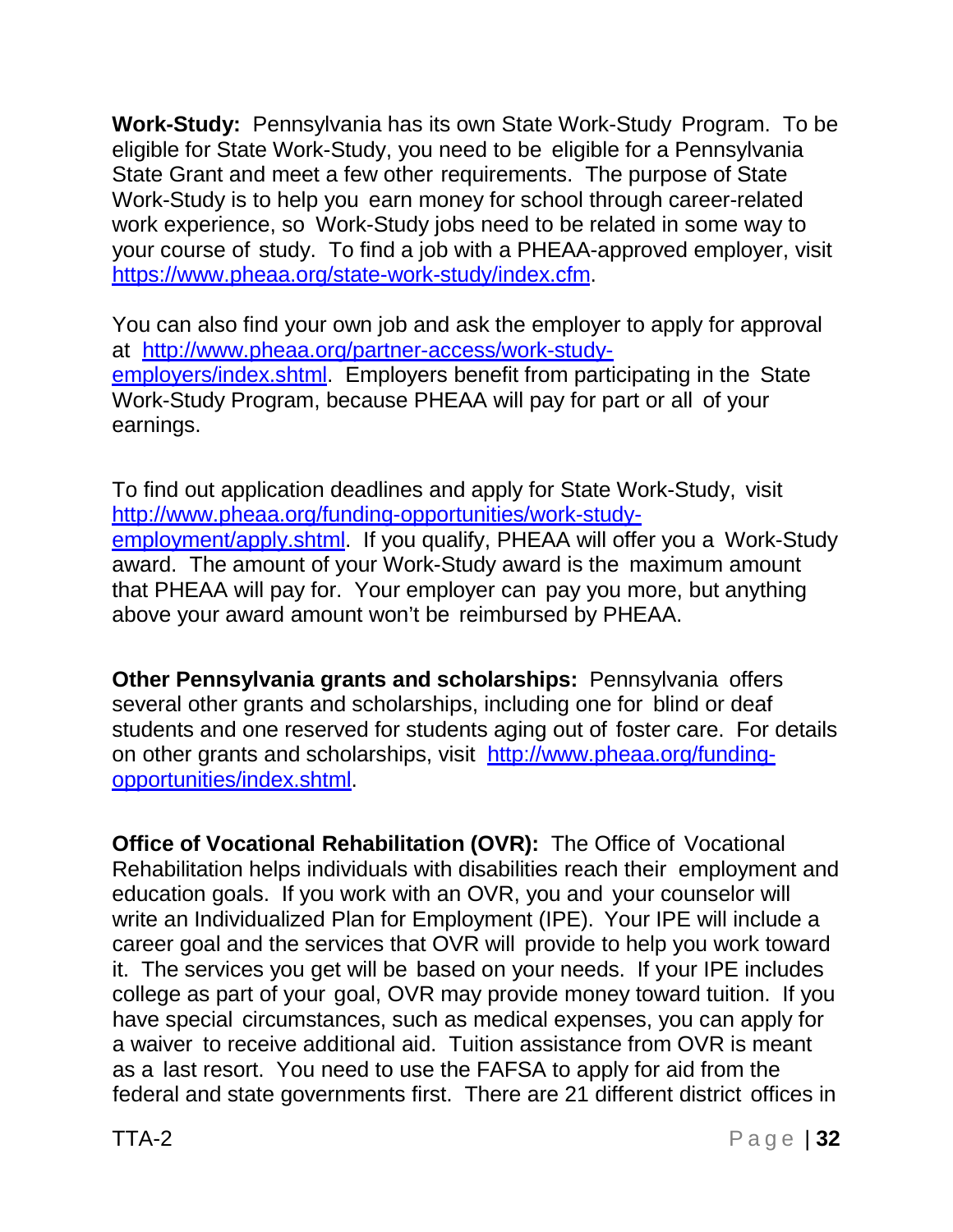**Work-Study:** Pennsylvania has its own State Work-Study Program. To be eligible for State Work-Study, you need to be eligible for a Pennsylvania State Grant and meet a few other requirements. The purpose of State Work-Study is to help you earn money for school through career-related work experience, so Work-Study jobs need to be related in some way to your course of study. To find a job with a PHEAA-approved employer, visit [https://www.pheaa.org/state-work-study/index.cfm](https://www.pheaa.org/state-work-study/index.cfm).

You can also find your own job and ask the employer to apply for approval at [http://www.pheaa.org/partner-access/work-study-employers/index.shtml](http://www.pheaa.org/partner-access/work-study-employers/index.shtml). Employers benefit from participating in the State Work-Study Program, because PHEAA will pay for part or all of your earnings.

To find out application deadlines and apply for State Work-Study, visit [http://www.pheaa.org/funding-opportunities/work-study-employment/apply.shtml](http://www.pheaa.org/funding-opportunities/work-study-employment/apply.shtml). If you qualify, PHEAA will offer you a Work-Study award. The amount of your Work-Study award is the maximum amount that PHEAA will pay for. Your employer can pay you more, but anything above your award amount won't be reimbursed by PHEAA.

**Other Pennsylvania grants and scholarships:** Pennsylvania offers several other grants and scholarships, including one for blind or deaf students and one reserved for students aging out of foster care. For details on other grants and scholarships, visit [http://www.pheaa.org/funding-opportunities/index.shtml](http://www.pheaa.org/funding-opportunities/index.shtml).

**Office of Vocational Rehabilitation (OVR):** The Office of Vocational Rehabilitation helps individuals with disabilities reach their employment and education goals. If you work with an OVR, you and your counselor will write an Individualized Plan for Employment (IPE). Your IPE will include a career goal and the services that OVR will provide to help you work toward it. The services you get will be based on your needs. If your IPE includes college as part of your goal, OVR may provide money toward tuition. If you have special circumstances, such as medical expenses, you can apply for a waiver to receive additional aid. Tuition assistance from OVR is meant as a last resort. You need to use the FAFSA to apply for aid from the federal and state governments first. There are 21 different district offices in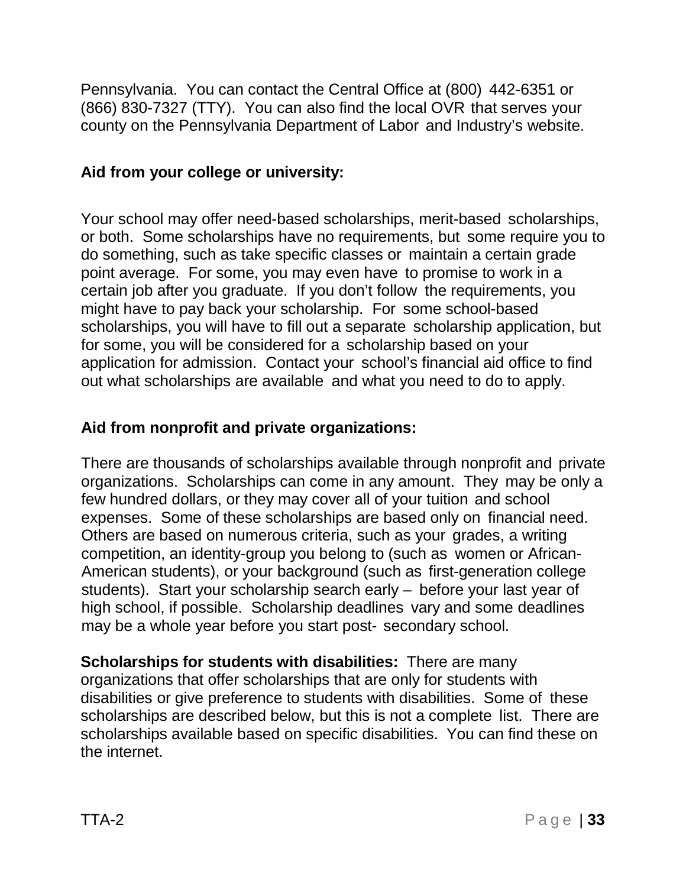Pennsylvania. You can contact the Central Office at (800) 442-6351 or (866) 830-7327 (TTY). You can also find the local OVR that serves your county on the Pennsylvania Department of Labor and Industry's website.

**Aid from your college or university:**

Your school may offer need-based scholarships, merit-based scholarships, or both. Some scholarships have no requirements, but some require you to do something, such as take specific classes or maintain a certain grade point average. For some, you may even have to promise to work in a certain job after you graduate. If you don't follow the requirements, you might have to pay back your scholarship. For some school-based scholarships, you will have to fill out a separate scholarship application, but for some, you will be considered for a scholarship based on your application for admission. Contact your school's financial aid office to find out what scholarships are available and what you need to do to apply.

**Aid from nonprofit and private organizations:**

There are thousands of scholarships available through nonprofit and private organizations. Scholarships can come in any amount. They may be only a few hundred dollars, or they may cover all of your tuition and school expenses. Some of these scholarships are based only on financial need. Others are based on numerous criteria, such as your grades, a writing competition, an identity-group you belong to (such as women or African-American students), or your background (such as first-generation college students). Start your scholarship search early – before your last year of high school, if possible. Scholarship deadlines vary and some deadlines may be a whole year before you start post- secondary school.

**Scholarships for students with disabilities:** There are many organizations that offer scholarships that are only for students with disabilities or give preference to students with disabilities. Some of these scholarships are described below, but this is not a complete list. There are scholarships available based on specific disabilities. You can find these on the internet.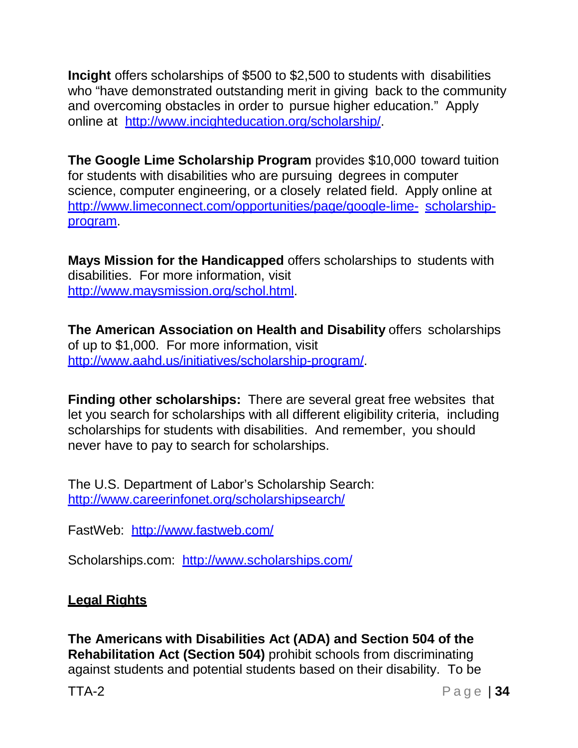**Incight** offers scholarships of $500 to $2,500 to students with disabilities who "have demonstrated outstanding merit in giving back to the community and overcoming obstacles in order to pursue higher education." Apply online at http://www.incighteducation.org/scholarship/.

**The Google Lime Scholarship Program** provides $10,000 toward tuition for students with disabilities who are pursuing degrees in computer science, computer engineering, or a closely related field. Apply online at http://www.limeconnect.com/opportunities/page/google-lime-scholarship-program.

**Mays Mission for the Handicapped** offers scholarships to students with disabilities. For more information, visit http://www.maysmission.org/schol.html.

**The American Association on Health and Disability** offers scholarships of up to $1,000. For more information, visit http://www.aahd.us/initiatives/scholarship-program/.

**Finding other scholarships:** There are several great free websites that let you search for scholarships with all different eligibility criteria, including scholarships for students with disabilities. And remember, you should never have to pay to search for scholarships.

The U.S. Department of Labor's Scholarship Search: http://www.careerinfonet.org/scholarshipsearch/

FastWeb: http://www.fastweb.com/

Scholarships.com: http://www.scholarships.com/

## Legal Rights

**The Americans with Disabilities Act (ADA) and Section 504 of the Rehabilitation Act (Section 504)** prohibit schools from discriminating against students and potential students based on their disability. To be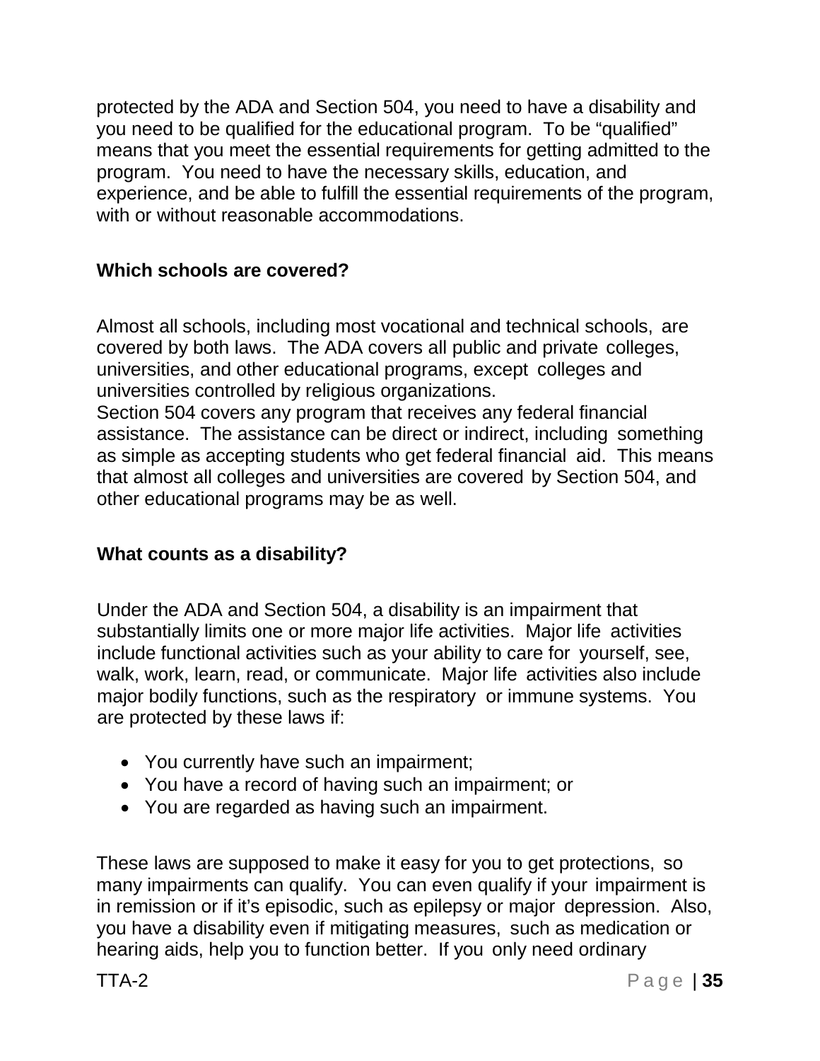protected by the ADA and Section 504, you need to have a disability and you need to be qualified for the educational program. To be "qualified" means that you meet the essential requirements for getting admitted to the program. You need to have the necessary skills, education, and experience, and be able to fulfill the essential requirements of the program, with or without reasonable accommodations.

### Which schools are covered?

Almost all schools, including most vocational and technical schools, are covered by both laws. The ADA covers all public and private colleges, universities, and other educational programs, except colleges and universities controlled by religious organizations.
Section 504 covers any program that receives any federal financial assistance. The assistance can be direct or indirect, including something as simple as accepting students who get federal financial aid. This means that almost all colleges and universities are covered by Section 504, and other educational programs may be as well.

### What counts as a disability?

Under the ADA and Section 504, a disability is an impairment that substantially limits one or more major life activities. Major life activities include functional activities such as your ability to care for yourself, see, walk, work, learn, read, or communicate. Major life activities also include major bodily functions, such as the respiratory or immune systems. You are protected by these laws if:

- You currently have such an impairment;
- You have a record of having such an impairment; or
- You are regarded as having such an impairment.

These laws are supposed to make it easy for you to get protections, so many impairments can qualify. You can even qualify if your impairment is in remission or if it's episodic, such as epilepsy or major depression. Also, you have a disability even if mitigating measures, such as medication or hearing aids, help you to function better. If you only need ordinary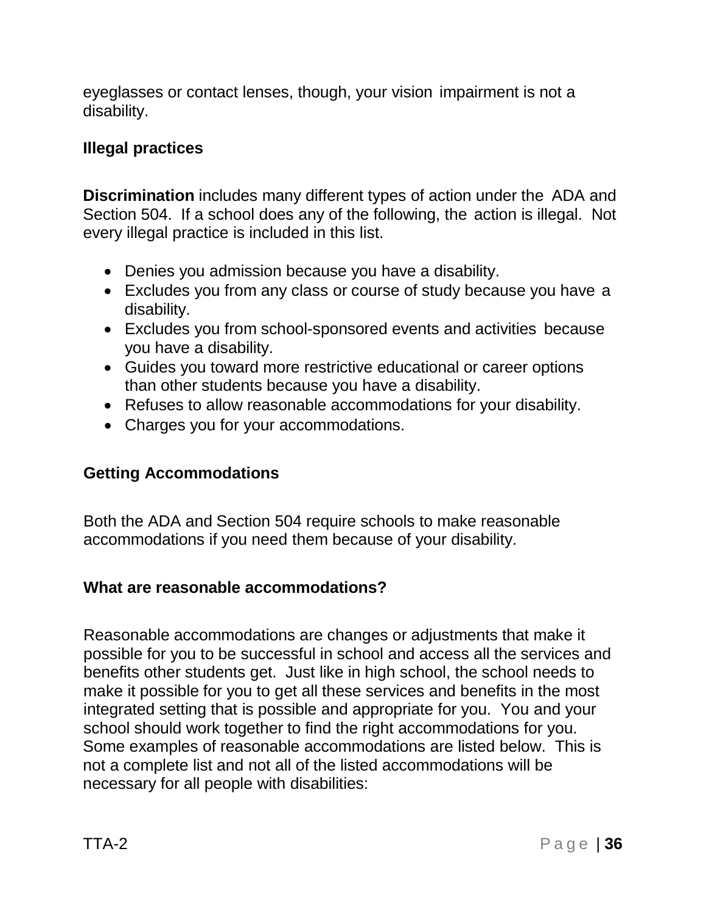eyeglasses or contact lenses, though, your vision impairment is not a disability.

### Illegal practices

**Discrimination** includes many different types of action under the ADA and Section 504. If a school does any of the following, the action is illegal. Not every illegal practice is included in this list.

- Denies you admission because you have a disability.
- Excludes you from any class or course of study because you have a disability.
- Excludes you from school-sponsored events and activities because you have a disability.
- Guides you toward more restrictive educational or career options than other students because you have a disability.
- Refuses to allow reasonable accommodations for your disability.
- Charges you for your accommodations.

### Getting Accommodations

Both the ADA and Section 504 require schools to make reasonable accommodations if you need them because of your disability.

### What are reasonable accommodations?

Reasonable accommodations are changes or adjustments that make it possible for you to be successful in school and access all the services and benefits other students get. Just like in high school, the school needs to make it possible for you to get all these services and benefits in the most integrated setting that is possible and appropriate for you. You and your school should work together to find the right accommodations for you. Some examples of reasonable accommodations are listed below. This is not a complete list and not all of the listed accommodations will be necessary for all people with disabilities: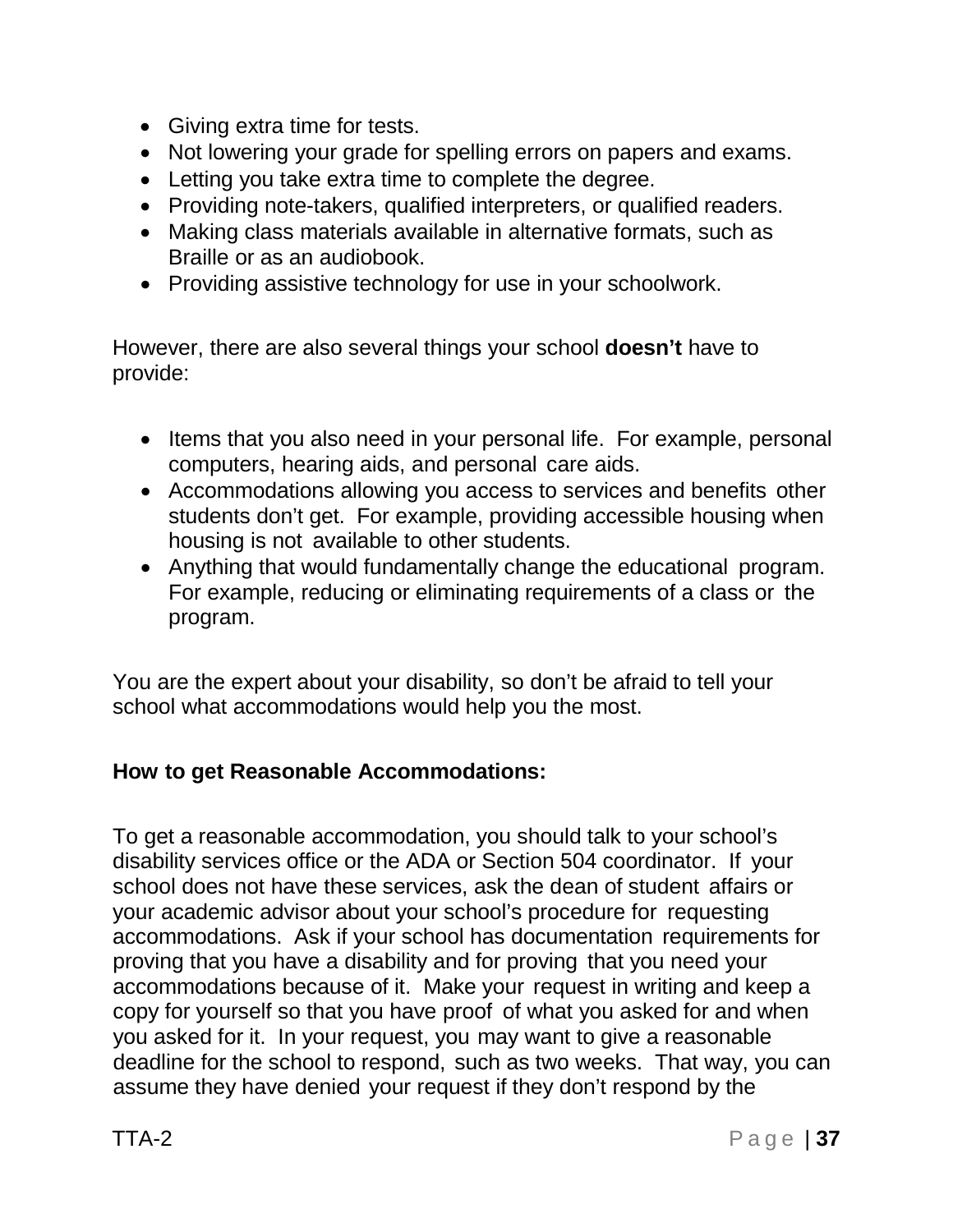- Giving extra time for tests.
- Not lowering your grade for spelling errors on papers and exams.
- Letting you take extra time to complete the degree.
- Providing note-takers, qualified interpreters, or qualified readers.
- Making class materials available in alternative formats, such as Braille or as an audiobook.
- Providing assistive technology for use in your schoolwork.

However, there are also several things your school **doesn't** have to provide:

- Items that you also need in your personal life. For example, personal computers, hearing aids, and personal care aids.
- Accommodations allowing you access to services and benefits other students don't get. For example, providing accessible housing when housing is not available to other students.
- Anything that would fundamentally change the educational program. For example, reducing or eliminating requirements of a class or the program.

You are the expert about your disability, so don't be afraid to tell your school what accommodations would help you the most.

**How to get Reasonable Accommodations:**

To get a reasonable accommodation, you should talk to your school's disability services office or the ADA or Section 504 coordinator. If your school does not have these services, ask the dean of student affairs or your academic advisor about your school's procedure for requesting accommodations. Ask if your school has documentation requirements for proving that you have a disability and for proving that you need your accommodations because of it. Make your request in writing and keep a copy for yourself so that you have proof of what you asked for and when you asked for it. In your request, you may want to give a reasonable deadline for the school to respond, such as two weeks. That way, you can assume they have denied your request if they don't respond by the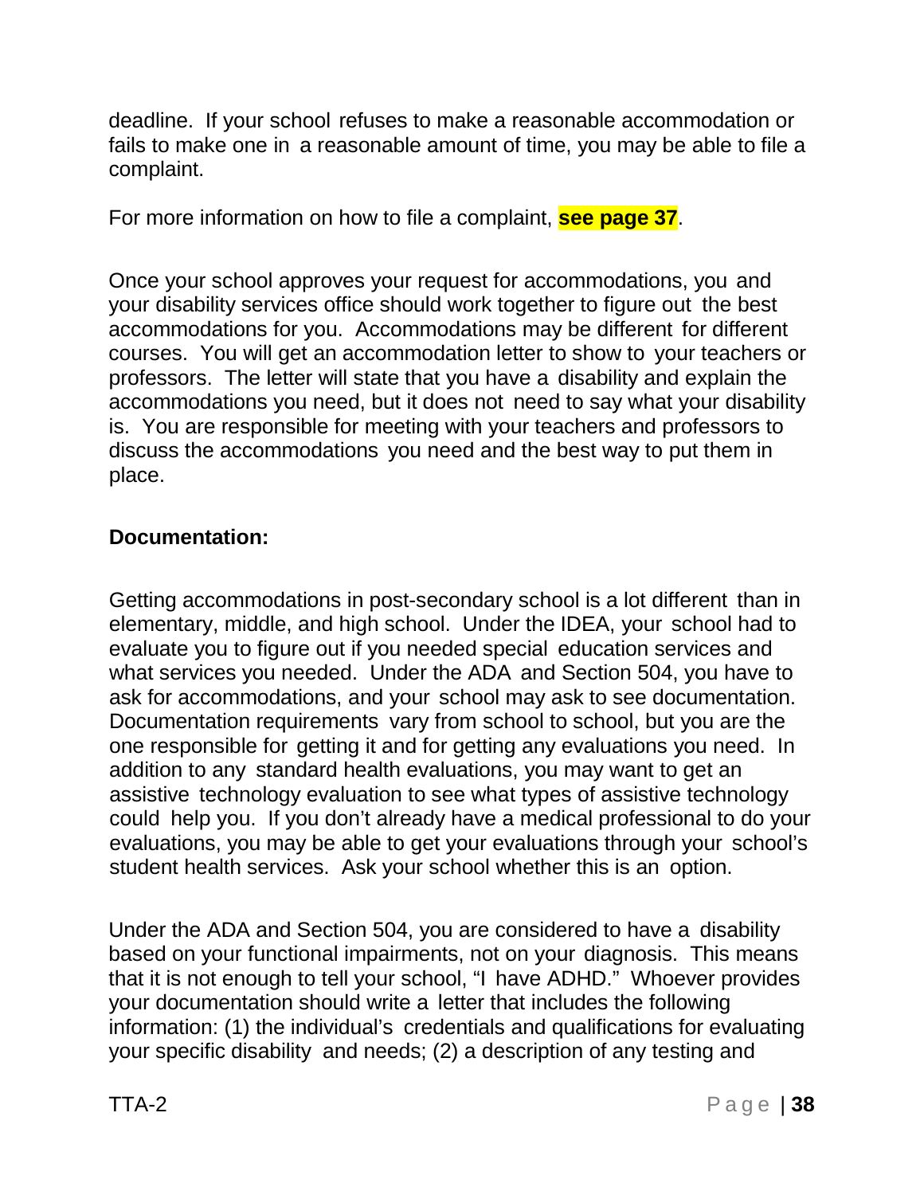deadline. If your school refuses to make a reasonable accommodation or fails to make one in a reasonable amount of time, you may be able to file a complaint.

For more information on how to file a complaint, **see page 37**.

Once your school approves your request for accommodations, you and your disability services office should work together to figure out the best accommodations for you. Accommodations may be different for different courses. You will get an accommodation letter to show to your teachers or professors. The letter will state that you have a disability and explain the accommodations you need, but it does not need to say what your disability is. You are responsible for meeting with your teachers and professors to discuss the accommodations you need and the best way to put them in place.

**Documentation:**

Getting accommodations in post-secondary school is a lot different than in elementary, middle, and high school. Under the IDEA, your school had to evaluate you to figure out if you needed special education services and what services you needed. Under the ADA and Section 504, you have to ask for accommodations, and your school may ask to see documentation. Documentation requirements vary from school to school, but you are the one responsible for getting it and for getting any evaluations you need. In addition to any standard health evaluations, you may want to get an assistive technology evaluation to see what types of assistive technology could help you. If you don't already have a medical professional to do your evaluations, you may be able to get your evaluations through your school's student health services. Ask your school whether this is an option.

Under the ADA and Section 504, you are considered to have a disability based on your functional impairments, not on your diagnosis. This means that it is not enough to tell your school, "I have ADHD." Whoever provides your documentation should write a letter that includes the following information: (1) the individual's credentials and qualifications for evaluating your specific disability and needs; (2) a description of any testing and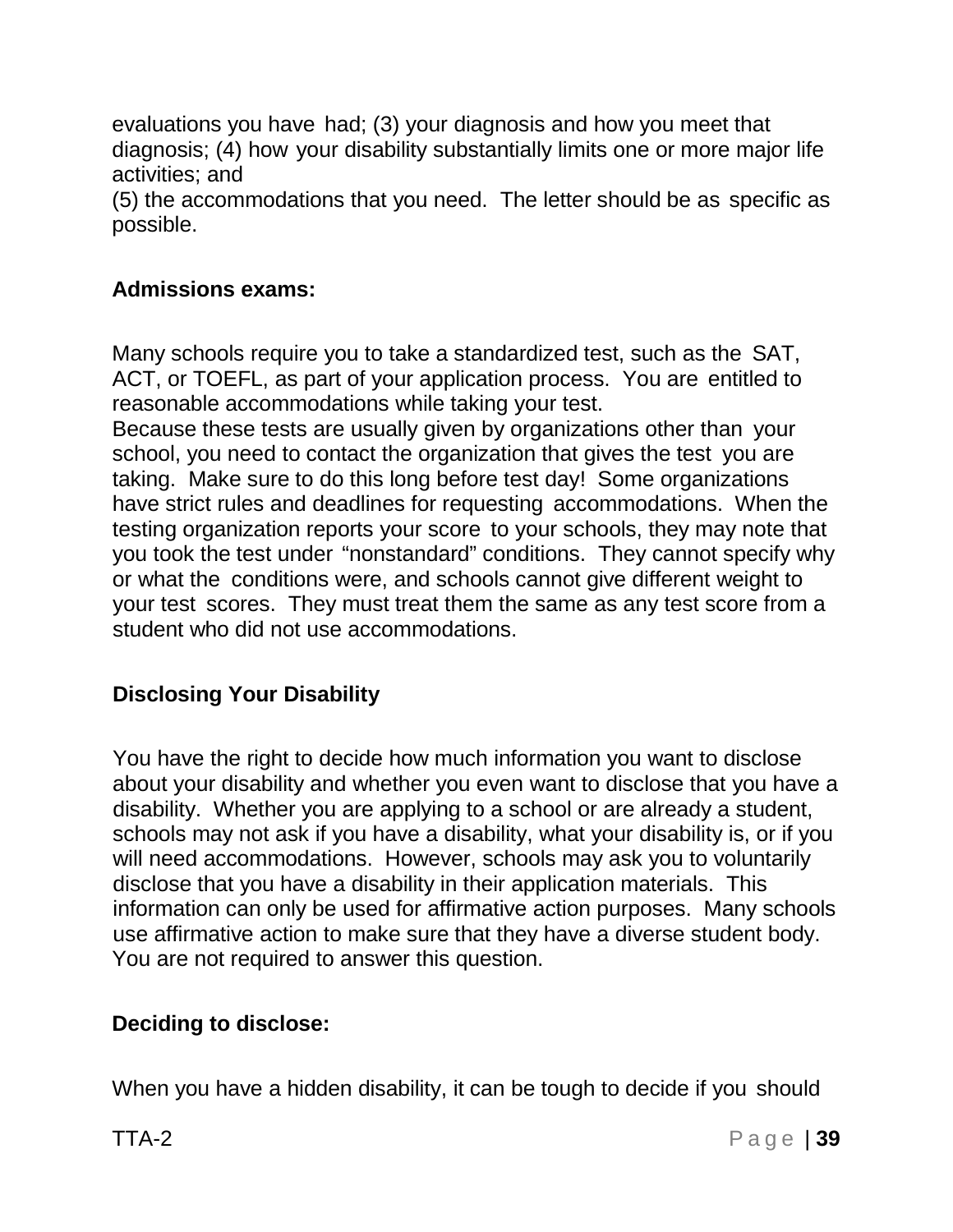evaluations you have had; (3) your diagnosis and how you meet that diagnosis; (4) how your disability substantially limits one or more major life activities; and

(5) the accommodations that you need. The letter should be as specific as possible.

### Admissions exams:

Many schools require you to take a standardized test, such as the SAT, ACT, or TOEFL, as part of your application process. You are entitled to reasonable accommodations while taking your test.

Because these tests are usually given by organizations other than your school, you need to contact the organization that gives the test you are taking. Make sure to do this long before test day! Some organizations have strict rules and deadlines for requesting accommodations. When the testing organization reports your score to your schools, they may note that you took the test under "nonstandard" conditions. They cannot specify why or what the conditions were, and schools cannot give different weight to your test scores. They must treat them the same as any test score from a student who did not use accommodations.

## Disclosing Your Disability

You have the right to decide how much information you want to disclose about your disability and whether you even want to disclose that you have a disability. Whether you are applying to a school or are already a student, schools may not ask if you have a disability, what your disability is, or if you will need accommodations. However, schools may ask you to voluntarily disclose that you have a disability in their application materials. This information can only be used for affirmative action purposes. Many schools use affirmative action to make sure that they have a diverse student body. You are not required to answer this question.

### Deciding to disclose:

When you have a hidden disability, it can be tough to decide if you should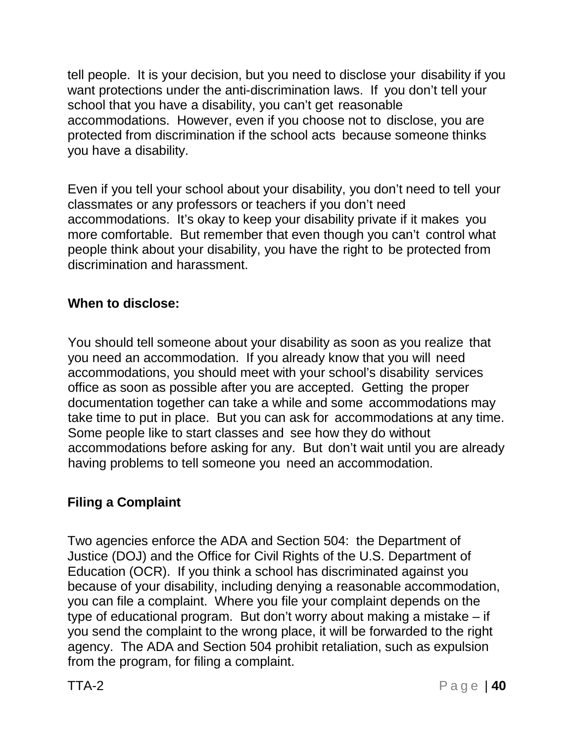tell people. It is your decision, but you need to disclose your disability if you want protections under the anti-discrimination laws. If you don't tell your school that you have a disability, you can't get reasonable accommodations. However, even if you choose not to disclose, you are protected from discrimination if the school acts because someone thinks you have a disability.

Even if you tell your school about your disability, you don't need to tell your classmates or any professors or teachers if you don't need accommodations. It's okay to keep your disability private if it makes you more comfortable. But remember that even though you can't control what people think about your disability, you have the right to be protected from discrimination and harassment.

**When to disclose:**

You should tell someone about your disability as soon as you realize that you need an accommodation. If you already know that you will need accommodations, you should meet with your school's disability services office as soon as possible after you are accepted. Getting the proper documentation together can take a while and some accommodations may take time to put in place. But you can ask for accommodations at any time. Some people like to start classes and see how they do without accommodations before asking for any. But don't wait until you are already having problems to tell someone you need an accommodation.

**Filing a Complaint**

Two agencies enforce the ADA and Section 504: the Department of Justice (DOJ) and the Office for Civil Rights of the U.S. Department of Education (OCR). If you think a school has discriminated against you because of your disability, including denying a reasonable accommodation, you can file a complaint. Where you file your complaint depends on the type of educational program. But don't worry about making a mistake – if you send the complaint to the wrong place, it will be forwarded to the right agency. The ADA and Section 504 prohibit retaliation, such as expulsion from the program, for filing a complaint.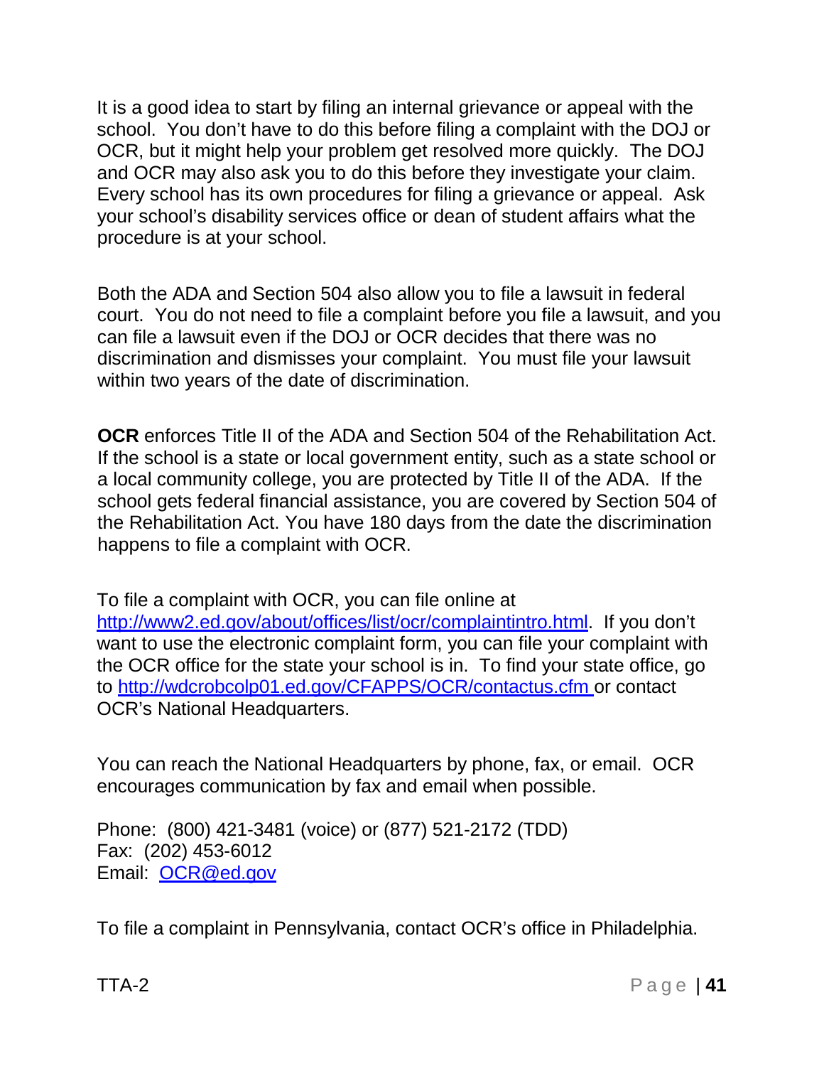It is a good idea to start by filing an internal grievance or appeal with the school. You don't have to do this before filing a complaint with the DOJ or OCR, but it might help your problem get resolved more quickly. The DOJ and OCR may also ask you to do this before they investigate your claim. Every school has its own procedures for filing a grievance or appeal. Ask your school's disability services office or dean of student affairs what the procedure is at your school.

Both the ADA and Section 504 also allow you to file a lawsuit in federal court. You do not need to file a complaint before you file a lawsuit, and you can file a lawsuit even if the DOJ or OCR decides that there was no discrimination and dismisses your complaint. You must file your lawsuit within two years of the date of discrimination.

**OCR** enforces Title II of the ADA and Section 504 of the Rehabilitation Act. If the school is a state or local government entity, such as a state school or a local community college, you are protected by Title II of the ADA. If the school gets federal financial assistance, you are covered by Section 504 of the Rehabilitation Act. You have 180 days from the date the discrimination happens to file a complaint with OCR.

To file a complaint with OCR, you can file online at [http://www2.ed.gov/about/offices/list/ocr/complaintintro.html](http://www2.ed.gov/about/offices/list/ocr/complaintintro.html). If you don't want to use the electronic complaint form, you can file your complaint with the OCR office for the state your school is in. To find your state office, go to [http://wdcrobcolp01.ed.gov/CFAPPS/OCR/contactus.cfm](http://wdcrobcolp01.ed.gov/CFAPPS/OCR/contactus.cfm) or contact OCR's National Headquarters.

You can reach the National Headquarters by phone, fax, or email. OCR encourages communication by fax and email when possible.

Phone: (800) 421-3481 (voice) or (877) 521-2172 (TDD)
Fax: (202) 453-6012
Email: [OCR@ed.gov](mailto:OCR@ed.gov)

To file a complaint in Pennsylvania, contact OCR's office in Philadelphia.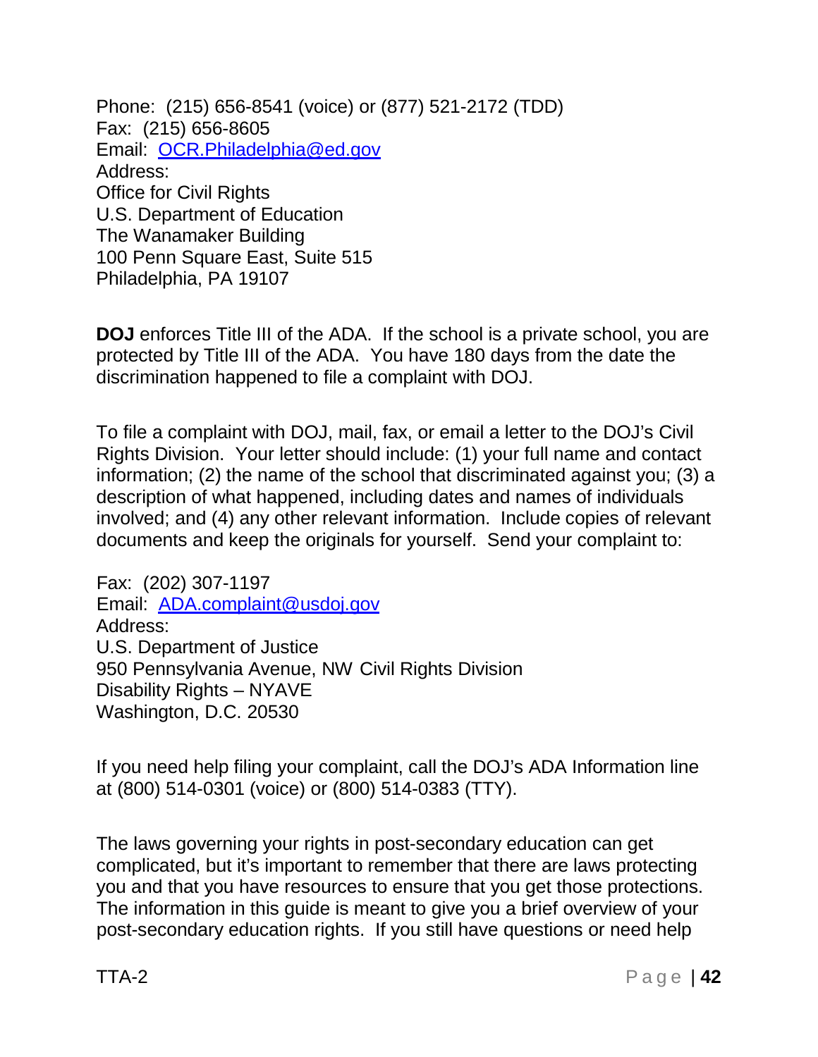Phone: (215) 656-8541 (voice) or (877) 521-2172 (TDD)
Fax: (215) 656-8605
Email: [OCR.Philadelphia@ed.gov](mailto:OCR.Philadelphia@ed.gov)
Address:
Office for Civil Rights
U.S. Department of Education
The Wanamaker Building
100 Penn Square East, Suite 515
Philadelphia, PA 19107

**DOJ** enforces Title III of the ADA. If the school is a private school, you are protected by Title III of the ADA. You have 180 days from the date the discrimination happened to file a complaint with DOJ.

To file a complaint with DOJ, mail, fax, or email a letter to the DOJ's Civil Rights Division. Your letter should include: (1) your full name and contact information; (2) the name of the school that discriminated against you; (3) a description of what happened, including dates and names of individuals involved; and (4) any other relevant information. Include copies of relevant documents and keep the originals for yourself. Send your complaint to:

Fax: (202) 307-1197
Email: [ADA.complaint@usdoj.gov](mailto:ADA.complaint@usdoj.gov)
Address:
U.S. Department of Justice
950 Pennsylvania Avenue, NW Civil Rights Division
Disability Rights – NYAVE
Washington, D.C. 20530

If you need help filing your complaint, call the DOJ's ADA Information line at (800) 514-0301 (voice) or (800) 514-0383 (TTY).

The laws governing your rights in post-secondary education can get complicated, but it's important to remember that there are laws protecting you and that you have resources to ensure that you get those protections. The information in this guide is meant to give you a brief overview of your post-secondary education rights. If you still have questions or need help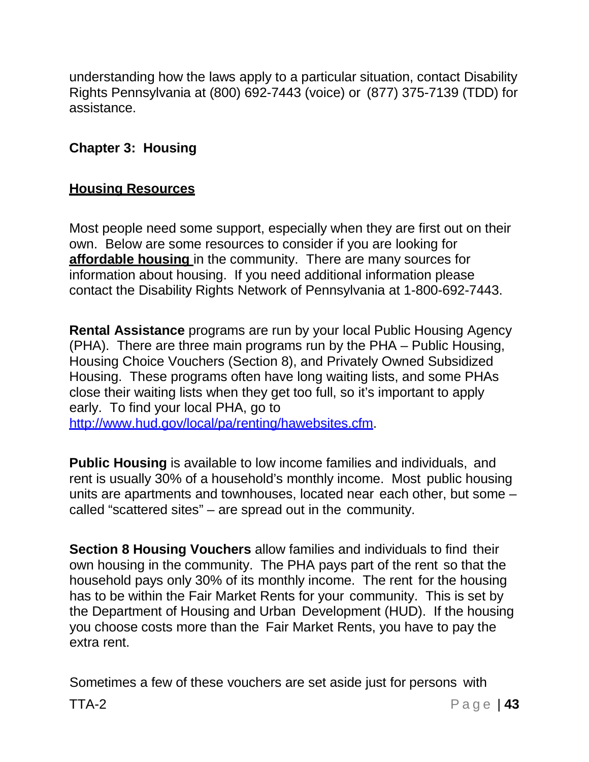understanding how the laws apply to a particular situation, contact Disability Rights Pennsylvania at (800) 692-7443 (voice) or (877) 375-7139 (TDD) for assistance.

## Chapter 3: Housing

### Housing Resources

Most people need some support, especially when they are first out on their own. Below are some resources to consider if you are looking for **affordable housing** in the community. There are many sources for information about housing. If you need additional information please contact the Disability Rights Network of Pennsylvania at 1-800-692-7443.

**Rental Assistance** programs are run by your local Public Housing Agency (PHA). There are three main programs run by the PHA – Public Housing, Housing Choice Vouchers (Section 8), and Privately Owned Subsidized Housing. These programs often have long waiting lists, and some PHAs close their waiting lists when they get too full, so it's important to apply early. To find your local PHA, go to http://www.hud.gov/local/pa/renting/hawebsites.cfm.

**Public Housing** is available to low income families and individuals, and rent is usually 30% of a household's monthly income. Most public housing units are apartments and townhouses, located near each other, but some – called "scattered sites" – are spread out in the community.

**Section 8 Housing Vouchers** allow families and individuals to find their own housing in the community. The PHA pays part of the rent so that the household pays only 30% of its monthly income. The rent for the housing has to be within the Fair Market Rents for your community. This is set by the Department of Housing and Urban Development (HUD). If the housing you choose costs more than the Fair Market Rents, you have to pay the extra rent.

Sometimes a few of these vouchers are set aside just for persons with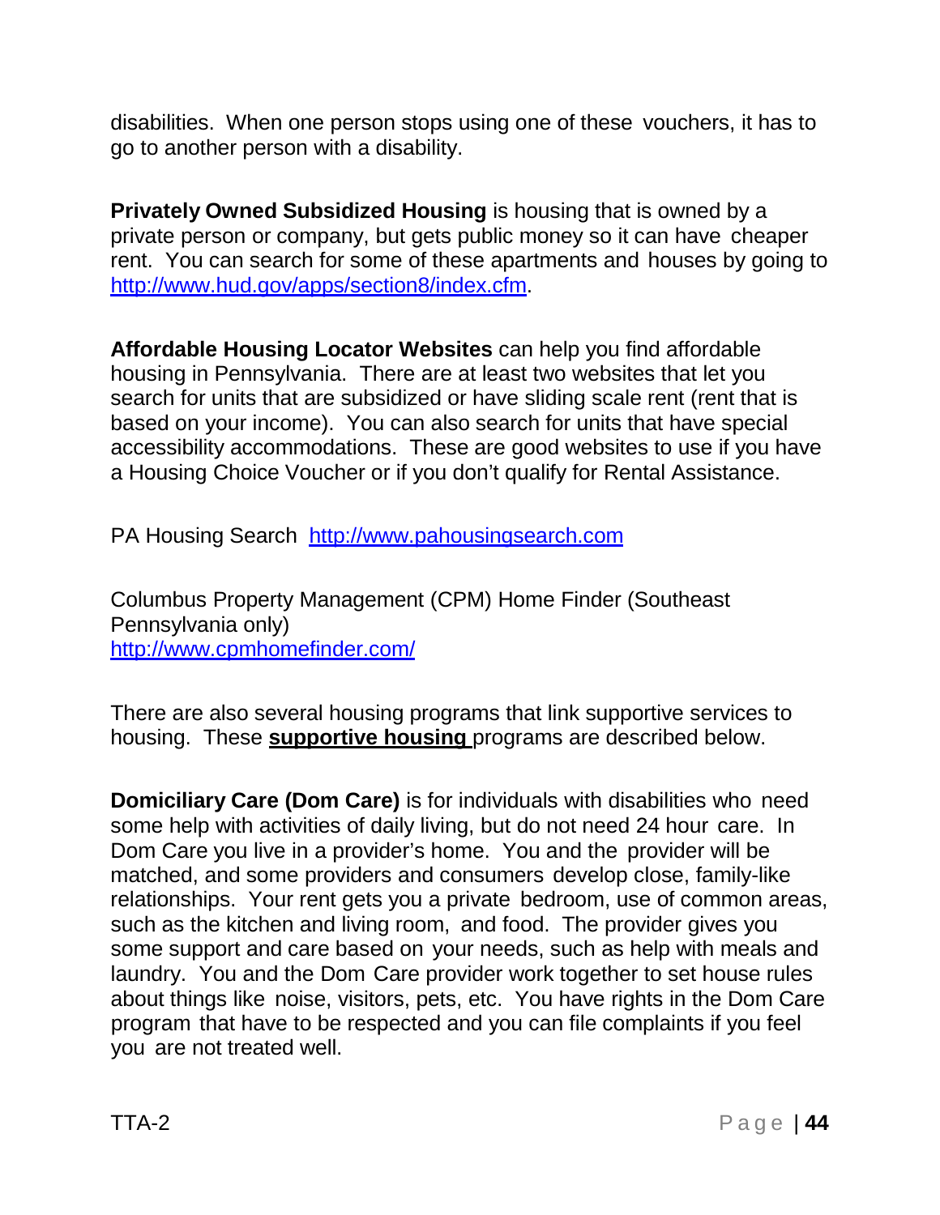disabilities. When one person stops using one of these vouchers, it has to go to another person with a disability.

**Privately Owned Subsidized Housing** is housing that is owned by a private person or company, but gets public money so it can have cheaper rent. You can search for some of these apartments and houses by going to http://www.hud.gov/apps/section8/index.cfm.

**Affordable Housing Locator Websites** can help you find affordable housing in Pennsylvania. There are at least two websites that let you search for units that are subsidized or have sliding scale rent (rent that is based on your income). You can also search for units that have special accessibility accommodations. These are good websites to use if you have a Housing Choice Voucher or if you don't qualify for Rental Assistance.

PA Housing Search http://www.pahousingsearch.com

Columbus Property Management (CPM) Home Finder (Southeast Pennsylvania only)
http://www.cpmhomefinder.com/

There are also several housing programs that link supportive services to housing. These **supportive housing** programs are described below.

**Domiciliary Care (Dom Care)** is for individuals with disabilities who need some help with activities of daily living, but do not need 24 hour care. In Dom Care you live in a provider's home. You and the provider will be matched, and some providers and consumers develop close, family-like relationships. Your rent gets you a private bedroom, use of common areas, such as the kitchen and living room, and food. The provider gives you some support and care based on your needs, such as help with meals and laundry. You and the Dom Care provider work together to set house rules about things like noise, visitors, pets, etc. You have rights in the Dom Care program that have to be respected and you can file complaints if you feel you are not treated well.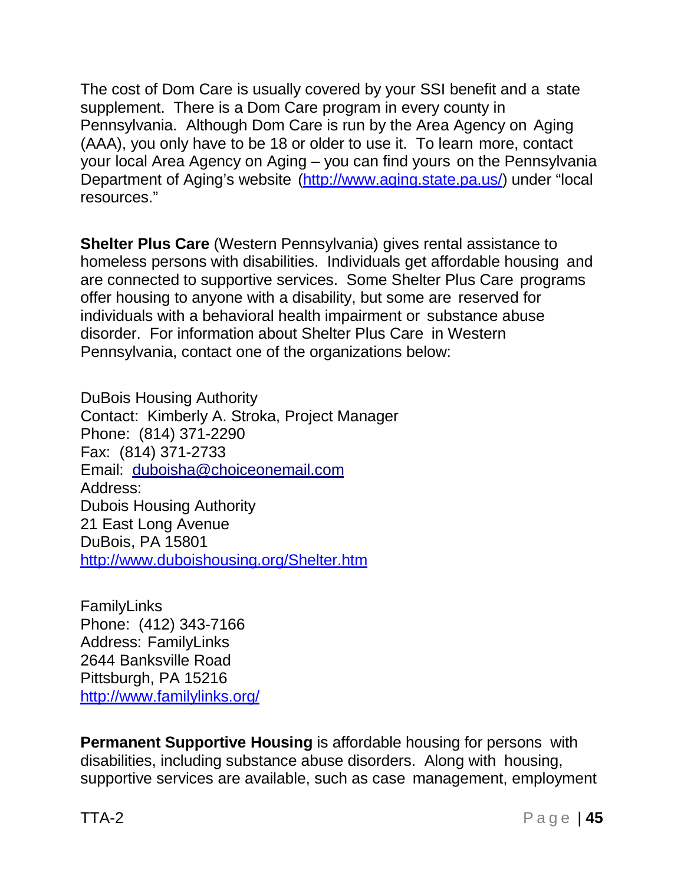The cost of Dom Care is usually covered by your SSI benefit and a state supplement. There is a Dom Care program in every county in Pennsylvania. Although Dom Care is run by the Area Agency on Aging (AAA), you only have to be 18 or older to use it. To learn more, contact your local Area Agency on Aging – you can find yours on the Pennsylvania Department of Aging's website (http://www.aging.state.pa.us/) under "local resources."

**Shelter Plus Care** (Western Pennsylvania) gives rental assistance to homeless persons with disabilities. Individuals get affordable housing and are connected to supportive services. Some Shelter Plus Care programs offer housing to anyone with a disability, but some are reserved for individuals with a behavioral health impairment or substance abuse disorder. For information about Shelter Plus Care in Western Pennsylvania, contact one of the organizations below:

DuBois Housing Authority
Contact: Kimberly A. Stroka, Project Manager
Phone: (814) 371-2290
Fax: (814) 371-2733
Email: duboisha@choiceonemail.com
Address:
Dubois Housing Authority
21 East Long Avenue
DuBois, PA 15801
http://www.duboishousing.org/Shelter.htm

FamilyLinks
Phone: (412) 343-7166
Address: FamilyLinks
2644 Banksville Road
Pittsburgh, PA 15216
http://www.familylinks.org/

**Permanent Supportive Housing** is affordable housing for persons with disabilities, including substance abuse disorders. Along with housing, supportive services are available, such as case management, employment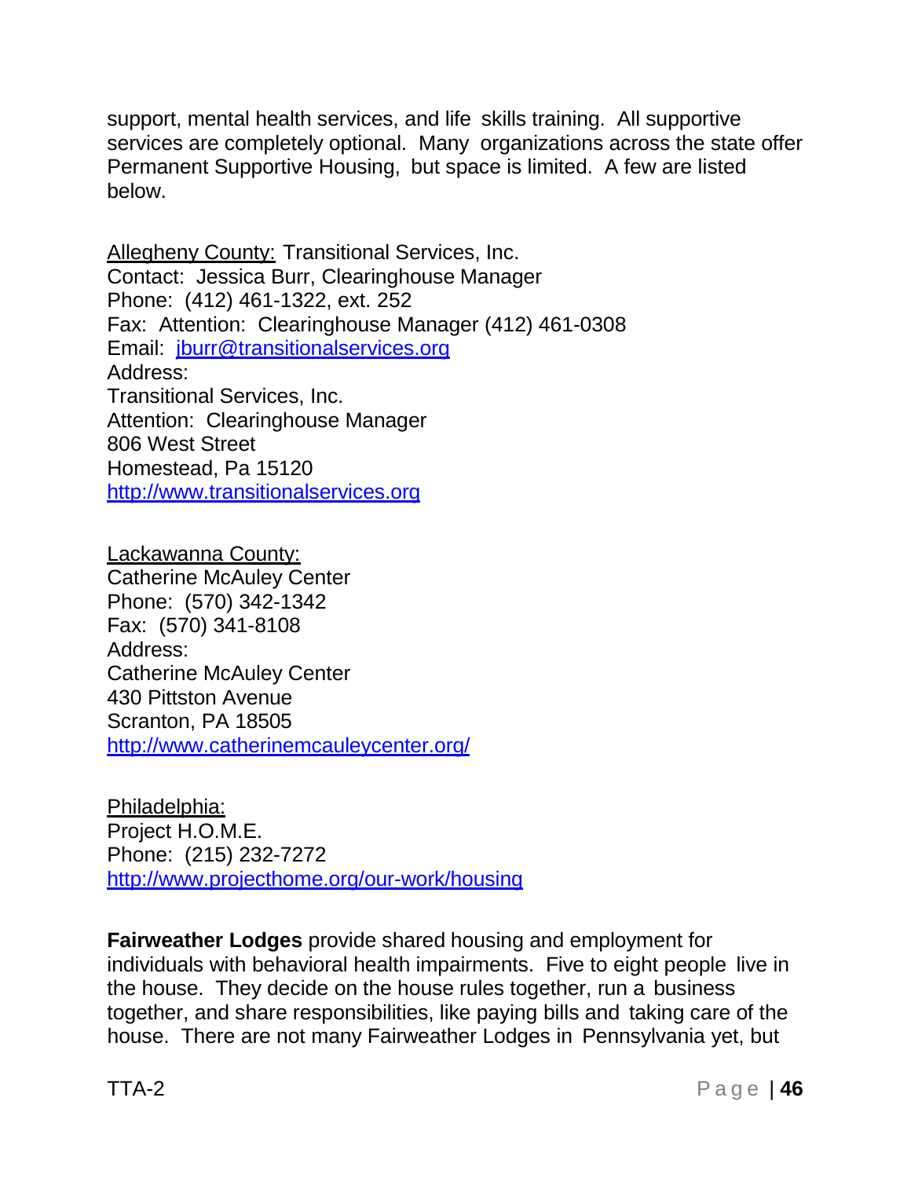support, mental health services, and life skills training. All supportive services are completely optional. Many organizations across the state offer Permanent Supportive Housing, but space is limited. A few are listed below.

Allegheny County: Transitional Services, Inc.
Contact: Jessica Burr, Clearinghouse Manager
Phone: (412) 461-1322, ext. 252
Fax: Attention: Clearinghouse Manager (412) 461-0308
Email: jburr@transitionalservices.org
Address:
Transitional Services, Inc.
Attention: Clearinghouse Manager
806 West Street
Homestead, Pa 15120
http://www.transitionalservices.org

Lackawanna County:
Catherine McAuley Center
Phone: (570) 342-1342
Fax: (570) 341-8108
Address:
Catherine McAuley Center
430 Pittston Avenue
Scranton, PA 18505
http://www.catherinemcauleycenter.org/

Philadelphia:
Project H.O.M.E.
Phone: (215) 232-7272
http://www.projecthome.org/our-work/housing

**Fairweather Lodges** provide shared housing and employment for individuals with behavioral health impairments. Five to eight people live in the house. They decide on the house rules together, run a business together, and share responsibilities, like paying bills and taking care of the house. There are not many Fairweather Lodges in Pennsylvania yet, but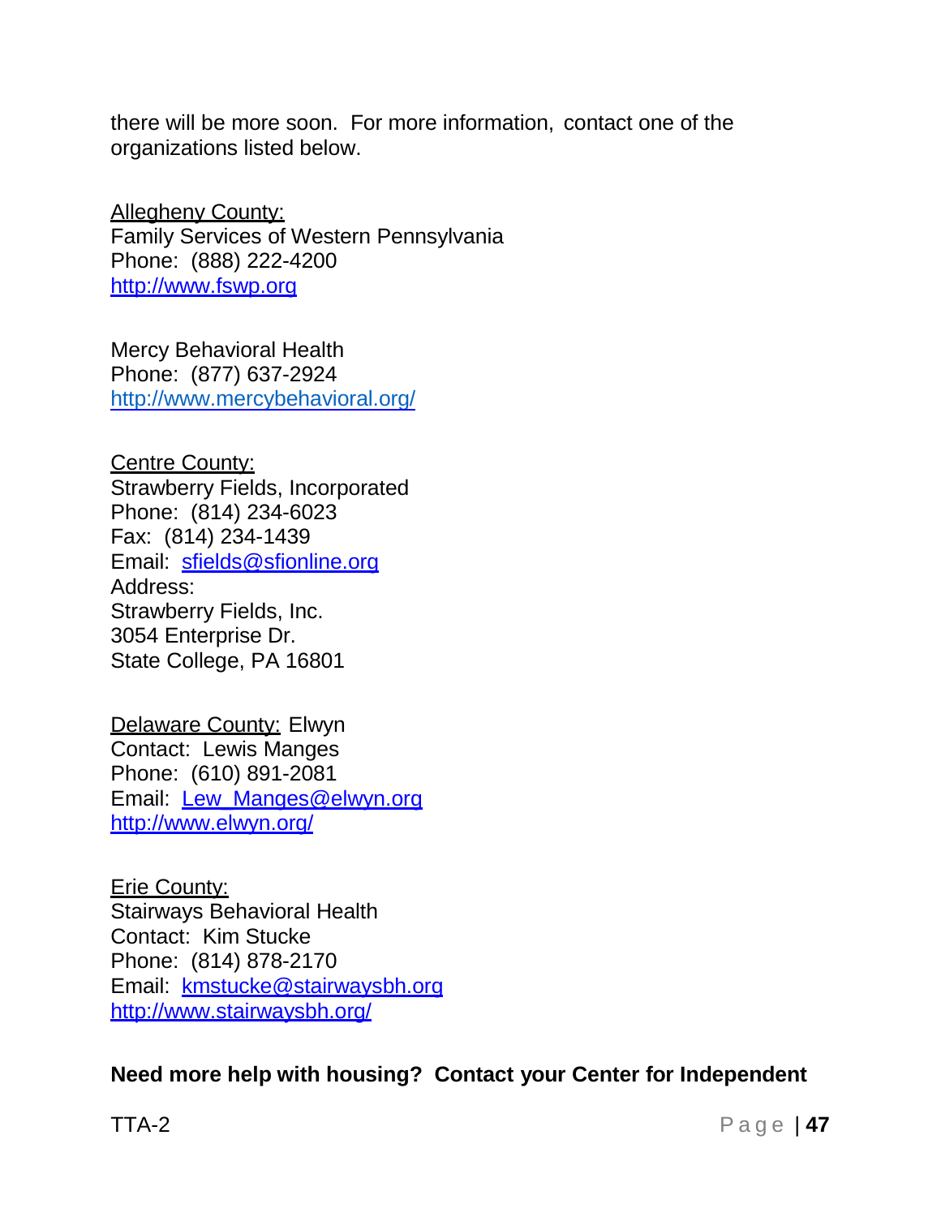there will be more soon. For more information, contact one of the organizations listed below.

Allegheny County:
Family Services of Western Pennsylvania
Phone: (888) 222-4200
http://www.fswp.org

Mercy Behavioral Health
Phone: (877) 637-2924
http://www.mercybehavioral.org/

Centre County:
Strawberry Fields, Incorporated
Phone: (814) 234-6023
Fax: (814) 234-1439
Email: sfields@sfionline.org
Address:
Strawberry Fields, Inc.
3054 Enterprise Dr.
State College, PA 16801

Delaware County: Elwyn
Contact: Lewis Manges
Phone: (610) 891-2081
Email: Lew_Manges@elwyn.org
http://www.elwyn.org/

Erie County:
Stairways Behavioral Health
Contact: Kim Stucke
Phone: (814) 878-2170
Email: kmstucke@stairwaysbh.org
http://www.stairwaysbh.org/

**Need more help with housing? Contact your Center for Independent**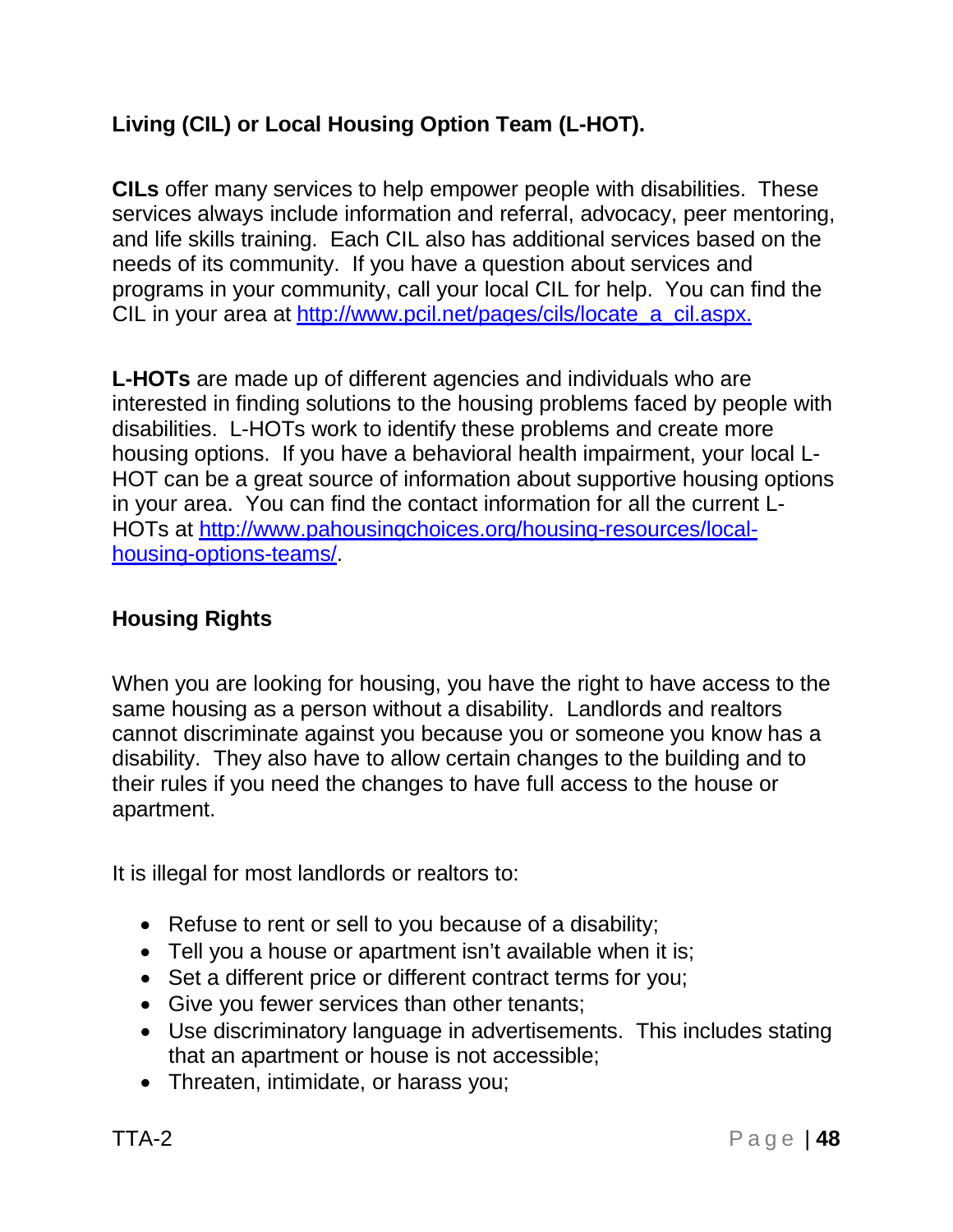**Living (CIL) or Local Housing Option Team (L-HOT).**

**CILs** offer many services to help empower people with disabilities. These services always include information and referral, advocacy, peer mentoring, and life skills training. Each CIL also has additional services based on the needs of its community. If you have a question about services and programs in your community, call your local CIL for help. You can find the CIL in your area at http://www.pcil.net/pages/cils/locate_a_cil.aspx.

**L-HOTs** are made up of different agencies and individuals who are interested in finding solutions to the housing problems faced by people with disabilities. L-HOTs work to identify these problems and create more housing options. If you have a behavioral health impairment, your local L-HOT can be a great source of information about supportive housing options in your area. You can find the contact information for all the current L-HOTs at http://www.pahousingchoices.org/housing-resources/local-housing-options-teams/.

### Housing Rights

When you are looking for housing, you have the right to have access to the same housing as a person without a disability. Landlords and realtors cannot discriminate against you because you or someone you know has a disability. They also have to allow certain changes to the building and to their rules if you need the changes to have full access to the house or apartment.

It is illegal for most landlords or realtors to:

- Refuse to rent or sell to you because of a disability;
- Tell you a house or apartment isn't available when it is;
- Set a different price or different contract terms for you;
- Give you fewer services than other tenants;
- Use discriminatory language in advertisements. This includes stating that an apartment or house is not accessible;
- Threaten, intimidate, or harass you;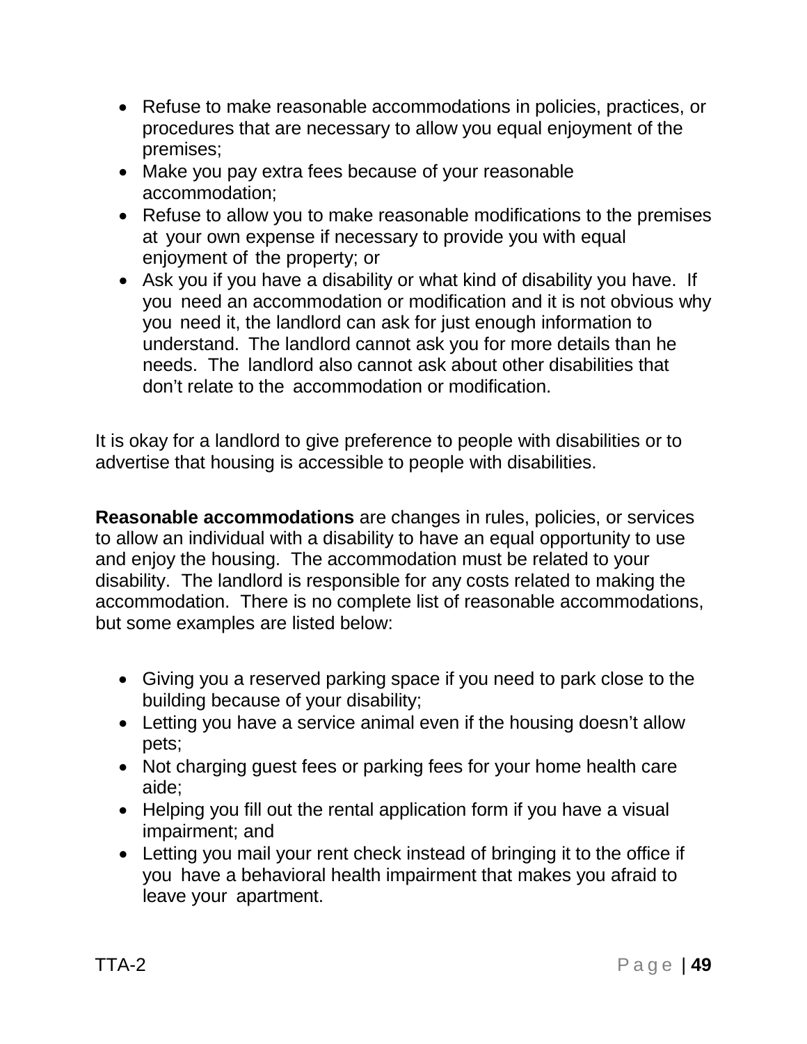- Refuse to make reasonable accommodations in policies, practices, or procedures that are necessary to allow you equal enjoyment of the premises;
- Make you pay extra fees because of your reasonable accommodation;
- Refuse to allow you to make reasonable modifications to the premises at your own expense if necessary to provide you with equal enjoyment of the property; or
- Ask you if you have a disability or what kind of disability you have. If you need an accommodation or modification and it is not obvious why you need it, the landlord can ask for just enough information to understand. The landlord cannot ask you for more details than he needs. The landlord also cannot ask about other disabilities that don't relate to the accommodation or modification.

It is okay for a landlord to give preference to people with disabilities or to advertise that housing is accessible to people with disabilities.

**Reasonable accommodations** are changes in rules, policies, or services to allow an individual with a disability to have an equal opportunity to use and enjoy the housing. The accommodation must be related to your disability. The landlord is responsible for any costs related to making the accommodation. There is no complete list of reasonable accommodations, but some examples are listed below:

- Giving you a reserved parking space if you need to park close to the building because of your disability;
- Letting you have a service animal even if the housing doesn't allow pets;
- Not charging guest fees or parking fees for your home health care aide;
- Helping you fill out the rental application form if you have a visual impairment; and
- Letting you mail your rent check instead of bringing it to the office if you have a behavioral health impairment that makes you afraid to leave your apartment.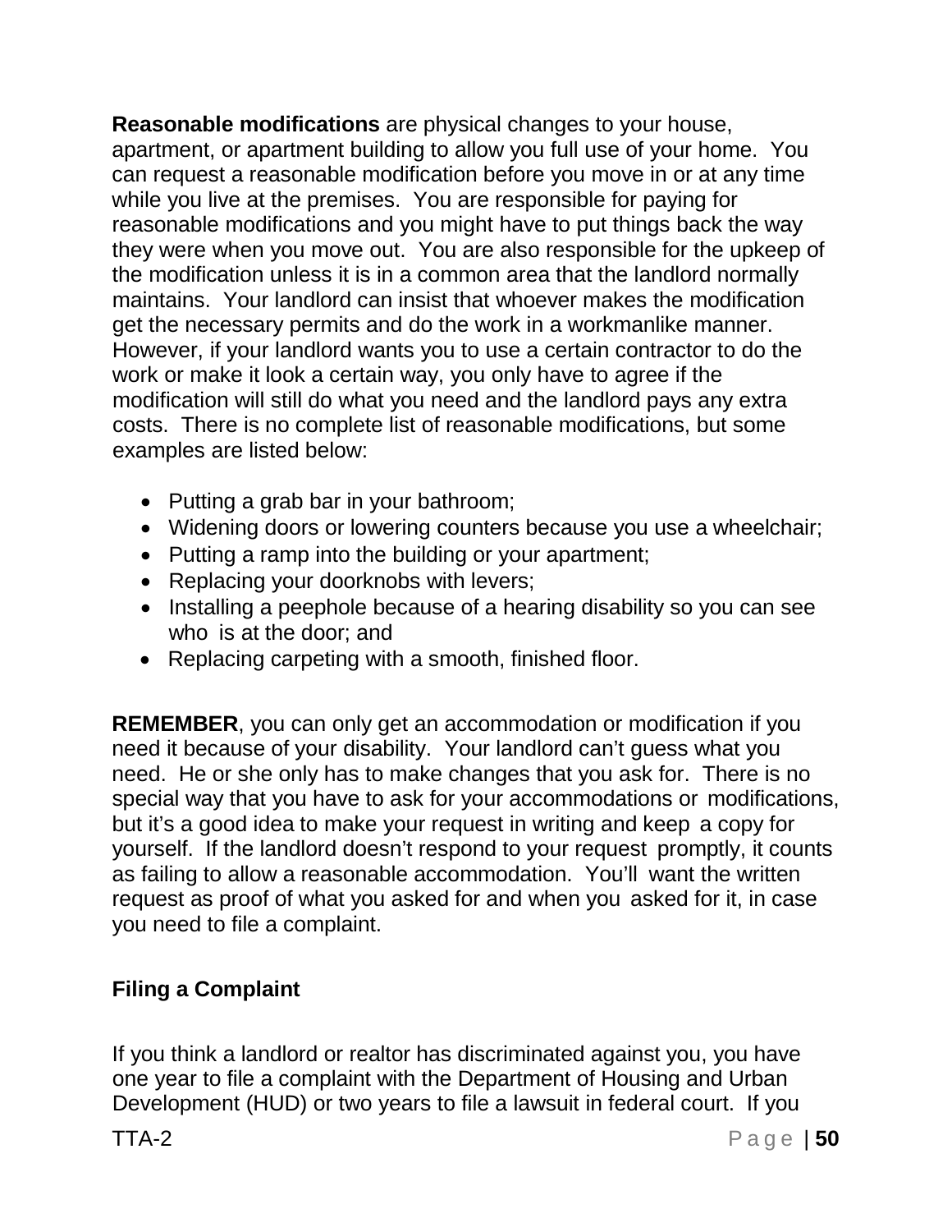**Reasonable modifications** are physical changes to your house, apartment, or apartment building to allow you full use of your home. You can request a reasonable modification before you move in or at any time while you live at the premises. You are responsible for paying for reasonable modifications and you might have to put things back the way they were when you move out. You are also responsible for the upkeep of the modification unless it is in a common area that the landlord normally maintains. Your landlord can insist that whoever makes the modification get the necessary permits and do the work in a workmanlike manner. However, if your landlord wants you to use a certain contractor to do the work or make it look a certain way, you only have to agree if the modification will still do what you need and the landlord pays any extra costs. There is no complete list of reasonable modifications, but some examples are listed below:

- Putting a grab bar in your bathroom;
- Widening doors or lowering counters because you use a wheelchair;
- Putting a ramp into the building or your apartment;
- Replacing your doorknobs with levers;
- Installing a peephole because of a hearing disability so you can see who is at the door; and
- Replacing carpeting with a smooth, finished floor.

**REMEMBER**, you can only get an accommodation or modification if you need it because of your disability. Your landlord can't guess what you need. He or she only has to make changes that you ask for. There is no special way that you have to ask for your accommodations or modifications, but it's a good idea to make your request in writing and keep a copy for yourself. If the landlord doesn't respond to your request promptly, it counts as failing to allow a reasonable accommodation. You'll want the written request as proof of what you asked for and when you asked for it, in case you need to file a complaint.

### Filing a Complaint

If you think a landlord or realtor has discriminated against you, you have one year to file a complaint with the Department of Housing and Urban Development (HUD) or two years to file a lawsuit in federal court. If you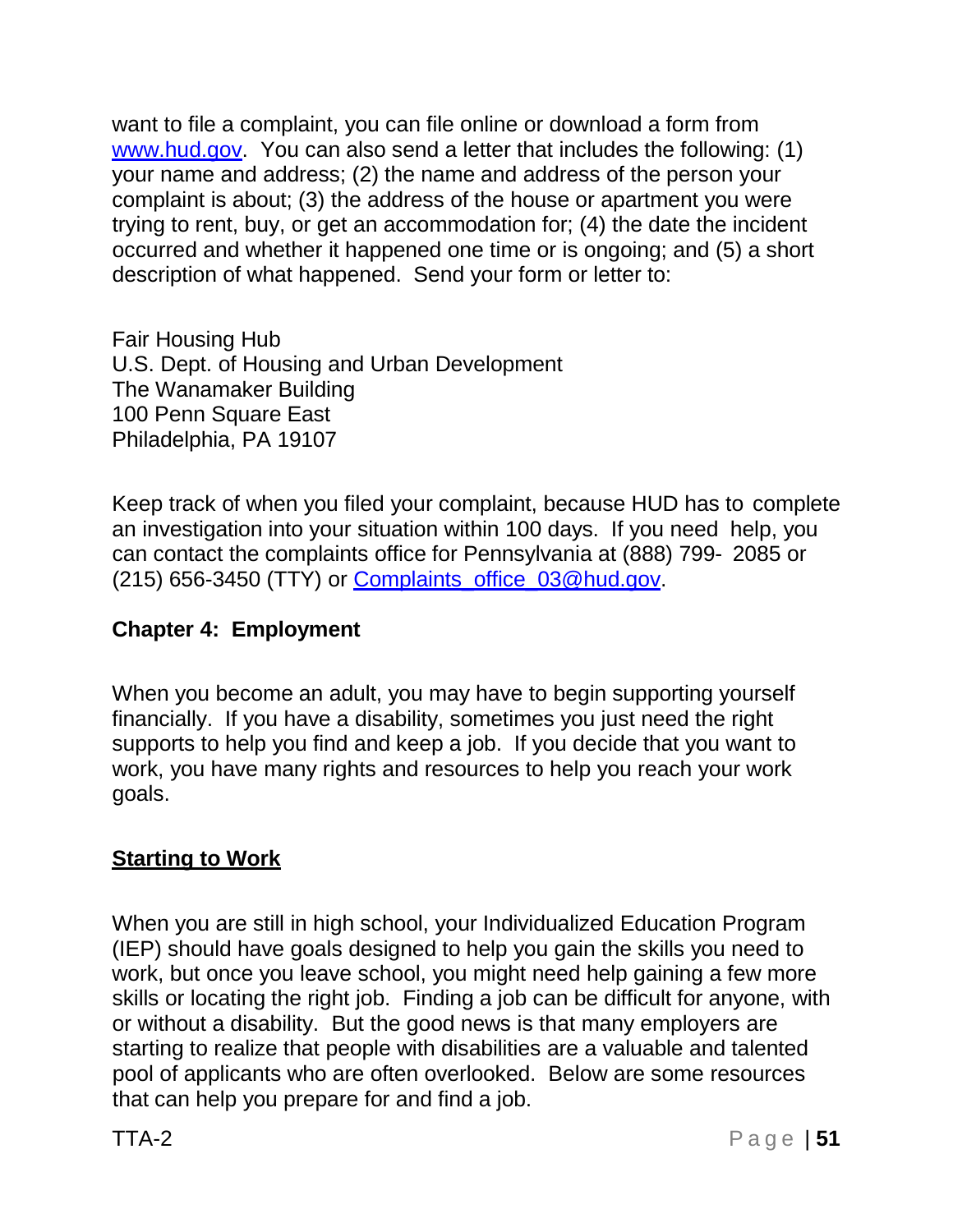want to file a complaint, you can file online or download a form from [www.hud.gov](http://www.hud.gov). You can also send a letter that includes the following: (1) your name and address; (2) the name and address of the person your complaint is about; (3) the address of the house or apartment you were trying to rent, buy, or get an accommodation for; (4) the date the incident occurred and whether it happened one time or is ongoing; and (5) a short description of what happened. Send your form or letter to:

Fair Housing Hub
U.S. Dept. of Housing and Urban Development
The Wanamaker Building
100 Penn Square East
Philadelphia, PA 19107

Keep track of when you filed your complaint, because HUD has to complete an investigation into your situation within 100 days. If you need help, you can contact the complaints office for Pennsylvania at (888) 799- 2085 or (215) 656-3450 (TTY) or [Complaints_office_03@hud.gov](mailto:Complaints_office_03@hud.gov).

## Chapter 4: Employment

When you become an adult, you may have to begin supporting yourself financially. If you have a disability, sometimes you just need the right supports to help you find and keep a job. If you decide that you want to work, you have many rights and resources to help you reach your work goals.

### Starting to Work

When you are still in high school, your Individualized Education Program (IEP) should have goals designed to help you gain the skills you need to work, but once you leave school, you might need help gaining a few more skills or locating the right job. Finding a job can be difficult for anyone, with or without a disability. But the good news is that many employers are starting to realize that people with disabilities are a valuable and talented pool of applicants who are often overlooked. Below are some resources that can help you prepare for and find a job.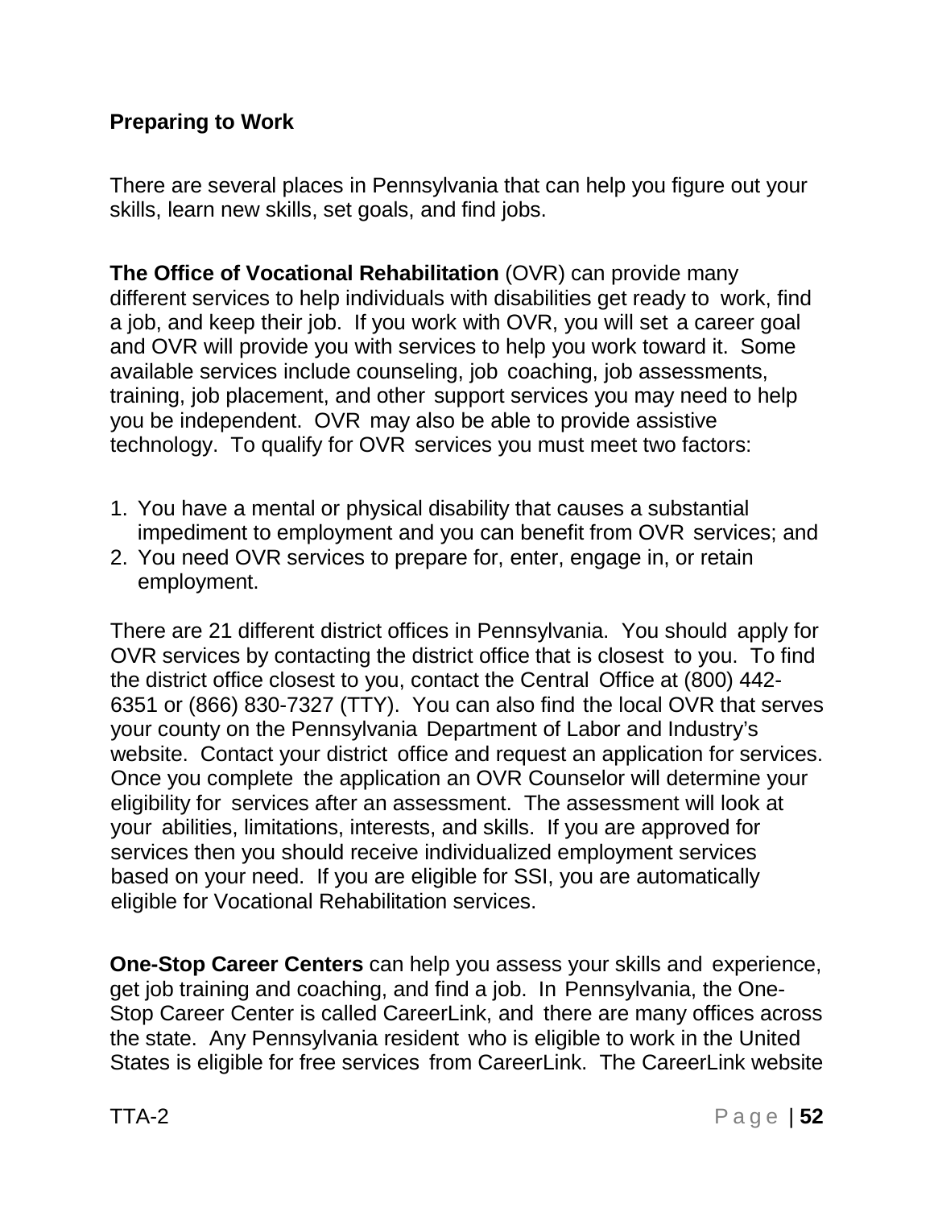## Preparing to Work

There are several places in Pennsylvania that can help you figure out your skills, learn new skills, set goals, and find jobs.

**The Office of Vocational Rehabilitation** (OVR) can provide many different services to help individuals with disabilities get ready to work, find a job, and keep their job. If you work with OVR, you will set a career goal and OVR will provide you with services to help you work toward it. Some available services include counseling, job coaching, job assessments, training, job placement, and other support services you may need to help you be independent. OVR may also be able to provide assistive technology. To qualify for OVR services you must meet two factors:

1. You have a mental or physical disability that causes a substantial impediment to employment and you can benefit from OVR services; and
2. You need OVR services to prepare for, enter, engage in, or retain employment.

There are 21 different district offices in Pennsylvania. You should apply for OVR services by contacting the district office that is closest to you. To find the district office closest to you, contact the Central Office at (800) 442-6351 or (866) 830-7327 (TTY). You can also find the local OVR that serves your county on the Pennsylvania Department of Labor and Industry's website. Contact your district office and request an application for services. Once you complete the application an OVR Counselor will determine your eligibility for services after an assessment. The assessment will look at your abilities, limitations, interests, and skills. If you are approved for services then you should receive individualized employment services based on your need. If you are eligible for SSI, you are automatically eligible for Vocational Rehabilitation services.

**One-Stop Career Centers** can help you assess your skills and experience, get job training and coaching, and find a job. In Pennsylvania, the One-Stop Career Center is called CareerLink, and there are many offices across the state. Any Pennsylvania resident who is eligible to work in the United States is eligible for free services from CareerLink. The CareerLink website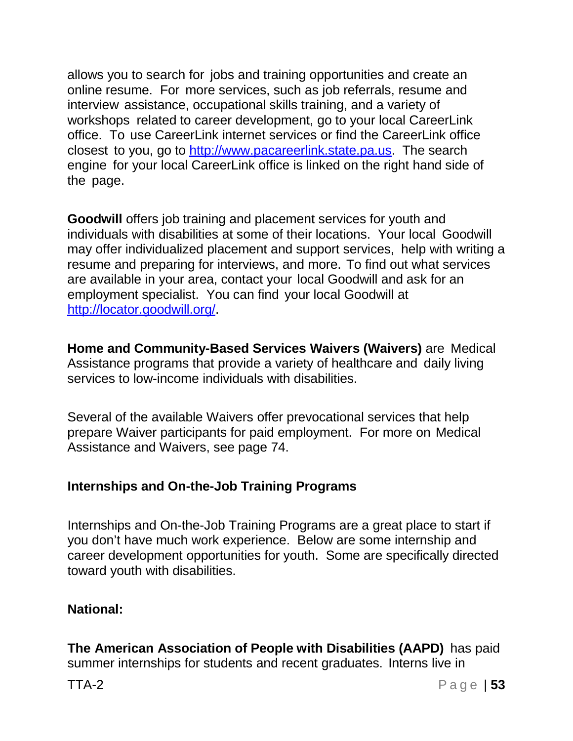allows you to search for jobs and training opportunities and create an online resume. For more services, such as job referrals, resume and interview assistance, occupational skills training, and a variety of workshops related to career development, go to your local CareerLink office. To use CareerLink internet services or find the CareerLink office closest to you, go to http://www.pacareerlink.state.pa.us. The search engine for your local CareerLink office is linked on the right hand side of the page.

**Goodwill** offers job training and placement services for youth and individuals with disabilities at some of their locations. Your local Goodwill may offer individualized placement and support services, help with writing a resume and preparing for interviews, and more. To find out what services are available in your area, contact your local Goodwill and ask for an employment specialist. You can find your local Goodwill at http://locator.goodwill.org/.

**Home and Community-Based Services Waivers (Waivers)** are Medical Assistance programs that provide a variety of healthcare and daily living services to low-income individuals with disabilities.

Several of the available Waivers offer prevocational services that help prepare Waiver participants for paid employment. For more on Medical Assistance and Waivers, see page 74.

### Internships and On-the-Job Training Programs

Internships and On-the-Job Training Programs are a great place to start if you don't have much work experience. Below are some internship and career development opportunities for youth. Some are specifically directed toward youth with disabilities.

#### National:

**The American Association of People with Disabilities (AAPD)** has paid summer internships for students and recent graduates. Interns live in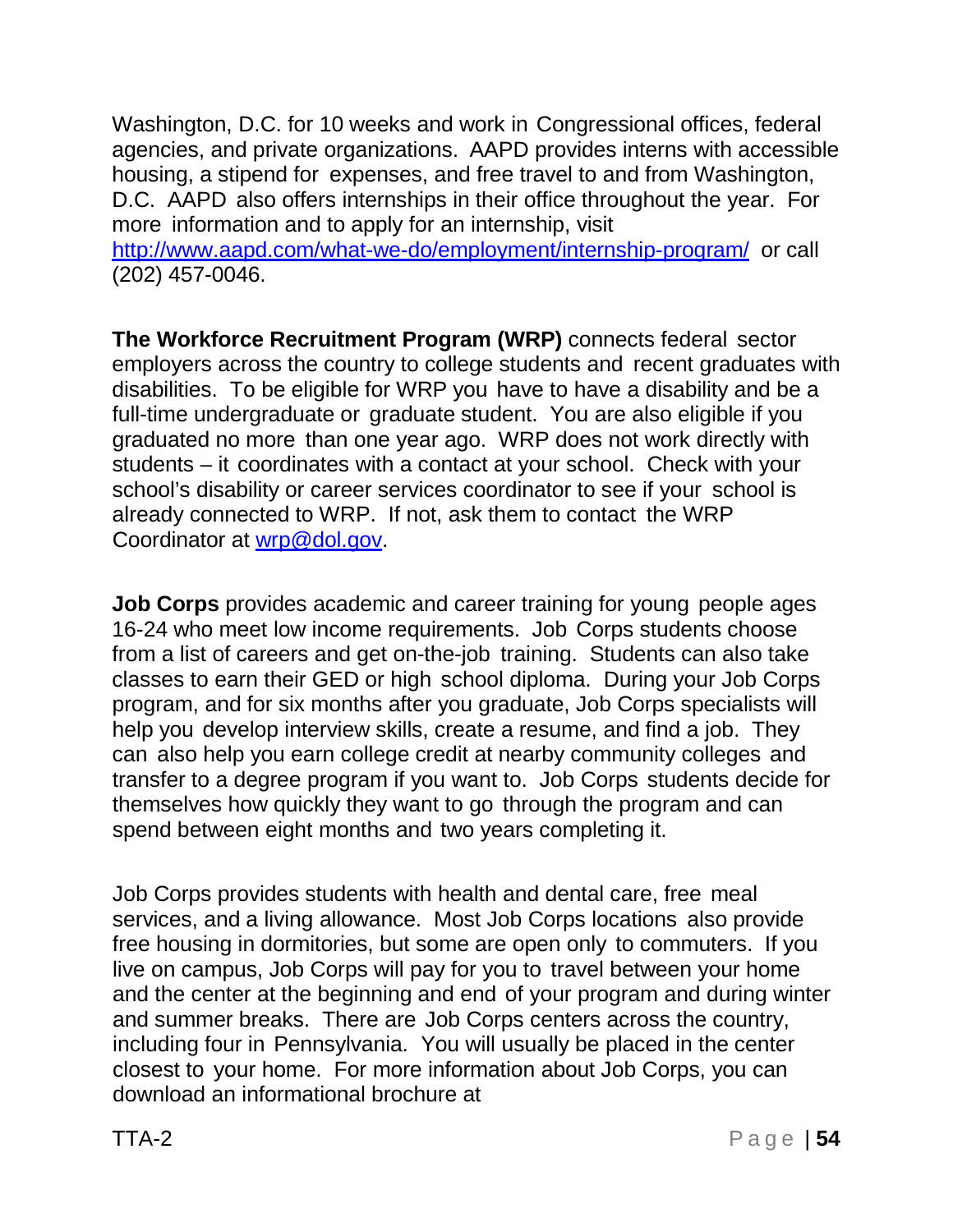Washington, D.C. for 10 weeks and work in Congressional offices, federal agencies, and private organizations. AAPD provides interns with accessible housing, a stipend for expenses, and free travel to and from Washington, D.C. AAPD also offers internships in their office throughout the year. For more information and to apply for an internship, visit [http://www.aapd.com/what-we-do/employment/internship-program/](http://www.aapd.com/what-we-do/employment/internship-program/) or call (202) 457-0046.

**The Workforce Recruitment Program (WRP)** connects federal sector employers across the country to college students and recent graduates with disabilities. To be eligible for WRP you have to have a disability and be a full-time undergraduate or graduate student. You are also eligible if you graduated no more than one year ago. WRP does not work directly with students – it coordinates with a contact at your school. Check with your school's disability or career services coordinator to see if your school is already connected to WRP. If not, ask them to contact the WRP Coordinator at [wrp@dol.gov](mailto:wrp@dol.gov).

**Job Corps** provides academic and career training for young people ages 16-24 who meet low income requirements. Job Corps students choose from a list of careers and get on-the-job training. Students can also take classes to earn their GED or high school diploma. During your Job Corps program, and for six months after you graduate, Job Corps specialists will help you develop interview skills, create a resume, and find a job. They can also help you earn college credit at nearby community colleges and transfer to a degree program if you want to. Job Corps students decide for themselves how quickly they want to go through the program and can spend between eight months and two years completing it.

Job Corps provides students with health and dental care, free meal services, and a living allowance. Most Job Corps locations also provide free housing in dormitories, but some are open only to commuters. If you live on campus, Job Corps will pay for you to travel between your home and the center at the beginning and end of your program and during winter and summer breaks. There are Job Corps centers across the country, including four in Pennsylvania. You will usually be placed in the center closest to your home. For more information about Job Corps, you can download an informational brochure at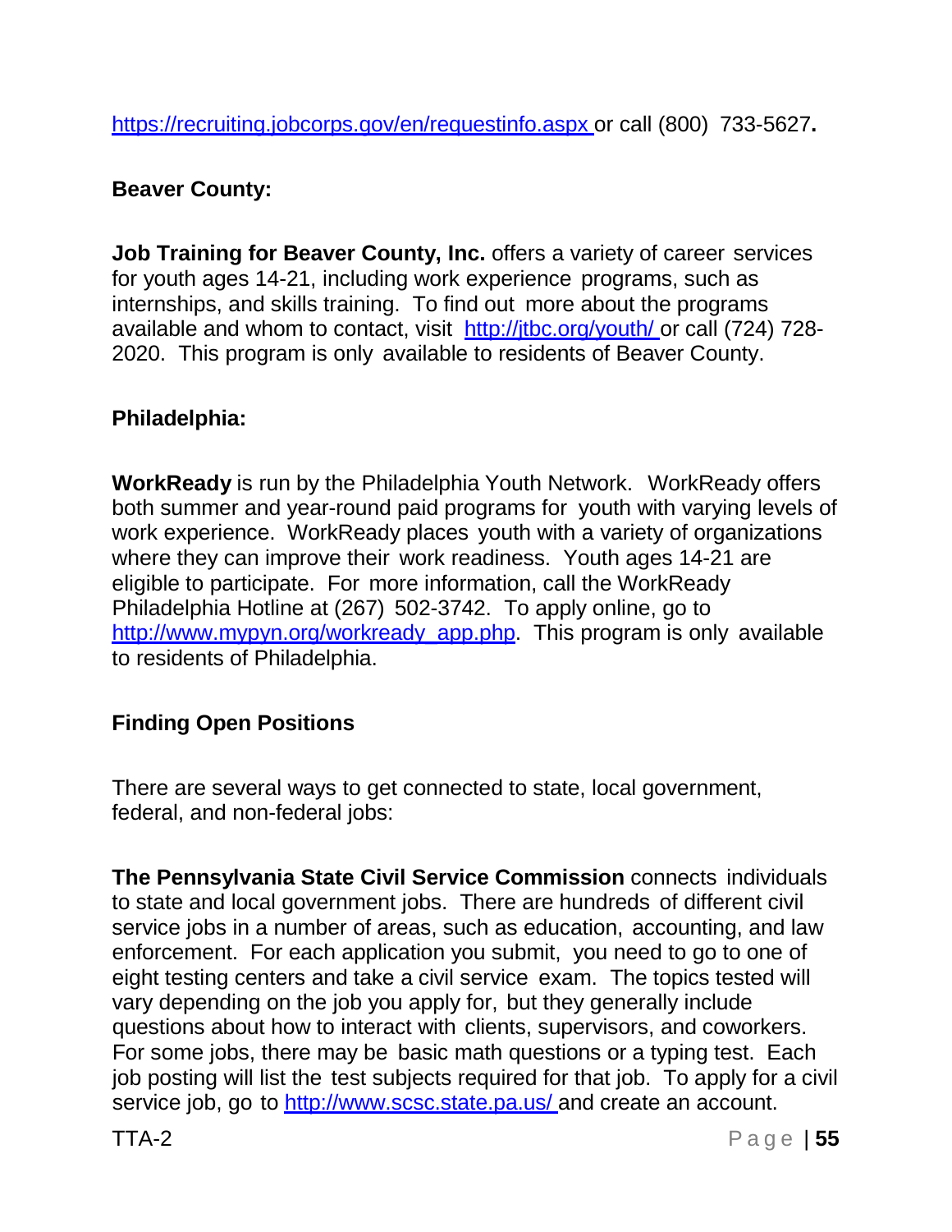https://recruiting.jobcorps.gov/en/requestinfo.aspx or call (800) 733-5627**.**

**Beaver County:**

**Job Training for Beaver County, Inc.** offers a variety of career services for youth ages 14-21, including work experience programs, such as internships, and skills training. To find out more about the programs available and whom to contact, visit http://jtbc.org/youth/ or call (724) 728-2020. This program is only available to residents of Beaver County.

**Philadelphia:**

**WorkReady** is run by the Philadelphia Youth Network. WorkReady offers both summer and year-round paid programs for youth with varying levels of work experience. WorkReady places youth with a variety of organizations where they can improve their work readiness. Youth ages 14-21 are eligible to participate. For more information, call the WorkReady Philadelphia Hotline at (267) 502-3742. To apply online, go to http://www.mypyn.org/workready_app.php. This program is only available to residents of Philadelphia.

**Finding Open Positions**

There are several ways to get connected to state, local government, federal, and non-federal jobs:

**The Pennsylvania State Civil Service Commission** connects individuals to state and local government jobs. There are hundreds of different civil service jobs in a number of areas, such as education, accounting, and law enforcement. For each application you submit, you need to go to one of eight testing centers and take a civil service exam. The topics tested will vary depending on the job you apply for, but they generally include questions about how to interact with clients, supervisors, and coworkers. For some jobs, there may be basic math questions or a typing test. Each job posting will list the test subjects required for that job. To apply for a civil service job, go to http://www.scsc.state.pa.us/ and create an account.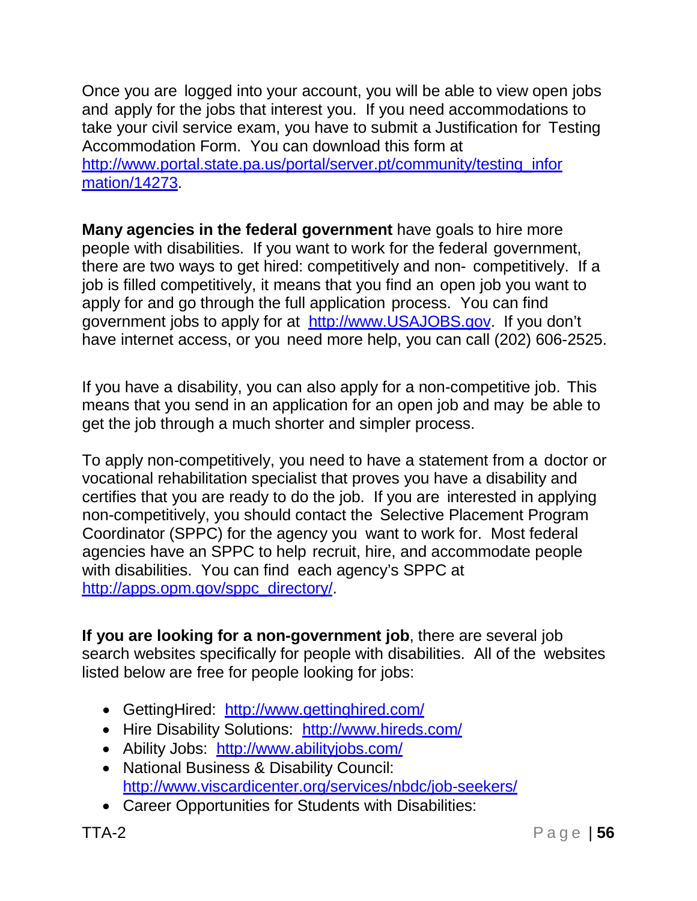Once you are logged into your account, you will be able to view open jobs and apply for the jobs that interest you. If you need accommodations to take your civil service exam, you have to submit a Justification for Testing Accommodation Form. You can download this form at http://www.portal.state.pa.us/portal/server.pt/community/testing_information/14273.

**Many agencies in the federal government** have goals to hire more people with disabilities. If you want to work for the federal government, there are two ways to get hired: competitively and non- competitively. If a job is filled competitively, it means that you find an open job you want to apply for and go through the full application process. You can find government jobs to apply for at http://www.USAJOBS.gov. If you don't have internet access, or you need more help, you can call (202) 606-2525.

If you have a disability, you can also apply for a non-competitive job. This means that you send in an application for an open job and may be able to get the job through a much shorter and simpler process.

To apply non-competitively, you need to have a statement from a doctor or vocational rehabilitation specialist that proves you have a disability and certifies that you are ready to do the job. If you are interested in applying non-competitively, you should contact the Selective Placement Program Coordinator (SPPC) for the agency you want to work for. Most federal agencies have an SPPC to help recruit, hire, and accommodate people with disabilities. You can find each agency's SPPC at http://apps.opm.gov/sppc_directory/.

**If you are looking for a non-government job**, there are several job search websites specifically for people with disabilities. All of the websites listed below are free for people looking for jobs:

- GettingHired: http://www.gettinghired.com/
- Hire Disability Solutions: http://www.hireds.com/
- Ability Jobs: http://www.abilityjobs.com/
- National Business & Disability Council: http://www.viscardicenter.org/services/nbdc/job-seekers/
- Career Opportunities for Students with Disabilities: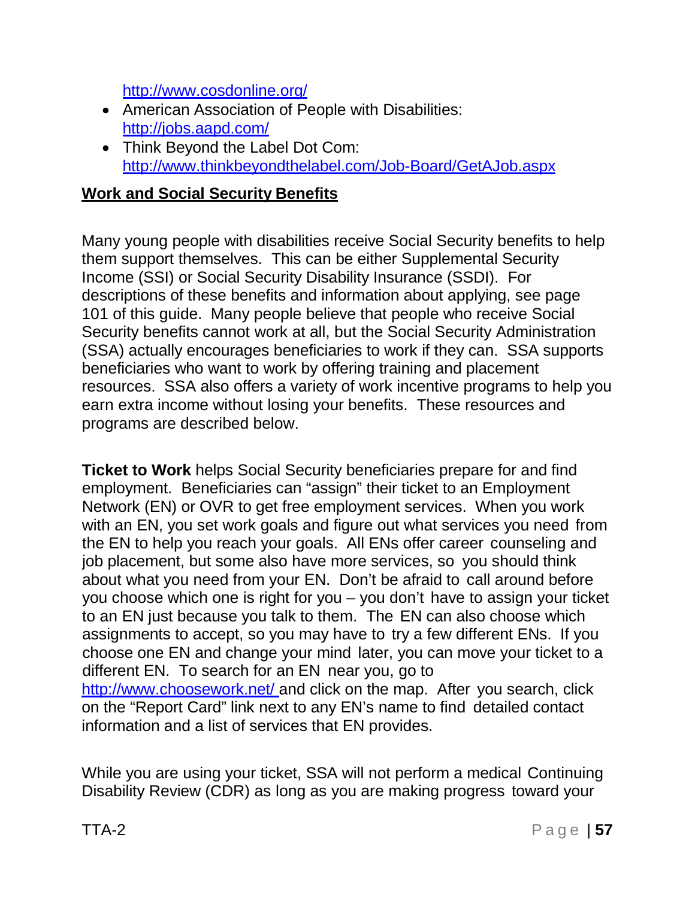http://www.cosdonline.org/

- American Association of People with Disabilities: http://jobs.aapd.com/
- Think Beyond the Label Dot Com: http://www.thinkbeyondthelabel.com/Job-Board/GetAJob.aspx

**Work and Social Security Benefits**

Many young people with disabilities receive Social Security benefits to help them support themselves. This can be either Supplemental Security Income (SSI) or Social Security Disability Insurance (SSDI). For descriptions of these benefits and information about applying, see page 101 of this guide. Many people believe that people who receive Social Security benefits cannot work at all, but the Social Security Administration (SSA) actually encourages beneficiaries to work if they can. SSA supports beneficiaries who want to work by offering training and placement resources. SSA also offers a variety of work incentive programs to help you earn extra income without losing your benefits. These resources and programs are described below.

**Ticket to Work** helps Social Security beneficiaries prepare for and find employment. Beneficiaries can "assign" their ticket to an Employment Network (EN) or OVR to get free employment services. When you work with an EN, you set work goals and figure out what services you need from the EN to help you reach your goals. All ENs offer career counseling and job placement, but some also have more services, so you should think about what you need from your EN. Don't be afraid to call around before you choose which one is right for you – you don't have to assign your ticket to an EN just because you talk to them. The EN can also choose which assignments to accept, so you may have to try a few different ENs. If you choose one EN and change your mind later, you can move your ticket to a different EN. To search for an EN near you, go to http://www.choosework.net/ and click on the map. After you search, click on the "Report Card" link next to any EN's name to find detailed contact information and a list of services that EN provides.

While you are using your ticket, SSA will not perform a medical Continuing Disability Review (CDR) as long as you are making progress toward your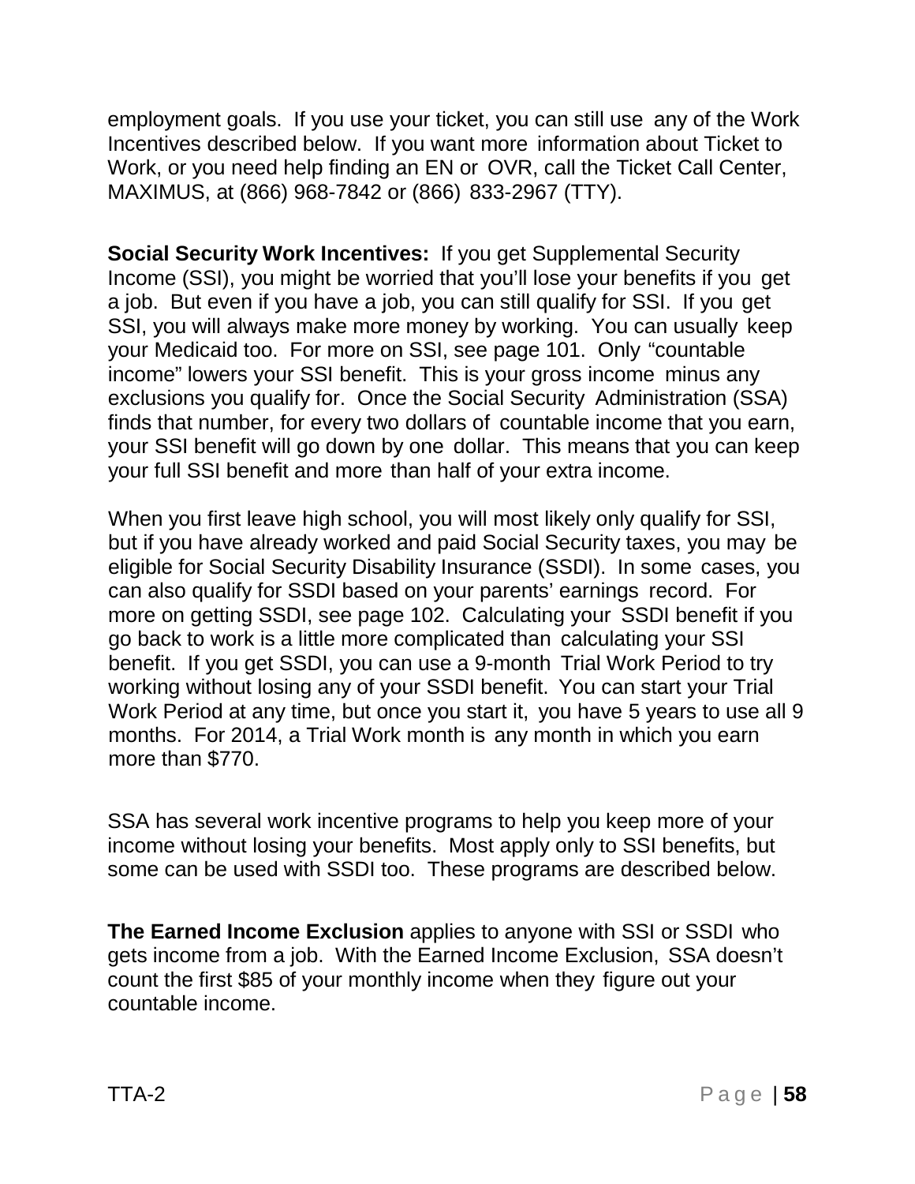employment goals. If you use your ticket, you can still use any of the Work Incentives described below. If you want more information about Ticket to Work, or you need help finding an EN or OVR, call the Ticket Call Center, MAXIMUS, at (866) 968-7842 or (866) 833-2967 (TTY).

**Social Security Work Incentives:** If you get Supplemental Security Income (SSI), you might be worried that you'll lose your benefits if you get a job. But even if you have a job, you can still qualify for SSI. If you get SSI, you will always make more money by working. You can usually keep your Medicaid too. For more on SSI, see page 101. Only "countable income" lowers your SSI benefit. This is your gross income minus any exclusions you qualify for. Once the Social Security Administration (SSA) finds that number, for every two dollars of countable income that you earn, your SSI benefit will go down by one dollar. This means that you can keep your full SSI benefit and more than half of your extra income.

When you first leave high school, you will most likely only qualify for SSI, but if you have already worked and paid Social Security taxes, you may be eligible for Social Security Disability Insurance (SSDI). In some cases, you can also qualify for SSDI based on your parents' earnings record. For more on getting SSDI, see page 102. Calculating your SSDI benefit if you go back to work is a little more complicated than calculating your SSI benefit. If you get SSDI, you can use a 9-month Trial Work Period to try working without losing any of your SSDI benefit. You can start your Trial Work Period at any time, but once you start it, you have 5 years to use all 9 months. For 2014, a Trial Work month is any month in which you earn more than $770.

SSA has several work incentive programs to help you keep more of your income without losing your benefits. Most apply only to SSI benefits, but some can be used with SSDI too. These programs are described below.

**The Earned Income Exclusion** applies to anyone with SSI or SSDI who gets income from a job. With the Earned Income Exclusion, SSA doesn't count the first $85 of your monthly income when they figure out your countable income.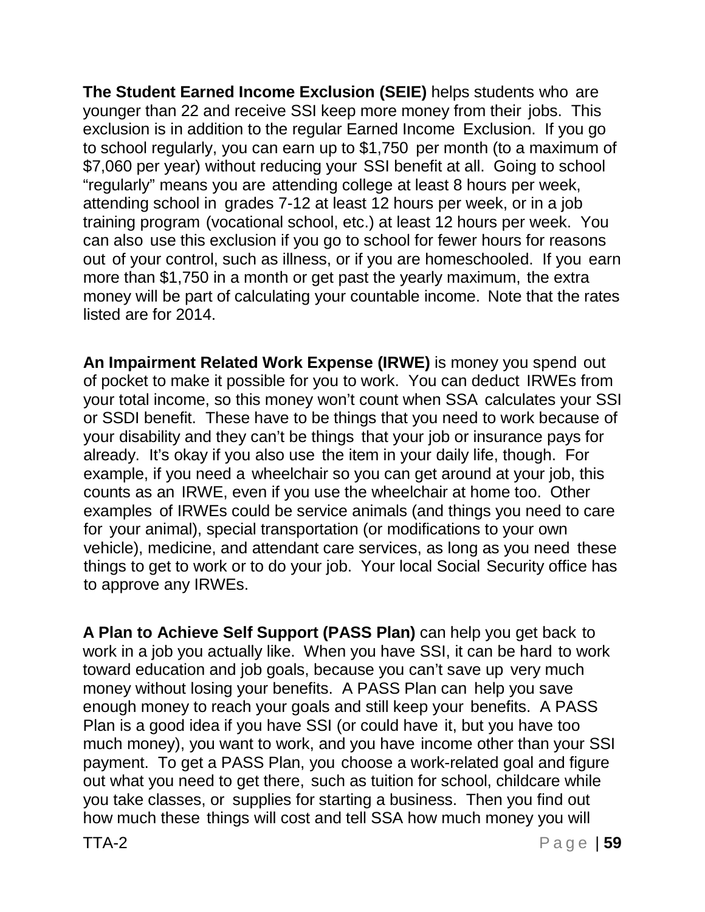**The Student Earned Income Exclusion (SEIE)** helps students who are younger than 22 and receive SSI keep more money from their jobs. This exclusion is in addition to the regular Earned Income Exclusion. If you go to school regularly, you can earn up to $1,750 per month (to a maximum of $7,060 per year) without reducing your SSI benefit at all. Going to school "regularly" means you are attending college at least 8 hours per week, attending school in grades 7-12 at least 12 hours per week, or in a job training program (vocational school, etc.) at least 12 hours per week. You can also use this exclusion if you go to school for fewer hours for reasons out of your control, such as illness, or if you are homeschooled. If you earn more than $1,750 in a month or get past the yearly maximum, the extra money will be part of calculating your countable income. Note that the rates listed are for 2014.

**An Impairment Related Work Expense (IRWE)** is money you spend out of pocket to make it possible for you to work. You can deduct IRWEs from your total income, so this money won't count when SSA calculates your SSI or SSDI benefit. These have to be things that you need to work because of your disability and they can't be things that your job or insurance pays for already. It's okay if you also use the item in your daily life, though. For example, if you need a wheelchair so you can get around at your job, this counts as an IRWE, even if you use the wheelchair at home too. Other examples of IRWEs could be service animals (and things you need to care for your animal), special transportation (or modifications to your own vehicle), medicine, and attendant care services, as long as you need these things to get to work or to do your job. Your local Social Security office has to approve any IRWEs.

**A Plan to Achieve Self Support (PASS Plan)** can help you get back to work in a job you actually like. When you have SSI, it can be hard to work toward education and job goals, because you can't save up very much money without losing your benefits. A PASS Plan can help you save enough money to reach your goals and still keep your benefits. A PASS Plan is a good idea if you have SSI (or could have it, but you have too much money), you want to work, and you have income other than your SSI payment. To get a PASS Plan, you choose a work-related goal and figure out what you need to get there, such as tuition for school, childcare while you take classes, or supplies for starting a business. Then you find out how much these things will cost and tell SSA how much money you will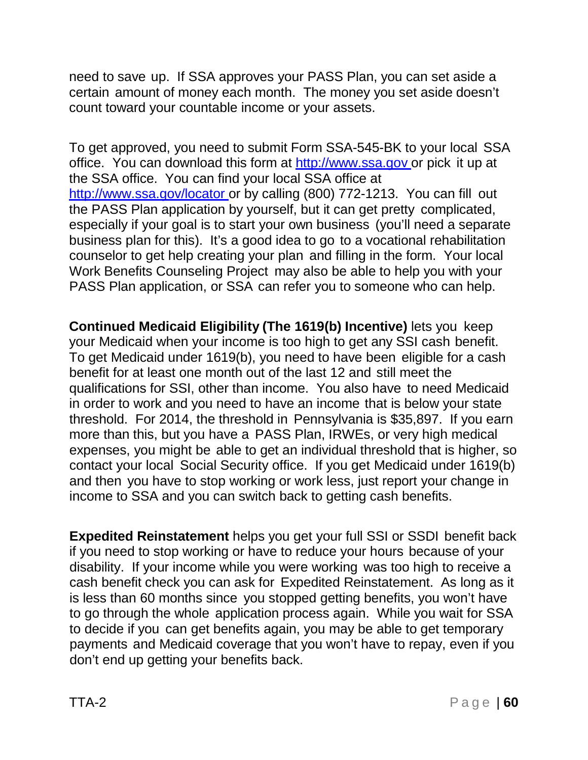need to save up. If SSA approves your PASS Plan, you can set aside a certain amount of money each month. The money you set aside doesn't count toward your countable income or your assets.

To get approved, you need to submit Form SSA-545-BK to your local SSA office. You can download this form at [http://www.ssa.gov](http://www.ssa.gov) or pick it up at the SSA office. You can find your local SSA office at [http://www.ssa.gov/locator](http://www.ssa.gov/locator) or by calling (800) 772-1213. You can fill out the PASS Plan application by yourself, but it can get pretty complicated, especially if your goal is to start your own business (you'll need a separate business plan for this). It's a good idea to go to a vocational rehabilitation counselor to get help creating your plan and filling in the form. Your local Work Benefits Counseling Project may also be able to help you with your PASS Plan application, or SSA can refer you to someone who can help.

**Continued Medicaid Eligibility (The 1619(b) Incentive)** lets you keep your Medicaid when your income is too high to get any SSI cash benefit. To get Medicaid under 1619(b), you need to have been eligible for a cash benefit for at least one month out of the last 12 and still meet the qualifications for SSI, other than income. You also have to need Medicaid in order to work and you need to have an income that is below your state threshold. For 2014, the threshold in Pennsylvania is $35,897. If you earn more than this, but you have a PASS Plan, IRWEs, or very high medical expenses, you might be able to get an individual threshold that is higher, so contact your local Social Security office. If you get Medicaid under 1619(b) and then you have to stop working or work less, just report your change in income to SSA and you can switch back to getting cash benefits.

**Expedited Reinstatement** helps you get your full SSI or SSDI benefit back if you need to stop working or have to reduce your hours because of your disability. If your income while you were working was too high to receive a cash benefit check you can ask for Expedited Reinstatement. As long as it is less than 60 months since you stopped getting benefits, you won't have to go through the whole application process again. While you wait for SSA to decide if you can get benefits again, you may be able to get temporary payments and Medicaid coverage that you won't have to repay, even if you don't end up getting your benefits back.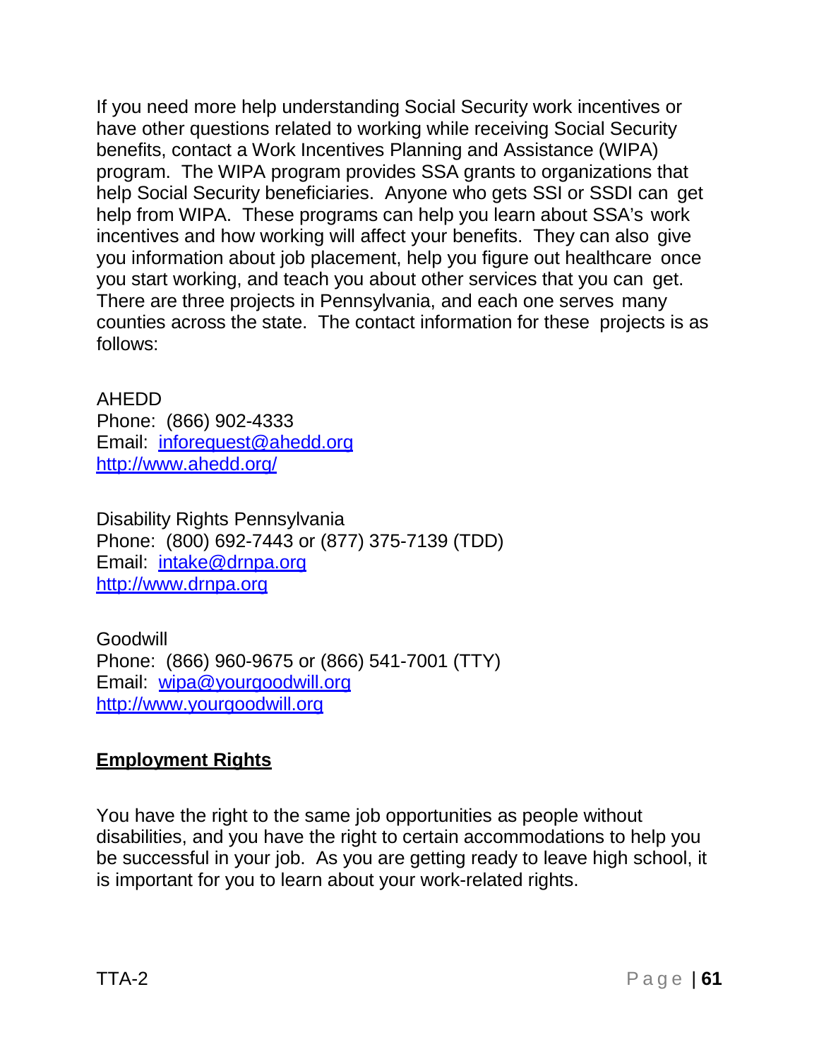If you need more help understanding Social Security work incentives or have other questions related to working while receiving Social Security benefits, contact a Work Incentives Planning and Assistance (WIPA) program. The WIPA program provides SSA grants to organizations that help Social Security beneficiaries. Anyone who gets SSI or SSDI can get help from WIPA. These programs can help you learn about SSA's work incentives and how working will affect your benefits. They can also give you information about job placement, help you figure out healthcare once you start working, and teach you about other services that you can get. There are three projects in Pennsylvania, and each one serves many counties across the state. The contact information for these projects is as follows:

AHEDD
Phone: (866) 902-4333
Email: [inforequest@ahedd.org](mailto:inforequest@ahedd.org)
[http://www.ahedd.org/](http://www.ahedd.org/)

Disability Rights Pennsylvania
Phone: (800) 692-7443 or (877) 375-7139 (TDD)
Email: [intake@drnpa.org](mailto:intake@drnpa.org)
[http://www.drnpa.org](http://www.drnpa.org)

Goodwill
Phone: (866) 960-9675 or (866) 541-7001 (TTY)
Email: [wipa@yourgoodwill.org](mailto:wipa@yourgoodwill.org)
[http://www.yourgoodwill.org](http://www.yourgoodwill.org)

## Employment Rights

You have the right to the same job opportunities as people without disabilities, and you have the right to certain accommodations to help you be successful in your job. As you are getting ready to leave high school, it is important for you to learn about your work-related rights.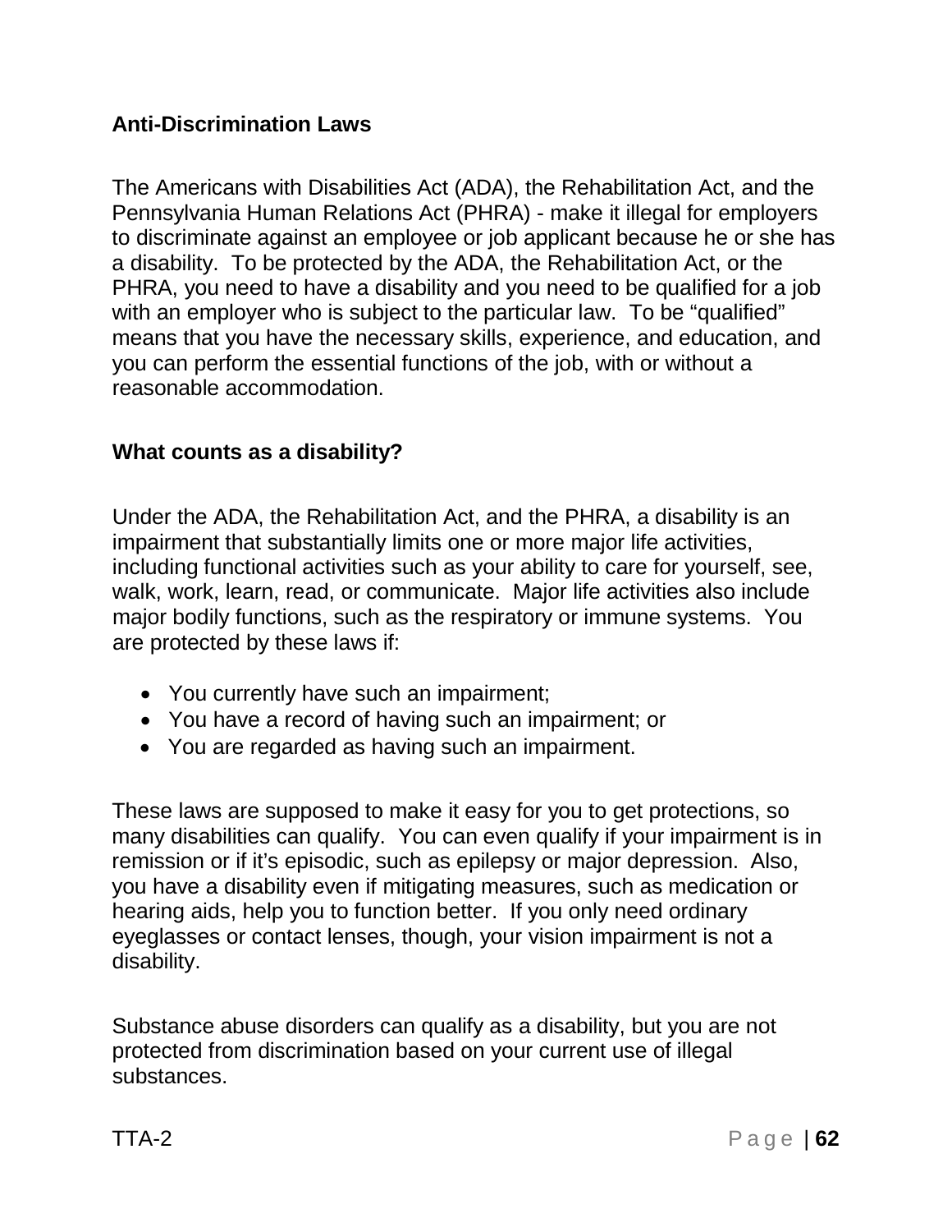## Anti-Discrimination Laws

The Americans with Disabilities Act (ADA), the Rehabilitation Act, and the Pennsylvania Human Relations Act (PHRA) - make it illegal for employers to discriminate against an employee or job applicant because he or she has a disability. To be protected by the ADA, the Rehabilitation Act, or the PHRA, you need to have a disability and you need to be qualified for a job with an employer who is subject to the particular law. To be "qualified" means that you have the necessary skills, experience, and education, and you can perform the essential functions of the job, with or without a reasonable accommodation.

## What counts as a disability?

Under the ADA, the Rehabilitation Act, and the PHRA, a disability is an impairment that substantially limits one or more major life activities, including functional activities such as your ability to care for yourself, see, walk, work, learn, read, or communicate. Major life activities also include major bodily functions, such as the respiratory or immune systems. You are protected by these laws if:

- You currently have such an impairment;
- You have a record of having such an impairment; or
- You are regarded as having such an impairment.

These laws are supposed to make it easy for you to get protections, so many disabilities can qualify. You can even qualify if your impairment is in remission or if it's episodic, such as epilepsy or major depression. Also, you have a disability even if mitigating measures, such as medication or hearing aids, help you to function better. If you only need ordinary eyeglasses or contact lenses, though, your vision impairment is not a disability.

Substance abuse disorders can qualify as a disability, but you are not protected from discrimination based on your current use of illegal substances.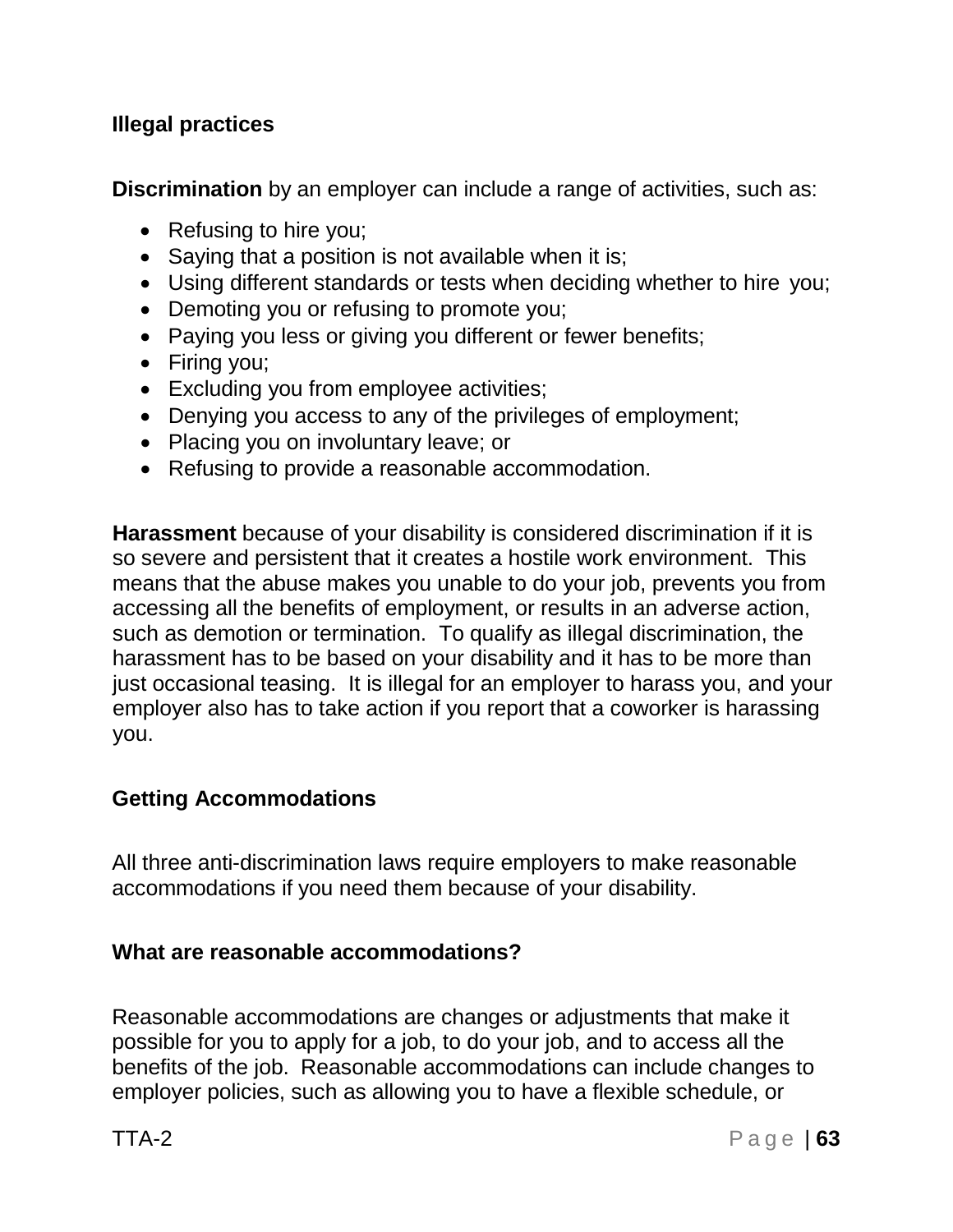### Illegal practices

**Discrimination** by an employer can include a range of activities, such as:

- Refusing to hire you;
- Saying that a position is not available when it is;
- Using different standards or tests when deciding whether to hire you;
- Demoting you or refusing to promote you;
- Paying you less or giving you different or fewer benefits;
- Firing you;
- Excluding you from employee activities;
- Denying you access to any of the privileges of employment;
- Placing you on involuntary leave; or
- Refusing to provide a reasonable accommodation.

**Harassment** because of your disability is considered discrimination if it is so severe and persistent that it creates a hostile work environment. This means that the abuse makes you unable to do your job, prevents you from accessing all the benefits of employment, or results in an adverse action, such as demotion or termination. To qualify as illegal discrimination, the harassment has to be based on your disability and it has to be more than just occasional teasing. It is illegal for an employer to harass you, and your employer also has to take action if you report that a coworker is harassing you.

### Getting Accommodations

All three anti-discrimination laws require employers to make reasonable accommodations if you need them because of your disability.

### What are reasonable accommodations?

Reasonable accommodations are changes or adjustments that make it possible for you to apply for a job, to do your job, and to access all the benefits of the job. Reasonable accommodations can include changes to employer policies, such as allowing you to have a flexible schedule, or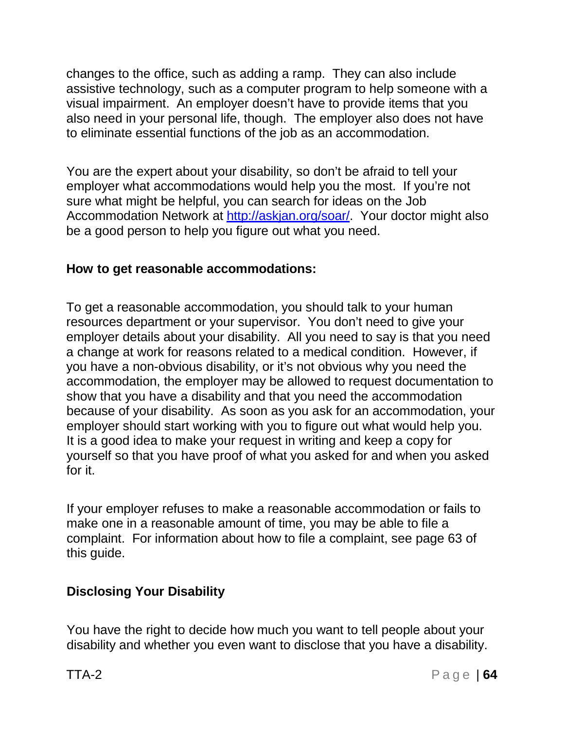changes to the office, such as adding a ramp. They can also include assistive technology, such as a computer program to help someone with a visual impairment. An employer doesn't have to provide items that you also need in your personal life, though. The employer also does not have to eliminate essential functions of the job as an accommodation.

You are the expert about your disability, so don't be afraid to tell your employer what accommodations would help you the most. If you're not sure what might be helpful, you can search for ideas on the Job Accommodation Network at [http://askjan.org/soar/](http://askjan.org/soar/). Your doctor might also be a good person to help you figure out what you need.

**How to get reasonable accommodations:**

To get a reasonable accommodation, you should talk to your human resources department or your supervisor. You don't need to give your employer details about your disability. All you need to say is that you need a change at work for reasons related to a medical condition. However, if you have a non-obvious disability, or it's not obvious why you need the accommodation, the employer may be allowed to request documentation to show that you have a disability and that you need the accommodation because of your disability. As soon as you ask for an accommodation, your employer should start working with you to figure out what would help you. It is a good idea to make your request in writing and keep a copy for yourself so that you have proof of what you asked for and when you asked for it.

If your employer refuses to make a reasonable accommodation or fails to make one in a reasonable amount of time, you may be able to file a complaint. For information about how to file a complaint, see page 63 of this guide.

## Disclosing Your Disability

You have the right to decide how much you want to tell people about your disability and whether you even want to disclose that you have a disability.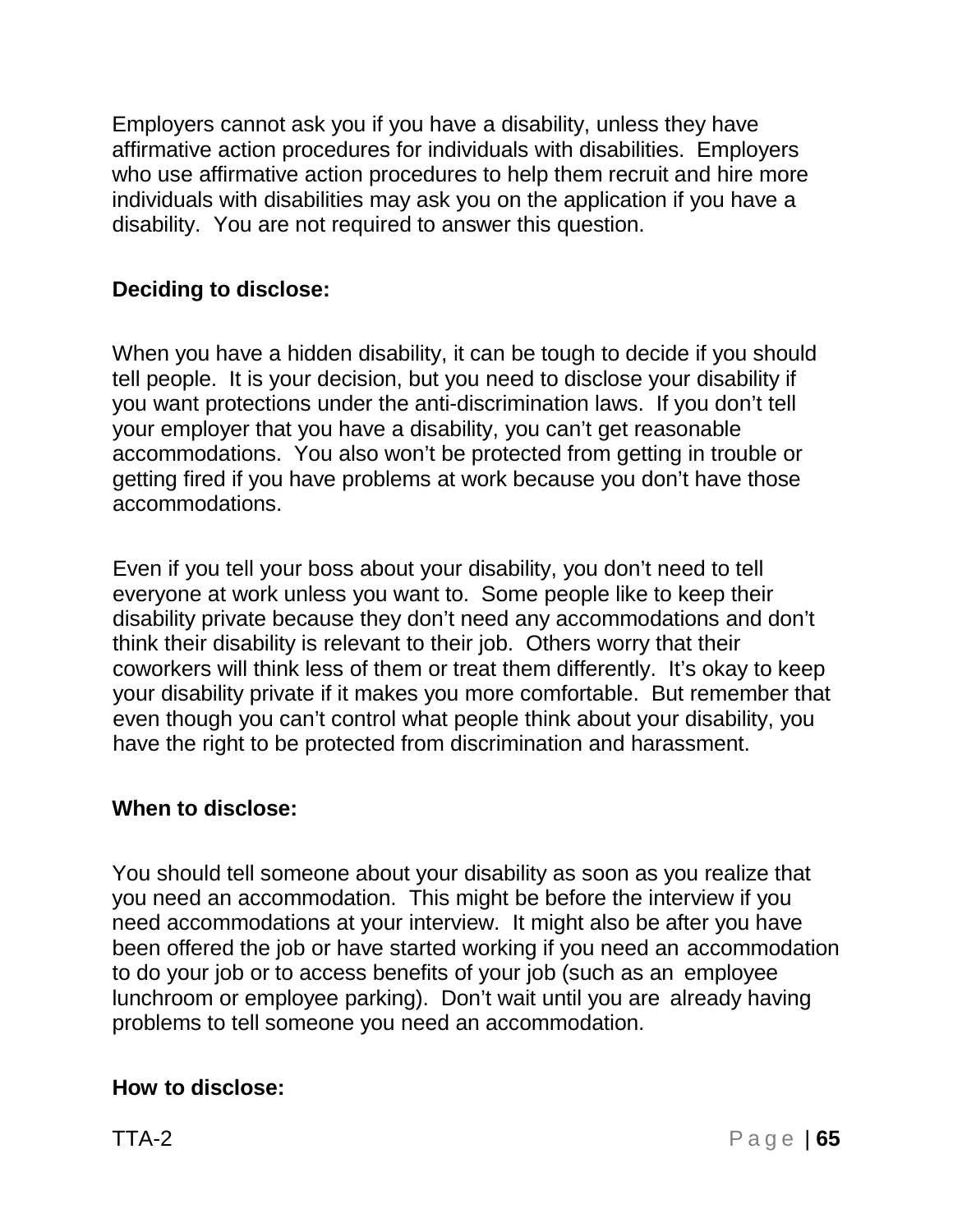Employers cannot ask you if you have a disability, unless they have affirmative action procedures for individuals with disabilities. Employers who use affirmative action procedures to help them recruit and hire more individuals with disabilities may ask you on the application if you have a disability. You are not required to answer this question.

**Deciding to disclose:**

When you have a hidden disability, it can be tough to decide if you should tell people. It is your decision, but you need to disclose your disability if you want protections under the anti-discrimination laws. If you don't tell your employer that you have a disability, you can't get reasonable accommodations. You also won't be protected from getting in trouble or getting fired if you have problems at work because you don't have those accommodations.

Even if you tell your boss about your disability, you don't need to tell everyone at work unless you want to. Some people like to keep their disability private because they don't need any accommodations and don't think their disability is relevant to their job. Others worry that their coworkers will think less of them or treat them differently. It's okay to keep your disability private if it makes you more comfortable. But remember that even though you can't control what people think about your disability, you have the right to be protected from discrimination and harassment.

**When to disclose:**

You should tell someone about your disability as soon as you realize that you need an accommodation. This might be before the interview if you need accommodations at your interview. It might also be after you have been offered the job or have started working if you need an accommodation to do your job or to access benefits of your job (such as an employee lunchroom or employee parking). Don't wait until you are already having problems to tell someone you need an accommodation.

**How to disclose:**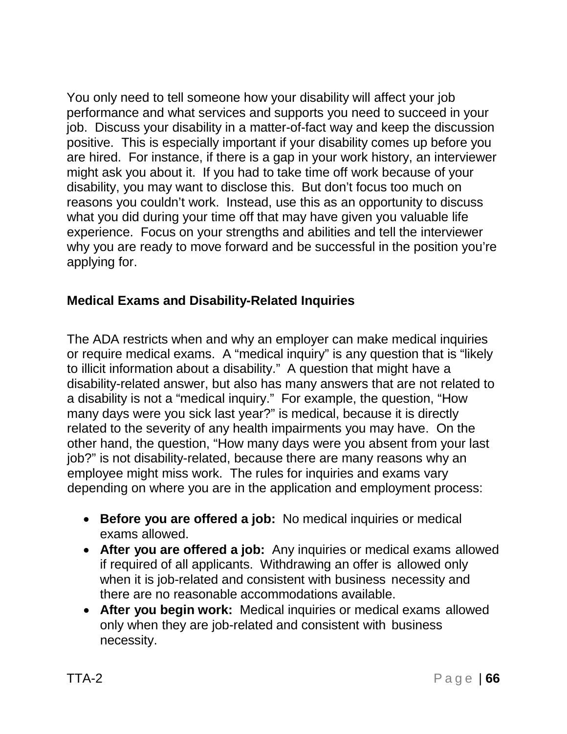You only need to tell someone how your disability will affect your job performance and what services and supports you need to succeed in your job. Discuss your disability in a matter-of-fact way and keep the discussion positive. This is especially important if your disability comes up before you are hired. For instance, if there is a gap in your work history, an interviewer might ask you about it. If you had to take time off work because of your disability, you may want to disclose this. But don't focus too much on reasons you couldn't work. Instead, use this as an opportunity to discuss what you did during your time off that may have given you valuable life experience. Focus on your strengths and abilities and tell the interviewer why you are ready to move forward and be successful in the position you're applying for.

### Medical Exams and Disability-Related Inquiries

The ADA restricts when and why an employer can make medical inquiries or require medical exams. A "medical inquiry" is any question that is "likely to illicit information about a disability." A question that might have a disability-related answer, but also has many answers that are not related to a disability is not a "medical inquiry." For example, the question, "How many days were you sick last year?" is medical, because it is directly related to the severity of any health impairments you may have. On the other hand, the question, "How many days were you absent from your last job?" is not disability-related, because there are many reasons why an employee might miss work. The rules for inquiries and exams vary depending on where you are in the application and employment process:

- **Before you are offered a job:** No medical inquiries or medical exams allowed.
- **After you are offered a job:** Any inquiries or medical exams allowed if required of all applicants. Withdrawing an offer is allowed only when it is job-related and consistent with business necessity and there are no reasonable accommodations available.
- **After you begin work:** Medical inquiries or medical exams allowed only when they are job-related and consistent with business necessity.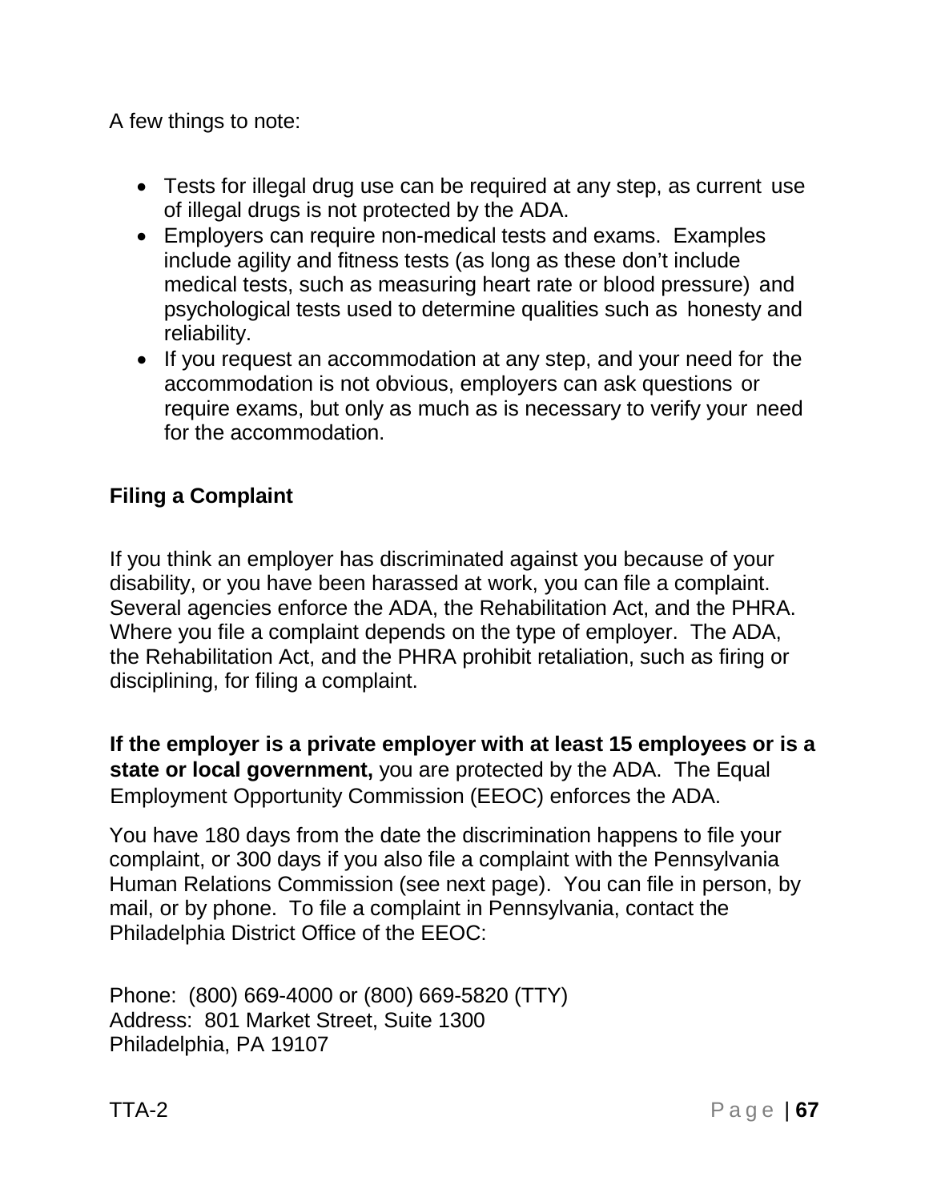A few things to note:

- Tests for illegal drug use can be required at any step, as current use of illegal drugs is not protected by the ADA.
- Employers can require non-medical tests and exams. Examples include agility and fitness tests (as long as these don't include medical tests, such as measuring heart rate or blood pressure) and psychological tests used to determine qualities such as honesty and reliability.
- If you request an accommodation at any step, and your need for the accommodation is not obvious, employers can ask questions or require exams, but only as much as is necessary to verify your need for the accommodation.

## Filing a Complaint

If you think an employer has discriminated against you because of your disability, or you have been harassed at work, you can file a complaint. Several agencies enforce the ADA, the Rehabilitation Act, and the PHRA. Where you file a complaint depends on the type of employer. The ADA, the Rehabilitation Act, and the PHRA prohibit retaliation, such as firing or disciplining, for filing a complaint.

**If the employer is a private employer with at least 15 employees or is a state or local government,** you are protected by the ADA. The Equal Employment Opportunity Commission (EEOC) enforces the ADA.

You have 180 days from the date the discrimination happens to file your complaint, or 300 days if you also file a complaint with the Pennsylvania Human Relations Commission (see next page). You can file in person, by mail, or by phone. To file a complaint in Pennsylvania, contact the Philadelphia District Office of the EEOC:

Phone: (800) 669-4000 or (800) 669-5820 (TTY)
Address: 801 Market Street, Suite 1300
Philadelphia, PA 19107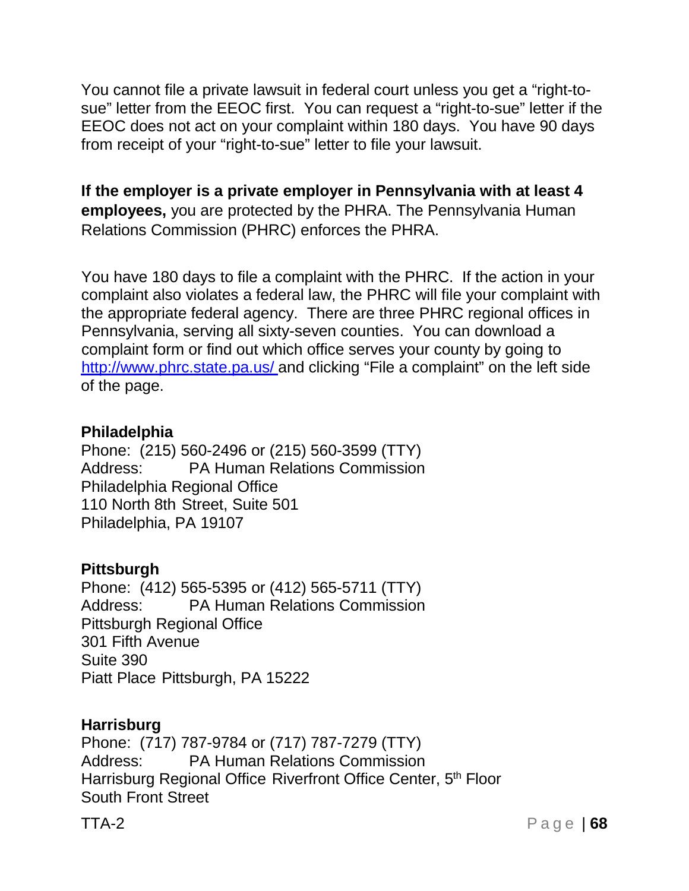You cannot file a private lawsuit in federal court unless you get a "right-to-sue" letter from the EEOC first. You can request a "right-to-sue" letter if the EEOC does not act on your complaint within 180 days. You have 90 days from receipt of your "right-to-sue" letter to file your lawsuit.

**If the employer is a private employer in Pennsylvania with at least 4 employees,** you are protected by the PHRA. The Pennsylvania Human Relations Commission (PHRC) enforces the PHRA.

You have 180 days to file a complaint with the PHRC. If the action in your complaint also violates a federal law, the PHRC will file your complaint with the appropriate federal agency. There are three PHRC regional offices in Pennsylvania, serving all sixty-seven counties. You can download a complaint form or find out which office serves your county by going to [http://www.phrc.state.pa.us/](http://www.phrc.state.pa.us/) and clicking "File a complaint" on the left side of the page.

**Philadelphia**
Phone: (215) 560-2496 or (215) 560-3599 (TTY)
Address: PA Human Relations Commission
Philadelphia Regional Office
110 North 8th Street, Suite 501
Philadelphia, PA 19107

**Pittsburgh**
Phone: (412) 565-5395 or (412) 565-5711 (TTY)
Address: PA Human Relations Commission
Pittsburgh Regional Office
301 Fifth Avenue
Suite 390
Piatt Place Pittsburgh, PA 15222

**Harrisburg**
Phone: (717) 787-9784 or (717) 787-7279 (TTY)
Address: PA Human Relations Commission
Harrisburg Regional Office Riverfront Office Center, 5th Floor
South Front Street

TTA-2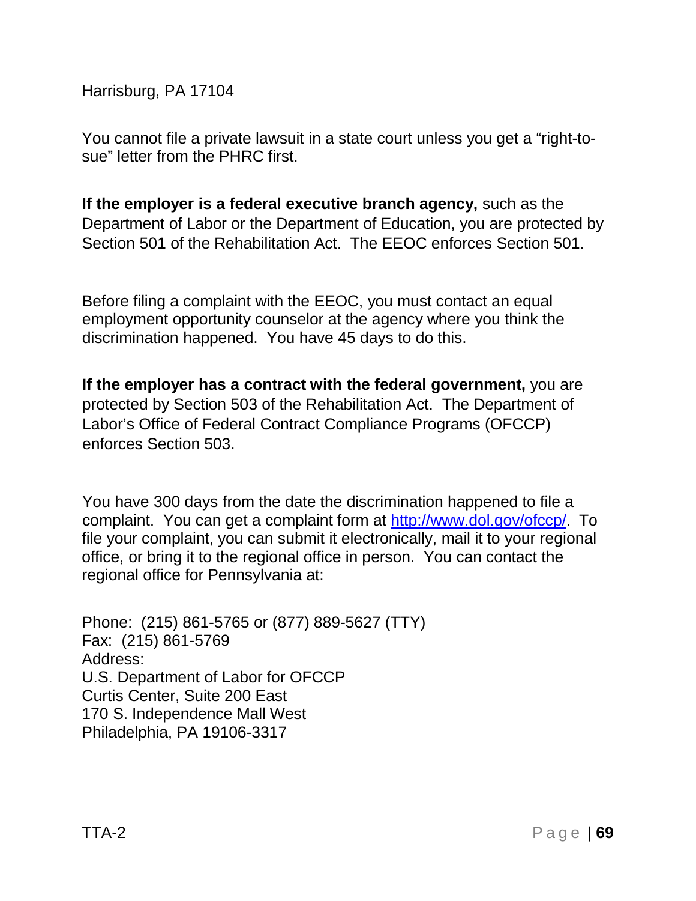Harrisburg, PA 17104

You cannot file a private lawsuit in a state court unless you get a "right-to-sue" letter from the PHRC first.

**If the employer is a federal executive branch agency,** such as the Department of Labor or the Department of Education, you are protected by Section 501 of the Rehabilitation Act. The EEOC enforces Section 501.

Before filing a complaint with the EEOC, you must contact an equal employment opportunity counselor at the agency where you think the discrimination happened. You have 45 days to do this.

**If the employer has a contract with the federal government,** you are protected by Section 503 of the Rehabilitation Act. The Department of Labor's Office of Federal Contract Compliance Programs (OFCCP) enforces Section 503.

You have 300 days from the date the discrimination happened to file a complaint. You can get a complaint form at http://www.dol.gov/ofccp/. To file your complaint, you can submit it electronically, mail it to your regional office, or bring it to the regional office in person. You can contact the regional office for Pennsylvania at:

Phone: (215) 861-5765 or (877) 889-5627 (TTY)
Fax: (215) 861-5769
Address:
U.S. Department of Labor for OFCCP
Curtis Center, Suite 200 East
170 S. Independence Mall West
Philadelphia, PA 19106-3317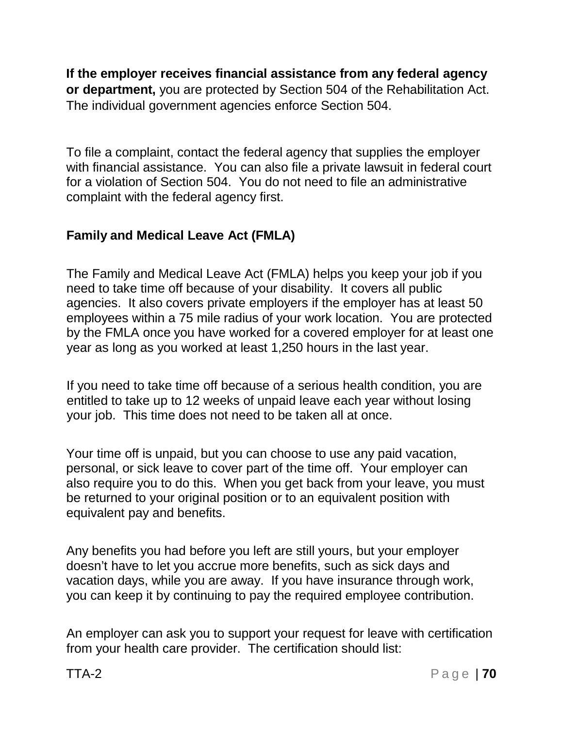**If the employer receives financial assistance from any federal agency or department,** you are protected by Section 504 of the Rehabilitation Act. The individual government agencies enforce Section 504.

To file a complaint, contact the federal agency that supplies the employer with financial assistance. You can also file a private lawsuit in federal court for a violation of Section 504. You do not need to file an administrative complaint with the federal agency first.

### Family and Medical Leave Act (FMLA)

The Family and Medical Leave Act (FMLA) helps you keep your job if you need to take time off because of your disability. It covers all public agencies. It also covers private employers if the employer has at least 50 employees within a 75 mile radius of your work location. You are protected by the FMLA once you have worked for a covered employer for at least one year as long as you worked at least 1,250 hours in the last year.

If you need to take time off because of a serious health condition, you are entitled to take up to 12 weeks of unpaid leave each year without losing your job. This time does not need to be taken all at once.

Your time off is unpaid, but you can choose to use any paid vacation, personal, or sick leave to cover part of the time off. Your employer can also require you to do this. When you get back from your leave, you must be returned to your original position or to an equivalent position with equivalent pay and benefits.

Any benefits you had before you left are still yours, but your employer doesn't have to let you accrue more benefits, such as sick days and vacation days, while you are away. If you have insurance through work, you can keep it by continuing to pay the required employee contribution.

An employer can ask you to support your request for leave with certification from your health care provider. The certification should list: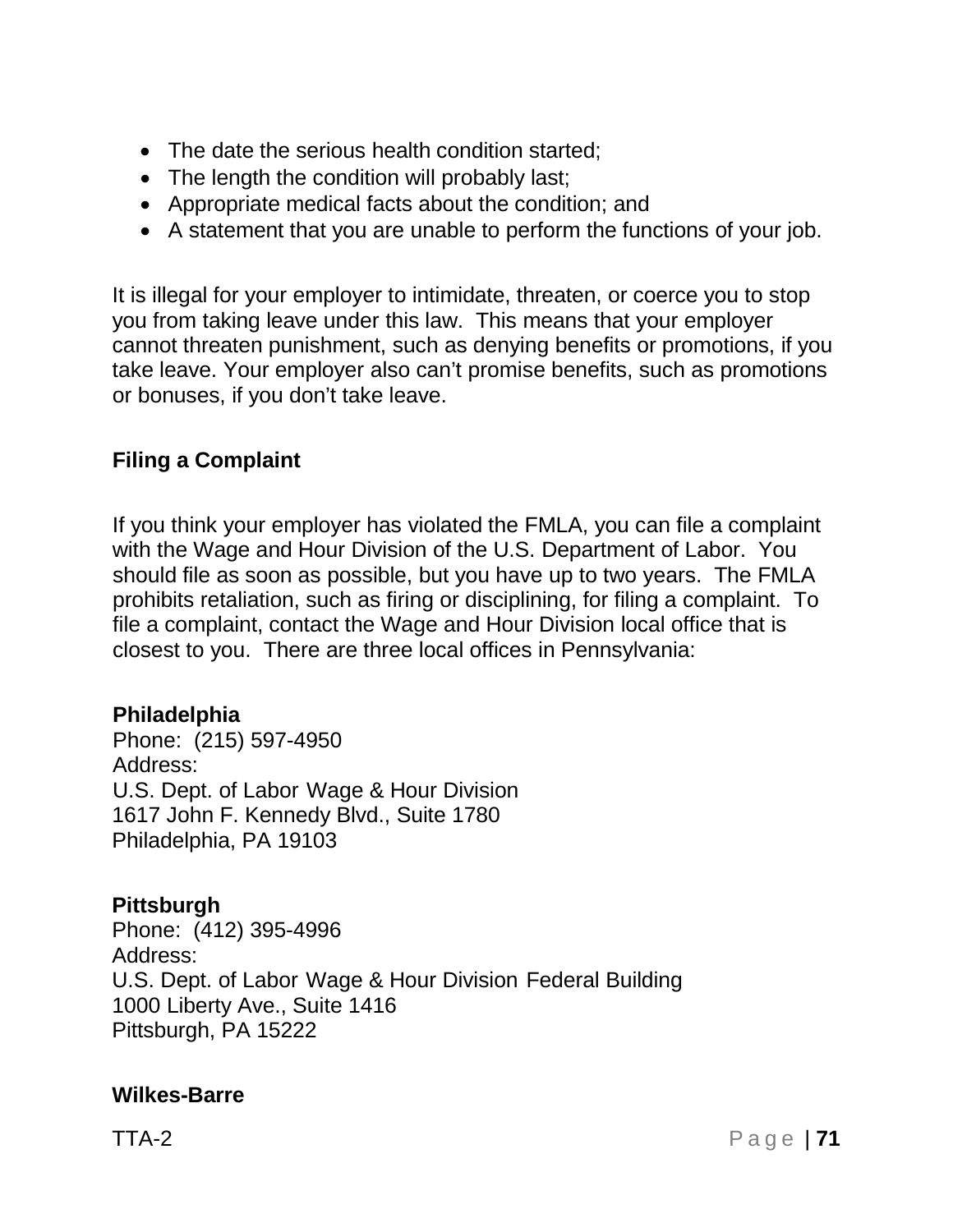- The date the serious health condition started;
- The length the condition will probably last;
- Appropriate medical facts about the condition; and
- A statement that you are unable to perform the functions of your job.

It is illegal for your employer to intimidate, threaten, or coerce you to stop you from taking leave under this law. This means that your employer cannot threaten punishment, such as denying benefits or promotions, if you take leave. Your employer also can't promise benefits, such as promotions or bonuses, if you don't take leave.

### Filing a Complaint

If you think your employer has violated the FMLA, you can file a complaint with the Wage and Hour Division of the U.S. Department of Labor. You should file as soon as possible, but you have up to two years. The FMLA prohibits retaliation, such as firing or disciplining, for filing a complaint. To file a complaint, contact the Wage and Hour Division local office that is closest to you. There are three local offices in Pennsylvania:

**Philadelphia**
Phone: (215) 597-4950
Address:
U.S. Dept. of Labor Wage & Hour Division
1617 John F. Kennedy Blvd., Suite 1780
Philadelphia, PA 19103

**Pittsburgh**
Phone: (412) 395-4996
Address:
U.S. Dept. of Labor Wage & Hour Division Federal Building
1000 Liberty Ave., Suite 1416
Pittsburgh, PA 15222

**Wilkes-Barre**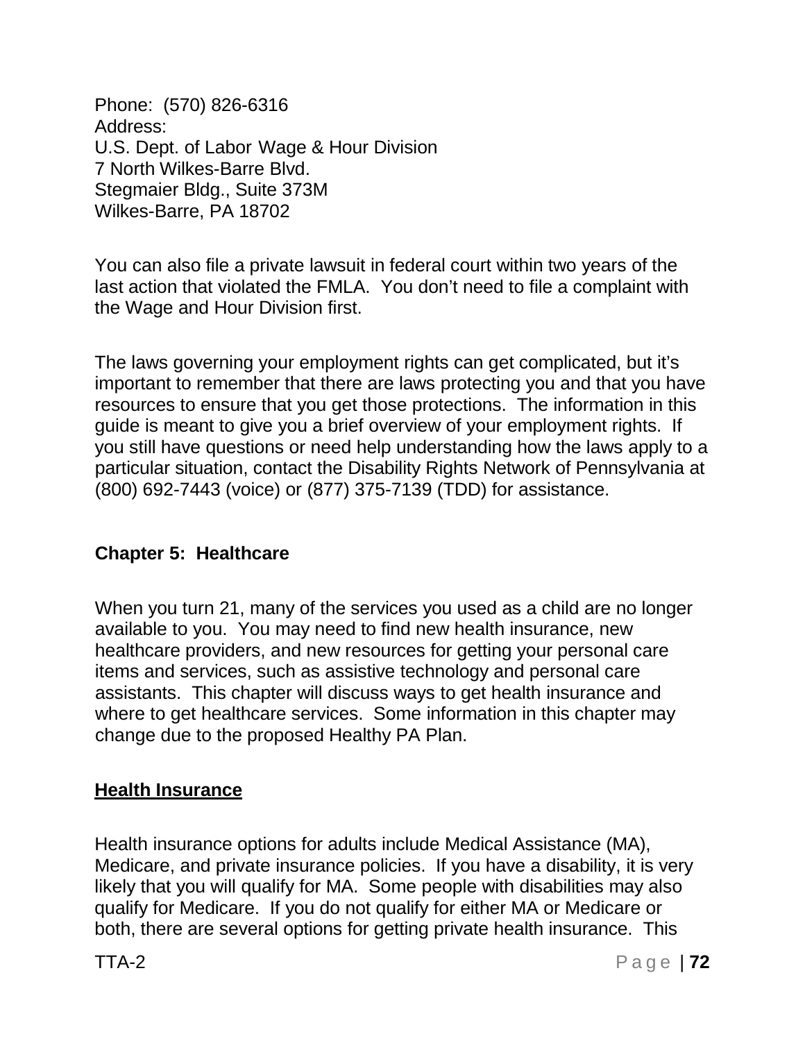Phone: (570) 826-6316
Address:
U.S. Dept. of Labor Wage & Hour Division
7 North Wilkes-Barre Blvd.
Stegmaier Bldg., Suite 373M
Wilkes-Barre, PA 18702

You can also file a private lawsuit in federal court within two years of the last action that violated the FMLA. You don't need to file a complaint with the Wage and Hour Division first.

The laws governing your employment rights can get complicated, but it's important to remember that there are laws protecting you and that you have resources to ensure that you get those protections. The information in this guide is meant to give you a brief overview of your employment rights. If you still have questions or need help understanding how the laws apply to a particular situation, contact the Disability Rights Network of Pennsylvania at (800) 692-7443 (voice) or (877) 375-7139 (TDD) for assistance.

## Chapter 5: Healthcare

When you turn 21, many of the services you used as a child are no longer available to you. You may need to find new health insurance, new healthcare providers, and new resources for getting your personal care items and services, such as assistive technology and personal care assistants. This chapter will discuss ways to get health insurance and where to get healthcare services. Some information in this chapter may change due to the proposed Healthy PA Plan.

### Health Insurance

Health insurance options for adults include Medical Assistance (MA), Medicare, and private insurance policies. If you have a disability, it is very likely that you will qualify for MA. Some people with disabilities may also qualify for Medicare. If you do not qualify for either MA or Medicare or both, there are several options for getting private health insurance. This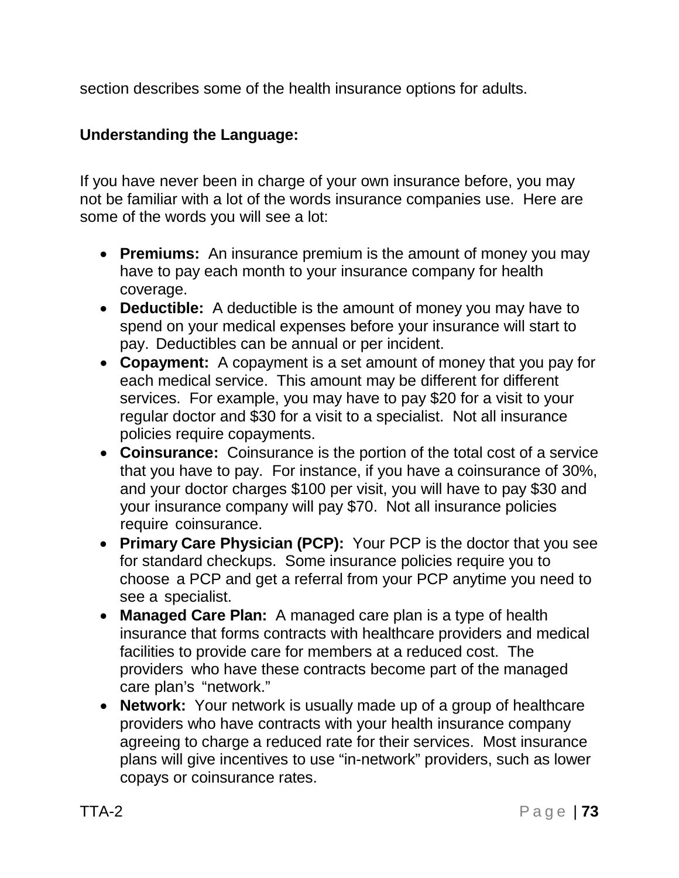section describes some of the health insurance options for adults.

**Understanding the Language:**

If you have never been in charge of your own insurance before, you may not be familiar with a lot of the words insurance companies use. Here are some of the words you will see a lot:

- **Premiums:** An insurance premium is the amount of money you may have to pay each month to your insurance company for health coverage.
- **Deductible:** A deductible is the amount of money you may have to spend on your medical expenses before your insurance will start to pay. Deductibles can be annual or per incident.
- **Copayment:** A copayment is a set amount of money that you pay for each medical service. This amount may be different for different services. For example, you may have to pay $20 for a visit to your regular doctor and $30 for a visit to a specialist. Not all insurance policies require copayments.
- **Coinsurance:** Coinsurance is the portion of the total cost of a service that you have to pay. For instance, if you have a coinsurance of 30%, and your doctor charges $100 per visit, you will have to pay $30 and your insurance company will pay $70. Not all insurance policies require coinsurance.
- **Primary Care Physician (PCP):** Your PCP is the doctor that you see for standard checkups. Some insurance policies require you to choose a PCP and get a referral from your PCP anytime you need to see a specialist.
- **Managed Care Plan:** A managed care plan is a type of health insurance that forms contracts with healthcare providers and medical facilities to provide care for members at a reduced cost. The providers who have these contracts become part of the managed care plan's "network."
- **Network:** Your network is usually made up of a group of healthcare providers who have contracts with your health insurance company agreeing to charge a reduced rate for their services. Most insurance plans will give incentives to use "in-network" providers, such as lower copays or coinsurance rates.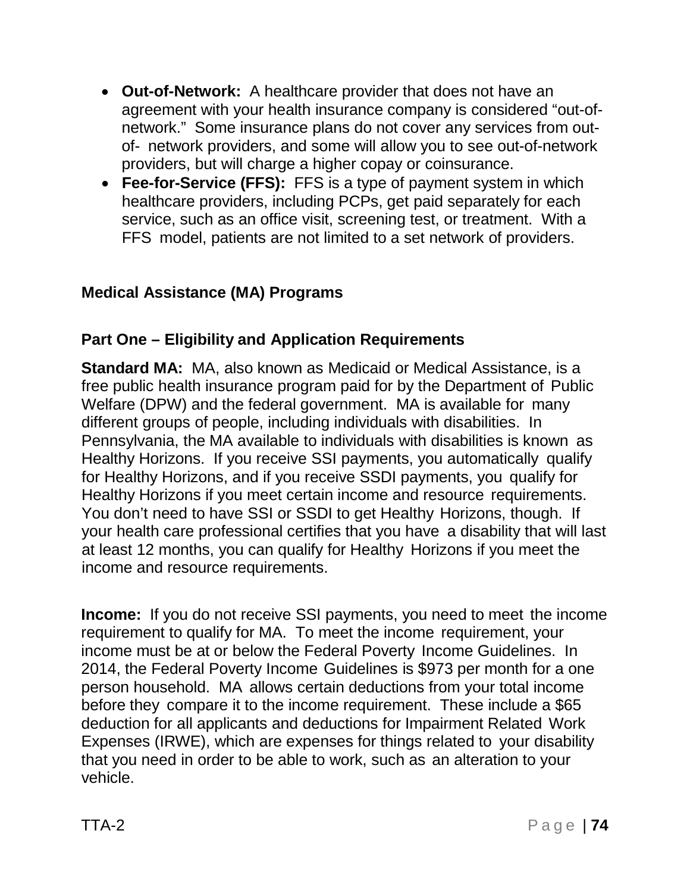- **Out-of-Network:** A healthcare provider that does not have an agreement with your health insurance company is considered "out-of-network." Some insurance plans do not cover any services from out-of- network providers, and some will allow you to see out-of-network providers, but will charge a higher copay or coinsurance.
- **Fee-for-Service (FFS):** FFS is a type of payment system in which healthcare providers, including PCPs, get paid separately for each service, such as an office visit, screening test, or treatment. With a FFS model, patients are not limited to a set network of providers.

## Medical Assistance (MA) Programs

### Part One – Eligibility and Application Requirements

**Standard MA:** MA, also known as Medicaid or Medical Assistance, is a free public health insurance program paid for by the Department of Public Welfare (DPW) and the federal government. MA is available for many different groups of people, including individuals with disabilities. In Pennsylvania, the MA available to individuals with disabilities is known as Healthy Horizons. If you receive SSI payments, you automatically qualify for Healthy Horizons, and if you receive SSDI payments, you qualify for Healthy Horizons if you meet certain income and resource requirements. You don't need to have SSI or SSDI to get Healthy Horizons, though. If your health care professional certifies that you have a disability that will last at least 12 months, you can qualify for Healthy Horizons if you meet the income and resource requirements.

**Income:** If you do not receive SSI payments, you need to meet the income requirement to qualify for MA. To meet the income requirement, your income must be at or below the Federal Poverty Income Guidelines. In 2014, the Federal Poverty Income Guidelines is $973 per month for a one person household. MA allows certain deductions from your total income before they compare it to the income requirement. These include a $65 deduction for all applicants and deductions for Impairment Related Work Expenses (IRWE), which are expenses for things related to your disability that you need in order to be able to work, such as an alteration to your vehicle.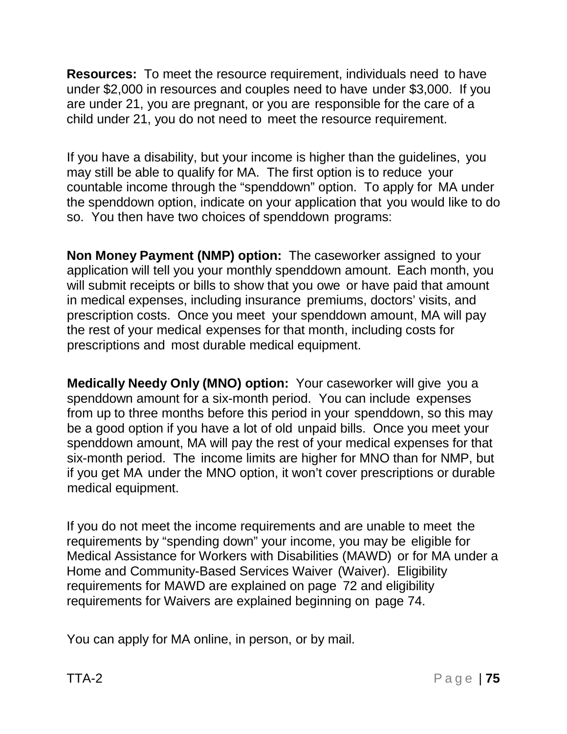**Resources:** To meet the resource requirement, individuals need to have under $2,000 in resources and couples need to have under $3,000. If you are under 21, you are pregnant, or you are responsible for the care of a child under 21, you do not need to meet the resource requirement.

If you have a disability, but your income is higher than the guidelines, you may still be able to qualify for MA. The first option is to reduce your countable income through the "spenddown" option. To apply for MA under the spenddown option, indicate on your application that you would like to do so. You then have two choices of spenddown programs:

**Non Money Payment (NMP) option:** The caseworker assigned to your application will tell you your monthly spenddown amount. Each month, you will submit receipts or bills to show that you owe or have paid that amount in medical expenses, including insurance premiums, doctors' visits, and prescription costs. Once you meet your spenddown amount, MA will pay the rest of your medical expenses for that month, including costs for prescriptions and most durable medical equipment.

**Medically Needy Only (MNO) option:** Your caseworker will give you a spenddown amount for a six-month period. You can include expenses from up to three months before this period in your spenddown, so this may be a good option if you have a lot of old unpaid bills. Once you meet your spenddown amount, MA will pay the rest of your medical expenses for that six-month period. The income limits are higher for MNO than for NMP, but if you get MA under the MNO option, it won't cover prescriptions or durable medical equipment.

If you do not meet the income requirements and are unable to meet the requirements by "spending down" your income, you may be eligible for Medical Assistance for Workers with Disabilities (MAWD) or for MA under a Home and Community-Based Services Waiver (Waiver). Eligibility requirements for MAWD are explained on page 72 and eligibility requirements for Waivers are explained beginning on page 74.

You can apply for MA online, in person, or by mail.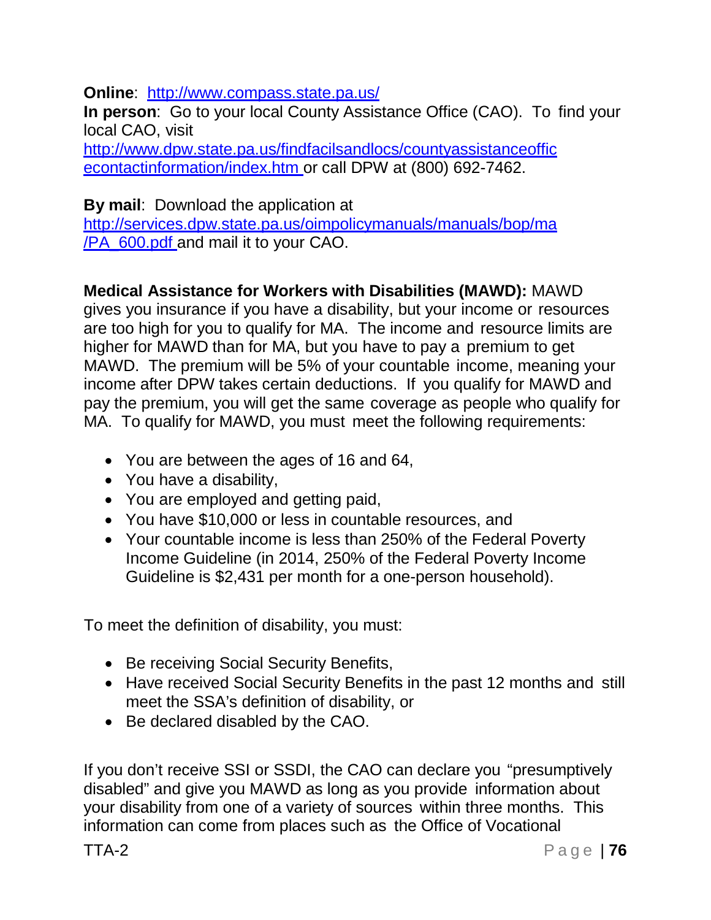**Online**: [http://www.compass.state.pa.us/](http://www.compass.state.pa.us/)
**In person**: Go to your local County Assistance Office (CAO). To find your local CAO, visit [http://www.dpw.state.pa.us/findfacilsandlocs/countyassistanceofficecontactinformation/index.htm](http://www.dpw.state.pa.us/findfacilsandlocs/countyassistanceofficecontactinformation/index.htm) or call DPW at (800) 692-7462.

**By mail**: Download the application at [http://services.dpw.state.pa.us/oimpolicymanuals/manuals/bop/ma/PA_600.pdf](http://services.dpw.state.pa.us/oimpolicymanuals/manuals/bop/ma/PA_600.pdf) and mail it to your CAO.

**Medical Assistance for Workers with Disabilities (MAWD):** MAWD gives you insurance if you have a disability, but your income or resources are too high for you to qualify for MA. The income and resource limits are higher for MAWD than for MA, but you have to pay a premium to get MAWD. The premium will be 5% of your countable income, meaning your income after DPW takes certain deductions. If you qualify for MAWD and pay the premium, you will get the same coverage as people who qualify for MA. To qualify for MAWD, you must meet the following requirements:

- You are between the ages of 16 and 64,
- You have a disability,
- You are employed and getting paid,
- You have $10,000 or less in countable resources, and
- Your countable income is less than 250% of the Federal Poverty Income Guideline (in 2014, 250% of the Federal Poverty Income Guideline is $2,431 per month for a one-person household).

To meet the definition of disability, you must:

- Be receiving Social Security Benefits,
- Have received Social Security Benefits in the past 12 months and still meet the SSA's definition of disability, or
- Be declared disabled by the CAO.

If you don't receive SSI or SSDI, the CAO can declare you "presumptively disabled" and give you MAWD as long as you provide information about your disability from one of a variety of sources within three months. This information can come from places such as the Office of Vocational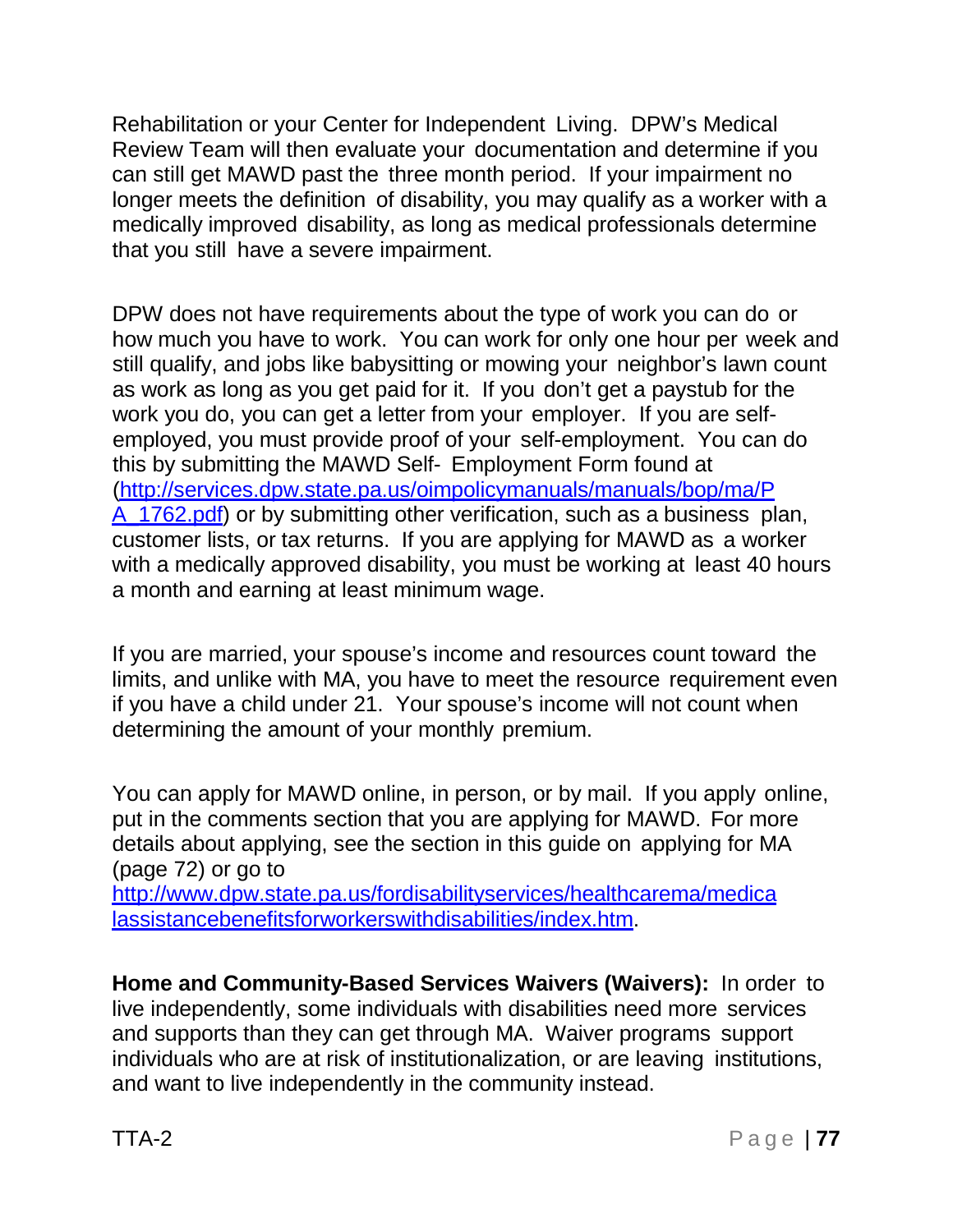Rehabilitation or your Center for Independent Living. DPW's Medical Review Team will then evaluate your documentation and determine if you can still get MAWD past the three month period. If your impairment no longer meets the definition of disability, you may qualify as a worker with a medically improved disability, as long as medical professionals determine that you still have a severe impairment.

DPW does not have requirements about the type of work you can do or how much you have to work. You can work for only one hour per week and still qualify, and jobs like babysitting or mowing your neighbor's lawn count as work as long as you get paid for it. If you don't get a paystub for the work you do, you can get a letter from your employer. If you are self-employed, you must provide proof of your self-employment. You can do this by submitting the MAWD Self- Employment Form found at (http://services.dpw.state.pa.us/oimpolicymanuals/manuals/bop/ma/PA_1762.pdf) or by submitting other verification, such as a business plan, customer lists, or tax returns. If you are applying for MAWD as a worker with a medically approved disability, you must be working at least 40 hours a month and earning at least minimum wage.

If you are married, your spouse's income and resources count toward the limits, and unlike with MA, you have to meet the resource requirement even if you have a child under 21. Your spouse's income will not count when determining the amount of your monthly premium.

You can apply for MAWD online, in person, or by mail. If you apply online, put in the comments section that you are applying for MAWD. For more details about applying, see the section in this guide on applying for MA (page 72) or go to http://www.dpw.state.pa.us/fordisabilityservices/healthcarema/medicalassistancebenefitsforworkerswithdisabilities/index.htm.

**Home and Community-Based Services Waivers (Waivers):** In order to live independently, some individuals with disabilities need more services and supports than they can get through MA. Waiver programs support individuals who are at risk of institutionalization, or are leaving institutions, and want to live independently in the community instead.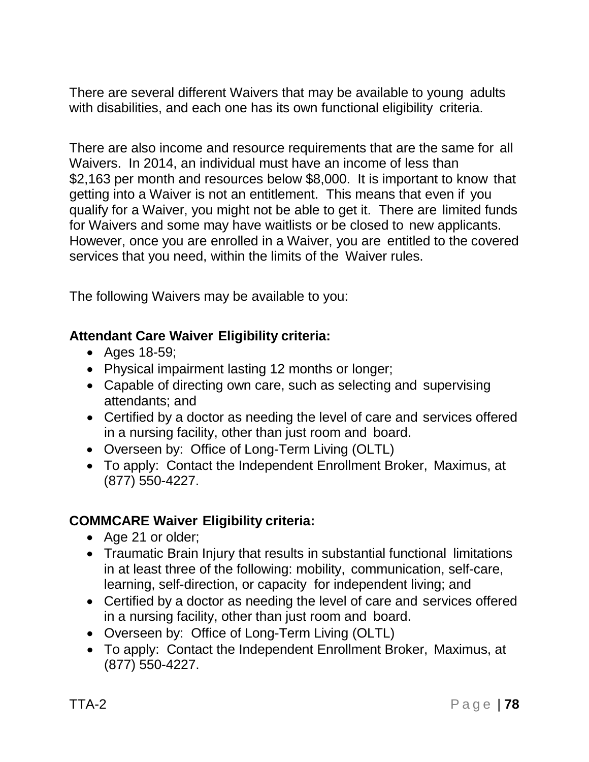There are several different Waivers that may be available to young adults with disabilities, and each one has its own functional eligibility criteria.

There are also income and resource requirements that are the same for all Waivers. In 2014, an individual must have an income of less than $2,163 per month and resources below $8,000. It is important to know that getting into a Waiver is not an entitlement. This means that even if you qualify for a Waiver, you might not be able to get it. There are limited funds for Waivers and some may have waitlists or be closed to new applicants. However, once you are enrolled in a Waiver, you are entitled to the covered services that you need, within the limits of the Waiver rules.

The following Waivers may be available to you:

**Attendant Care Waiver Eligibility criteria:**

- Ages 18-59;
- Physical impairment lasting 12 months or longer;
- Capable of directing own care, such as selecting and supervising attendants; and
- Certified by a doctor as needing the level of care and services offered in a nursing facility, other than just room and board.
- Overseen by: Office of Long-Term Living (OLTL)
- To apply: Contact the Independent Enrollment Broker, Maximus, at (877) 550-4227.

**COMMCARE Waiver Eligibility criteria:**

- Age 21 or older;
- Traumatic Brain Injury that results in substantial functional limitations in at least three of the following: mobility, communication, self-care, learning, self-direction, or capacity for independent living; and
- Certified by a doctor as needing the level of care and services offered in a nursing facility, other than just room and board.
- Overseen by: Office of Long-Term Living (OLTL)
- To apply: Contact the Independent Enrollment Broker, Maximus, at (877) 550-4227.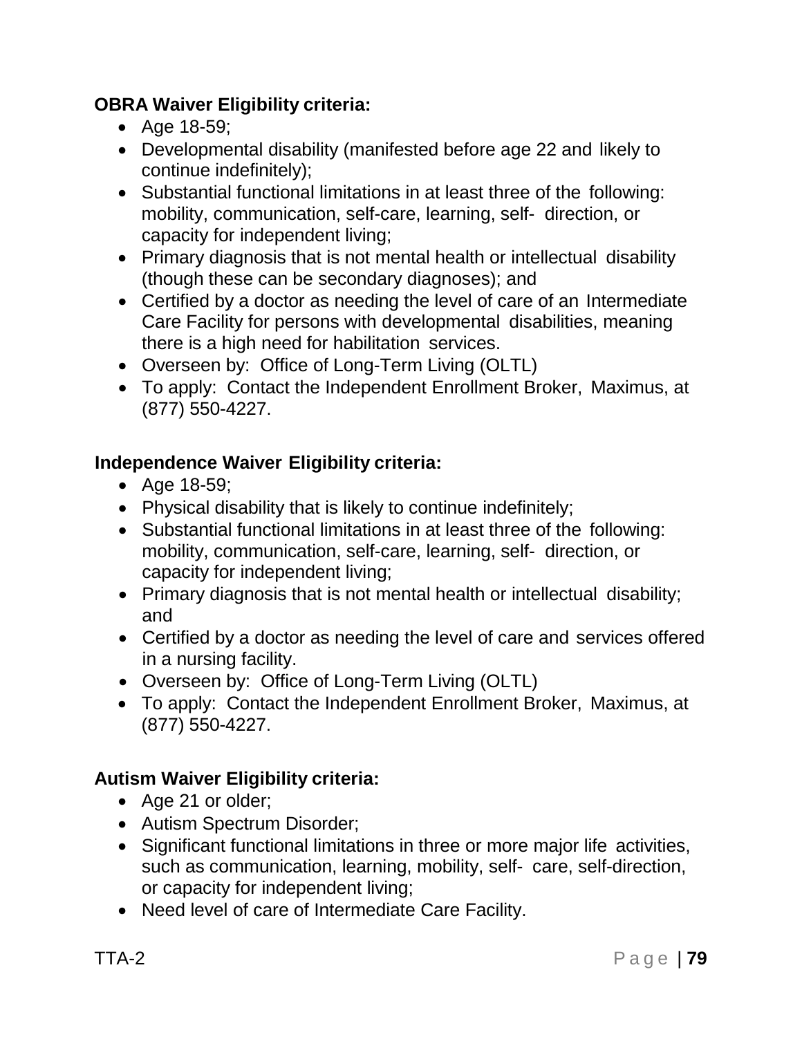**OBRA Waiver Eligibility criteria:**

- Age 18-59;
- Developmental disability (manifested before age 22 and likely to continue indefinitely);
- Substantial functional limitations in at least three of the following: mobility, communication, self-care, learning, self- direction, or capacity for independent living;
- Primary diagnosis that is not mental health or intellectual disability (though these can be secondary diagnoses); and
- Certified by a doctor as needing the level of care of an Intermediate Care Facility for persons with developmental disabilities, meaning there is a high need for habilitation services.
- Overseen by: Office of Long-Term Living (OLTL)
- To apply: Contact the Independent Enrollment Broker, Maximus, at (877) 550-4227.

**Independence Waiver Eligibility criteria:**

- Age 18-59;
- Physical disability that is likely to continue indefinitely;
- Substantial functional limitations in at least three of the following: mobility, communication, self-care, learning, self- direction, or capacity for independent living;
- Primary diagnosis that is not mental health or intellectual disability; and
- Certified by a doctor as needing the level of care and services offered in a nursing facility.
- Overseen by: Office of Long-Term Living (OLTL)
- To apply: Contact the Independent Enrollment Broker, Maximus, at (877) 550-4227.

**Autism Waiver Eligibility criteria:**

- Age 21 or older;
- Autism Spectrum Disorder;
- Significant functional limitations in three or more major life activities, such as communication, learning, mobility, self- care, self-direction, or capacity for independent living;
- Need level of care of Intermediate Care Facility.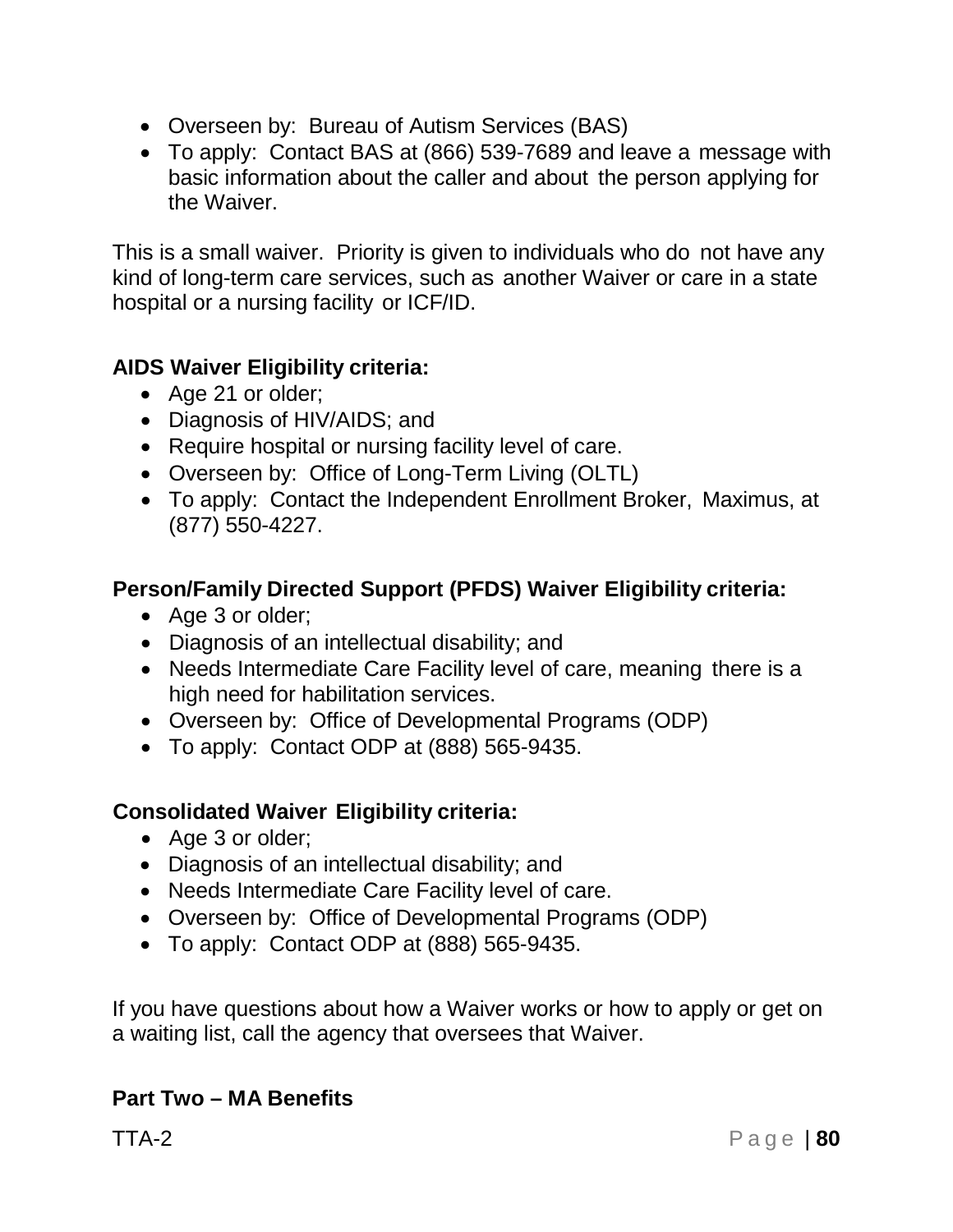- Overseen by: Bureau of Autism Services (BAS)
- To apply: Contact BAS at (866) 539-7689 and leave a message with basic information about the caller and about the person applying for the Waiver.

This is a small waiver. Priority is given to individuals who do not have any kind of long-term care services, such as another Waiver or care in a state hospital or a nursing facility or ICF/ID.

**AIDS Waiver Eligibility criteria:**

- Age 21 or older;
- Diagnosis of HIV/AIDS; and
- Require hospital or nursing facility level of care.
- Overseen by: Office of Long-Term Living (OLTL)
- To apply: Contact the Independent Enrollment Broker, Maximus, at (877) 550-4227.

**Person/Family Directed Support (PFDS) Waiver Eligibility criteria:**

- Age 3 or older;
- Diagnosis of an intellectual disability; and
- Needs Intermediate Care Facility level of care, meaning there is a high need for habilitation services.
- Overseen by: Office of Developmental Programs (ODP)
- To apply: Contact ODP at (888) 565-9435.

**Consolidated Waiver Eligibility criteria:**

- Age 3 or older;
- Diagnosis of an intellectual disability; and
- Needs Intermediate Care Facility level of care.
- Overseen by: Office of Developmental Programs (ODP)
- To apply: Contact ODP at (888) 565-9435.

If you have questions about how a Waiver works or how to apply or get on a waiting list, call the agency that oversees that Waiver.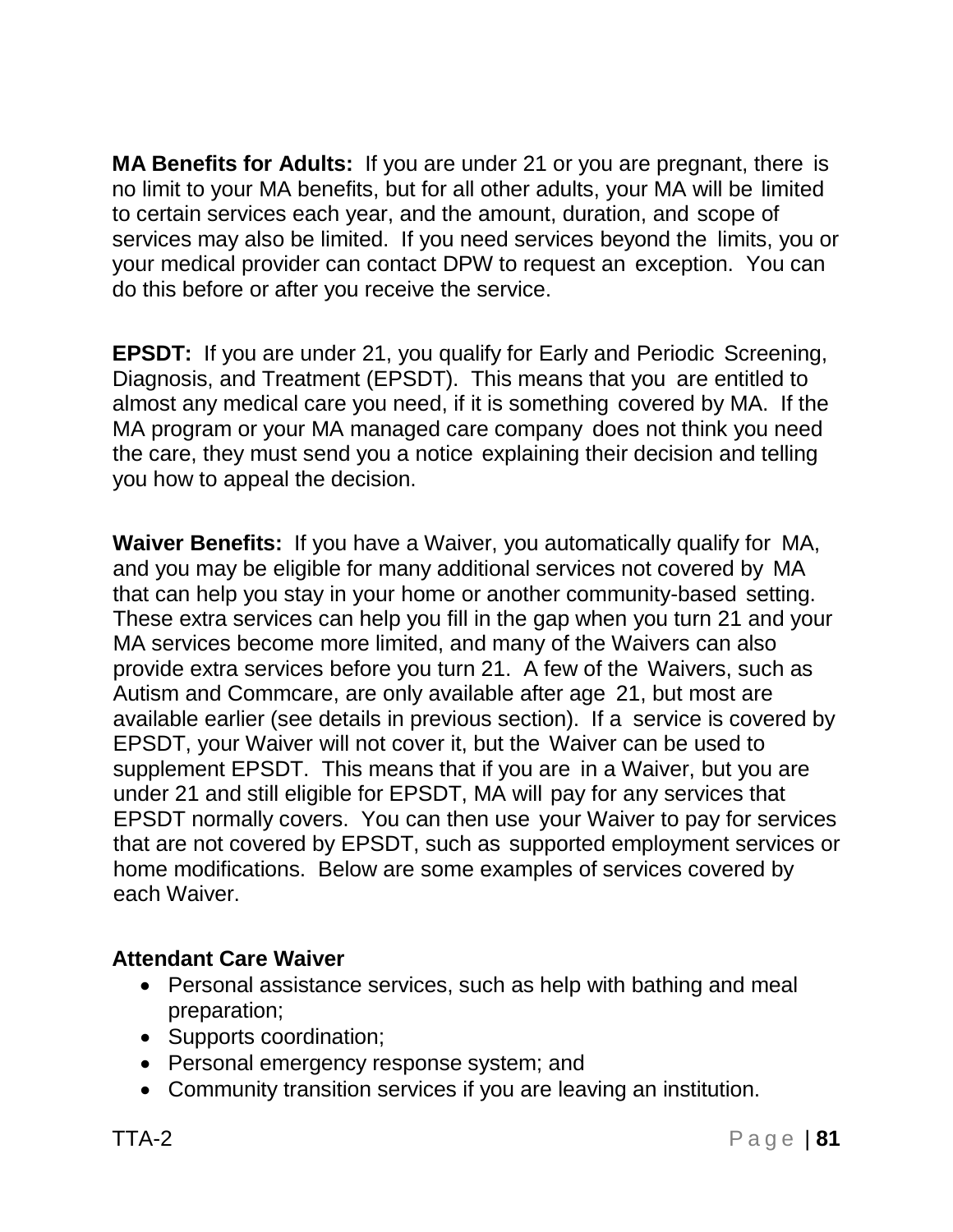**MA Benefits for Adults:** If you are under 21 or you are pregnant, there is no limit to your MA benefits, but for all other adults, your MA will be limited to certain services each year, and the amount, duration, and scope of services may also be limited. If you need services beyond the limits, you or your medical provider can contact DPW to request an exception. You can do this before or after you receive the service.

**EPSDT:** If you are under 21, you qualify for Early and Periodic Screening, Diagnosis, and Treatment (EPSDT). This means that you are entitled to almost any medical care you need, if it is something covered by MA. If the MA program or your MA managed care company does not think you need the care, they must send you a notice explaining their decision and telling you how to appeal the decision.

**Waiver Benefits:** If you have a Waiver, you automatically qualify for MA, and you may be eligible for many additional services not covered by MA that can help you stay in your home or another community-based setting. These extra services can help you fill in the gap when you turn 21 and your MA services become more limited, and many of the Waivers can also provide extra services before you turn 21. A few of the Waivers, such as Autism and Commcare, are only available after age 21, but most are available earlier (see details in previous section). If a service is covered by EPSDT, your Waiver will not cover it, but the Waiver can be used to supplement EPSDT. This means that if you are in a Waiver, but you are under 21 and still eligible for EPSDT, MA will pay for any services that EPSDT normally covers. You can then use your Waiver to pay for services that are not covered by EPSDT, such as supported employment services or home modifications. Below are some examples of services covered by each Waiver.

**Attendant Care Waiver**

- Personal assistance services, such as help with bathing and meal preparation;
- Supports coordination;
- Personal emergency response system; and
- Community transition services if you are leaving an institution.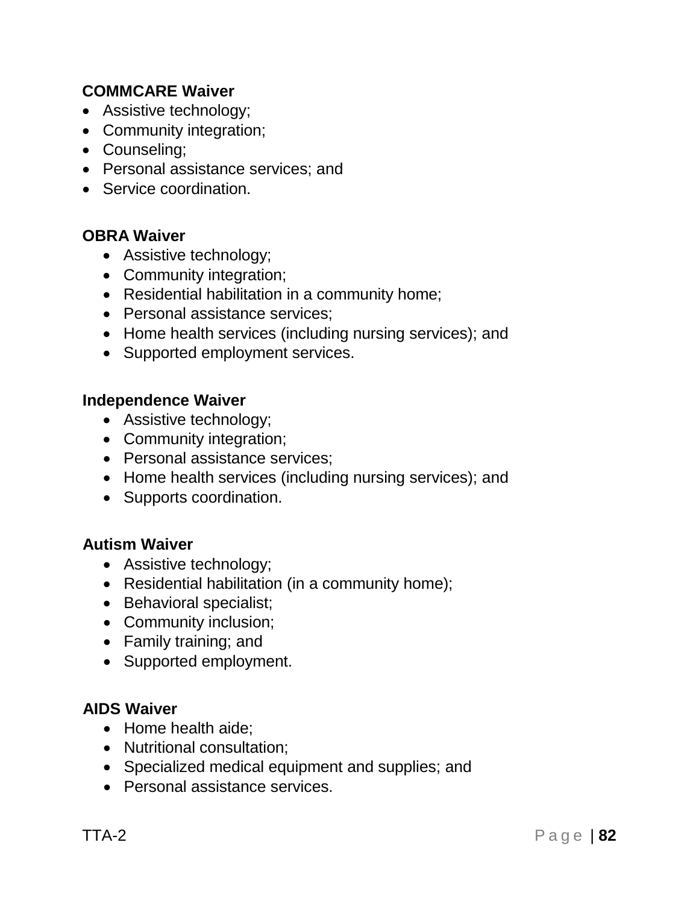**COMMCARE Waiver**

- Assistive technology;
- Community integration;
- Counseling;
- Personal assistance services; and
- Service coordination.

**OBRA Waiver**

- Assistive technology;
- Community integration;
- Residential habilitation in a community home;
- Personal assistance services;
- Home health services (including nursing services); and
- Supported employment services.

**Independence Waiver**

- Assistive technology;
- Community integration;
- Personal assistance services;
- Home health services (including nursing services); and
- Supports coordination.

**Autism Waiver**

- Assistive technology;
- Residential habilitation (in a community home);
- Behavioral specialist;
- Community inclusion;
- Family training; and
- Supported employment.

**AIDS Waiver**

- Home health aide;
- Nutritional consultation;
- Specialized medical equipment and supplies; and
- Personal assistance services.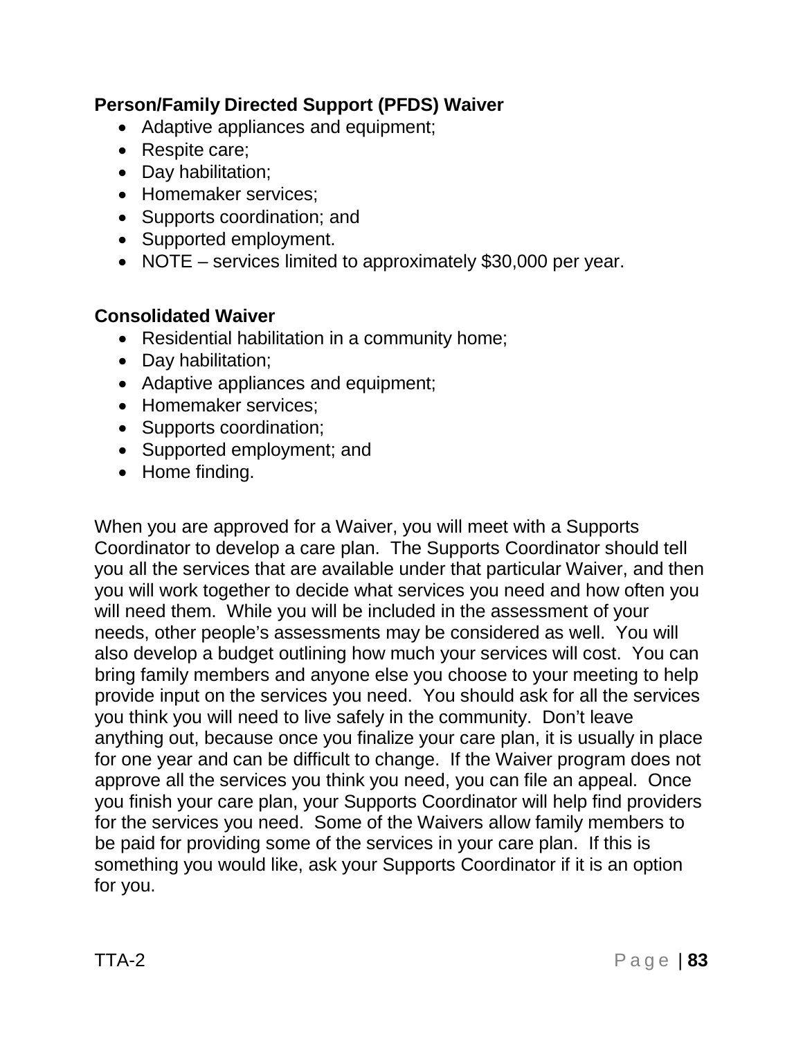**Person/Family Directed Support (PFDS) Waiver**

- Adaptive appliances and equipment;
- Respite care;
- Day habilitation;
- Homemaker services;
- Supports coordination; and
- Supported employment.
- NOTE – services limited to approximately $30,000 per year.

**Consolidated Waiver**

- Residential habilitation in a community home;
- Day habilitation;
- Adaptive appliances and equipment;
- Homemaker services;
- Supports coordination;
- Supported employment; and
- Home finding.

When you are approved for a Waiver, you will meet with a Supports Coordinator to develop a care plan. The Supports Coordinator should tell you all the services that are available under that particular Waiver, and then you will work together to decide what services you need and how often you will need them. While you will be included in the assessment of your needs, other people's assessments may be considered as well. You will also develop a budget outlining how much your services will cost. You can bring family members and anyone else you choose to your meeting to help provide input on the services you need. You should ask for all the services you think you will need to live safely in the community. Don't leave anything out, because once you finalize your care plan, it is usually in place for one year and can be difficult to change. If the Waiver program does not approve all the services you think you need, you can file an appeal. Once you finish your care plan, your Supports Coordinator will help find providers for the services you need. Some of the Waivers allow family members to be paid for providing some of the services in your care plan. If this is something you would like, ask your Supports Coordinator if it is an option for you.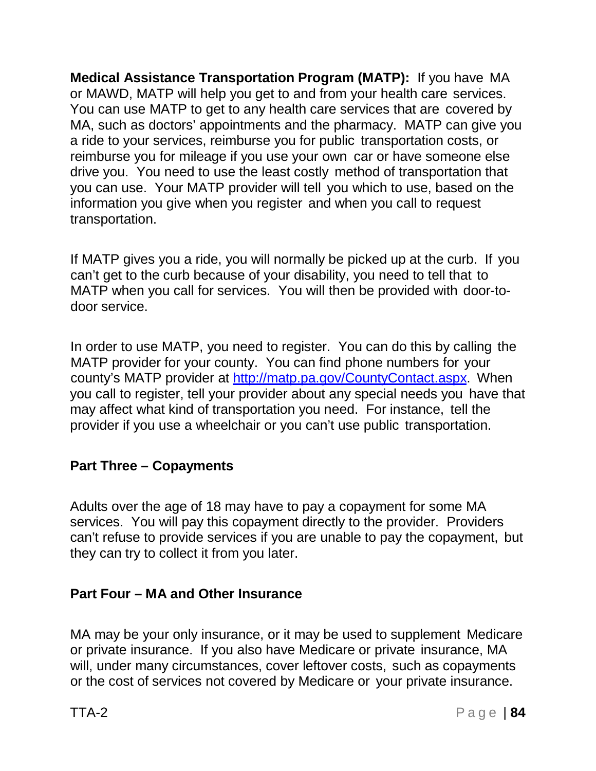**Medical Assistance Transportation Program (MATP):** If you have MA or MAWD, MATP will help you get to and from your health care services. You can use MATP to get to any health care services that are covered by MA, such as doctors' appointments and the pharmacy. MATP can give you a ride to your services, reimburse you for public transportation costs, or reimburse you for mileage if you use your own car or have someone else drive you. You need to use the least costly method of transportation that you can use. Your MATP provider will tell you which to use, based on the information you give when you register and when you call to request transportation.

If MATP gives you a ride, you will normally be picked up at the curb. If you can't get to the curb because of your disability, you need to tell that to MATP when you call for services. You will then be provided with door-to-door service.

In order to use MATP, you need to register. You can do this by calling the MATP provider for your county. You can find phone numbers for your county's MATP provider at [http://matp.pa.gov/CountyContact.aspx](http://matp.pa.gov/CountyContact.aspx). When you call to register, tell your provider about any special needs you have that may affect what kind of transportation you need. For instance, tell the provider if you use a wheelchair or you can't use public transportation.

### Part Three – Copayments

Adults over the age of 18 may have to pay a copayment for some MA services. You will pay this copayment directly to the provider. Providers can't refuse to provide services if you are unable to pay the copayment, but they can try to collect it from you later.

### Part Four – MA and Other Insurance

MA may be your only insurance, or it may be used to supplement Medicare or private insurance. If you also have Medicare or private insurance, MA will, under many circumstances, cover leftover costs, such as copayments or the cost of services not covered by Medicare or your private insurance.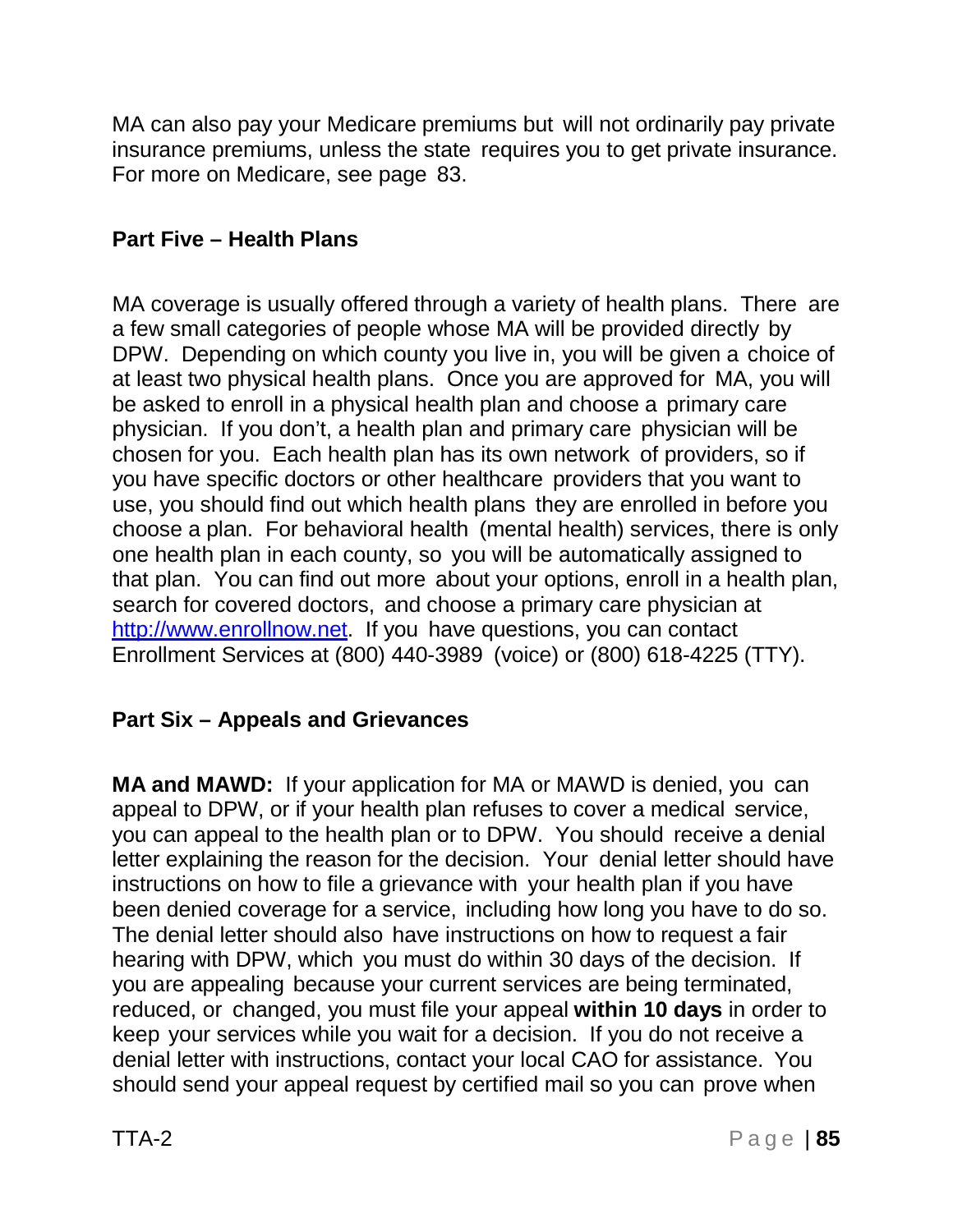MA can also pay your Medicare premiums but will not ordinarily pay private insurance premiums, unless the state requires you to get private insurance. For more on Medicare, see page 83.

### Part Five – Health Plans

MA coverage is usually offered through a variety of health plans. There are a few small categories of people whose MA will be provided directly by DPW. Depending on which county you live in, you will be given a choice of at least two physical health plans. Once you are approved for MA, you will be asked to enroll in a physical health plan and choose a primary care physician. If you don't, a health plan and primary care physician will be chosen for you. Each health plan has its own network of providers, so if you have specific doctors or other healthcare providers that you want to use, you should find out which health plans they are enrolled in before you choose a plan. For behavioral health (mental health) services, there is only one health plan in each county, so you will be automatically assigned to that plan. You can find out more about your options, enroll in a health plan, search for covered doctors, and choose a primary care physician at [http://www.enrollnow.net](http://www.enrollnow.net). If you have questions, you can contact Enrollment Services at (800) 440-3989 (voice) or (800) 618-4225 (TTY).

### Part Six – Appeals and Grievances

**MA and MAWD:** If your application for MA or MAWD is denied, you can appeal to DPW, or if your health plan refuses to cover a medical service, you can appeal to the health plan or to DPW. You should receive a denial letter explaining the reason for the decision. Your denial letter should have instructions on how to file a grievance with your health plan if you have been denied coverage for a service, including how long you have to do so. The denial letter should also have instructions on how to request a fair hearing with DPW, which you must do within 30 days of the decision. If you are appealing because your current services are being terminated, reduced, or changed, you must file your appeal **within 10 days** in order to keep your services while you wait for a decision. If you do not receive a denial letter with instructions, contact your local CAO for assistance. You should send your appeal request by certified mail so you can prove when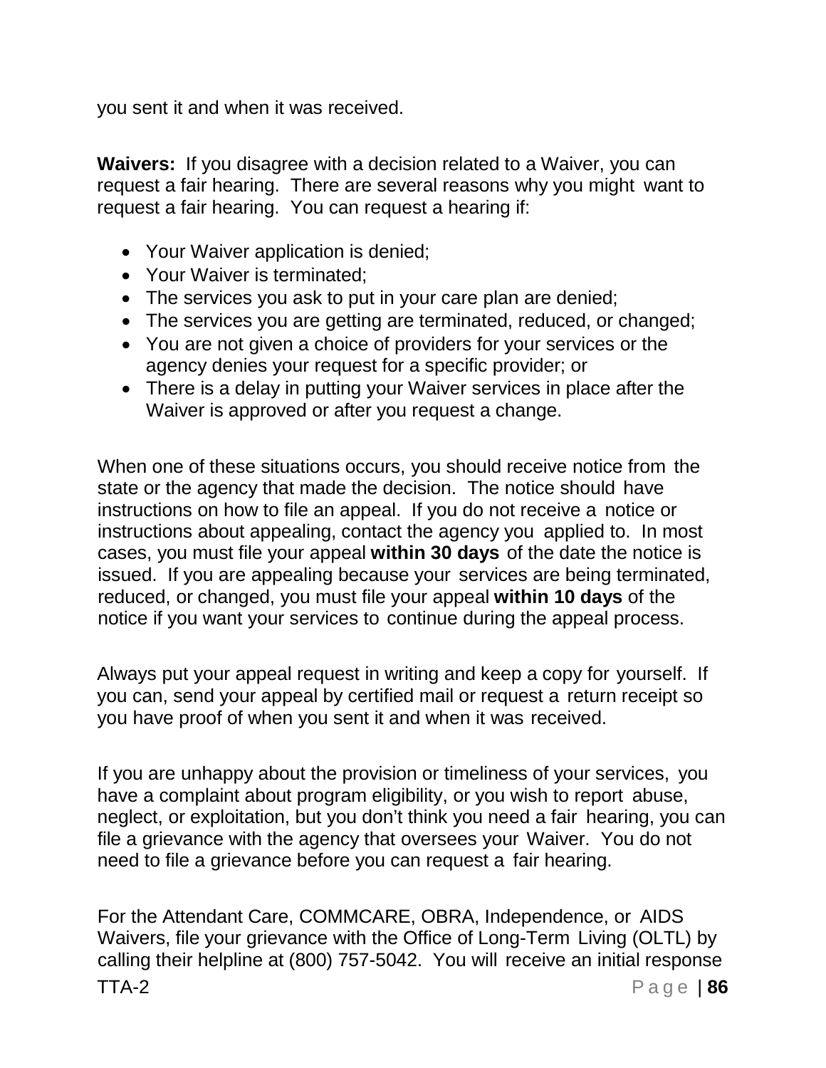you sent it and when it was received.

**Waivers:** If you disagree with a decision related to a Waiver, you can request a fair hearing. There are several reasons why you might want to request a fair hearing. You can request a hearing if:

- Your Waiver application is denied;
- Your Waiver is terminated;
- The services you ask to put in your care plan are denied;
- The services you are getting are terminated, reduced, or changed;
- You are not given a choice of providers for your services or the agency denies your request for a specific provider; or
- There is a delay in putting your Waiver services in place after the Waiver is approved or after you request a change.

When one of these situations occurs, you should receive notice from the state or the agency that made the decision. The notice should have instructions on how to file an appeal. If you do not receive a notice or instructions about appealing, contact the agency you applied to. In most cases, you must file your appeal **within 30 days** of the date the notice is issued. If you are appealing because your services are being terminated, reduced, or changed, you must file your appeal **within 10 days** of the notice if you want your services to continue during the appeal process.

Always put your appeal request in writing and keep a copy for yourself. If you can, send your appeal by certified mail or request a return receipt so you have proof of when you sent it and when it was received.

If you are unhappy about the provision or timeliness of your services, you have a complaint about program eligibility, or you wish to report abuse, neglect, or exploitation, but you don't think you need a fair hearing, you can file a grievance with the agency that oversees your Waiver. You do not need to file a grievance before you can request a fair hearing.

For the Attendant Care, COMMCARE, OBRA, Independence, or AIDS Waivers, file your grievance with the Office of Long-Term Living (OLTL) by calling their helpline at (800) 757-5042. You will receive an initial response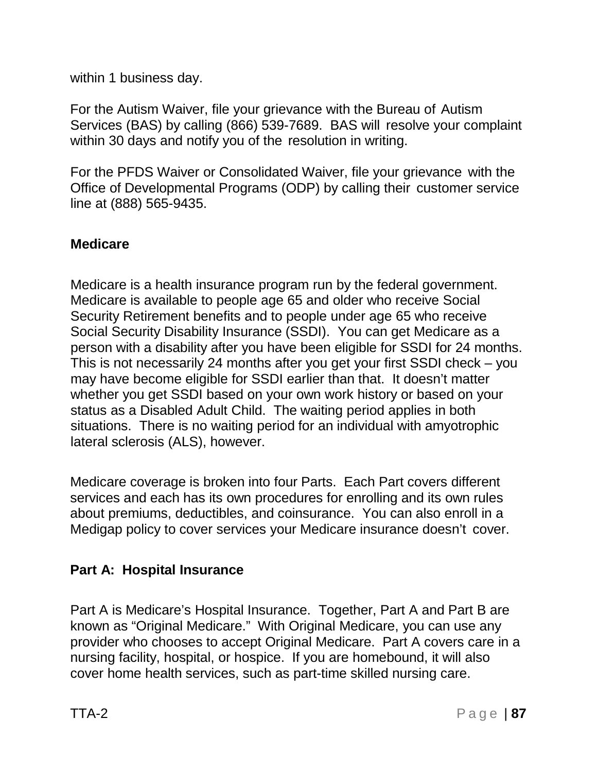within 1 business day.

For the Autism Waiver, file your grievance with the Bureau of Autism Services (BAS) by calling (866) 539-7689. BAS will resolve your complaint within 30 days and notify you of the resolution in writing.

For the PFDS Waiver or Consolidated Waiver, file your grievance with the Office of Developmental Programs (ODP) by calling their customer service line at (888) 565-9435.

### Medicare

Medicare is a health insurance program run by the federal government. Medicare is available to people age 65 and older who receive Social Security Retirement benefits and to people under age 65 who receive Social Security Disability Insurance (SSDI). You can get Medicare as a person with a disability after you have been eligible for SSDI for 24 months. This is not necessarily 24 months after you get your first SSDI check – you may have become eligible for SSDI earlier than that. It doesn't matter whether you get SSDI based on your own work history or based on your status as a Disabled Adult Child. The waiting period applies in both situations. There is no waiting period for an individual with amyotrophic lateral sclerosis (ALS), however.

Medicare coverage is broken into four Parts. Each Part covers different services and each has its own procedures for enrolling and its own rules about premiums, deductibles, and coinsurance. You can also enroll in a Medigap policy to cover services your Medicare insurance doesn't cover.

### Part A: Hospital Insurance

Part A is Medicare's Hospital Insurance. Together, Part A and Part B are known as "Original Medicare." With Original Medicare, you can use any provider who chooses to accept Original Medicare. Part A covers care in a nursing facility, hospital, or hospice. If you are homebound, it will also cover home health services, such as part-time skilled nursing care.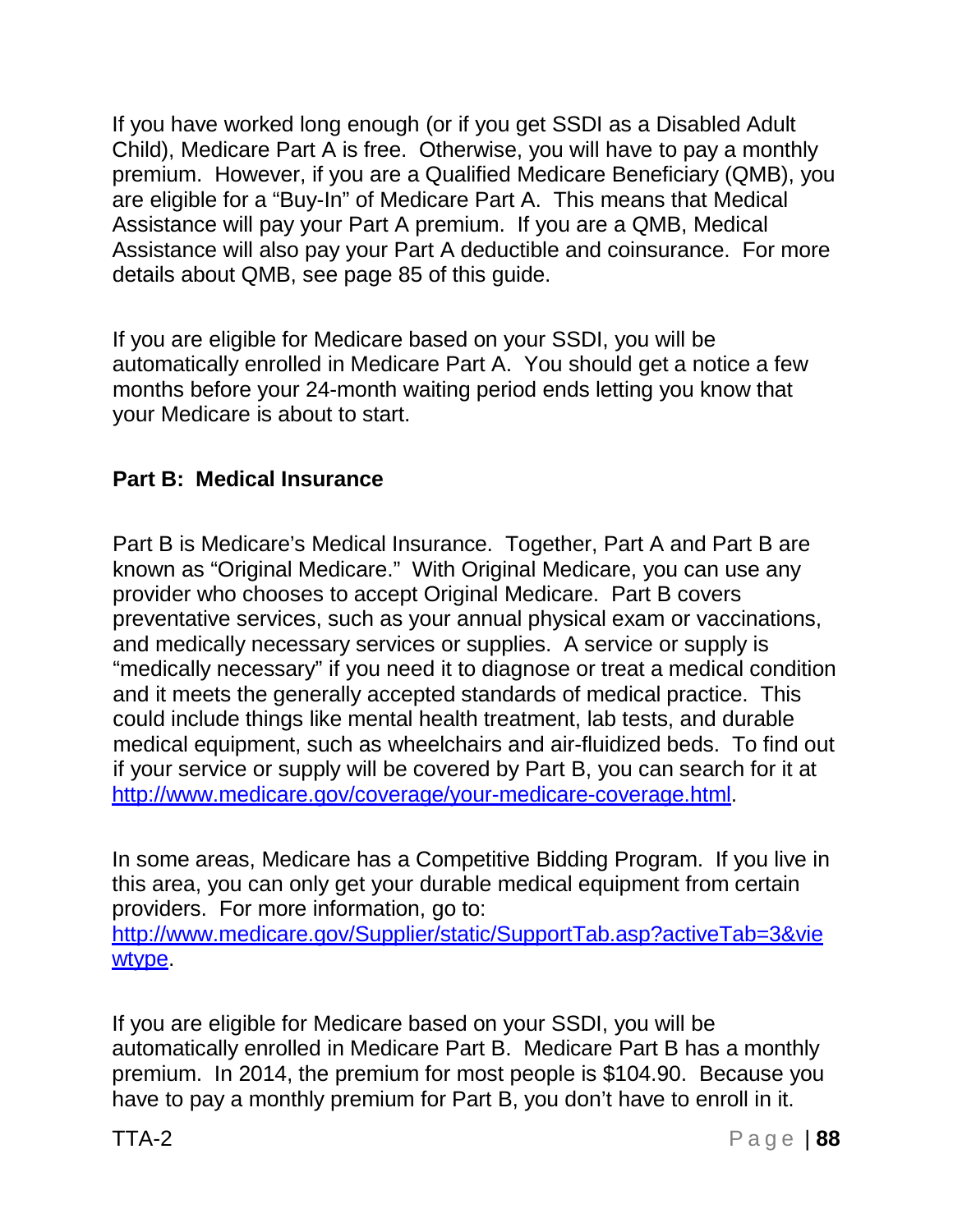If you have worked long enough (or if you get SSDI as a Disabled Adult Child), Medicare Part A is free. Otherwise, you will have to pay a monthly premium. However, if you are a Qualified Medicare Beneficiary (QMB), you are eligible for a "Buy-In" of Medicare Part A. This means that Medical Assistance will pay your Part A premium. If you are a QMB, Medical Assistance will also pay your Part A deductible and coinsurance. For more details about QMB, see page 85 of this guide.

If you are eligible for Medicare based on your SSDI, you will be automatically enrolled in Medicare Part A. You should get a notice a few months before your 24-month waiting period ends letting you know that your Medicare is about to start.

**Part B: Medical Insurance**

Part B is Medicare's Medical Insurance. Together, Part A and Part B are known as "Original Medicare." With Original Medicare, you can use any provider who chooses to accept Original Medicare. Part B covers preventative services, such as your annual physical exam or vaccinations, and medically necessary services or supplies. A service or supply is "medically necessary" if you need it to diagnose or treat a medical condition and it meets the generally accepted standards of medical practice. This could include things like mental health treatment, lab tests, and durable medical equipment, such as wheelchairs and air-fluidized beds. To find out if your service or supply will be covered by Part B, you can search for it at http://www.medicare.gov/coverage/your-medicare-coverage.html.

In some areas, Medicare has a Competitive Bidding Program. If you live in this area, you can only get your durable medical equipment from certain providers. For more information, go to: http://www.medicare.gov/Supplier/static/SupportTab.asp?activeTab=3&viewtype.

If you are eligible for Medicare based on your SSDI, you will be automatically enrolled in Medicare Part B. Medicare Part B has a monthly premium. In 2014, the premium for most people is $104.90. Because you have to pay a monthly premium for Part B, you don't have to enroll in it.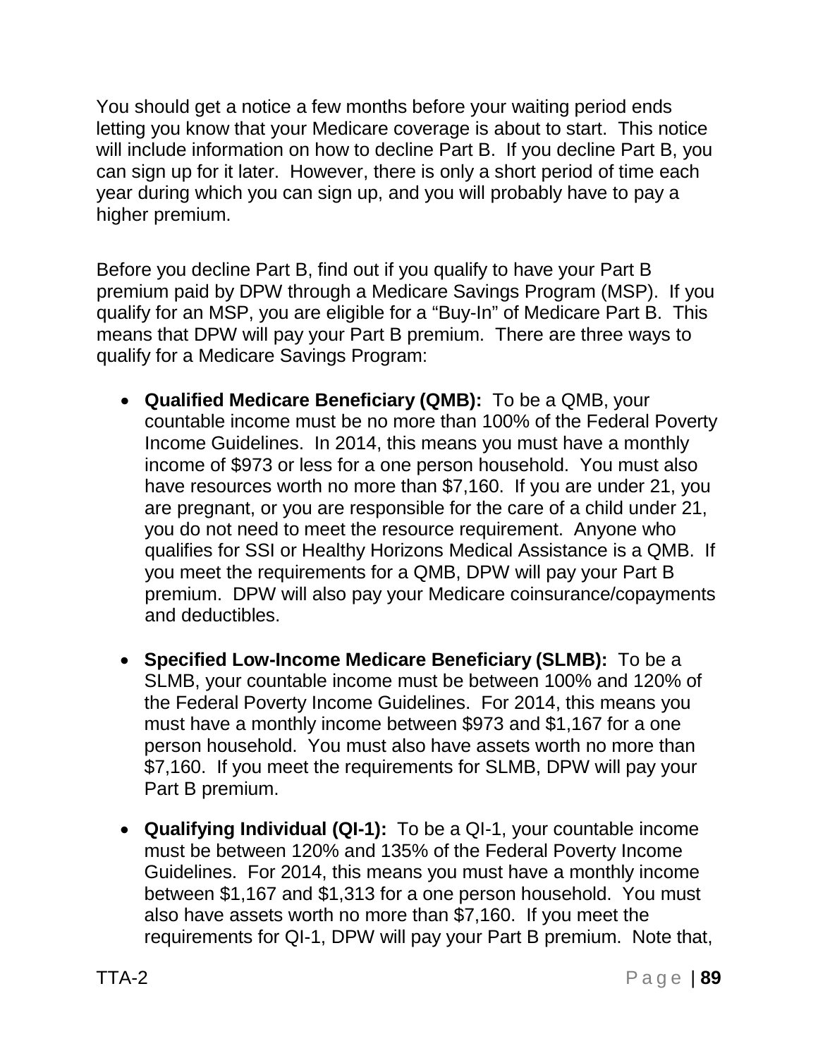You should get a notice a few months before your waiting period ends letting you know that your Medicare coverage is about to start. This notice will include information on how to decline Part B. If you decline Part B, you can sign up for it later. However, there is only a short period of time each year during which you can sign up, and you will probably have to pay a higher premium.

Before you decline Part B, find out if you qualify to have your Part B premium paid by DPW through a Medicare Savings Program (MSP). If you qualify for an MSP, you are eligible for a "Buy-In" of Medicare Part B. This means that DPW will pay your Part B premium. There are three ways to qualify for a Medicare Savings Program:

- **Qualified Medicare Beneficiary (QMB):** To be a QMB, your countable income must be no more than 100% of the Federal Poverty Income Guidelines. In 2014, this means you must have a monthly income of $973 or less for a one person household. You must also have resources worth no more than $7,160. If you are under 21, you are pregnant, or you are responsible for the care of a child under 21, you do not need to meet the resource requirement. Anyone who qualifies for SSI or Healthy Horizons Medical Assistance is a QMB. If you meet the requirements for a QMB, DPW will pay your Part B premium. DPW will also pay your Medicare coinsurance/copayments and deductibles.

- **Specified Low-Income Medicare Beneficiary (SLMB):** To be a SLMB, your countable income must be between 100% and 120% of the Federal Poverty Income Guidelines. For 2014, this means you must have a monthly income between $973 and $1,167 for a one person household. You must also have assets worth no more than $7,160. If you meet the requirements for SLMB, DPW will pay your Part B premium.

- **Qualifying Individual (QI-1):** To be a QI-1, your countable income must be between 120% and 135% of the Federal Poverty Income Guidelines. For 2014, this means you must have a monthly income between $1,167 and $1,313 for a one person household. You must also have assets worth no more than $7,160. If you meet the requirements for QI-1, DPW will pay your Part B premium. Note that,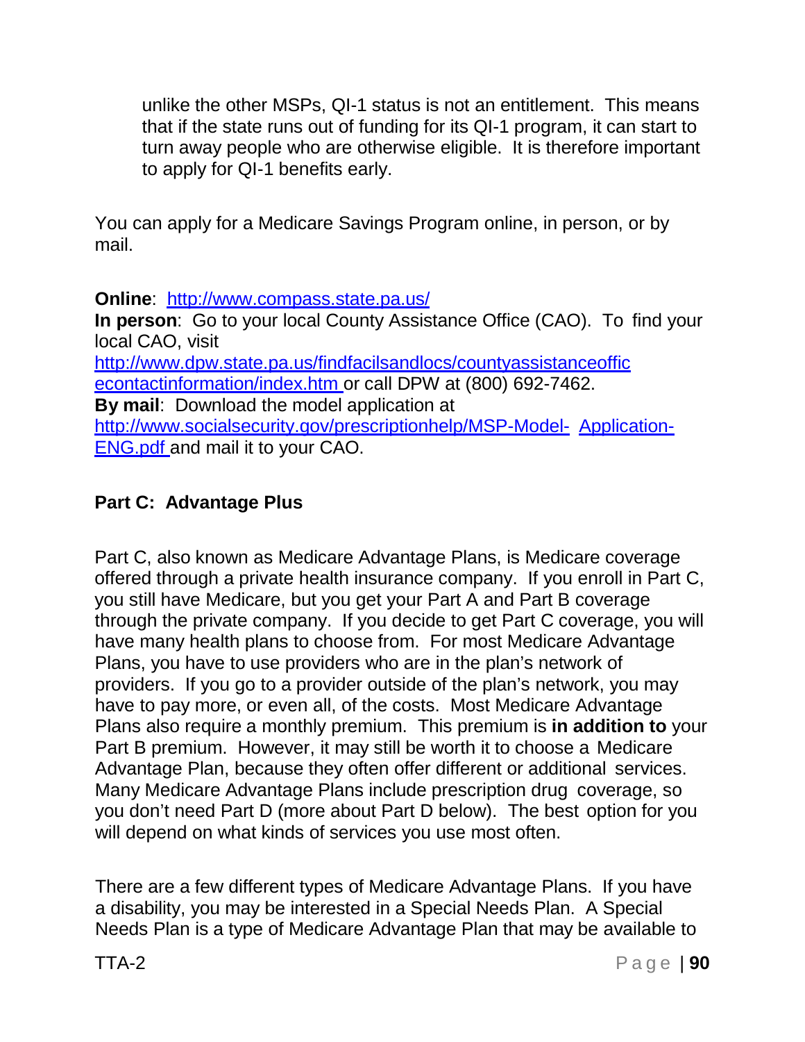unlike the other MSPs, QI-1 status is not an entitlement. This means that if the state runs out of funding for its QI-1 program, it can start to turn away people who are otherwise eligible. It is therefore important to apply for QI-1 benefits early.

You can apply for a Medicare Savings Program online, in person, or by mail.

**Online**: http://www.compass.state.pa.us/
**In person**: Go to your local County Assistance Office (CAO). To find your local CAO, visit http://www.dpw.state.pa.us/findfacilsandlocs/countyassistanceofficecontactinformation/index.htm or call DPW at (800) 692-7462.
**By mail**: Download the model application at http://www.socialsecurity.gov/prescriptionhelp/MSP-Model-Application-ENG.pdf and mail it to your CAO.

**Part C: Advantage Plus**

Part C, also known as Medicare Advantage Plans, is Medicare coverage offered through a private health insurance company. If you enroll in Part C, you still have Medicare, but you get your Part A and Part B coverage through the private company. If you decide to get Part C coverage, you will have many health plans to choose from. For most Medicare Advantage Plans, you have to use providers who are in the plan's network of providers. If you go to a provider outside of the plan's network, you may have to pay more, or even all, of the costs. Most Medicare Advantage Plans also require a monthly premium. This premium is **in addition to** your Part B premium. However, it may still be worth it to choose a Medicare Advantage Plan, because they often offer different or additional services. Many Medicare Advantage Plans include prescription drug coverage, so you don't need Part D (more about Part D below). The best option for you will depend on what kinds of services you use most often.

There are a few different types of Medicare Advantage Plans. If you have a disability, you may be interested in a Special Needs Plan. A Special Needs Plan is a type of Medicare Advantage Plan that may be available to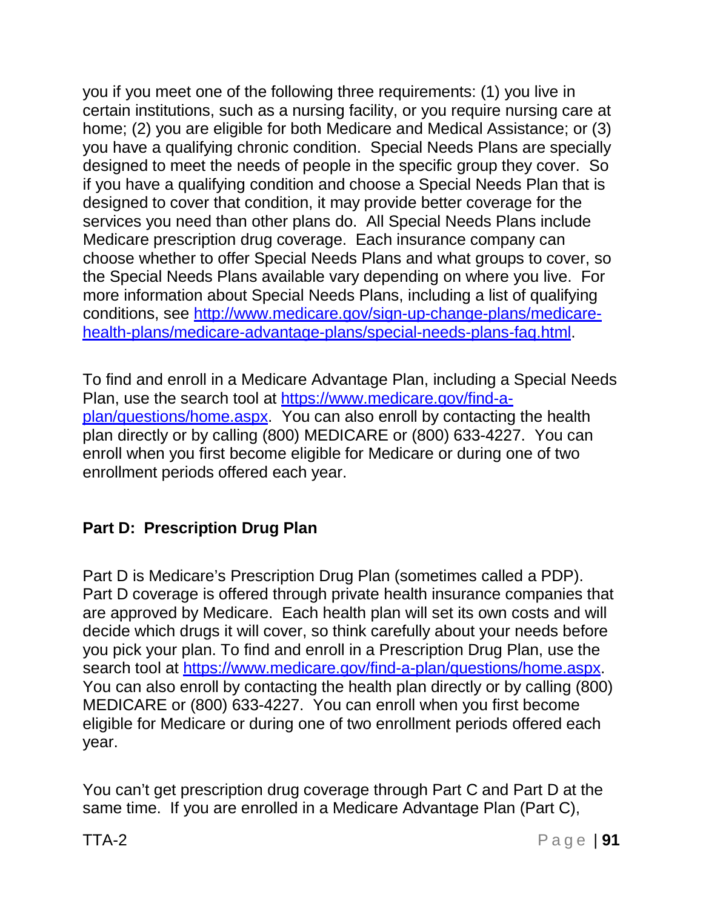you if you meet one of the following three requirements: (1) you live in certain institutions, such as a nursing facility, or you require nursing care at home; (2) you are eligible for both Medicare and Medical Assistance; or (3) you have a qualifying chronic condition. Special Needs Plans are specially designed to meet the needs of people in the specific group they cover. So if you have a qualifying condition and choose a Special Needs Plan that is designed to cover that condition, it may provide better coverage for the services you need than other plans do. All Special Needs Plans include Medicare prescription drug coverage. Each insurance company can choose whether to offer Special Needs Plans and what groups to cover, so the Special Needs Plans available vary depending on where you live. For more information about Special Needs Plans, including a list of qualifying conditions, see [http://www.medicare.gov/sign-up-change-plans/medicare-health-plans/medicare-advantage-plans/special-needs-plans-faq.html](http://www.medicare.gov/sign-up-change-plans/medicare-health-plans/medicare-advantage-plans/special-needs-plans-faq.html).

To find and enroll in a Medicare Advantage Plan, including a Special Needs Plan, use the search tool at [https://www.medicare.gov/find-a-plan/questions/home.aspx](https://www.medicare.gov/find-a-plan/questions/home.aspx). You can also enroll by contacting the health plan directly or by calling (800) MEDICARE or (800) 633-4227. You can enroll when you first become eligible for Medicare or during one of two enrollment periods offered each year.

**Part D: Prescription Drug Plan**

Part D is Medicare's Prescription Drug Plan (sometimes called a PDP). Part D coverage is offered through private health insurance companies that are approved by Medicare. Each health plan will set its own costs and will decide which drugs it will cover, so think carefully about your needs before you pick your plan. To find and enroll in a Prescription Drug Plan, use the search tool at [https://www.medicare.gov/find-a-plan/questions/home.aspx](https://www.medicare.gov/find-a-plan/questions/home.aspx). You can also enroll by contacting the health plan directly or by calling (800) MEDICARE or (800) 633-4227. You can enroll when you first become eligible for Medicare or during one of two enrollment periods offered each year.

You can't get prescription drug coverage through Part C and Part D at the same time. If you are enrolled in a Medicare Advantage Plan (Part C),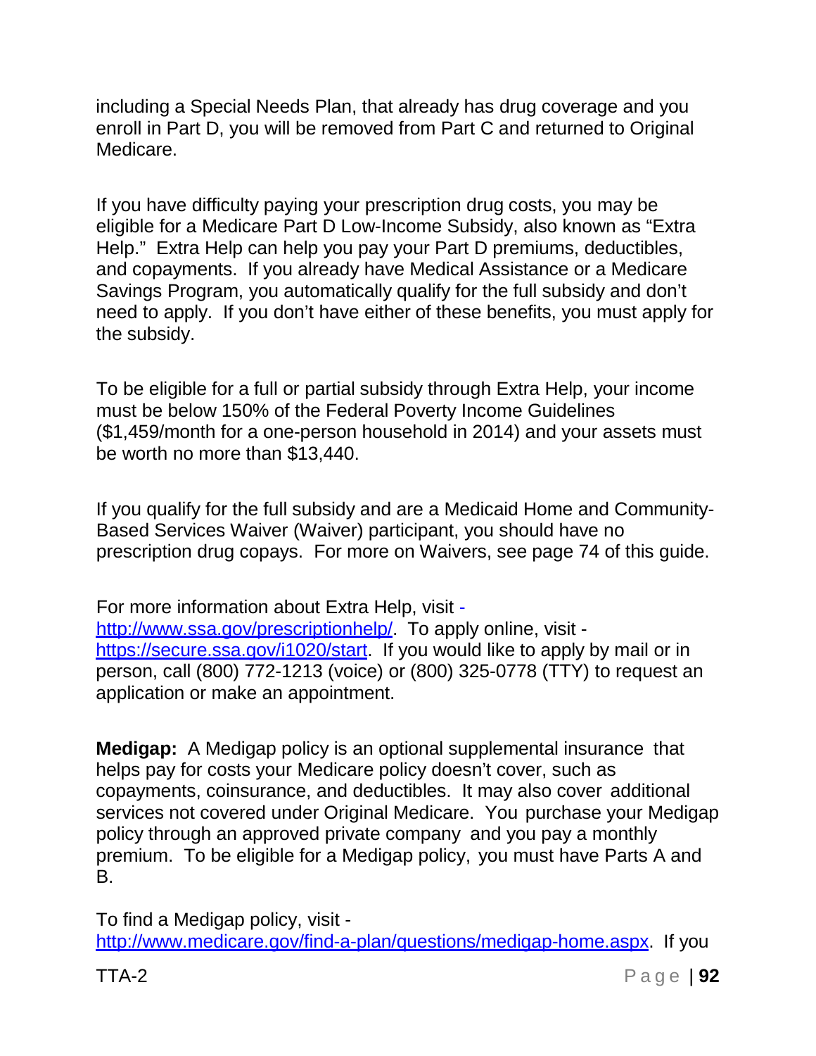including a Special Needs Plan, that already has drug coverage and you enroll in Part D, you will be removed from Part C and returned to Original Medicare.

If you have difficulty paying your prescription drug costs, you may be eligible for a Medicare Part D Low-Income Subsidy, also known as "Extra Help." Extra Help can help you pay your Part D premiums, deductibles, and copayments. If you already have Medical Assistance or a Medicare Savings Program, you automatically qualify for the full subsidy and don't need to apply. If you don't have either of these benefits, you must apply for the subsidy.

To be eligible for a full or partial subsidy through Extra Help, your income must be below 150% of the Federal Poverty Income Guidelines ($1,459/month for a one-person household in 2014) and your assets must be worth no more than $13,440.

If you qualify for the full subsidy and are a Medicaid Home and Community-Based Services Waiver (Waiver) participant, you should have no prescription drug copays. For more on Waivers, see page 74 of this guide.

For more information about Extra Help, visit - [http://www.ssa.gov/prescriptionhelp/](http://www.ssa.gov/prescriptionhelp/). To apply online, visit - [https://secure.ssa.gov/i1020/start](https://secure.ssa.gov/i1020/start). If you would like to apply by mail or in person, call (800) 772-1213 (voice) or (800) 325-0778 (TTY) to request an application or make an appointment.

**Medigap:** A Medigap policy is an optional supplemental insurance that helps pay for costs your Medicare policy doesn't cover, such as copayments, coinsurance, and deductibles. It may also cover additional services not covered under Original Medicare. You purchase your Medigap policy through an approved private company and you pay a monthly premium. To be eligible for a Medigap policy, you must have Parts A and B.

To find a Medigap policy, visit - [http://www.medicare.gov/find-a-plan/questions/medigap-home.aspx](http://www.medicare.gov/find-a-plan/questions/medigap-home.aspx). If you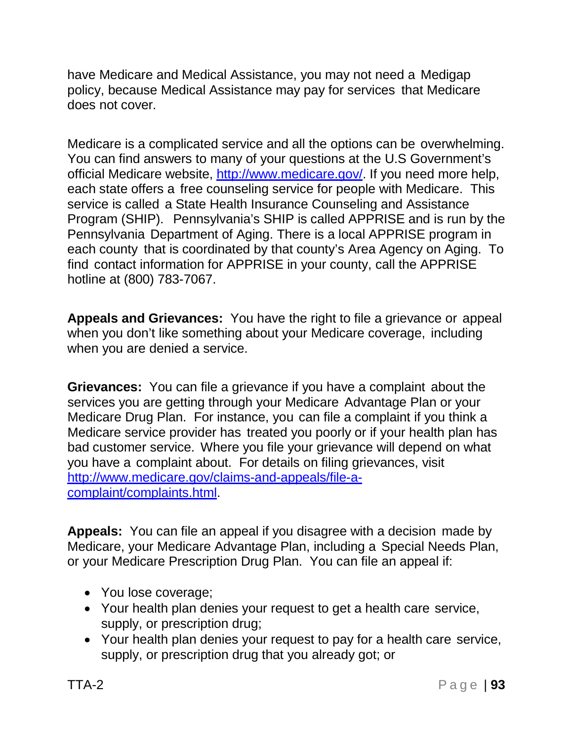have Medicare and Medical Assistance, you may not need a Medigap policy, because Medical Assistance may pay for services that Medicare does not cover.

Medicare is a complicated service and all the options can be overwhelming. You can find answers to many of your questions at the U.S Government's official Medicare website, [http://www.medicare.gov/](http://www.medicare.gov/). If you need more help, each state offers a free counseling service for people with Medicare. This service is called a State Health Insurance Counseling and Assistance Program (SHIP). Pennsylvania's SHIP is called APPRISE and is run by the Pennsylvania Department of Aging. There is a local APPRISE program in each county that is coordinated by that county's Area Agency on Aging. To find contact information for APPRISE in your county, call the APPRISE hotline at (800) 783-7067.

**Appeals and Grievances:** You have the right to file a grievance or appeal when you don't like something about your Medicare coverage, including when you are denied a service.

**Grievances:** You can file a grievance if you have a complaint about the services you are getting through your Medicare Advantage Plan or your Medicare Drug Plan. For instance, you can file a complaint if you think a Medicare service provider has treated you poorly or if your health plan has bad customer service. Where you file your grievance will depend on what you have a complaint about. For details on filing grievances, visit [http://www.medicare.gov/claims-and-appeals/file-a-complaint/complaints.html](http://www.medicare.gov/claims-and-appeals/file-a-complaint/complaints.html).

**Appeals:** You can file an appeal if you disagree with a decision made by Medicare, your Medicare Advantage Plan, including a Special Needs Plan, or your Medicare Prescription Drug Plan. You can file an appeal if:

- You lose coverage;
- Your health plan denies your request to get a health care service, supply, or prescription drug;
- Your health plan denies your request to pay for a health care service, supply, or prescription drug that you already got; or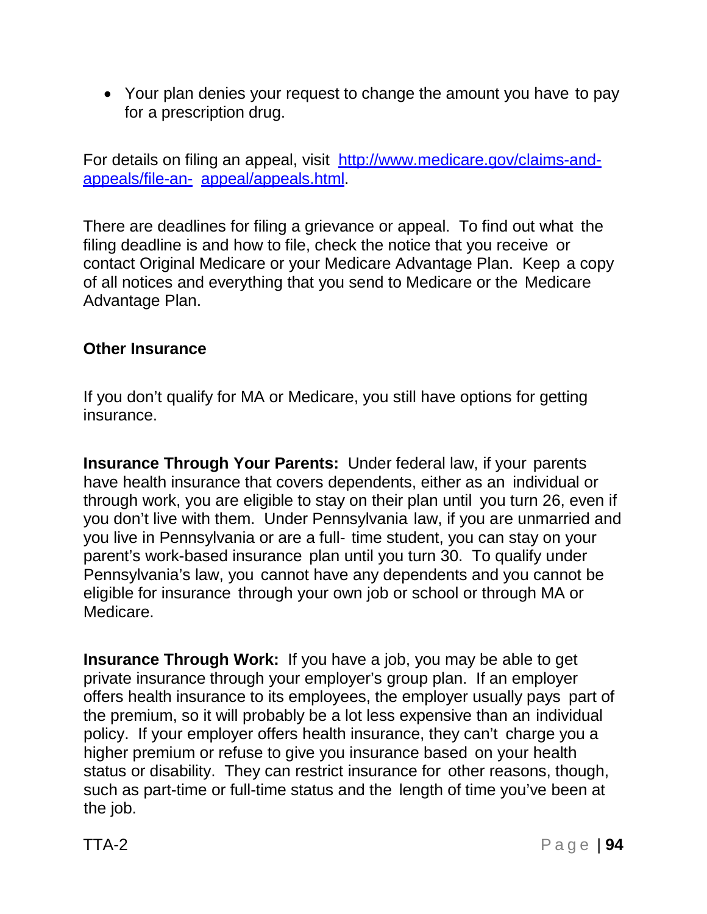- Your plan denies your request to change the amount you have to pay for a prescription drug.

For details on filing an appeal, visit [http://www.medicare.gov/claims-and-appeals/file-an-appeal/appeals.html](http://www.medicare.gov/claims-and-appeals/file-an-appeal/appeals.html).

There are deadlines for filing a grievance or appeal. To find out what the filing deadline is and how to file, check the notice that you receive or contact Original Medicare or your Medicare Advantage Plan. Keep a copy of all notices and everything that you send to Medicare or the Medicare Advantage Plan.

**Other Insurance**

If you don't qualify for MA or Medicare, you still have options for getting insurance.

**Insurance Through Your Parents:** Under federal law, if your parents have health insurance that covers dependents, either as an individual or through work, you are eligible to stay on their plan until you turn 26, even if you don't live with them. Under Pennsylvania law, if you are unmarried and you live in Pennsylvania or are a full- time student, you can stay on your parent's work-based insurance plan until you turn 30. To qualify under Pennsylvania's law, you cannot have any dependents and you cannot be eligible for insurance through your own job or school or through MA or Medicare.

**Insurance Through Work:** If you have a job, you may be able to get private insurance through your employer's group plan. If an employer offers health insurance to its employees, the employer usually pays part of the premium, so it will probably be a lot less expensive than an individual policy. If your employer offers health insurance, they can't charge you a higher premium or refuse to give you insurance based on your health status or disability. They can restrict insurance for other reasons, though, such as part-time or full-time status and the length of time you've been at the job.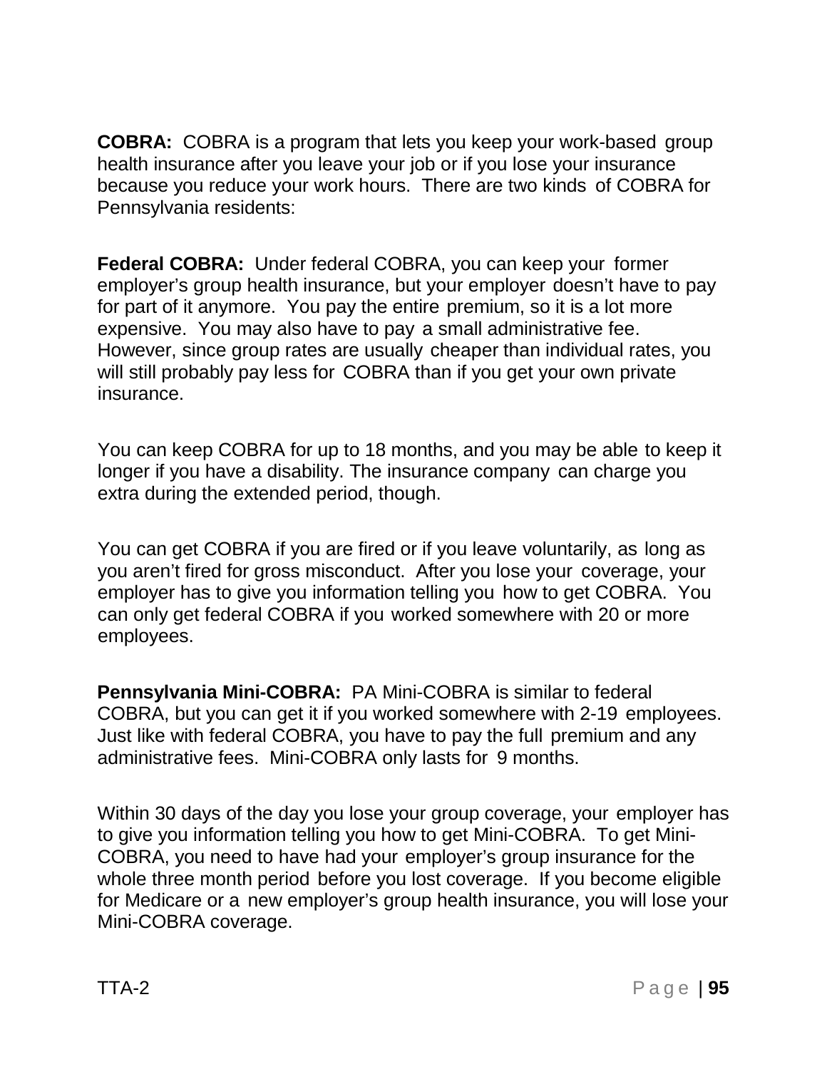**COBRA:** COBRA is a program that lets you keep your work-based group health insurance after you leave your job or if you lose your insurance because you reduce your work hours. There are two kinds of COBRA for Pennsylvania residents:

**Federal COBRA:** Under federal COBRA, you can keep your former employer's group health insurance, but your employer doesn't have to pay for part of it anymore. You pay the entire premium, so it is a lot more expensive. You may also have to pay a small administrative fee. However, since group rates are usually cheaper than individual rates, you will still probably pay less for COBRA than if you get your own private insurance.

You can keep COBRA for up to 18 months, and you may be able to keep it longer if you have a disability. The insurance company can charge you extra during the extended period, though.

You can get COBRA if you are fired or if you leave voluntarily, as long as you aren't fired for gross misconduct. After you lose your coverage, your employer has to give you information telling you how to get COBRA. You can only get federal COBRA if you worked somewhere with 20 or more employees.

**Pennsylvania Mini-COBRA:** PA Mini-COBRA is similar to federal COBRA, but you can get it if you worked somewhere with 2-19 employees. Just like with federal COBRA, you have to pay the full premium and any administrative fees. Mini-COBRA only lasts for 9 months.

Within 30 days of the day you lose your group coverage, your employer has to give you information telling you how to get Mini-COBRA. To get Mini-COBRA, you need to have had your employer's group insurance for the whole three month period before you lost coverage. If you become eligible for Medicare or a new employer's group health insurance, you will lose your Mini-COBRA coverage.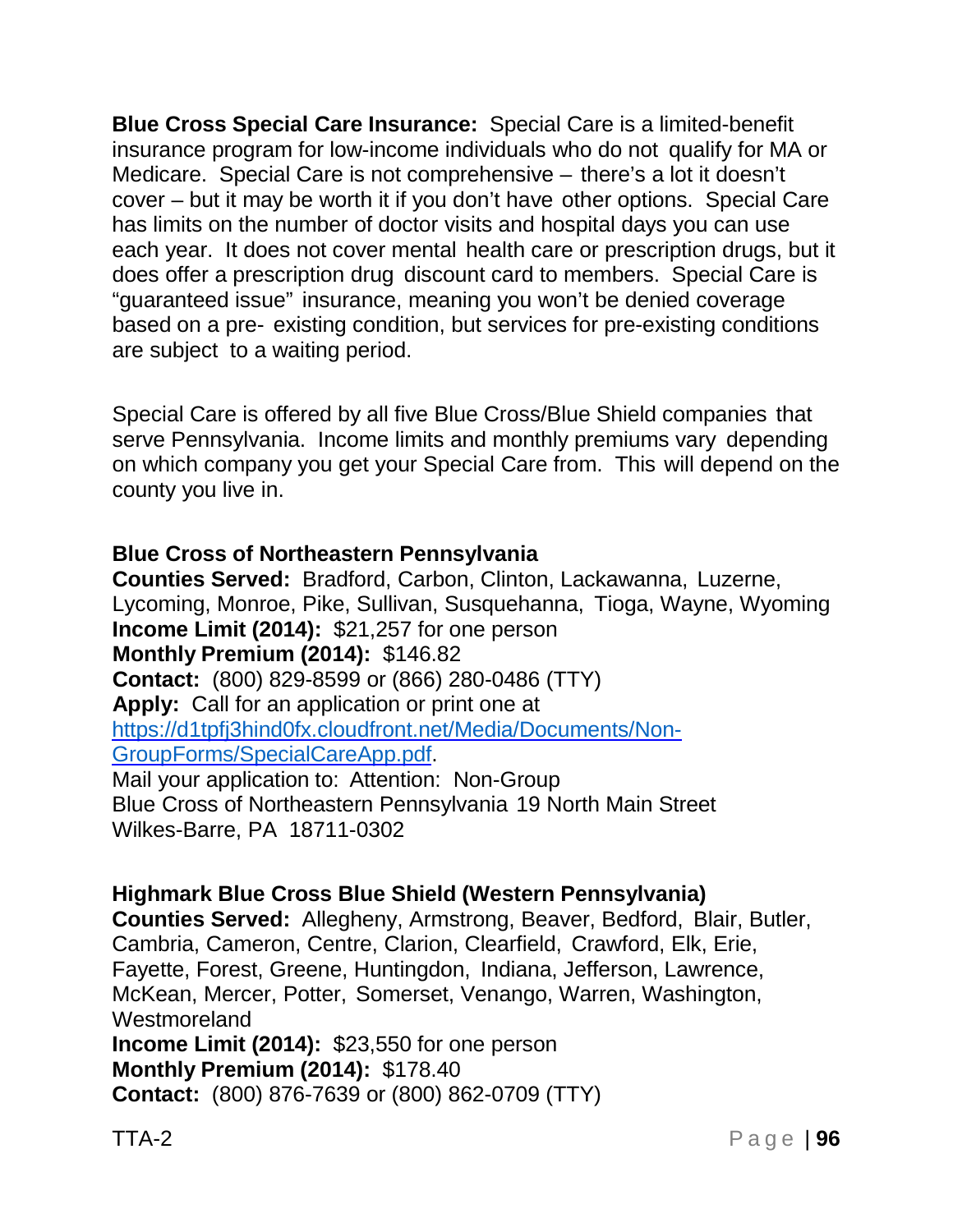**Blue Cross Special Care Insurance:** Special Care is a limited-benefit insurance program for low-income individuals who do not qualify for MA or Medicare. Special Care is not comprehensive – there's a lot it doesn't cover – but it may be worth it if you don't have other options. Special Care has limits on the number of doctor visits and hospital days you can use each year. It does not cover mental health care or prescription drugs, but it does offer a prescription drug discount card to members. Special Care is "guaranteed issue" insurance, meaning you won't be denied coverage based on a pre- existing condition, but services for pre-existing conditions are subject to a waiting period.

Special Care is offered by all five Blue Cross/Blue Shield companies that serve Pennsylvania. Income limits and monthly premiums vary depending on which company you get your Special Care from. This will depend on the county you live in.

**Blue Cross of Northeastern Pennsylvania**
**Counties Served:** Bradford, Carbon, Clinton, Lackawanna, Luzerne, Lycoming, Monroe, Pike, Sullivan, Susquehanna, Tioga, Wayne, Wyoming
**Income Limit (2014):** $21,257 for one person
**Monthly Premium (2014):** $146.82
**Contact:** (800) 829-8599 or (866) 280-0486 (TTY)
**Apply:** Call for an application or print one at https://d1tpfj3hind0fx.cloudfront.net/Media/Documents/Non-GroupForms/SpecialCareApp.pdf.
Mail your application to: Attention: Non-Group
Blue Cross of Northeastern Pennsylvania 19 North Main Street
Wilkes-Barre, PA 18711-0302

**Highmark Blue Cross Blue Shield (Western Pennsylvania)**
**Counties Served:** Allegheny, Armstrong, Beaver, Bedford, Blair, Butler, Cambria, Cameron, Centre, Clarion, Clearfield, Crawford, Elk, Erie, Fayette, Forest, Greene, Huntingdon, Indiana, Jefferson, Lawrence, McKean, Mercer, Potter, Somerset, Venango, Warren, Washington, Westmoreland
**Income Limit (2014):** $23,550 for one person
**Monthly Premium (2014):** $178.40
**Contact:** (800) 876-7639 or (800) 862-0709 (TTY)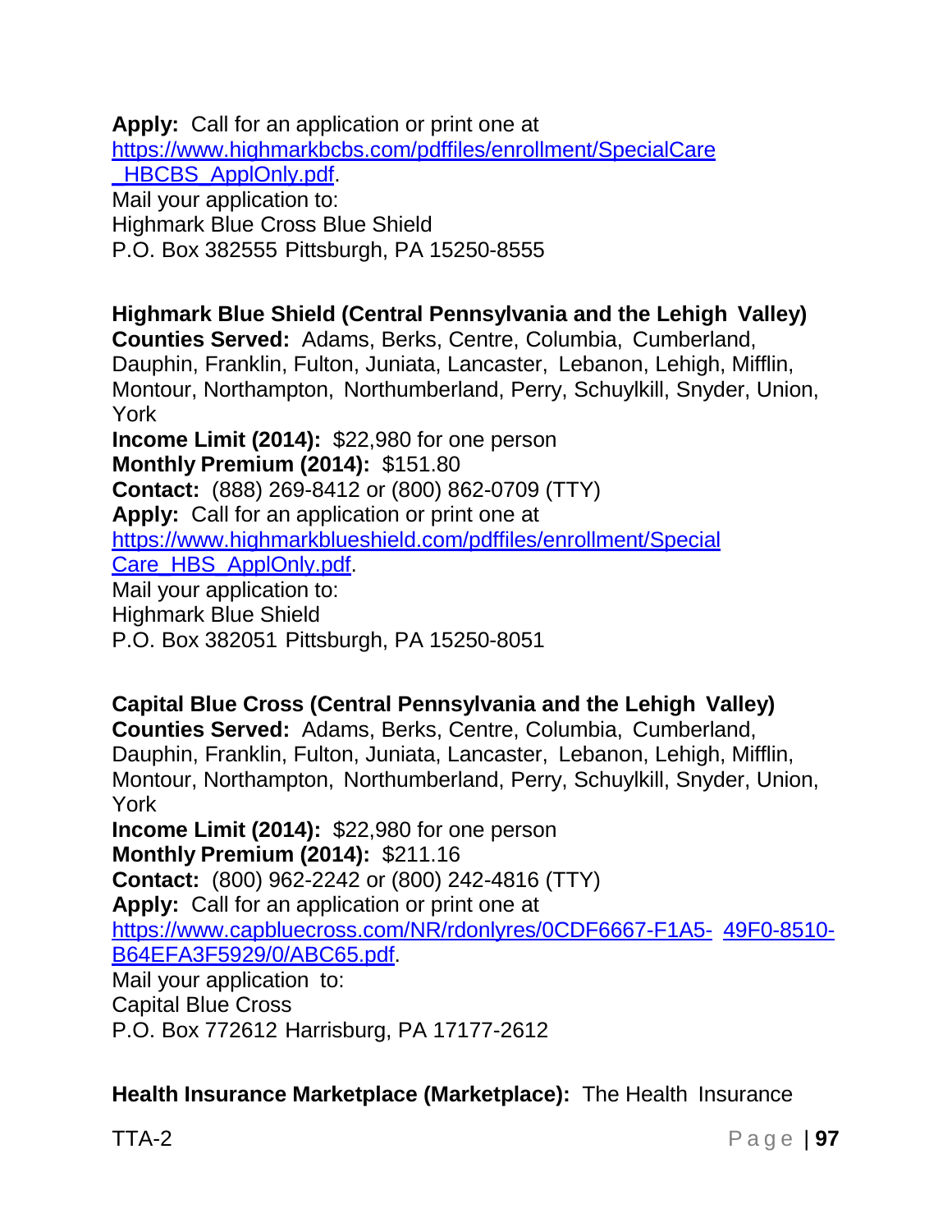**Apply:** Call for an application or print one at https://www.highmarkbcbs.com/pdffiles/enrollment/SpecialCare_HBCBS_ApplOnly.pdf.
Mail your application to:
Highmark Blue Cross Blue Shield
P.O. Box 382555 Pittsburgh, PA 15250-8555

**Highmark Blue Shield (Central Pennsylvania and the Lehigh Valley)**
**Counties Served:** Adams, Berks, Centre, Columbia, Cumberland, Dauphin, Franklin, Fulton, Juniata, Lancaster, Lebanon, Lehigh, Mifflin, Montour, Northampton, Northumberland, Perry, Schuylkill, Snyder, Union, York
**Income Limit (2014):** $22,980 for one person
**Monthly Premium (2014):** $151.80
**Contact:** (888) 269-8412 or (800) 862-0709 (TTY)
**Apply:** Call for an application or print one at https://www.highmarkblueshield.com/pdffiles/enrollment/SpecialCare_HBS_ApplOnly.pdf.
Mail your application to:
Highmark Blue Shield
P.O. Box 382051 Pittsburgh, PA 15250-8051

**Capital Blue Cross (Central Pennsylvania and the Lehigh Valley)**
**Counties Served:** Adams, Berks, Centre, Columbia, Cumberland, Dauphin, Franklin, Fulton, Juniata, Lancaster, Lebanon, Lehigh, Mifflin, Montour, Northampton, Northumberland, Perry, Schuylkill, Snyder, Union, York
**Income Limit (2014):** $22,980 for one person
**Monthly Premium (2014):** $211.16
**Contact:** (800) 962-2242 or (800) 242-4816 (TTY)
**Apply:** Call for an application or print one at https://www.capbluecross.com/NR/rdonlyres/0CDF6667-F1A5-49F0-8510-B64EFA3F5929/0/ABC65.pdf.
Mail your application to:
Capital Blue Cross
P.O. Box 772612 Harrisburg, PA 17177-2612

**Health Insurance Marketplace (Marketplace):** The Health Insurance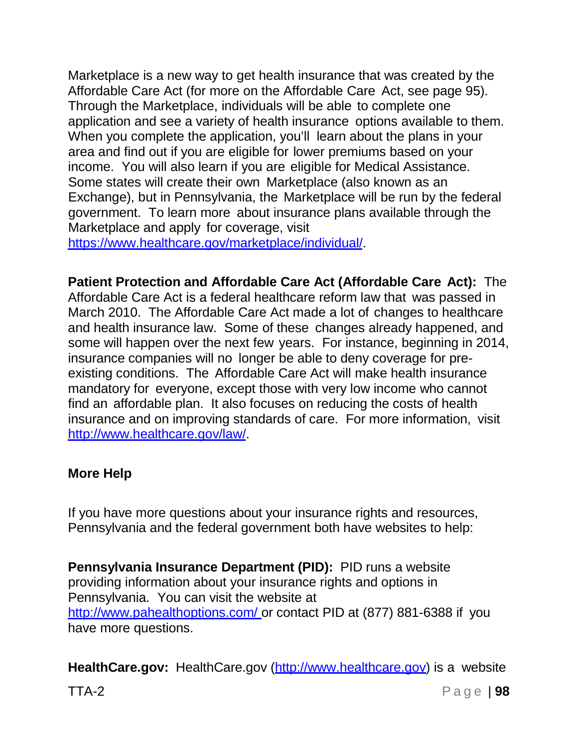Marketplace is a new way to get health insurance that was created by the Affordable Care Act (for more on the Affordable Care Act, see page 95). Through the Marketplace, individuals will be able to complete one application and see a variety of health insurance options available to them. When you complete the application, you'll learn about the plans in your area and find out if you are eligible for lower premiums based on your income. You will also learn if you are eligible for Medical Assistance. Some states will create their own Marketplace (also known as an Exchange), but in Pennsylvania, the Marketplace will be run by the federal government. To learn more about insurance plans available through the Marketplace and apply for coverage, visit https://www.healthcare.gov/marketplace/individual/.

**Patient Protection and Affordable Care Act (Affordable Care Act):** The Affordable Care Act is a federal healthcare reform law that was passed in March 2010. The Affordable Care Act made a lot of changes to healthcare and health insurance law. Some of these changes already happened, and some will happen over the next few years. For instance, beginning in 2014, insurance companies will no longer be able to deny coverage for pre-existing conditions. The Affordable Care Act will make health insurance mandatory for everyone, except those with very low income who cannot find an affordable plan. It also focuses on reducing the costs of health insurance and on improving standards of care. For more information, visit http://www.healthcare.gov/law/.

## More Help

If you have more questions about your insurance rights and resources, Pennsylvania and the federal government both have websites to help:

**Pennsylvania Insurance Department (PID):** PID runs a website providing information about your insurance rights and options in Pennsylvania. You can visit the website at http://www.pahealthoptions.com/ or contact PID at (877) 881-6388 if you have more questions.

**HealthCare.gov:** HealthCare.gov (http://www.healthcare.gov) is a website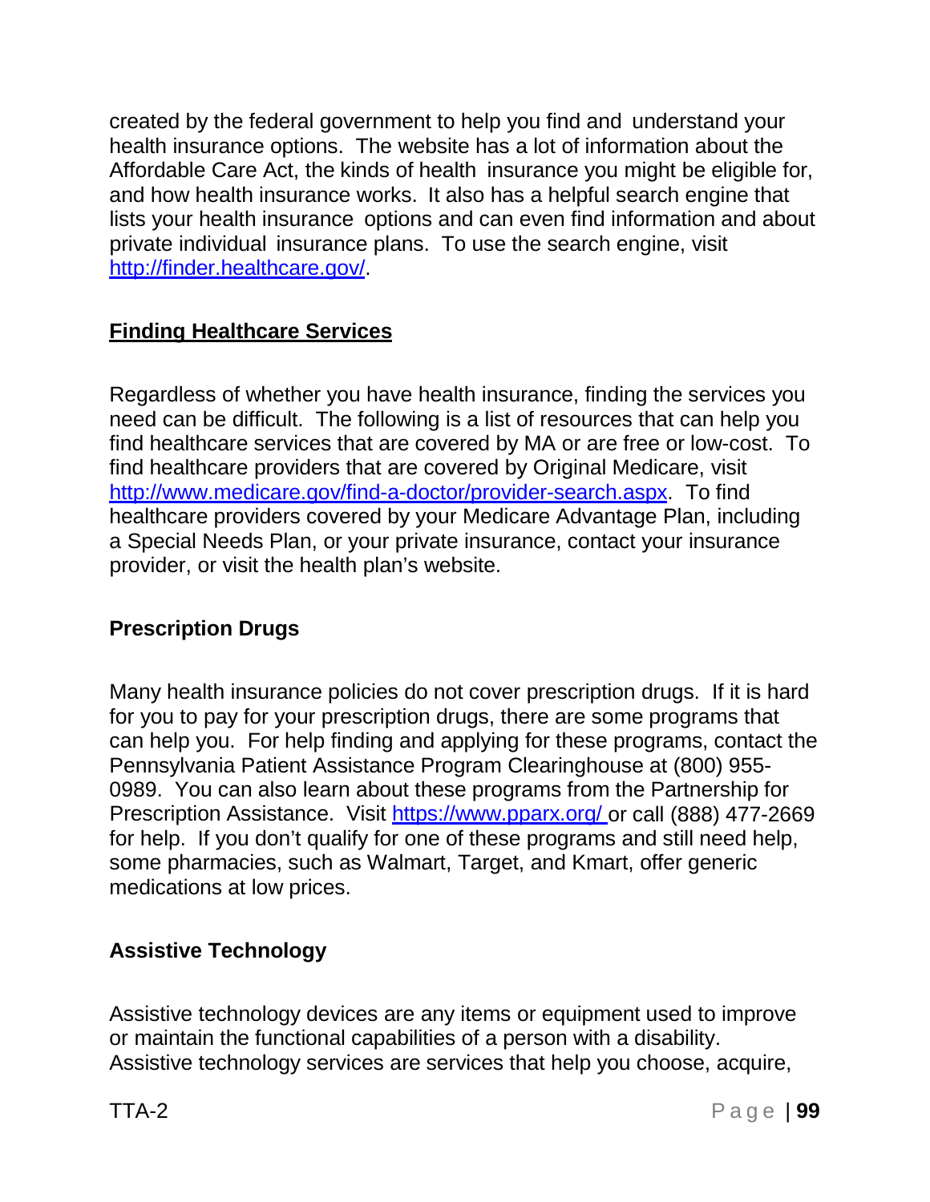created by the federal government to help you find and understand your health insurance options. The website has a lot of information about the Affordable Care Act, the kinds of health insurance you might be eligible for, and how health insurance works. It also has a helpful search engine that lists your health insurance options and can even find information and about private individual insurance plans. To use the search engine, visit http://finder.healthcare.gov/.

## Finding Healthcare Services

Regardless of whether you have health insurance, finding the services you need can be difficult. The following is a list of resources that can help you find healthcare services that are covered by MA or are free or low-cost. To find healthcare providers that are covered by Original Medicare, visit http://www.medicare.gov/find-a-doctor/provider-search.aspx. To find healthcare providers covered by your Medicare Advantage Plan, including a Special Needs Plan, or your private insurance, contact your insurance provider, or visit the health plan's website.

### Prescription Drugs

Many health insurance policies do not cover prescription drugs. If it is hard for you to pay for your prescription drugs, there are some programs that can help you. For help finding and applying for these programs, contact the Pennsylvania Patient Assistance Program Clearinghouse at (800) 955-0989. You can also learn about these programs from the Partnership for Prescription Assistance. Visit https://www.pparx.org/ or call (888) 477-2669 for help. If you don't qualify for one of these programs and still need help, some pharmacies, such as Walmart, Target, and Kmart, offer generic medications at low prices.

### Assistive Technology

Assistive technology devices are any items or equipment used to improve or maintain the functional capabilities of a person with a disability. Assistive technology services are services that help you choose, acquire,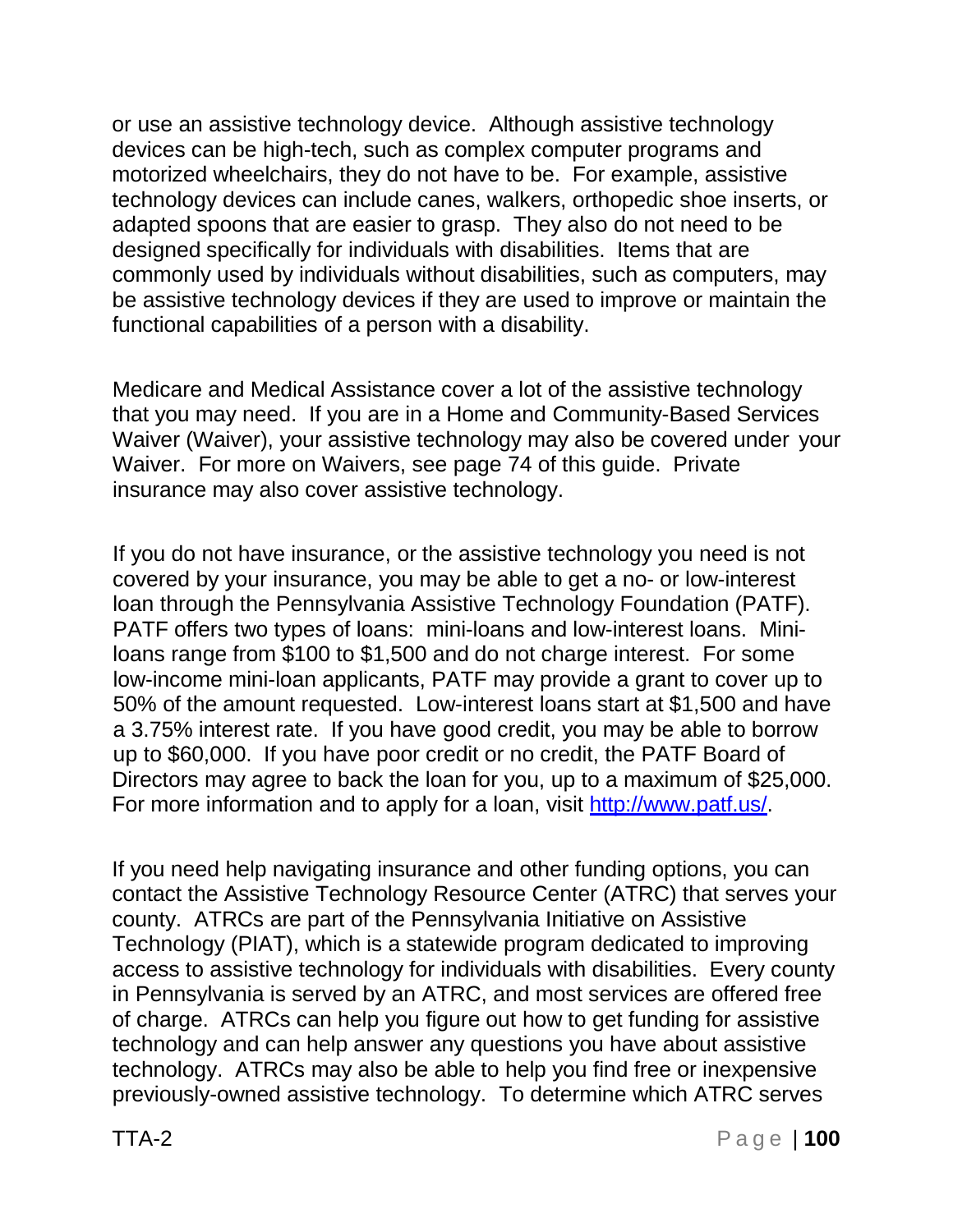or use an assistive technology device. Although assistive technology devices can be high-tech, such as complex computer programs and motorized wheelchairs, they do not have to be. For example, assistive technology devices can include canes, walkers, orthopedic shoe inserts, or adapted spoons that are easier to grasp. They also do not need to be designed specifically for individuals with disabilities. Items that are commonly used by individuals without disabilities, such as computers, may be assistive technology devices if they are used to improve or maintain the functional capabilities of a person with a disability.

Medicare and Medical Assistance cover a lot of the assistive technology that you may need. If you are in a Home and Community-Based Services Waiver (Waiver), your assistive technology may also be covered under your Waiver. For more on Waivers, see page 74 of this guide. Private insurance may also cover assistive technology.

If you do not have insurance, or the assistive technology you need is not covered by your insurance, you may be able to get a no- or low-interest loan through the Pennsylvania Assistive Technology Foundation (PATF). PATF offers two types of loans: mini-loans and low-interest loans. Mini-loans range from $100 to $1,500 and do not charge interest. For some low-income mini-loan applicants, PATF may provide a grant to cover up to 50% of the amount requested. Low-interest loans start at $1,500 and have a 3.75% interest rate. If you have good credit, you may be able to borrow up to $60,000. If you have poor credit or no credit, the PATF Board of Directors may agree to back the loan for you, up to a maximum of $25,000. For more information and to apply for a loan, visit [http://www.patf.us/](http://www.patf.us/).

If you need help navigating insurance and other funding options, you can contact the Assistive Technology Resource Center (ATRC) that serves your county. ATRCs are part of the Pennsylvania Initiative on Assistive Technology (PIAT), which is a statewide program dedicated to improving access to assistive technology for individuals with disabilities. Every county in Pennsylvania is served by an ATRC, and most services are offered free of charge. ATRCs can help you figure out how to get funding for assistive technology and can help answer any questions you have about assistive technology. ATRCs may also be able to help you find free or inexpensive previously-owned assistive technology. To determine which ATRC serves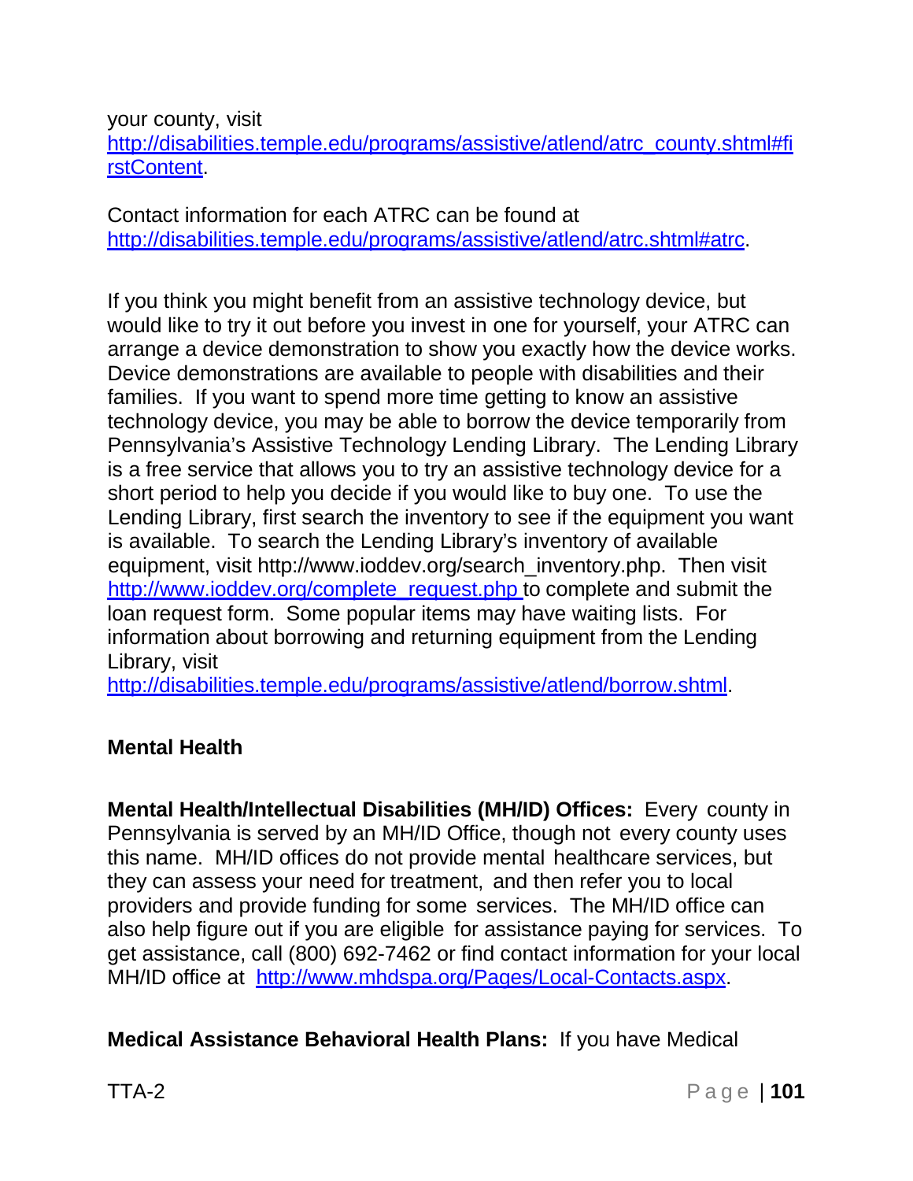your county, visit http://disabilities.temple.edu/programs/assistive/atlend/atrc_county.shtml#firstContent.

Contact information for each ATRC can be found at http://disabilities.temple.edu/programs/assistive/atlend/atrc.shtml#atrc.

If you think you might benefit from an assistive technology device, but would like to try it out before you invest in one for yourself, your ATRC can arrange a device demonstration to show you exactly how the device works. Device demonstrations are available to people with disabilities and their families. If you want to spend more time getting to know an assistive technology device, you may be able to borrow the device temporarily from Pennsylvania's Assistive Technology Lending Library. The Lending Library is a free service that allows you to try an assistive technology device for a short period to help you decide if you would like to buy one. To use the Lending Library, first search the inventory to see if the equipment you want is available. To search the Lending Library's inventory of available equipment, visit http://www.ioddev.org/search_inventory.php. Then visit http://www.ioddev.org/complete_request.php to complete and submit the loan request form. Some popular items may have waiting lists. For information about borrowing and returning equipment from the Lending Library, visit http://disabilities.temple.edu/programs/assistive/atlend/borrow.shtml.

**Mental Health**

**Mental Health/Intellectual Disabilities (MH/ID) Offices:** Every county in Pennsylvania is served by an MH/ID Office, though not every county uses this name. MH/ID offices do not provide mental healthcare services, but they can assess your need for treatment, and then refer you to local providers and provide funding for some services. The MH/ID office can also help figure out if you are eligible for assistance paying for services. To get assistance, call (800) 692-7462 or find contact information for your local MH/ID office at http://www.mhdspa.org/Pages/Local-Contacts.aspx.

**Medical Assistance Behavioral Health Plans:** If you have Medical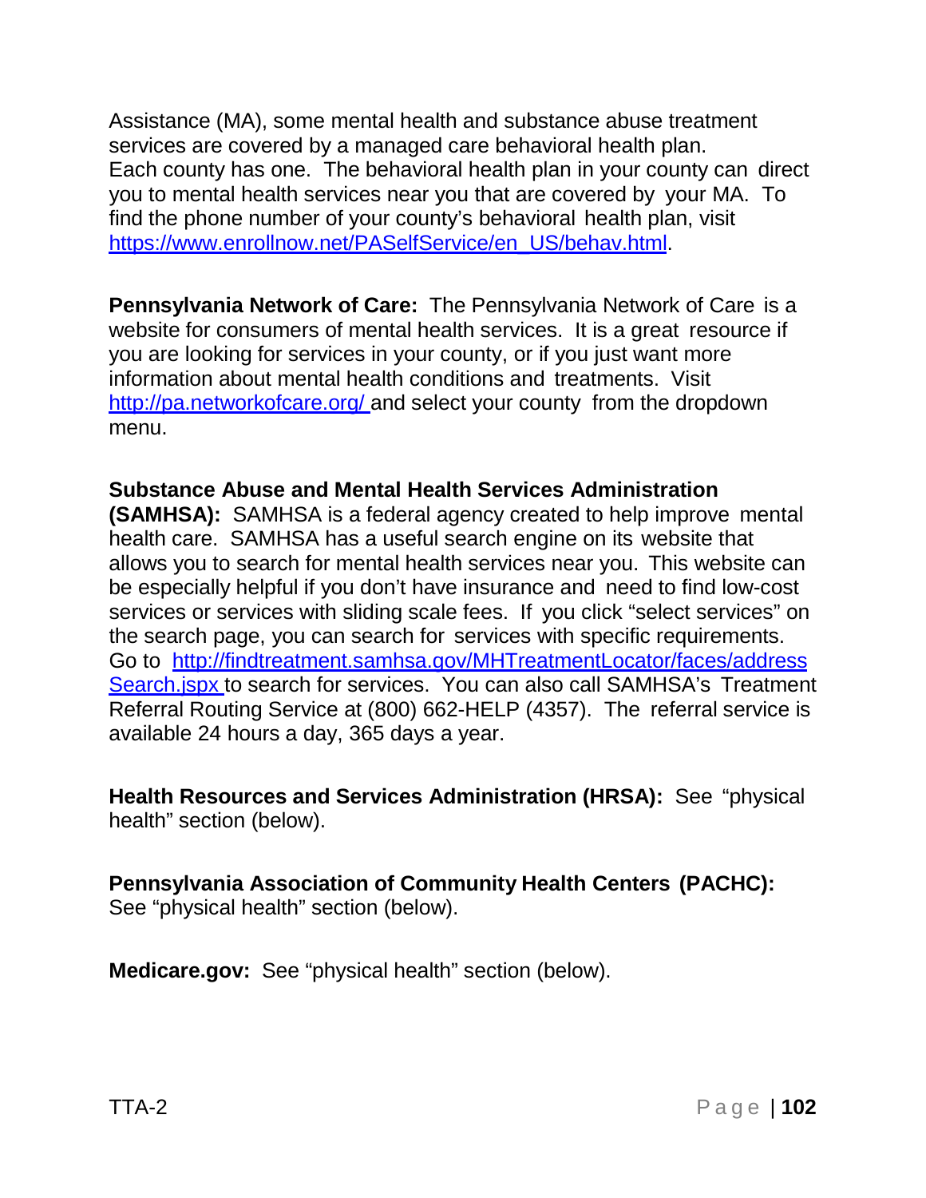Assistance (MA), some mental health and substance abuse treatment services are covered by a managed care behavioral health plan. Each county has one. The behavioral health plan in your county can direct you to mental health services near you that are covered by your MA. To find the phone number of your county's behavioral health plan, visit https://www.enrollnow.net/PASelfService/en_US/behav.html.

**Pennsylvania Network of Care:** The Pennsylvania Network of Care is a website for consumers of mental health services. It is a great resource if you are looking for services in your county, or if you just want more information about mental health conditions and treatments. Visit http://pa.networkofcare.org/ and select your county from the dropdown menu.

**Substance Abuse and Mental Health Services Administration (SAMHSA):** SAMHSA is a federal agency created to help improve mental health care. SAMHSA has a useful search engine on its website that allows you to search for mental health services near you. This website can be especially helpful if you don't have insurance and need to find low-cost services or services with sliding scale fees. If you click "select services" on the search page, you can search for services with specific requirements. Go to http://findtreatment.samhsa.gov/MHTreatmentLocator/faces/addressSearch.jspx to search for services. You can also call SAMHSA's Treatment Referral Routing Service at (800) 662-HELP (4357). The referral service is available 24 hours a day, 365 days a year.

**Health Resources and Services Administration (HRSA):** See "physical health" section (below).

**Pennsylvania Association of Community Health Centers (PACHC):** See "physical health" section (below).

**Medicare.gov:** See "physical health" section (below).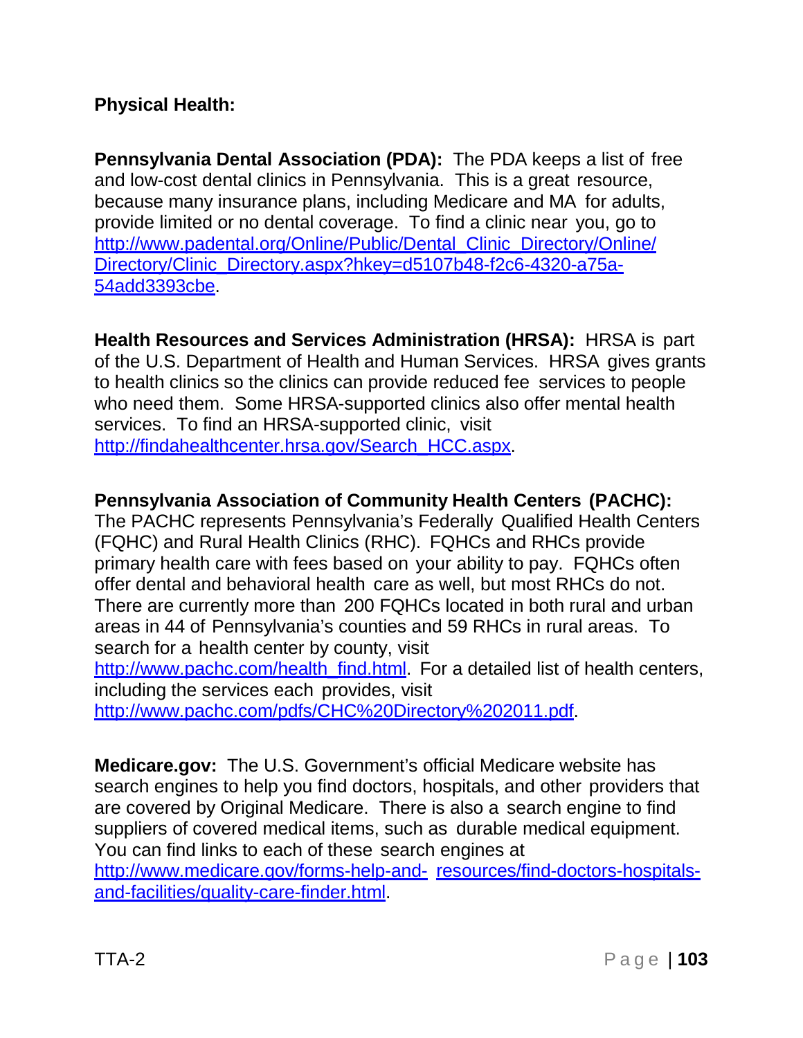**Physical Health:**

**Pennsylvania Dental Association (PDA):** The PDA keeps a list of free and low-cost dental clinics in Pennsylvania. This is a great resource, because many insurance plans, including Medicare and MA for adults, provide limited or no dental coverage. To find a clinic near you, go to http://www.padental.org/Online/Public/Dental_Clinic_Directory/Online/Directory/Clinic_Directory.aspx?hkey=d5107b48-f2c6-4320-a75a-54add3393cbe.

**Health Resources and Services Administration (HRSA):** HRSA is part of the U.S. Department of Health and Human Services. HRSA gives grants to health clinics so the clinics can provide reduced fee services to people who need them. Some HRSA-supported clinics also offer mental health services. To find an HRSA-supported clinic, visit http://findahealthcenter.hrsa.gov/Search_HCC.aspx.

**Pennsylvania Association of Community Health Centers (PACHC):** The PACHC represents Pennsylvania's Federally Qualified Health Centers (FQHC) and Rural Health Clinics (RHC). FQHCs and RHCs provide primary health care with fees based on your ability to pay. FQHCs often offer dental and behavioral health care as well, but most RHCs do not. There are currently more than 200 FQHCs located in both rural and urban areas in 44 of Pennsylvania's counties and 59 RHCs in rural areas. To search for a health center by county, visit http://www.pachc.com/health_find.html. For a detailed list of health centers, including the services each provides, visit http://www.pachc.com/pdfs/CHC%20Directory%202011.pdf.

**Medicare.gov:** The U.S. Government's official Medicare website has search engines to help you find doctors, hospitals, and other providers that are covered by Original Medicare. There is also a search engine to find suppliers of covered medical items, such as durable medical equipment. You can find links to each of these search engines at http://www.medicare.gov/forms-help-and-resources/find-doctors-hospitals-and-facilities/quality-care-finder.html.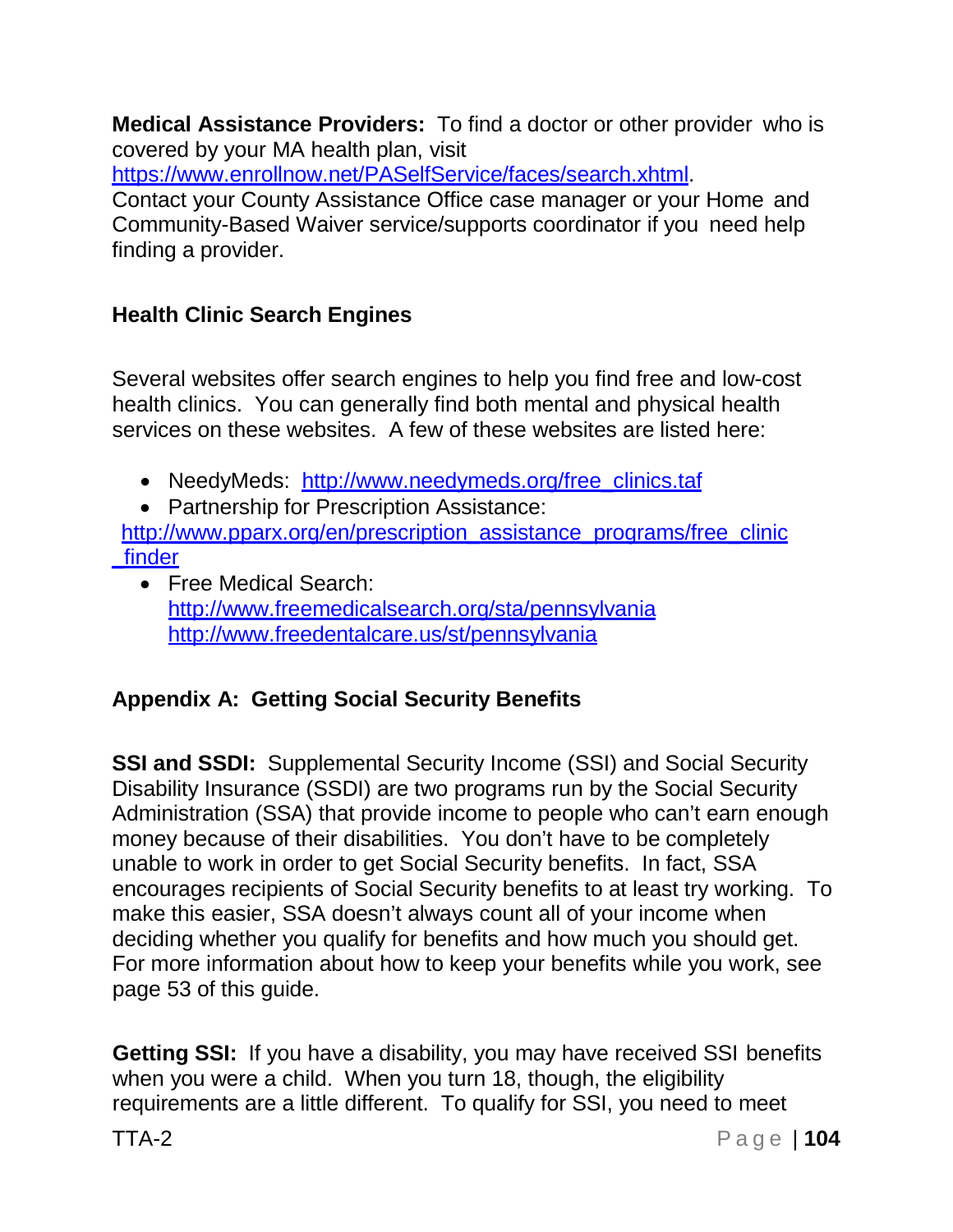**Medical Assistance Providers:** To find a doctor or other provider who is covered by your MA health plan, visit https://www.enrollnow.net/PASelfService/faces/search.xhtml.
Contact your County Assistance Office case manager or your Home and Community-Based Waiver service/supports coordinator if you need help finding a provider.

### Health Clinic Search Engines

Several websites offer search engines to help you find free and low-cost health clinics. You can generally find both mental and physical health services on these websites. A few of these websites are listed here:

- NeedyMeds: http://www.needymeds.org/free_clinics.taf
- Partnership for Prescription Assistance: http://www.pparx.org/en/prescription_assistance_programs/free_clinic_finder
- Free Medical Search: http://www.freemedicalsearch.org/sta/pennsylvania http://www.freedentalcare.us/st/pennsylvania

## Appendix A: Getting Social Security Benefits

**SSI and SSDI:** Supplemental Security Income (SSI) and Social Security Disability Insurance (SSDI) are two programs run by the Social Security Administration (SSA) that provide income to people who can't earn enough money because of their disabilities. You don't have to be completely unable to work in order to get Social Security benefits. In fact, SSA encourages recipients of Social Security benefits to at least try working. To make this easier, SSA doesn't always count all of your income when deciding whether you qualify for benefits and how much you should get. For more information about how to keep your benefits while you work, see page 53 of this guide.

**Getting SSI:** If you have a disability, you may have received SSI benefits when you were a child. When you turn 18, though, the eligibility requirements are a little different. To qualify for SSI, you need to meet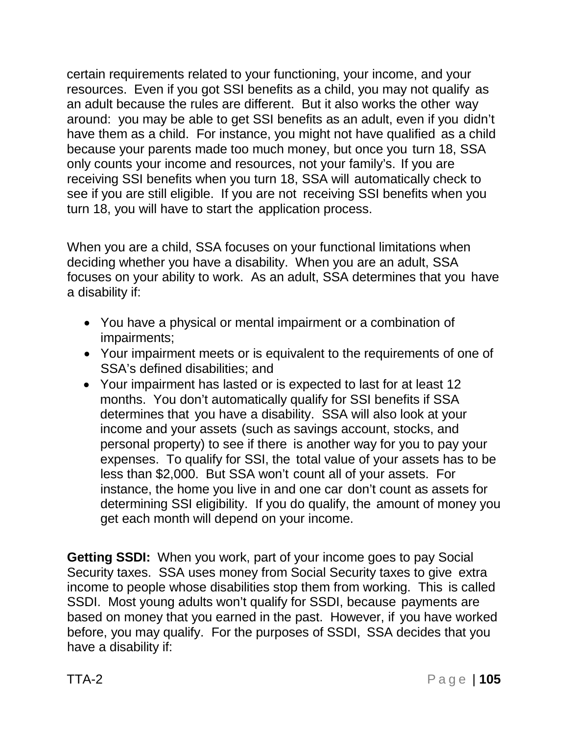certain requirements related to your functioning, your income, and your resources. Even if you got SSI benefits as a child, you may not qualify as an adult because the rules are different. But it also works the other way around: you may be able to get SSI benefits as an adult, even if you didn't have them as a child. For instance, you might not have qualified as a child because your parents made too much money, but once you turn 18, SSA only counts your income and resources, not your family's. If you are receiving SSI benefits when you turn 18, SSA will automatically check to see if you are still eligible. If you are not receiving SSI benefits when you turn 18, you will have to start the application process.

When you are a child, SSA focuses on your functional limitations when deciding whether you have a disability. When you are an adult, SSA focuses on your ability to work. As an adult, SSA determines that you have a disability if:

- You have a physical or mental impairment or a combination of impairments;
- Your impairment meets or is equivalent to the requirements of one of SSA's defined disabilities; and
- Your impairment has lasted or is expected to last for at least 12 months. You don't automatically qualify for SSI benefits if SSA determines that you have a disability. SSA will also look at your income and your assets (such as savings account, stocks, and personal property) to see if there is another way for you to pay your expenses. To qualify for SSI, the total value of your assets has to be less than $2,000. But SSA won't count all of your assets. For instance, the home you live in and one car don't count as assets for determining SSI eligibility. If you do qualify, the amount of money you get each month will depend on your income.

**Getting SSDI:** When you work, part of your income goes to pay Social Security taxes. SSA uses money from Social Security taxes to give extra income to people whose disabilities stop them from working. This is called SSDI. Most young adults won't qualify for SSDI, because payments are based on money that you earned in the past. However, if you have worked before, you may qualify. For the purposes of SSDI, SSA decides that you have a disability if: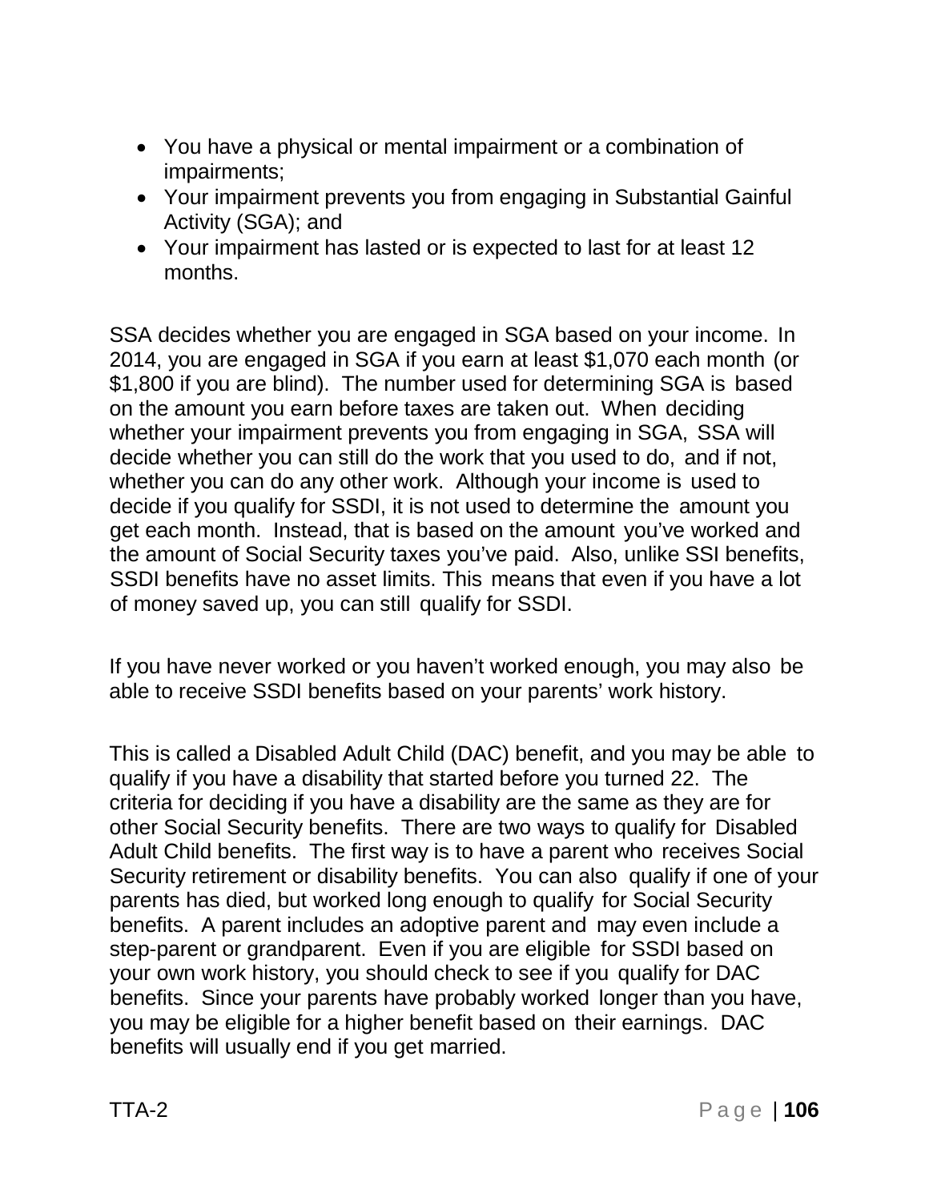- You have a physical or mental impairment or a combination of impairments;
- Your impairment prevents you from engaging in Substantial Gainful Activity (SGA); and
- Your impairment has lasted or is expected to last for at least 12 months.

SSA decides whether you are engaged in SGA based on your income. In 2014, you are engaged in SGA if you earn at least $1,070 each month (or $1,800 if you are blind). The number used for determining SGA is based on the amount you earn before taxes are taken out. When deciding whether your impairment prevents you from engaging in SGA, SSA will decide whether you can still do the work that you used to do, and if not, whether you can do any other work. Although your income is used to decide if you qualify for SSDI, it is not used to determine the amount you get each month. Instead, that is based on the amount you've worked and the amount of Social Security taxes you've paid. Also, unlike SSI benefits, SSDI benefits have no asset limits. This means that even if you have a lot of money saved up, you can still qualify for SSDI.

If you have never worked or you haven't worked enough, you may also be able to receive SSDI benefits based on your parents' work history.

This is called a Disabled Adult Child (DAC) benefit, and you may be able to qualify if you have a disability that started before you turned 22. The criteria for deciding if you have a disability are the same as they are for other Social Security benefits. There are two ways to qualify for Disabled Adult Child benefits. The first way is to have a parent who receives Social Security retirement or disability benefits. You can also qualify if one of your parents has died, but worked long enough to qualify for Social Security benefits. A parent includes an adoptive parent and may even include a step-parent or grandparent. Even if you are eligible for SSDI based on your own work history, you should check to see if you qualify for DAC benefits. Since your parents have probably worked longer than you have, you may be eligible for a higher benefit based on their earnings. DAC benefits will usually end if you get married.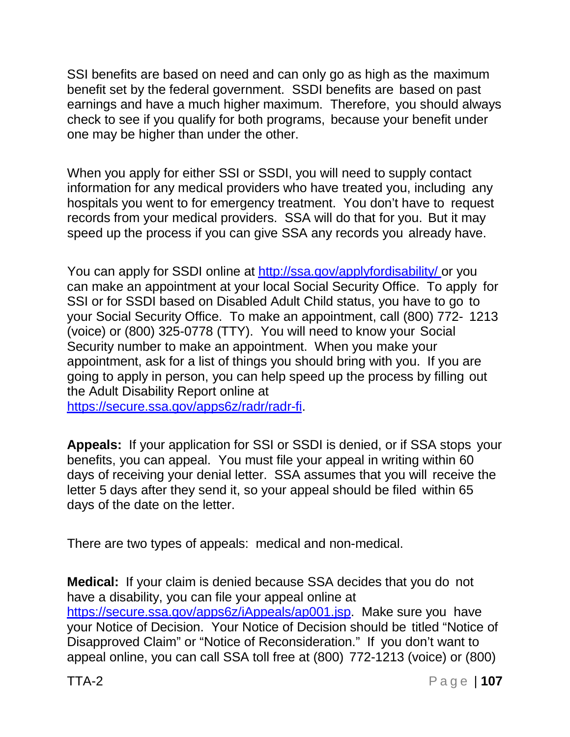SSI benefits are based on need and can only go as high as the maximum benefit set by the federal government. SSDI benefits are based on past earnings and have a much higher maximum. Therefore, you should always check to see if you qualify for both programs, because your benefit under one may be higher than under the other.

When you apply for either SSI or SSDI, you will need to supply contact information for any medical providers who have treated you, including any hospitals you went to for emergency treatment. You don't have to request records from your medical providers. SSA will do that for you. But it may speed up the process if you can give SSA any records you already have.

You can apply for SSDI online at [http://ssa.gov/applyfordisability/](http://ssa.gov/applyfordisability/) or you can make an appointment at your local Social Security Office. To apply for SSI or for SSDI based on Disabled Adult Child status, you have to go to your Social Security Office. To make an appointment, call (800) 772- 1213 (voice) or (800) 325-0778 (TTY). You will need to know your Social Security number to make an appointment. When you make your appointment, ask for a list of things you should bring with you. If you are going to apply in person, you can help speed up the process by filling out the Adult Disability Report online at [https://secure.ssa.gov/apps6z/radr/radr-fi](https://secure.ssa.gov/apps6z/radr/radr-fi).

**Appeals:** If your application for SSI or SSDI is denied, or if SSA stops your benefits, you can appeal. You must file your appeal in writing within 60 days of receiving your denial letter. SSA assumes that you will receive the letter 5 days after they send it, so your appeal should be filed within 65 days of the date on the letter.

There are two types of appeals: medical and non-medical.

**Medical:** If your claim is denied because SSA decides that you do not have a disability, you can file your appeal online at [https://secure.ssa.gov/apps6z/iAppeals/ap001.jsp](https://secure.ssa.gov/apps6z/iAppeals/ap001.jsp). Make sure you have your Notice of Decision. Your Notice of Decision should be titled "Notice of Disapproved Claim" or "Notice of Reconsideration." If you don't want to appeal online, you can call SSA toll free at (800) 772-1213 (voice) or (800)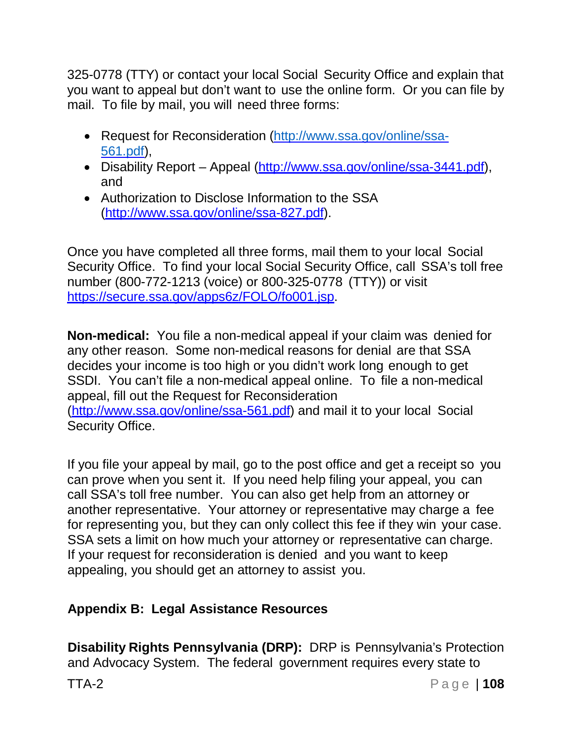325-0778 (TTY) or contact your local Social Security Office and explain that you want to appeal but don't want to use the online form. Or you can file by mail. To file by mail, you will need three forms:

- Request for Reconsideration (http://www.ssa.gov/online/ssa-561.pdf),
- Disability Report – Appeal (http://www.ssa.gov/online/ssa-3441.pdf), and
- Authorization to Disclose Information to the SSA (http://www.ssa.gov/online/ssa-827.pdf).

Once you have completed all three forms, mail them to your local Social Security Office. To find your local Social Security Office, call SSA's toll free number (800-772-1213 (voice) or 800-325-0778 (TTY)) or visit https://secure.ssa.gov/apps6z/FOLO/fo001.jsp.

**Non-medical:** You file a non-medical appeal if your claim was denied for any other reason. Some non-medical reasons for denial are that SSA decides your income is too high or you didn't work long enough to get SSDI. You can't file a non-medical appeal online. To file a non-medical appeal, fill out the Request for Reconsideration (http://www.ssa.gov/online/ssa-561.pdf) and mail it to your local Social Security Office.

If you file your appeal by mail, go to the post office and get a receipt so you can prove when you sent it. If you need help filing your appeal, you can call SSA's toll free number. You can also get help from an attorney or another representative. Your attorney or representative may charge a fee for representing you, but they can only collect this fee if they win your case. SSA sets a limit on how much your attorney or representative can charge. If your request for reconsideration is denied and you want to keep appealing, you should get an attorney to assist you.

## Appendix B: Legal Assistance Resources

**Disability Rights Pennsylvania (DRP):** DRP is Pennsylvania's Protection and Advocacy System. The federal government requires every state to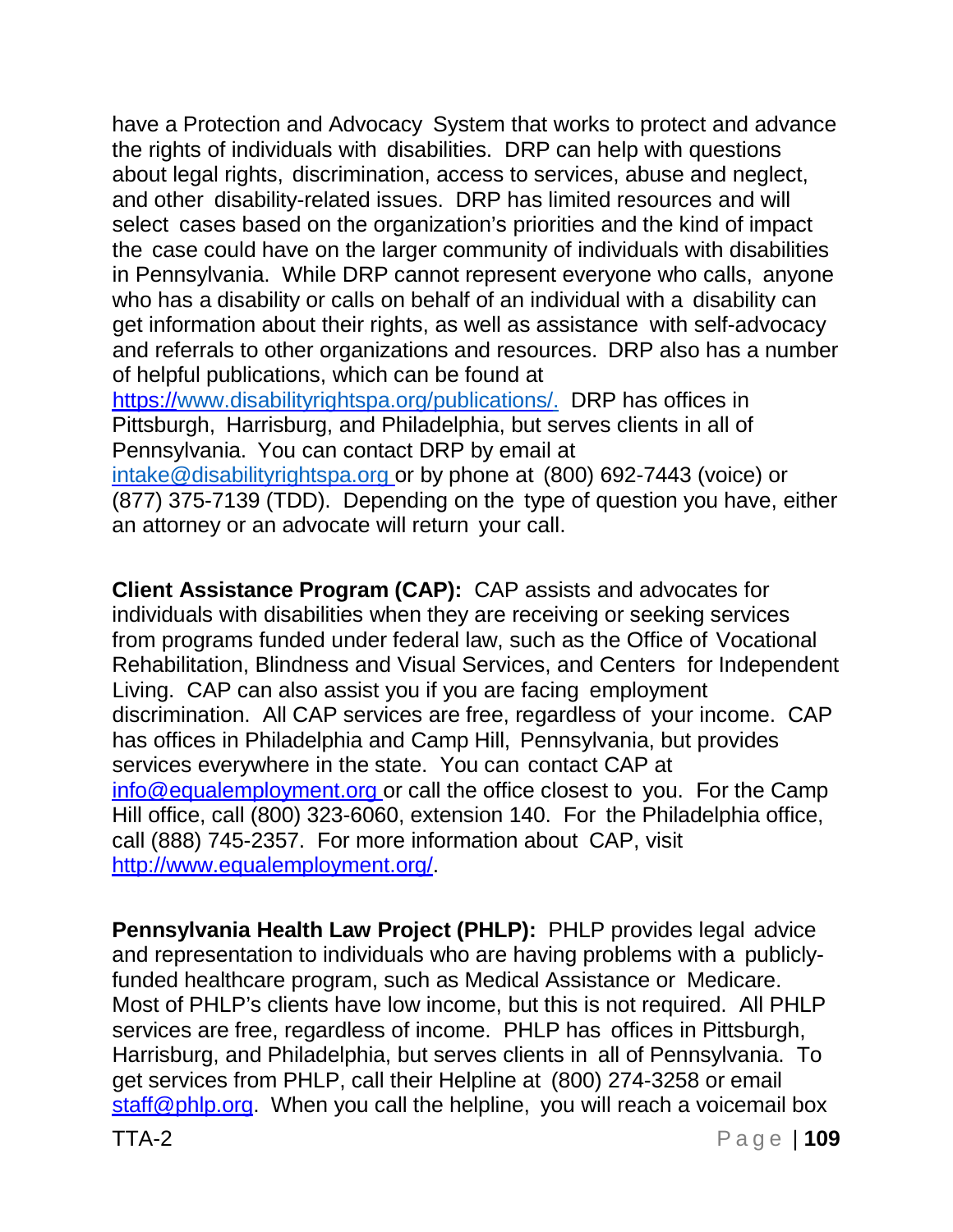have a Protection and Advocacy System that works to protect and advance the rights of individuals with disabilities. DRP can help with questions about legal rights, discrimination, access to services, abuse and neglect, and other disability-related issues. DRP has limited resources and will select cases based on the organization's priorities and the kind of impact the case could have on the larger community of individuals with disabilities in Pennsylvania. While DRP cannot represent everyone who calls, anyone who has a disability or calls on behalf of an individual with a disability can get information about their rights, as well as assistance with self-advocacy and referrals to other organizations and resources. DRP also has a number of helpful publications, which can be found at https://www.disabilityrightspa.org/publications/. DRP has offices in Pittsburgh, Harrisburg, and Philadelphia, but serves clients in all of Pennsylvania. You can contact DRP by email at intake@disabilityrightspa.org or by phone at (800) 692-7443 (voice) or (877) 375-7139 (TDD). Depending on the type of question you have, either an attorney or an advocate will return your call.

**Client Assistance Program (CAP):** CAP assists and advocates for individuals with disabilities when they are receiving or seeking services from programs funded under federal law, such as the Office of Vocational Rehabilitation, Blindness and Visual Services, and Centers for Independent Living. CAP can also assist you if you are facing employment discrimination. All CAP services are free, regardless of your income. CAP has offices in Philadelphia and Camp Hill, Pennsylvania, but provides services everywhere in the state. You can contact CAP at info@equalemployment.org or call the office closest to you. For the Camp Hill office, call (800) 323-6060, extension 140. For the Philadelphia office, call (888) 745-2357. For more information about CAP, visit http://www.equalemployment.org/.

**Pennsylvania Health Law Project (PHLP):** PHLP provides legal advice and representation to individuals who are having problems with a publicly-funded healthcare program, such as Medical Assistance or Medicare. Most of PHLP's clients have low income, but this is not required. All PHLP services are free, regardless of income. PHLP has offices in Pittsburgh, Harrisburg, and Philadelphia, but serves clients in all of Pennsylvania. To get services from PHLP, call their Helpline at (800) 274-3258 or email staff@phlp.org. When you call the helpline, you will reach a voicemail box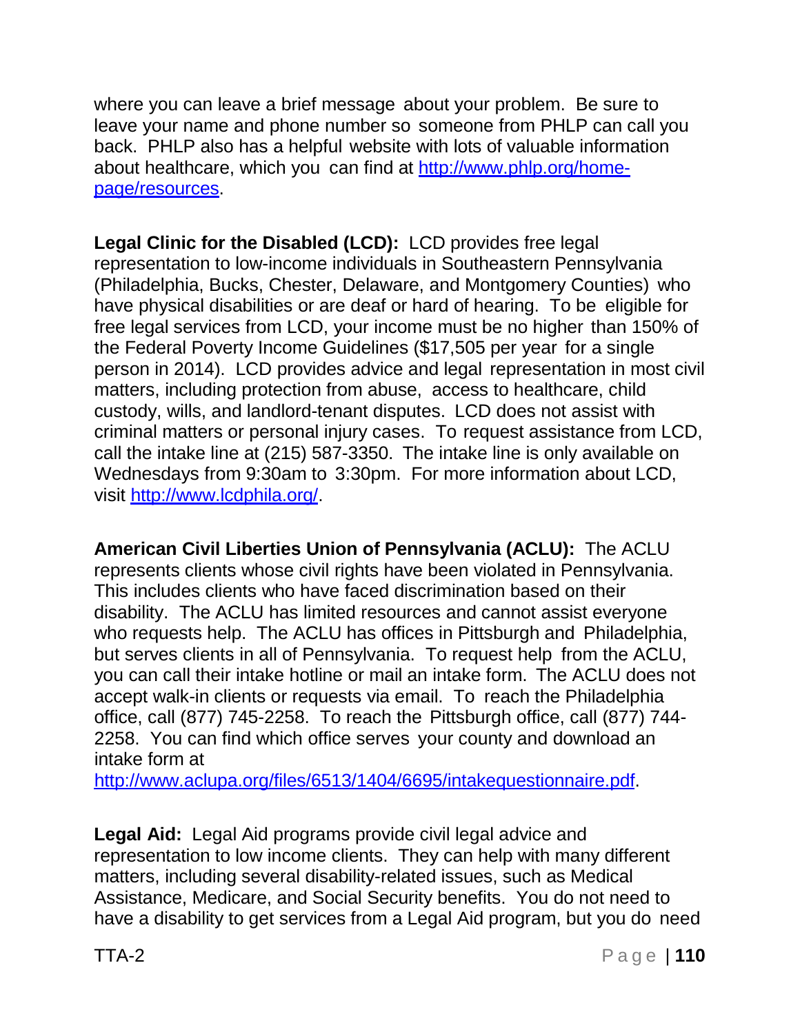where you can leave a brief message about your problem. Be sure to leave your name and phone number so someone from PHLP can call you back. PHLP also has a helpful website with lots of valuable information about healthcare, which you can find at [http://www.phlp.org/home-page/resources](http://www.phlp.org/home-page/resources).

**Legal Clinic for the Disabled (LCD):** LCD provides free legal representation to low-income individuals in Southeastern Pennsylvania (Philadelphia, Bucks, Chester, Delaware, and Montgomery Counties) who have physical disabilities or are deaf or hard of hearing. To be eligible for free legal services from LCD, your income must be no higher than 150% of the Federal Poverty Income Guidelines ($17,505 per year for a single person in 2014). LCD provides advice and legal representation in most civil matters, including protection from abuse, access to healthcare, child custody, wills, and landlord-tenant disputes. LCD does not assist with criminal matters or personal injury cases. To request assistance from LCD, call the intake line at (215) 587-3350. The intake line is only available on Wednesdays from 9:30am to 3:30pm. For more information about LCD, visit [http://www.lcdphila.org/](http://www.lcdphila.org/).

**American Civil Liberties Union of Pennsylvania (ACLU):** The ACLU represents clients whose civil rights have been violated in Pennsylvania. This includes clients who have faced discrimination based on their disability. The ACLU has limited resources and cannot assist everyone who requests help. The ACLU has offices in Pittsburgh and Philadelphia, but serves clients in all of Pennsylvania. To request help from the ACLU, you can call their intake hotline or mail an intake form. The ACLU does not accept walk-in clients or requests via email. To reach the Philadelphia office, call (877) 745-2258. To reach the Pittsburgh office, call (877) 744-2258. You can find which office serves your county and download an intake form at [http://www.aclupa.org/files/6513/1404/6695/intakequestionnaire.pdf](http://www.aclupa.org/files/6513/1404/6695/intakequestionnaire.pdf).

**Legal Aid:** Legal Aid programs provide civil legal advice and representation to low income clients. They can help with many different matters, including several disability-related issues, such as Medical Assistance, Medicare, and Social Security benefits. You do not need to have a disability to get services from a Legal Aid program, but you do need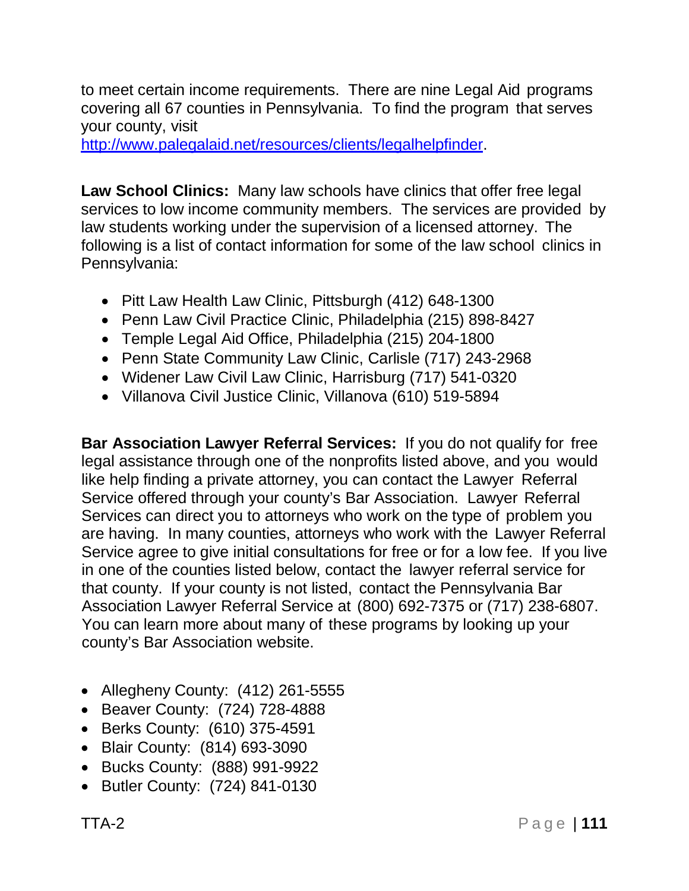to meet certain income requirements. There are nine Legal Aid programs covering all 67 counties in Pennsylvania. To find the program that serves your county, visit [http://www.palegalaid.net/resources/clients/legalhelpfinder](http://www.palegalaid.net/resources/clients/legalhelpfinder).

**Law School Clinics:** Many law schools have clinics that offer free legal services to low income community members. The services are provided by law students working under the supervision of a licensed attorney. The following is a list of contact information for some of the law school clinics in Pennsylvania:

- Pitt Law Health Law Clinic, Pittsburgh (412) 648-1300
- Penn Law Civil Practice Clinic, Philadelphia (215) 898-8427
- Temple Legal Aid Office, Philadelphia (215) 204-1800
- Penn State Community Law Clinic, Carlisle (717) 243-2968
- Widener Law Civil Law Clinic, Harrisburg (717) 541-0320
- Villanova Civil Justice Clinic, Villanova (610) 519-5894

**Bar Association Lawyer Referral Services:** If you do not qualify for free legal assistance through one of the nonprofits listed above, and you would like help finding a private attorney, you can contact the Lawyer Referral Service offered through your county's Bar Association. Lawyer Referral Services can direct you to attorneys who work on the type of problem you are having. In many counties, attorneys who work with the Lawyer Referral Service agree to give initial consultations for free or for a low fee. If you live in one of the counties listed below, contact the lawyer referral service for that county. If your county is not listed, contact the Pennsylvania Bar Association Lawyer Referral Service at (800) 692-7375 or (717) 238-6807. You can learn more about many of these programs by looking up your county's Bar Association website.

- Allegheny County: (412) 261-5555
- Beaver County: (724) 728-4888
- Berks County: (610) 375-4591
- Blair County: (814) 693-3090
- Bucks County: (888) 991-9922
- Butler County: (724) 841-0130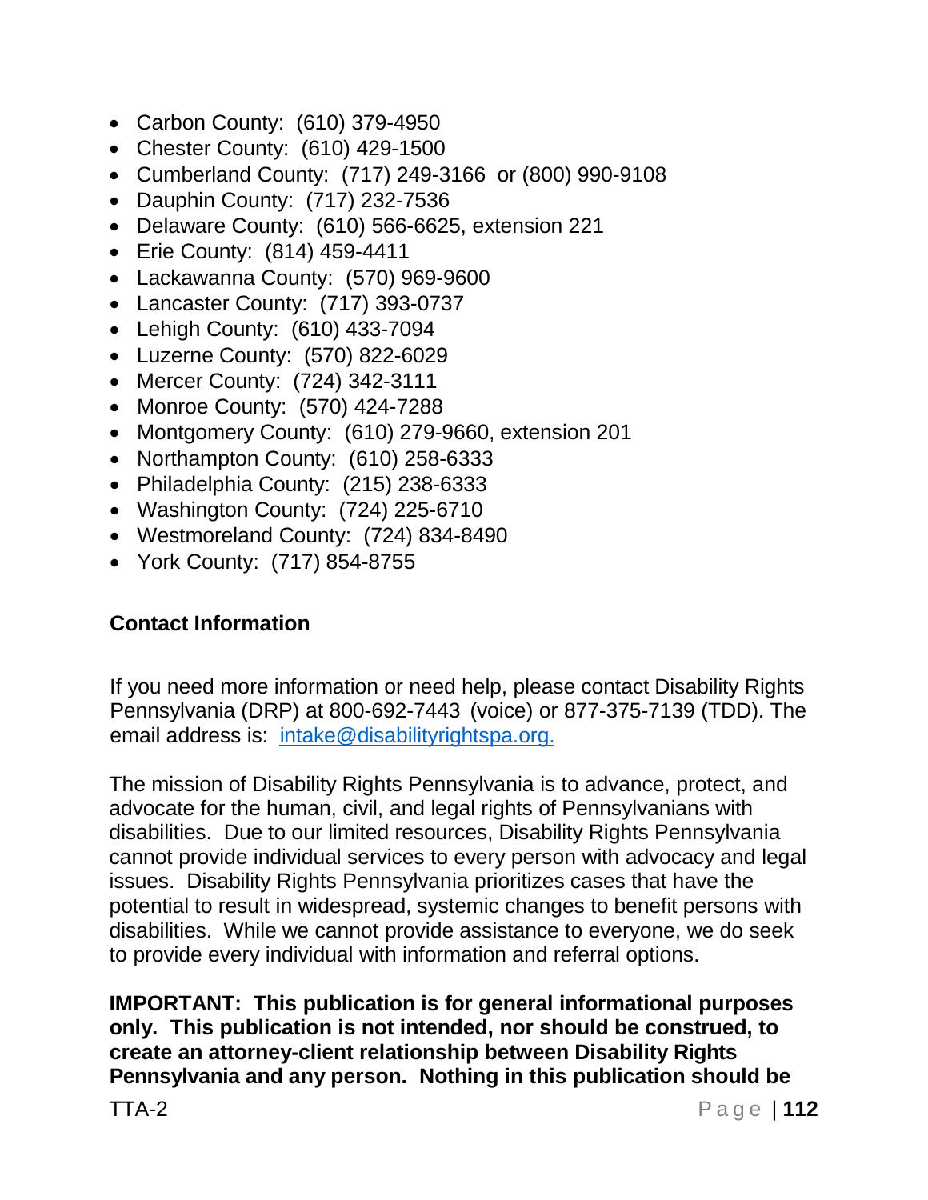- Carbon County: (610) 379-4950
- Chester County: (610) 429-1500
- Cumberland County: (717) 249-3166 or (800) 990-9108
- Dauphin County: (717) 232-7536
- Delaware County: (610) 566-6625, extension 221
- Erie County: (814) 459-4411
- Lackawanna County: (570) 969-9600
- Lancaster County: (717) 393-0737
- Lehigh County: (610) 433-7094
- Luzerne County: (570) 822-6029
- Mercer County: (724) 342-3111
- Monroe County: (570) 424-7288
- Montgomery County: (610) 279-9660, extension 201
- Northampton County: (610) 258-6333
- Philadelphia County: (215) 238-6333
- Washington County: (724) 225-6710
- Westmoreland County: (724) 834-8490
- York County: (717) 854-8755

**Contact Information**

If you need more information or need help, please contact Disability Rights Pennsylvania (DRP) at 800-692-7443 (voice) or 877-375-7139 (TDD). The email address is: intake@disabilityrightspa.org.

The mission of Disability Rights Pennsylvania is to advance, protect, and advocate for the human, civil, and legal rights of Pennsylvanians with disabilities. Due to our limited resources, Disability Rights Pennsylvania cannot provide individual services to every person with advocacy and legal issues. Disability Rights Pennsylvania prioritizes cases that have the potential to result in widespread, systemic changes to benefit persons with disabilities. While we cannot provide assistance to everyone, we do seek to provide every individual with information and referral options.

**IMPORTANT: This publication is for general informational purposes only. This publication is not intended, nor should be construed, to create an attorney-client relationship between Disability Rights Pennsylvania and any person. Nothing in this publication should be**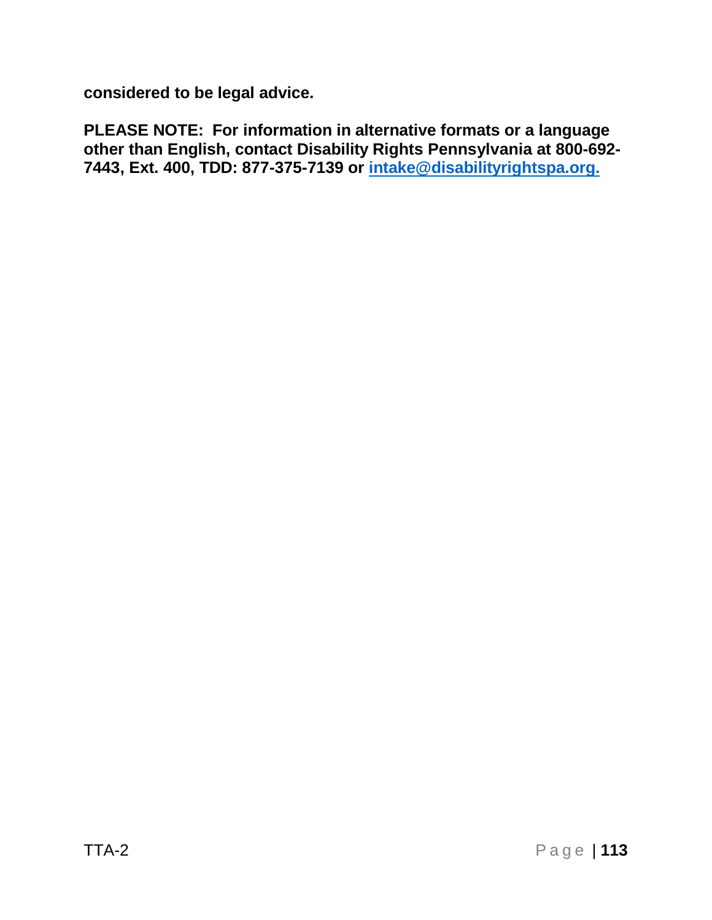**considered to be legal advice.**

**PLEASE NOTE: For information in alternative formats or a language other than English, contact Disability Rights Pennsylvania at 800-692-7443, Ext. 400, TDD: 877-375-7139 or [intake@disabilityrightspa.org.](mailto:intake@disabilityrightspa.org)**